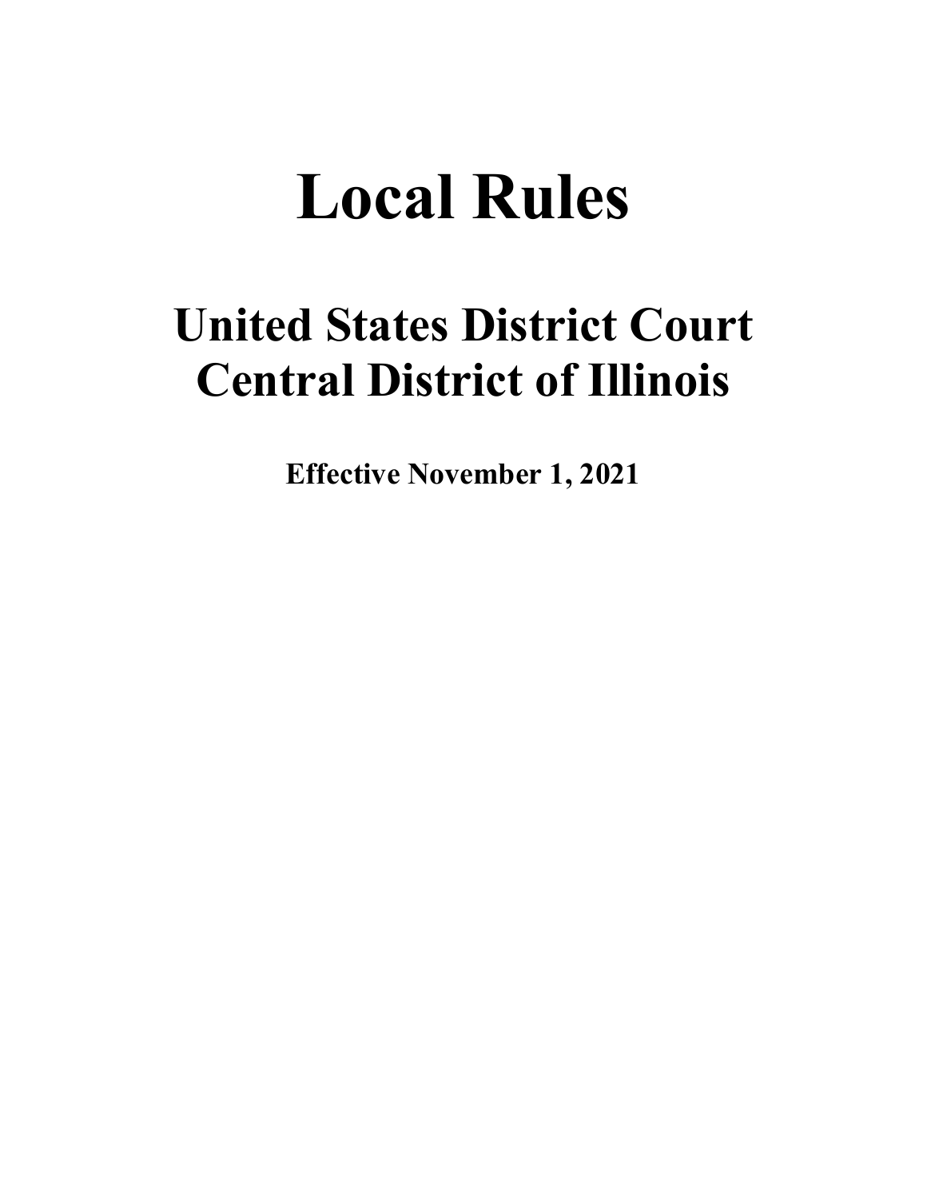# Local Rules

## United States District Court
## Central District of Illinois

**Effective November 1, 2021**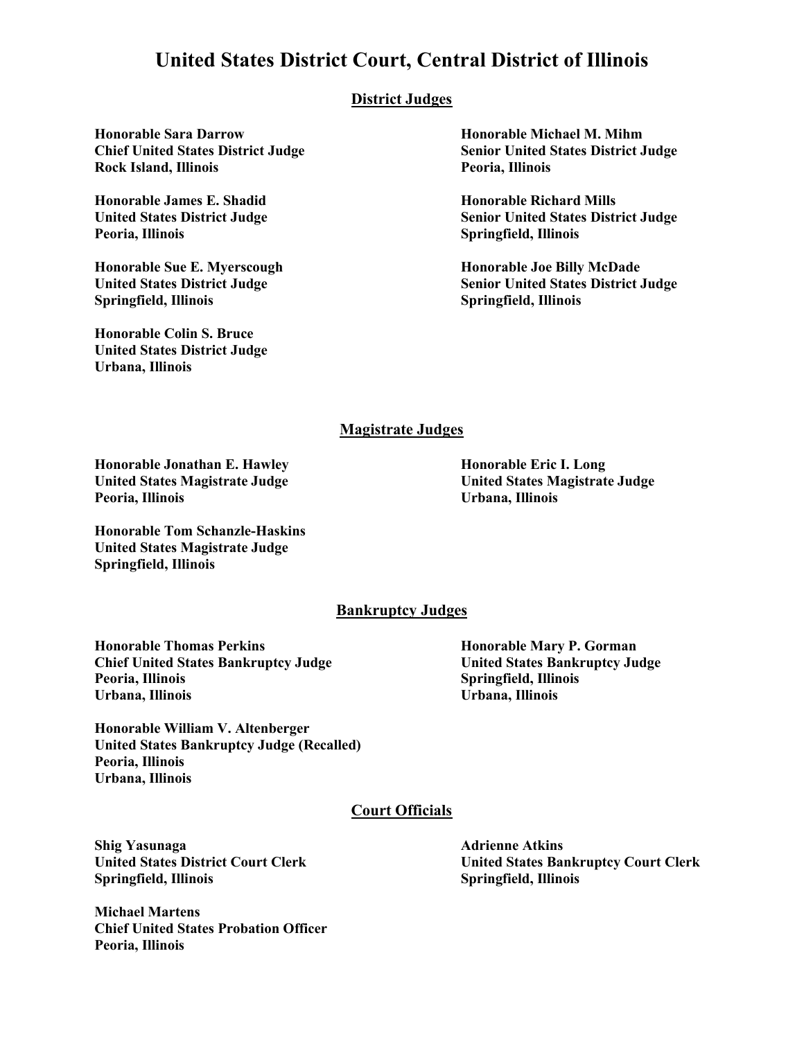# United States District Court, Central District of Illinois

## District Judges

**Honorable Sara Darrow**
**Chief United States District Judge**
**Rock Island, Illinois**

**Honorable James E. Shadid**
**United States District Judge**
**Peoria, Illinois**

**Honorable Sue E. Myerscough**
**United States District Judge**
**Springfield, Illinois**

**Honorable Colin S. Bruce**
**United States District Judge**
**Urbana, Illinois**

**Honorable Michael M. Mihm**
**Senior United States District Judge**
**Peoria, Illinois**

**Honorable Richard Mills**
**Senior United States District Judge**
**Springfield, Illinois**

**Honorable Joe Billy McDade**
**Senior United States District Judge**
**Springfield, Illinois**

## Magistrate Judges

**Honorable Jonathan E. Hawley**
**United States Magistrate Judge**
**Peoria, Illinois**

**Honorable Tom Schanzle-Haskins**
**United States Magistrate Judge**
**Springfield, Illinois**

**Honorable Eric I. Long**
**United States Magistrate Judge**
**Urbana, Illinois**

## Bankruptcy Judges

**Honorable Thomas Perkins**
**Chief United States Bankruptcy Judge**
**Peoria, Illinois**
**Urbana, Illinois**

**Honorable William V. Altenberger**
**United States Bankruptcy Judge (Recalled)**
**Peoria, Illinois**
**Urbana, Illinois**

**Honorable Mary P. Gorman**
**United States Bankruptcy Judge**
**Springfield, Illinois**
**Urbana, Illinois**

## Court Officials

**Shig Yasunaga**
**United States District Court Clerk**
**Springfield, Illinois**

**Michael Martens**
**Chief United States Probation Officer**
**Peoria, Illinois**

**Adrienne Atkins**
**United States Bankruptcy Court Clerk**
**Springfield, Illinois**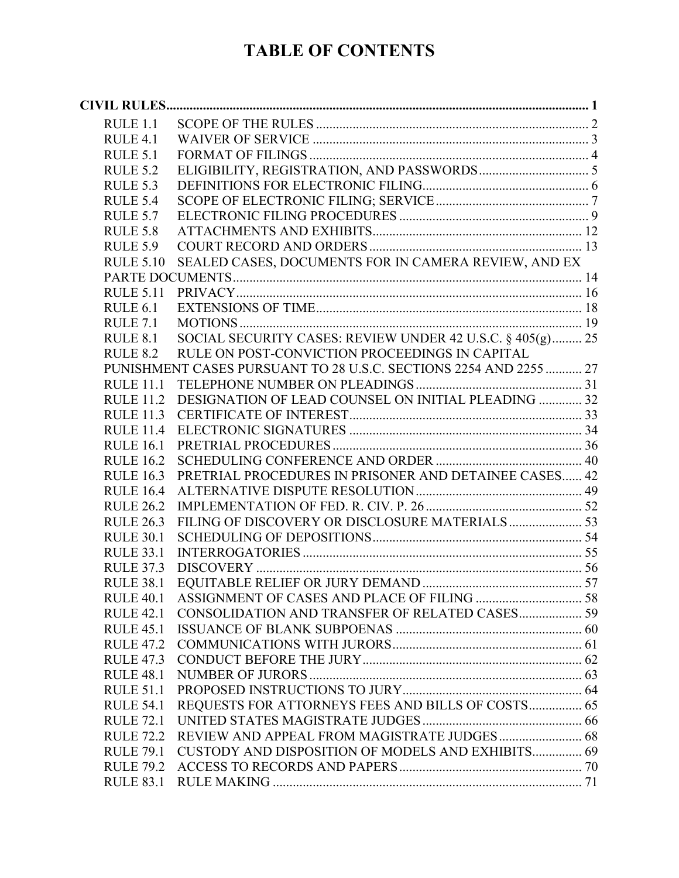# TABLE OF CONTENTS

**CIVIL RULES** .......... **1**

| | | |
|---|---|---|
| RULE 1.1 | SCOPE OF THE RULES | 2 |
| RULE 4.1 | WAIVER OF SERVICE | 3 |
| RULE 5.1 | FORMAT OF FILINGS | 4 |
| RULE 5.2 | ELIGIBILITY, REGISTRATION, AND PASSWORDS | 5 |
| RULE 5.3 | DEFINITIONS FOR ELECTRONIC FILING | 6 |
| RULE 5.4 | SCOPE OF ELECTRONIC FILING; SERVICE | 7 |
| RULE 5.7 | ELECTRONIC FILING PROCEDURES | 9 |
| RULE 5.8 | ATTACHMENTS AND EXHIBITS | 12 |
| RULE 5.9 | COURT RECORD AND ORDERS | 13 |
| RULE 5.10 | SEALED CASES, DOCUMENTS FOR IN CAMERA REVIEW, AND EX PARTE DOCUMENTS | 14 |
| RULE 5.11 | PRIVACY | 16 |
| RULE 6.1 | EXTENSIONS OF TIME | 18 |
| RULE 7.1 | MOTIONS | 19 |
| RULE 8.1 | SOCIAL SECURITY CASES: REVIEW UNDER 42 U.S.C. § 405(g) | 25 |
| RULE 8.2 | RULE ON POST-CONVICTION PROCEEDINGS IN CAPITAL PUNISHMENT CASES PURSUANT TO 28 U.S.C. SECTIONS 2254 AND 2255 | 27 |
| RULE 11.1 | TELEPHONE NUMBER ON PLEADINGS | 31 |
| RULE 11.2 | DESIGNATION OF LEAD COUNSEL ON INITIAL PLEADING | 32 |
| RULE 11.3 | CERTIFICATE OF INTEREST | 33 |
| RULE 11.4 | ELECTRONIC SIGNATURES | 34 |
| RULE 16.1 | PRETRIAL PROCEDURES | 36 |
| RULE 16.2 | SCHEDULING CONFERENCE AND ORDER | 40 |
| RULE 16.3 | PRETRIAL PROCEDURES IN PRISONER AND DETAINEE CASES | 42 |
| RULE 16.4 | ALTERNATIVE DISPUTE RESOLUTION | 49 |
| RULE 26.2 | IMPLEMENTATION OF FED. R. CIV. P. 26 | 52 |
| RULE 26.3 | FILING OF DISCOVERY OR DISCLOSURE MATERIALS | 53 |
| RULE 30.1 | SCHEDULING OF DEPOSITIONS | 54 |
| RULE 33.1 | INTERROGATORIES | 55 |
| RULE 37.3 | DISCOVERY | 56 |
| RULE 38.1 | EQUITABLE RELIEF OR JURY DEMAND | 57 |
| RULE 40.1 | ASSIGNMENT OF CASES AND PLACE OF FILING | 58 |
| RULE 42.1 | CONSOLIDATION AND TRANSFER OF RELATED CASES | 59 |
| RULE 45.1 | ISSUANCE OF BLANK SUBPOENAS | 60 |
| RULE 47.2 | COMMUNICATIONS WITH JURORS | 61 |
| RULE 47.3 | CONDUCT BEFORE THE JURY | 62 |
| RULE 48.1 | NUMBER OF JURORS | 63 |
| RULE 51.1 | PROPOSED INSTRUCTIONS TO JURY | 64 |
| RULE 54.1 | REQUESTS FOR ATTORNEYS FEES AND BILLS OF COSTS | 65 |
| RULE 72.1 | UNITED STATES MAGISTRATE JUDGES | 66 |
| RULE 72.2 | REVIEW AND APPEAL FROM MAGISTRATE JUDGES | 68 |
| RULE 79.1 | CUSTODY AND DISPOSITION OF MODELS AND EXHIBITS | 69 |
| RULE 79.2 | ACCESS TO RECORDS AND PAPERS | 70 |
| RULE 83.1 | RULE MAKING | 71 |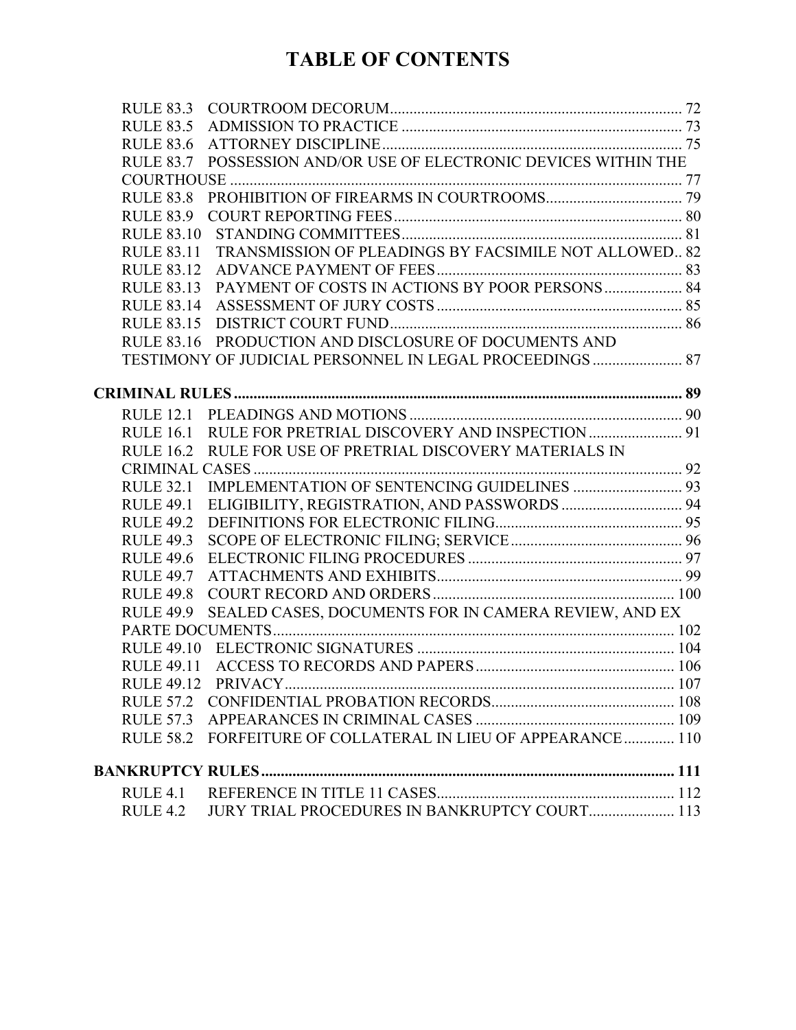# TABLE OF CONTENTS

RULE 83.3 COURTROOM DECORUM .......... 72
RULE 83.5 ADMISSION TO PRACTICE .......... 73
RULE 83.6 ATTORNEY DISCIPLINE .......... 75
RULE 83.7 POSSESSION AND/OR USE OF ELECTRONIC DEVICES WITHIN THE COURTHOUSE .......... 77
RULE 83.8 PROHIBITION OF FIREARMS IN COURTROOMS .......... 79
RULE 83.9 COURT REPORTING FEES .......... 80
RULE 83.10 STANDING COMMITTEES .......... 81
RULE 83.11 TRANSMISSION OF PLEADINGS BY FACSIMILE NOT ALLOWED .. 82
RULE 83.12 ADVANCE PAYMENT OF FEES .......... 83
RULE 83.13 PAYMENT OF COSTS IN ACTIONS BY POOR PERSONS .......... 84
RULE 83.14 ASSESSMENT OF JURY COSTS .......... 85
RULE 83.15 DISTRICT COURT FUND .......... 86
RULE 83.16 PRODUCTION AND DISCLOSURE OF DOCUMENTS AND TESTIMONY OF JUDICIAL PERSONNEL IN LEGAL PROCEEDINGS .......... 87

**CRIMINAL RULES .......... 89**

RULE 12.1 PLEADINGS AND MOTIONS .......... 90
RULE 16.1 RULE FOR PRETRIAL DISCOVERY AND INSPECTION .......... 91
RULE 16.2 RULE FOR USE OF PRETRIAL DISCOVERY MATERIALS IN CRIMINAL CASES .......... 92
RULE 32.1 IMPLEMENTATION OF SENTENCING GUIDELINES .......... 93
RULE 49.1 ELIGIBILITY, REGISTRATION, AND PASSWORDS .......... 94
RULE 49.2 DEFINITIONS FOR ELECTRONIC FILING .......... 95
RULE 49.3 SCOPE OF ELECTRONIC FILING; SERVICE .......... 96
RULE 49.6 ELECTRONIC FILING PROCEDURES .......... 97
RULE 49.7 ATTACHMENTS AND EXHIBITS .......... 99
RULE 49.8 COURT RECORD AND ORDERS .......... 100
RULE 49.9 SEALED CASES, DOCUMENTS FOR IN CAMERA REVIEW, AND EX PARTE DOCUMENTS .......... 102
RULE 49.10 ELECTRONIC SIGNATURES .......... 104
RULE 49.11 ACCESS TO RECORDS AND PAPERS .......... 106
RULE 49.12 PRIVACY .......... 107
RULE 57.2 CONFIDENTIAL PROBATION RECORDS .......... 108
RULE 57.3 APPEARANCES IN CRIMINAL CASES .......... 109
RULE 58.2 FORFEITURE OF COLLATERAL IN LIEU OF APPEARANCE .......... 110

**BANKRUPTCY RULES .......... 111**

RULE 4.1 REFERENCE IN TITLE 11 CASES .......... 112
RULE 4.2 JURY TRIAL PROCEDURES IN BANKRUPTCY COURT .......... 113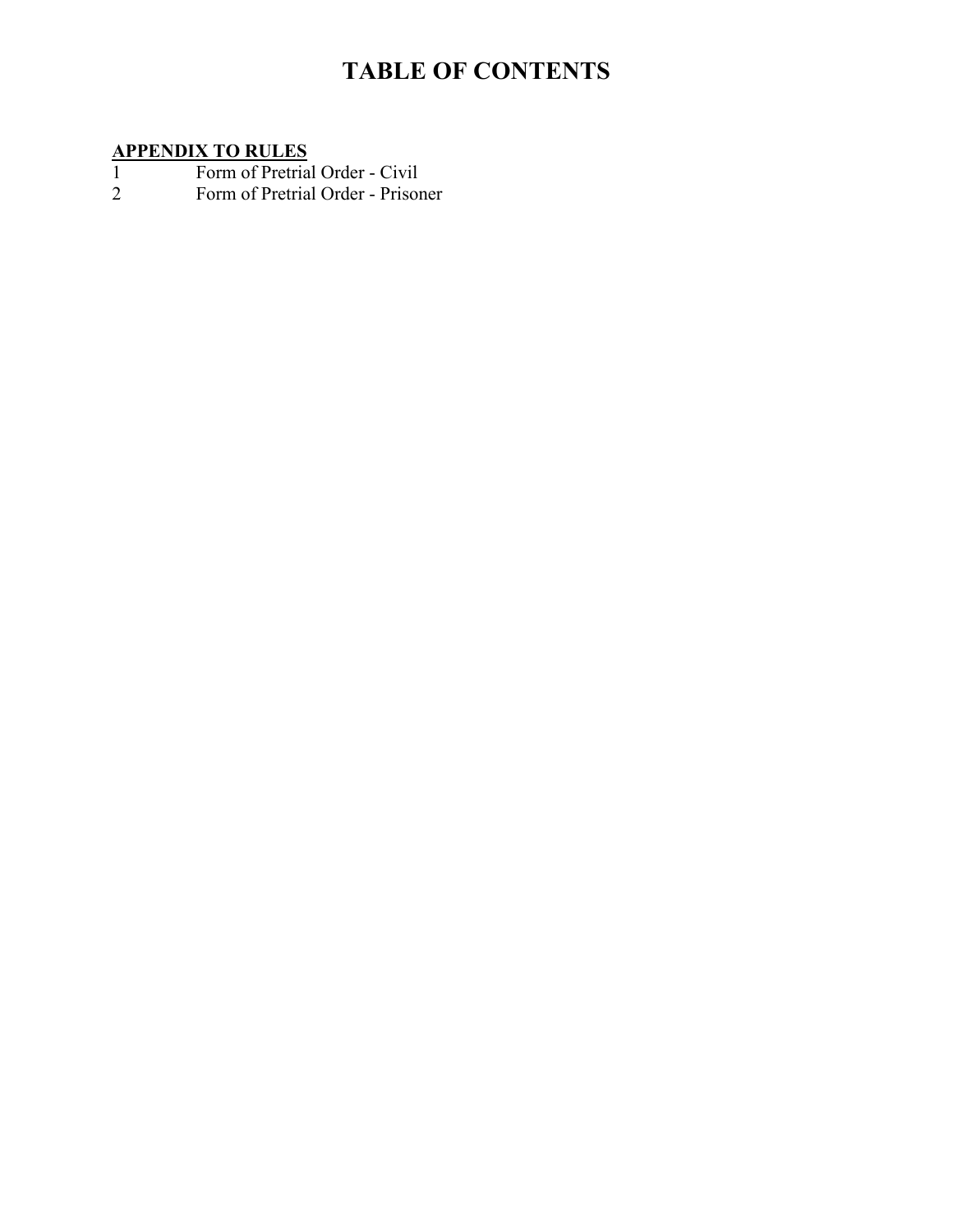# TABLE OF CONTENTS

**APPENDIX TO RULES**

| | |
|---|---|
| 1 | Form of Pretrial Order - Civil |
| 2 | Form of Pretrial Order - Prisoner |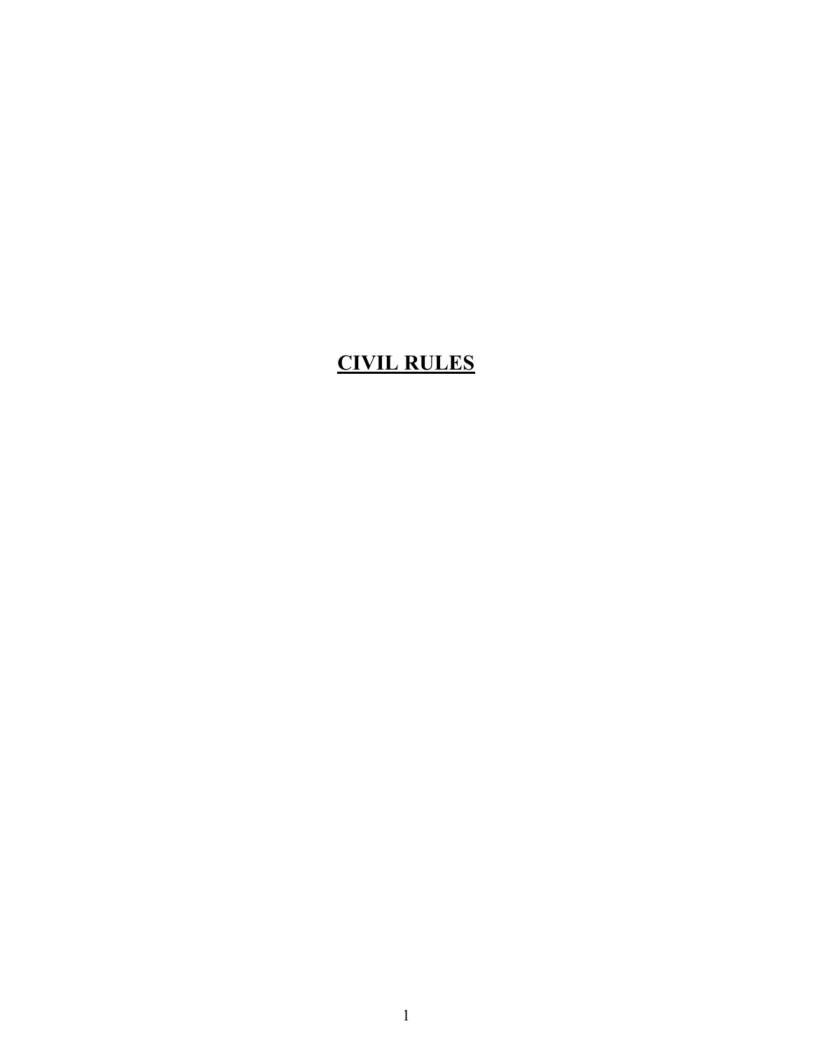# CIVIL RULES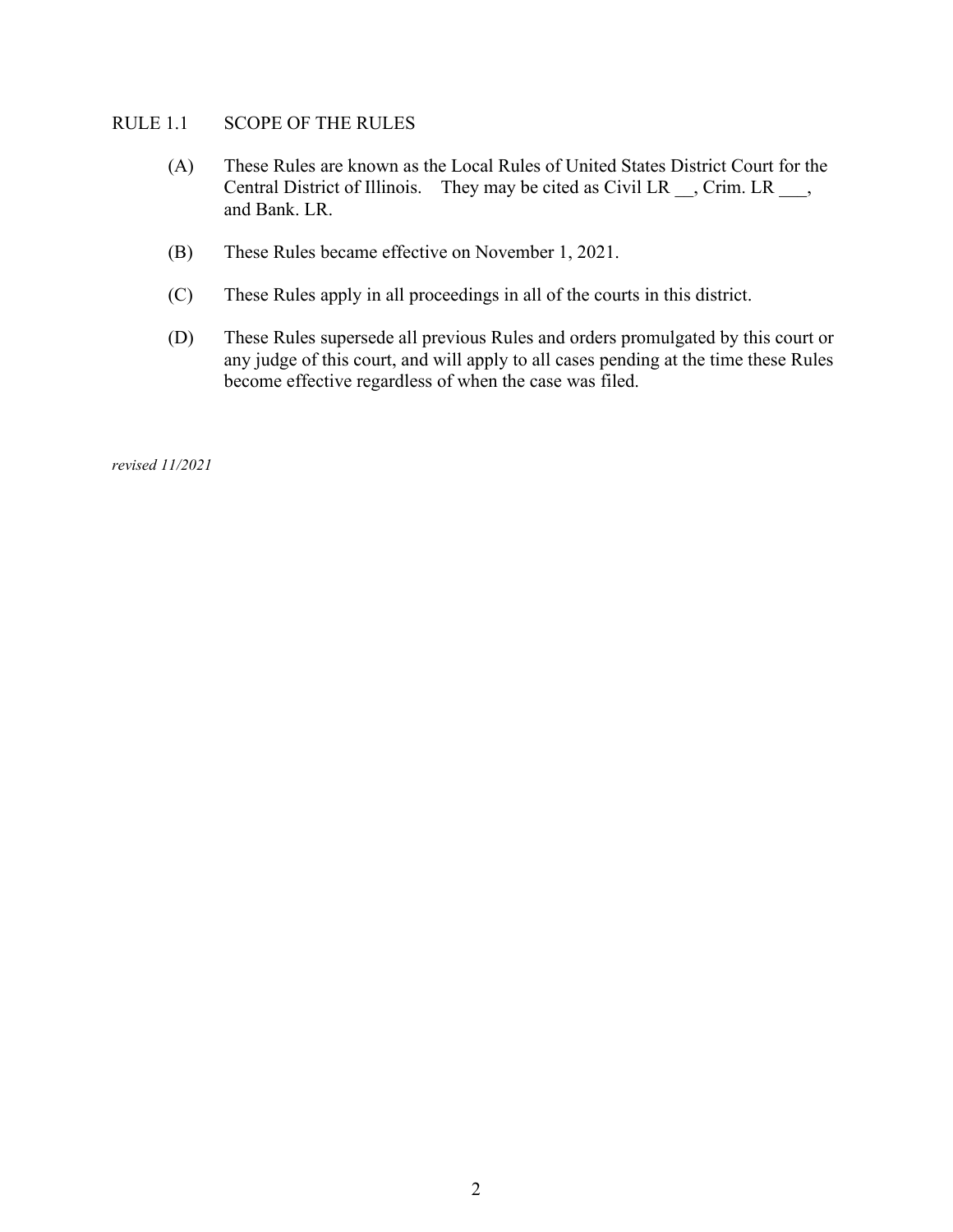## RULE 1.1 SCOPE OF THE RULES

(A) These Rules are known as the Local Rules of United States District Court for the Central District of Illinois. They may be cited as Civil LR __, Crim. LR ___, and Bank. LR.

(B) These Rules became effective on November 1, 2021.

(C) These Rules apply in all proceedings in all of the courts in this district.

(D) These Rules supersede all previous Rules and orders promulgated by this court or any judge of this court, and will apply to all cases pending at the time these Rules become effective regardless of when the case was filed.

*revised 11/2021*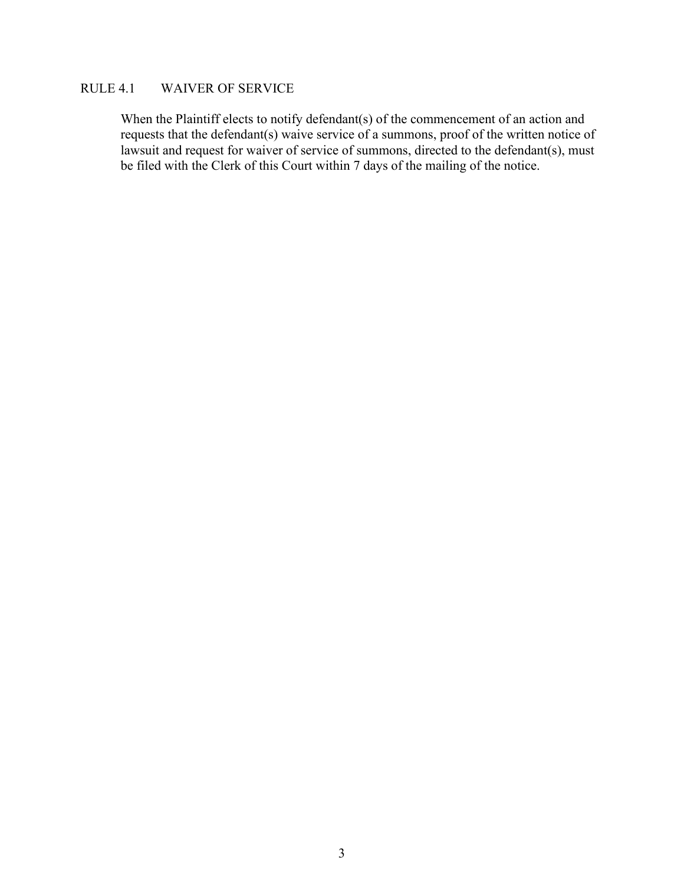## RULE 4.1 WAIVER OF SERVICE

When the Plaintiff elects to notify defendant(s) of the commencement of an action and requests that the defendant(s) waive service of a summons, proof of the written notice of lawsuit and request for waiver of service of summons, directed to the defendant(s), must be filed with the Clerk of this Court within 7 days of the mailing of the notice.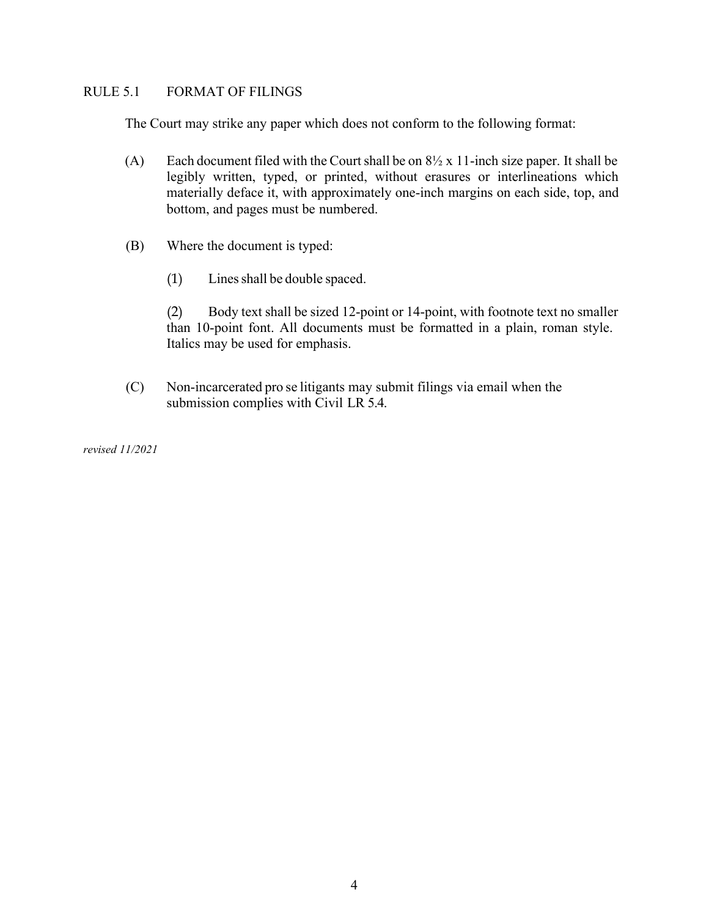## RULE 5.1 FORMAT OF FILINGS

The Court may strike any paper which does not conform to the following format:

(A) Each document filed with the Court shall be on 8½ x 11-inch size paper. It shall be legibly written, typed, or printed, without erasures or interlineations which materially deface it, with approximately one-inch margins on each side, top, and bottom, and pages must be numbered.

(B) Where the document is typed:

(1) Lines shall be double spaced.

(2) Body text shall be sized 12-point or 14-point, with footnote text no smaller than 10-point font. All documents must be formatted in a plain, roman style. Italics may be used for emphasis.

(C) Non-incarcerated pro se litigants may submit filings via email when the submission complies with Civil LR 5.4.

*revised 11/2021*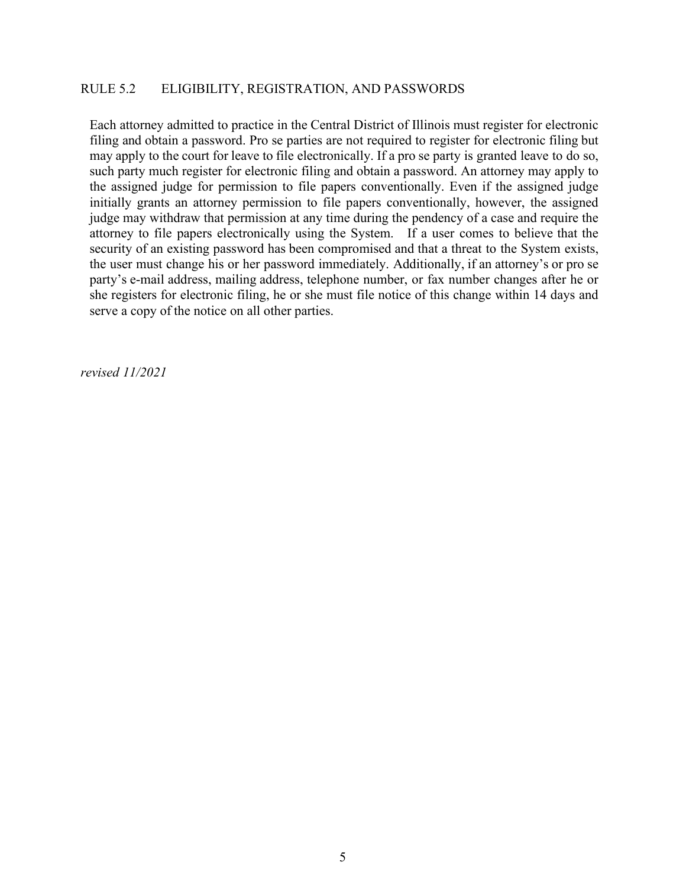## RULE 5.2 ELIGIBILITY, REGISTRATION, AND PASSWORDS

Each attorney admitted to practice in the Central District of Illinois must register for electronic filing and obtain a password. Pro se parties are not required to register for electronic filing but may apply to the court for leave to file electronically. If a pro se party is granted leave to do so, such party much register for electronic filing and obtain a password. An attorney may apply to the assigned judge for permission to file papers conventionally. Even if the assigned judge initially grants an attorney permission to file papers conventionally, however, the assigned judge may withdraw that permission at any time during the pendency of a case and require the attorney to file papers electronically using the System. If a user comes to believe that the security of an existing password has been compromised and that a threat to the System exists, the user must change his or her password immediately. Additionally, if an attorney's or pro se party's e-mail address, mailing address, telephone number, or fax number changes after he or she registers for electronic filing, he or she must file notice of this change within 14 days and serve a copy of the notice on all other parties.

*revised 11/2021*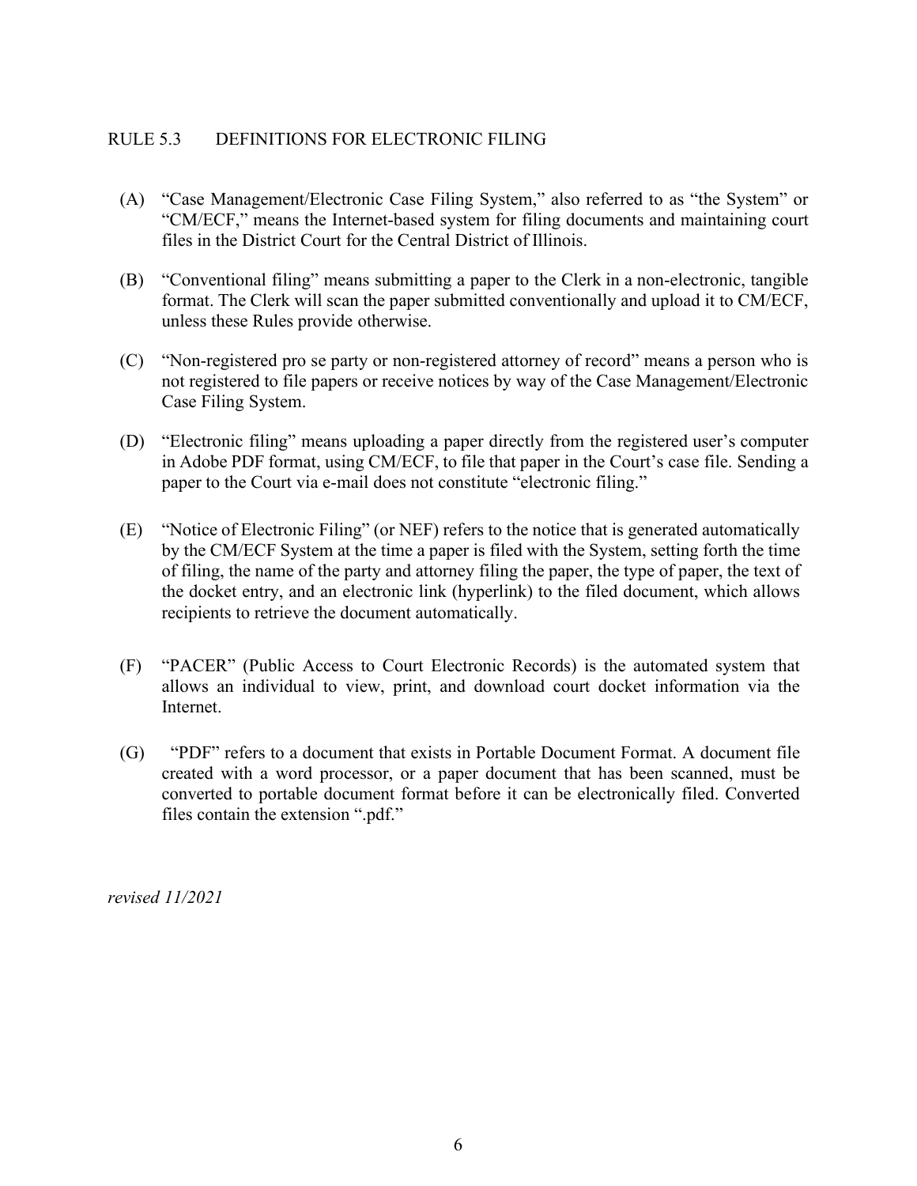## RULE 5.3 DEFINITIONS FOR ELECTRONIC FILING

(A) "Case Management/Electronic Case Filing System," also referred to as "the System" or "CM/ECF," means the Internet-based system for filing documents and maintaining court files in the District Court for the Central District of Illinois.

(B) "Conventional filing" means submitting a paper to the Clerk in a non-electronic, tangible format. The Clerk will scan the paper submitted conventionally and upload it to CM/ECF, unless these Rules provide otherwise.

(C) "Non-registered pro se party or non-registered attorney of record" means a person who is not registered to file papers or receive notices by way of the Case Management/Electronic Case Filing System.

(D) "Electronic filing" means uploading a paper directly from the registered user's computer in Adobe PDF format, using CM/ECF, to file that paper in the Court's case file. Sending a paper to the Court via e-mail does not constitute "electronic filing."

(E) "Notice of Electronic Filing" (or NEF) refers to the notice that is generated automatically by the CM/ECF System at the time a paper is filed with the System, setting forth the time of filing, the name of the party and attorney filing the paper, the type of paper, the text of the docket entry, and an electronic link (hyperlink) to the filed document, which allows recipients to retrieve the document automatically.

(F) "PACER" (Public Access to Court Electronic Records) is the automated system that allows an individual to view, print, and download court docket information via the Internet.

(G) "PDF" refers to a document that exists in Portable Document Format. A document file created with a word processor, or a paper document that has been scanned, must be converted to portable document format before it can be electronically filed. Converted files contain the extension ".pdf."

*revised 11/2021*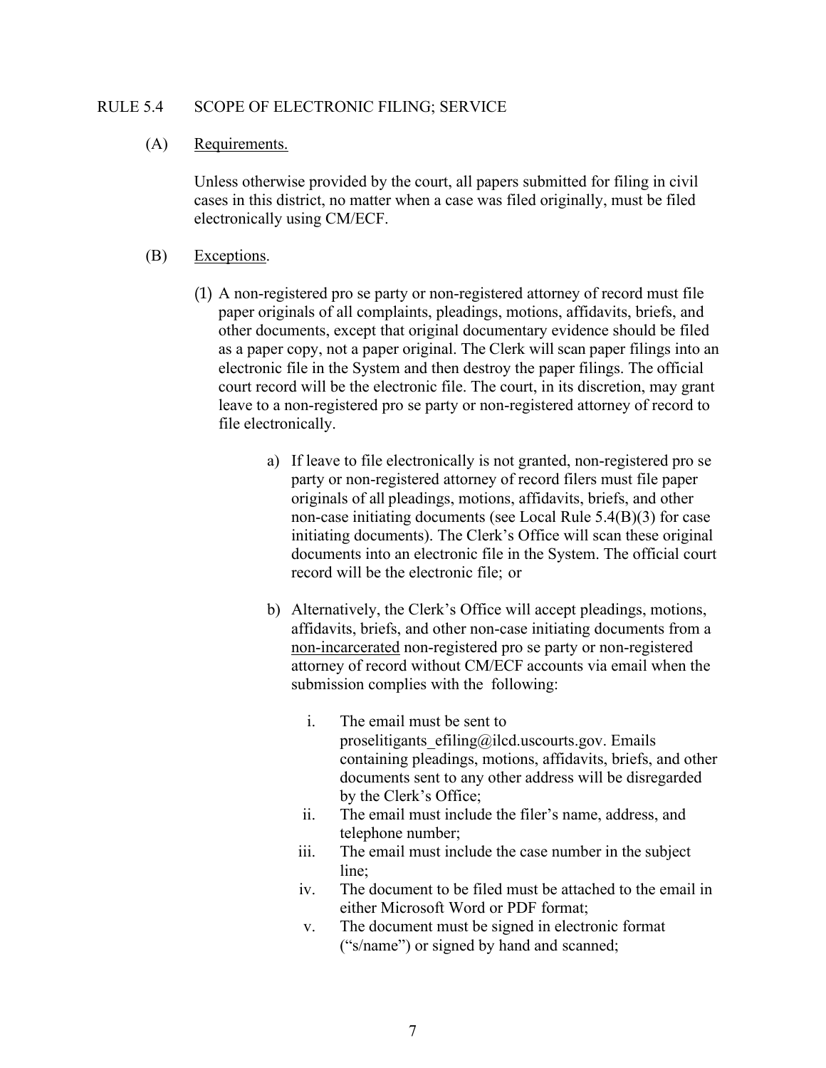## RULE 5.4 SCOPE OF ELECTRONIC FILING; SERVICE

(A) Requirements.

Unless otherwise provided by the court, all papers submitted for filing in civil cases in this district, no matter when a case was filed originally, must be filed electronically using CM/ECF.

(B) Exceptions.

(1) A non-registered pro se party or non-registered attorney of record must file paper originals of all complaints, pleadings, motions, affidavits, briefs, and other documents, except that original documentary evidence should be filed as a paper copy, not a paper original. The Clerk will scan paper filings into an electronic file in the System and then destroy the paper filings. The official court record will be the electronic file. The court, in its discretion, may grant leave to a non-registered pro se party or non-registered attorney of record to file electronically.

a) If leave to file electronically is not granted, non-registered pro se party or non-registered attorney of record filers must file paper originals of all pleadings, motions, affidavits, briefs, and other non-case initiating documents (see Local Rule 5.4(B)(3) for case initiating documents). The Clerk's Office will scan these original documents into an electronic file in the System. The official court record will be the electronic file; or

b) Alternatively, the Clerk's Office will accept pleadings, motions, affidavits, briefs, and other non-case initiating documents from a non-incarcerated non-registered pro se party or non-registered attorney of record without CM/ECF accounts via email when the submission complies with the following:

i. The email must be sent to proselitigants_efiling@ilcd.uscourts.gov. Emails containing pleadings, motions, affidavits, briefs, and other documents sent to any other address will be disregarded by the Clerk's Office;

ii. The email must include the filer's name, address, and telephone number;

iii. The email must include the case number in the subject line;

iv. The document to be filed must be attached to the email in either Microsoft Word or PDF format;

v. The document must be signed in electronic format ("s/name") or signed by hand and scanned;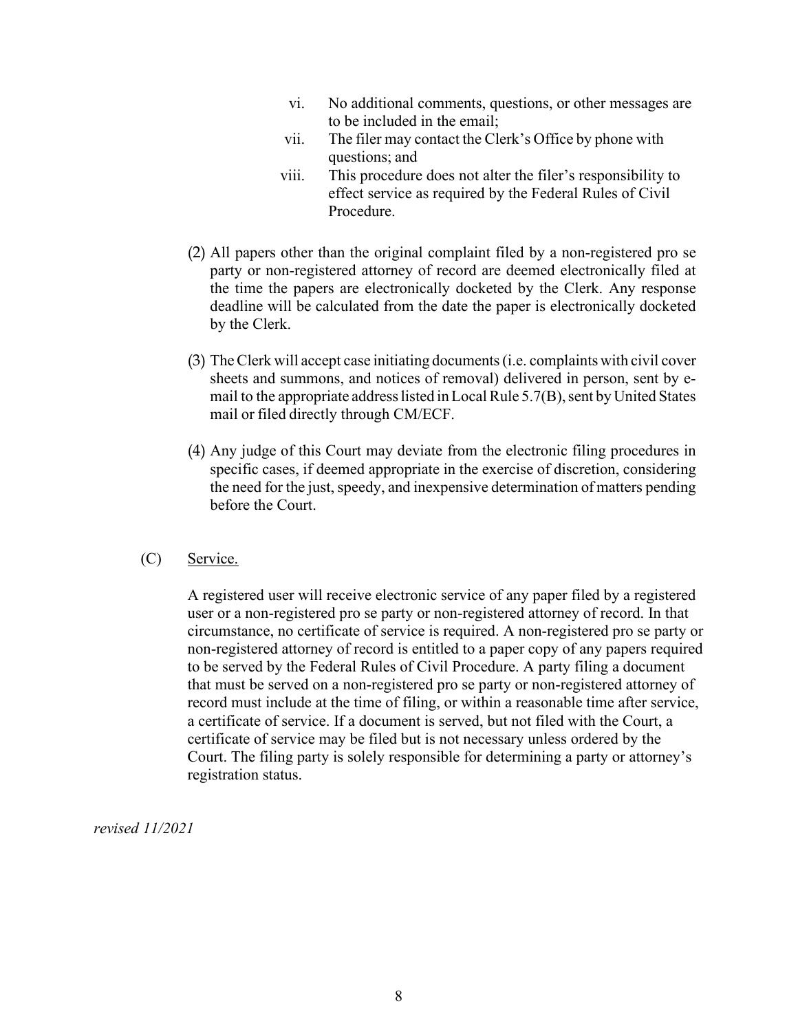vi. No additional comments, questions, or other messages are to be included in the email;

vii. The filer may contact the Clerk's Office by phone with questions; and

viii. This procedure does not alter the filer's responsibility to effect service as required by the Federal Rules of Civil Procedure.

(2) All papers other than the original complaint filed by a non-registered pro se party or non-registered attorney of record are deemed electronically filed at the time the papers are electronically docketed by the Clerk. Any response deadline will be calculated from the date the paper is electronically docketed by the Clerk.

(3) The Clerk will accept case initiating documents (i.e. complaints with civil cover sheets and summons, and notices of removal) delivered in person, sent by e-mail to the appropriate address listed in Local Rule 5.7(B), sent by United States mail or filed directly through CM/ECF.

(4) Any judge of this Court may deviate from the electronic filing procedures in specific cases, if deemed appropriate in the exercise of discretion, considering the need for the just, speedy, and inexpensive determination of matters pending before the Court.

(C) Service.

A registered user will receive electronic service of any paper filed by a registered user or a non-registered pro se party or non-registered attorney of record. In that circumstance, no certificate of service is required. A non-registered pro se party or non-registered attorney of record is entitled to a paper copy of any papers required to be served by the Federal Rules of Civil Procedure. A party filing a document that must be served on a non-registered pro se party or non-registered attorney of record must include at the time of filing, or within a reasonable time after service, a certificate of service. If a document is served, but not filed with the Court, a certificate of service may be filed but is not necessary unless ordered by the Court. The filing party is solely responsible for determining a party or attorney's registration status.

*revised 11/2021*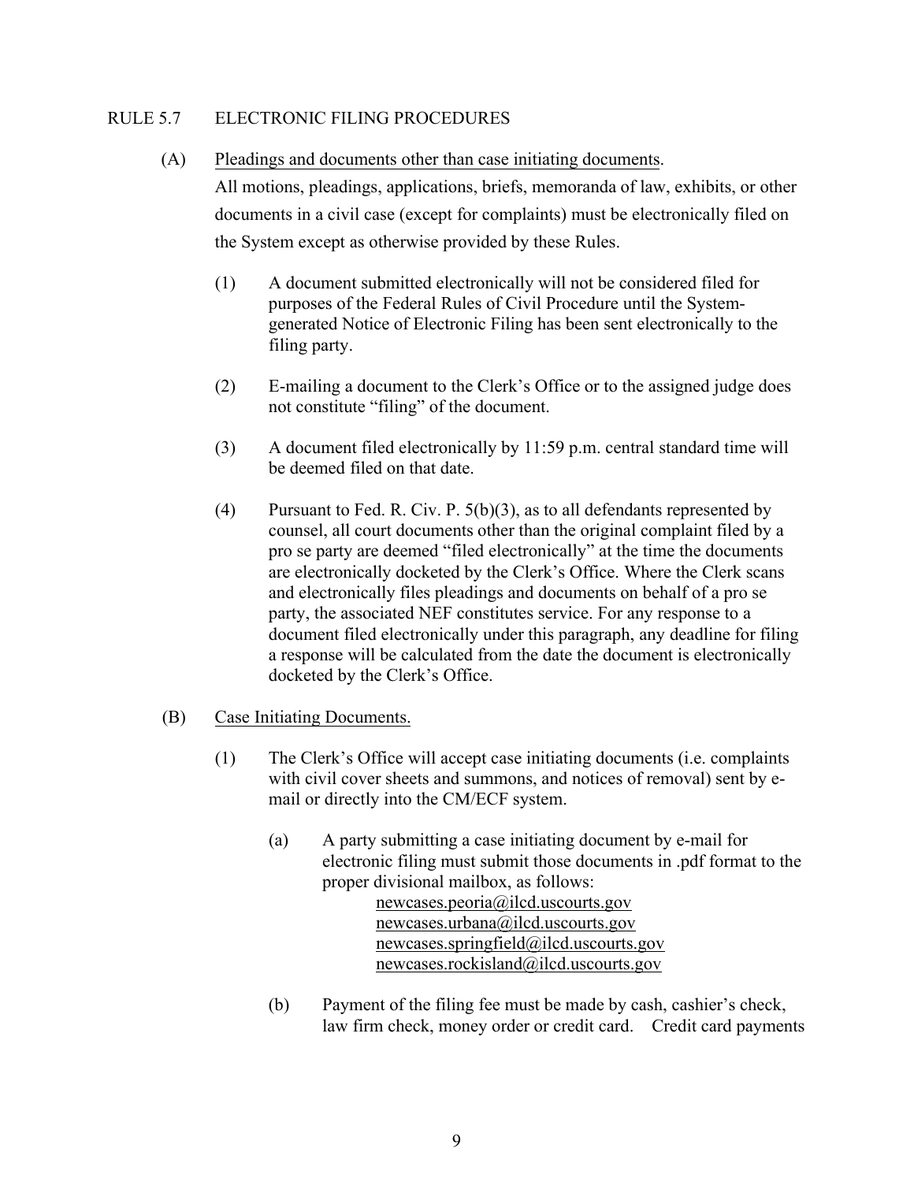## RULE 5.7 ELECTRONIC FILING PROCEDURES

(A) Pleadings and documents other than case initiating documents.

All motions, pleadings, applications, briefs, memoranda of law, exhibits, or other documents in a civil case (except for complaints) must be electronically filed on the System except as otherwise provided by these Rules.

(1) A document submitted electronically will not be considered filed for purposes of the Federal Rules of Civil Procedure until the System-generated Notice of Electronic Filing has been sent electronically to the filing party.

(2) E-mailing a document to the Clerk's Office or to the assigned judge does not constitute "filing" of the document.

(3) A document filed electronically by 11:59 p.m. central standard time will be deemed filed on that date.

(4) Pursuant to Fed. R. Civ. P. 5(b)(3), as to all defendants represented by counsel, all court documents other than the original complaint filed by a pro se party are deemed "filed electronically" at the time the documents are electronically docketed by the Clerk's Office. Where the Clerk scans and electronically files pleadings and documents on behalf of a pro se party, the associated NEF constitutes service. For any response to a document filed electronically under this paragraph, any deadline for filing a response will be calculated from the date the document is electronically docketed by the Clerk's Office.

(B) Case Initiating Documents.

(1) The Clerk's Office will accept case initiating documents (i.e. complaints with civil cover sheets and summons, and notices of removal) sent by e-mail or directly into the CM/ECF system.

(a) A party submitting a case initiating document by e-mail for electronic filing must submit those documents in .pdf format to the proper divisional mailbox, as follows:

newcases.peoria@ilcd.uscourts.gov
newcases.urbana@ilcd.uscourts.gov
newcases.springfield@ilcd.uscourts.gov
newcases.rockisland@ilcd.uscourts.gov

(b) Payment of the filing fee must be made by cash, cashier's check, law firm check, money order or credit card. Credit card payments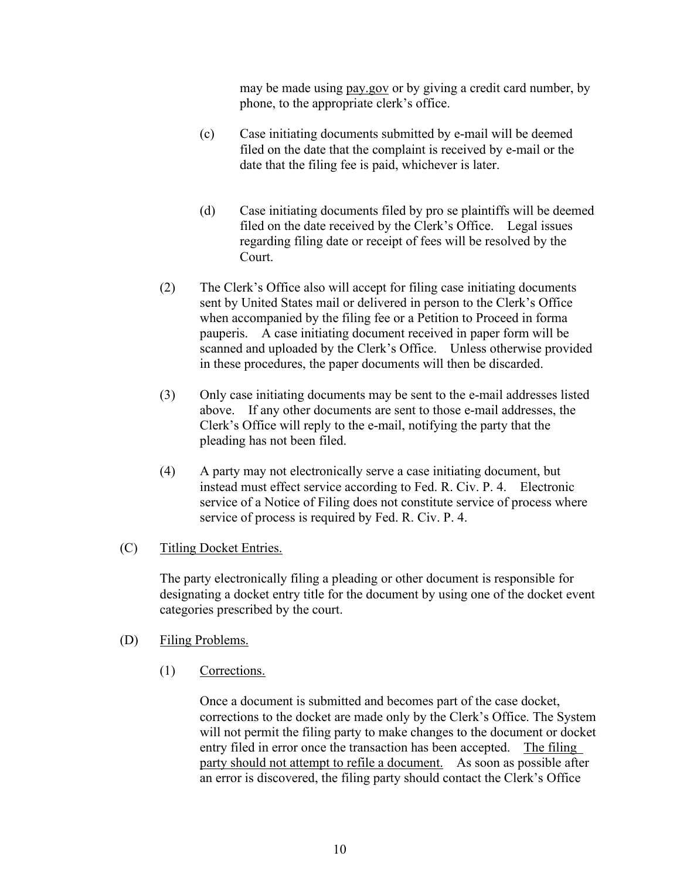may be made using pay.gov or by giving a credit card number, by phone, to the appropriate clerk's office.

(c) Case initiating documents submitted by e-mail will be deemed filed on the date that the complaint is received by e-mail or the date that the filing fee is paid, whichever is later.

(d) Case initiating documents filed by pro se plaintiffs will be deemed filed on the date received by the Clerk's Office. Legal issues regarding filing date or receipt of fees will be resolved by the Court.

(2) The Clerk's Office also will accept for filing case initiating documents sent by United States mail or delivered in person to the Clerk's Office when accompanied by the filing fee or a Petition to Proceed in forma pauperis. A case initiating document received in paper form will be scanned and uploaded by the Clerk's Office. Unless otherwise provided in these procedures, the paper documents will then be discarded.

(3) Only case initiating documents may be sent to the e-mail addresses listed above. If any other documents are sent to those e-mail addresses, the Clerk's Office will reply to the e-mail, notifying the party that the pleading has not been filed.

(4) A party may not electronically serve a case initiating document, but instead must effect service according to Fed. R. Civ. P. 4. Electronic service of a Notice of Filing does not constitute service of process where service of process is required by Fed. R. Civ. P. 4.

(C) Titling Docket Entries.

The party electronically filing a pleading or other document is responsible for designating a docket entry title for the document by using one of the docket event categories prescribed by the court.

(D) Filing Problems.

(1) Corrections.

Once a document is submitted and becomes part of the case docket, corrections to the docket are made only by the Clerk's Office. The System will not permit the filing party to make changes to the document or docket entry filed in error once the transaction has been accepted. The filing party should not attempt to refile a document. As soon as possible after an error is discovered, the filing party should contact the Clerk's Office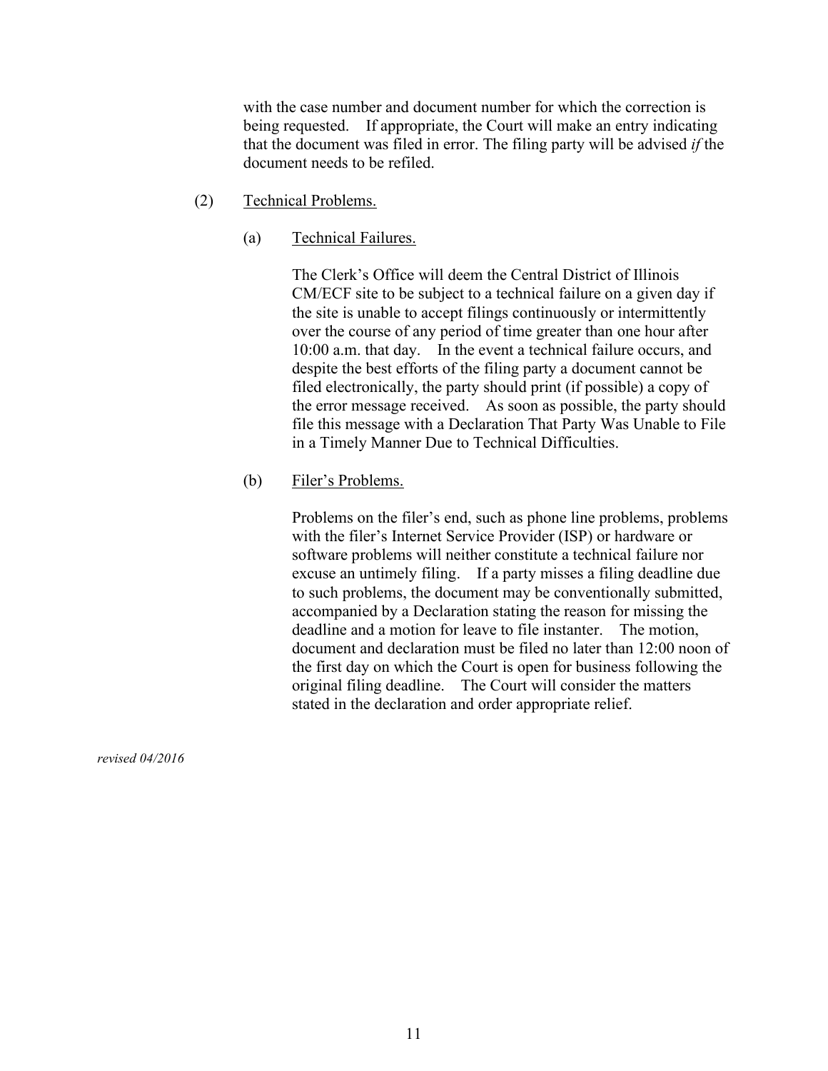with the case number and document number for which the correction is being requested. If appropriate, the Court will make an entry indicating that the document was filed in error. The filing party will be advised *if* the document needs to be refiled.

(2) Technical Problems.

(a) Technical Failures.

The Clerk's Office will deem the Central District of Illinois CM/ECF site to be subject to a technical failure on a given day if the site is unable to accept filings continuously or intermittently over the course of any period of time greater than one hour after 10:00 a.m. that day. In the event a technical failure occurs, and despite the best efforts of the filing party a document cannot be filed electronically, the party should print (if possible) a copy of the error message received. As soon as possible, the party should file this message with a Declaration That Party Was Unable to File in a Timely Manner Due to Technical Difficulties.

(b) Filer's Problems.

Problems on the filer's end, such as phone line problems, problems with the filer's Internet Service Provider (ISP) or hardware or software problems will neither constitute a technical failure nor excuse an untimely filing. If a party misses a filing deadline due to such problems, the document may be conventionally submitted, accompanied by a Declaration stating the reason for missing the deadline and a motion for leave to file instanter. The motion, document and declaration must be filed no later than 12:00 noon of the first day on which the Court is open for business following the original filing deadline. The Court will consider the matters stated in the declaration and order appropriate relief.

*revised 04/2016*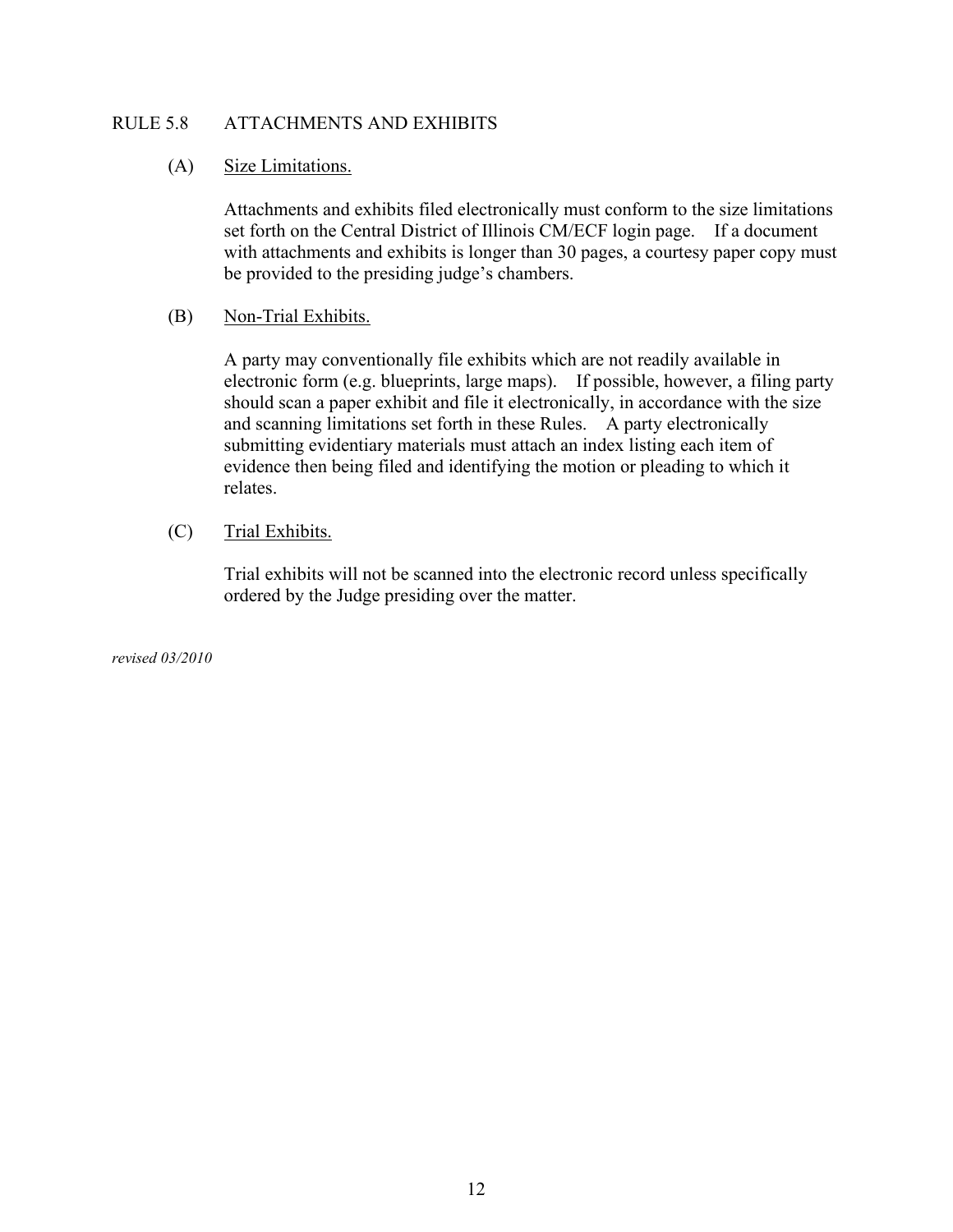## RULE 5.8 ATTACHMENTS AND EXHIBITS

(A) Size Limitations.

Attachments and exhibits filed electronically must conform to the size limitations set forth on the Central District of Illinois CM/ECF login page. If a document with attachments and exhibits is longer than 30 pages, a courtesy paper copy must be provided to the presiding judge's chambers.

(B) Non-Trial Exhibits.

A party may conventionally file exhibits which are not readily available in electronic form (e.g. blueprints, large maps). If possible, however, a filing party should scan a paper exhibit and file it electronically, in accordance with the size and scanning limitations set forth in these Rules. A party electronically submitting evidentiary materials must attach an index listing each item of evidence then being filed and identifying the motion or pleading to which it relates.

(C) Trial Exhibits.

Trial exhibits will not be scanned into the electronic record unless specifically ordered by the Judge presiding over the matter.

*revised 03/2010*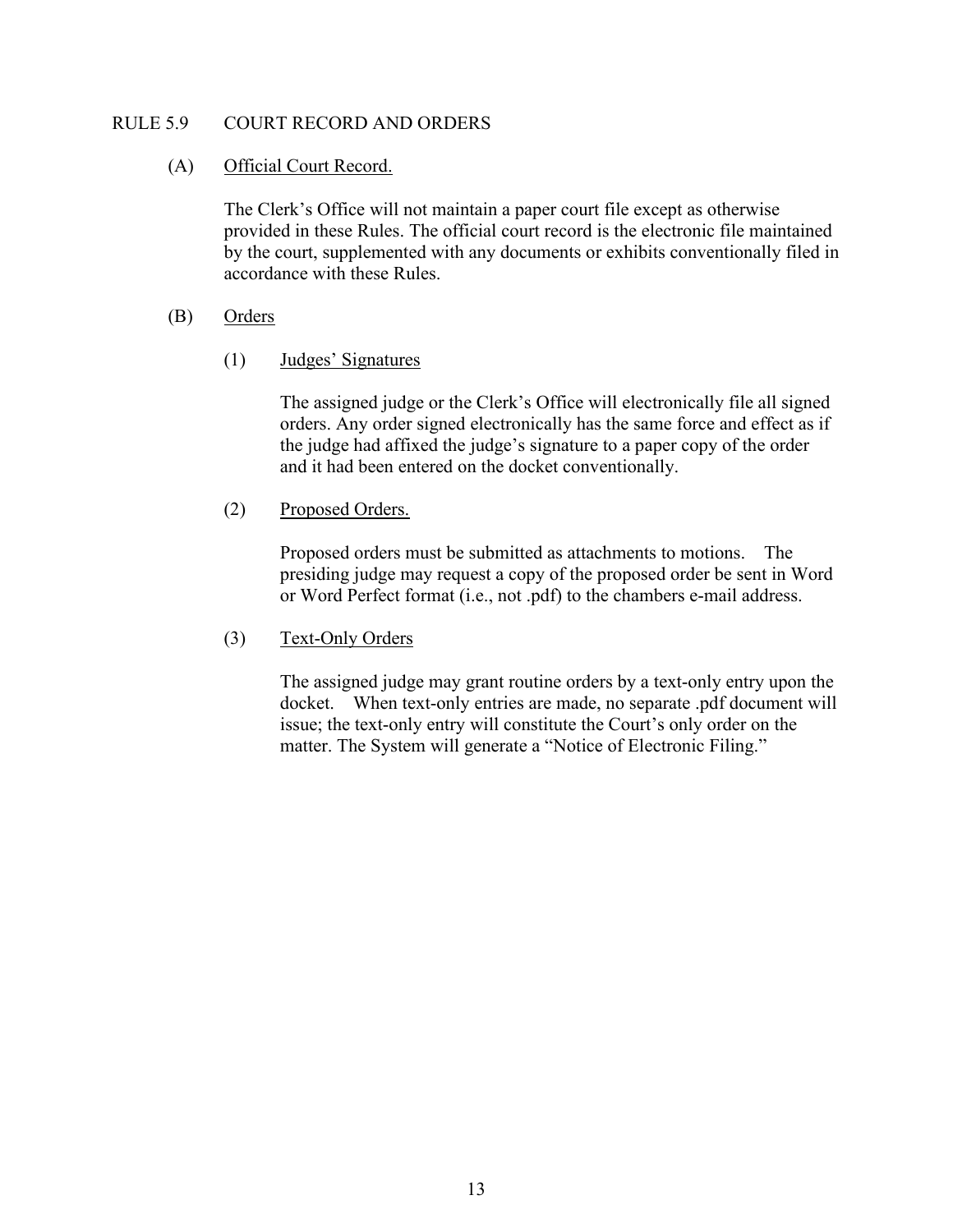## RULE 5.9 COURT RECORD AND ORDERS

### (A) Official Court Record.

The Clerk's Office will not maintain a paper court file except as otherwise provided in these Rules. The official court record is the electronic file maintained by the court, supplemented with any documents or exhibits conventionally filed in accordance with these Rules.

### (B) Orders

#### (1) Judges' Signatures

The assigned judge or the Clerk's Office will electronically file all signed orders. Any order signed electronically has the same force and effect as if the judge had affixed the judge's signature to a paper copy of the order and it had been entered on the docket conventionally.

#### (2) Proposed Orders.

Proposed orders must be submitted as attachments to motions. The presiding judge may request a copy of the proposed order be sent in Word or Word Perfect format (i.e., not .pdf) to the chambers e-mail address.

#### (3) Text-Only Orders

The assigned judge may grant routine orders by a text-only entry upon the docket. When text-only entries are made, no separate .pdf document will issue; the text-only entry will constitute the Court's only order on the matter. The System will generate a "Notice of Electronic Filing."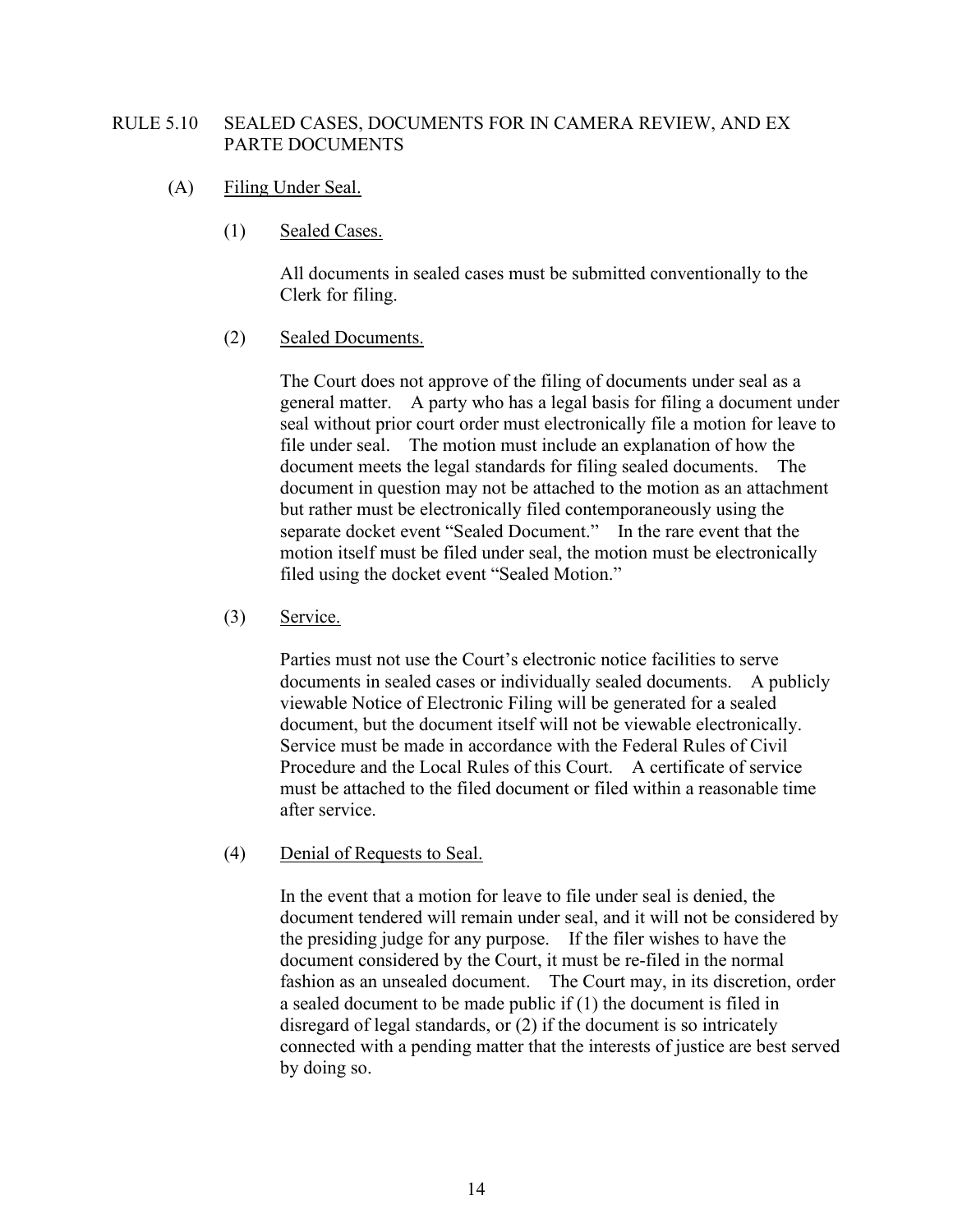## RULE 5.10 SEALED CASES, DOCUMENTS FOR IN CAMERA REVIEW, AND EX PARTE DOCUMENTS

### (A) Filing Under Seal.

#### (1) Sealed Cases.

All documents in sealed cases must be submitted conventionally to the Clerk for filing.

#### (2) Sealed Documents.

The Court does not approve of the filing of documents under seal as a general matter. A party who has a legal basis for filing a document under seal without prior court order must electronically file a motion for leave to file under seal. The motion must include an explanation of how the document meets the legal standards for filing sealed documents. The document in question may not be attached to the motion as an attachment but rather must be electronically filed contemporaneously using the separate docket event "Sealed Document." In the rare event that the motion itself must be filed under seal, the motion must be electronically filed using the docket event "Sealed Motion."

#### (3) Service.

Parties must not use the Court's electronic notice facilities to serve documents in sealed cases or individually sealed documents. A publicly viewable Notice of Electronic Filing will be generated for a sealed document, but the document itself will not be viewable electronically. Service must be made in accordance with the Federal Rules of Civil Procedure and the Local Rules of this Court. A certificate of service must be attached to the filed document or filed within a reasonable time after service.

#### (4) Denial of Requests to Seal.

In the event that a motion for leave to file under seal is denied, the document tendered will remain under seal, and it will not be considered by the presiding judge for any purpose. If the filer wishes to have the document considered by the Court, it must be re-filed in the normal fashion as an unsealed document. The Court may, in its discretion, order a sealed document to be made public if (1) the document is filed in disregard of legal standards, or (2) if the document is so intricately connected with a pending matter that the interests of justice are best served by doing so.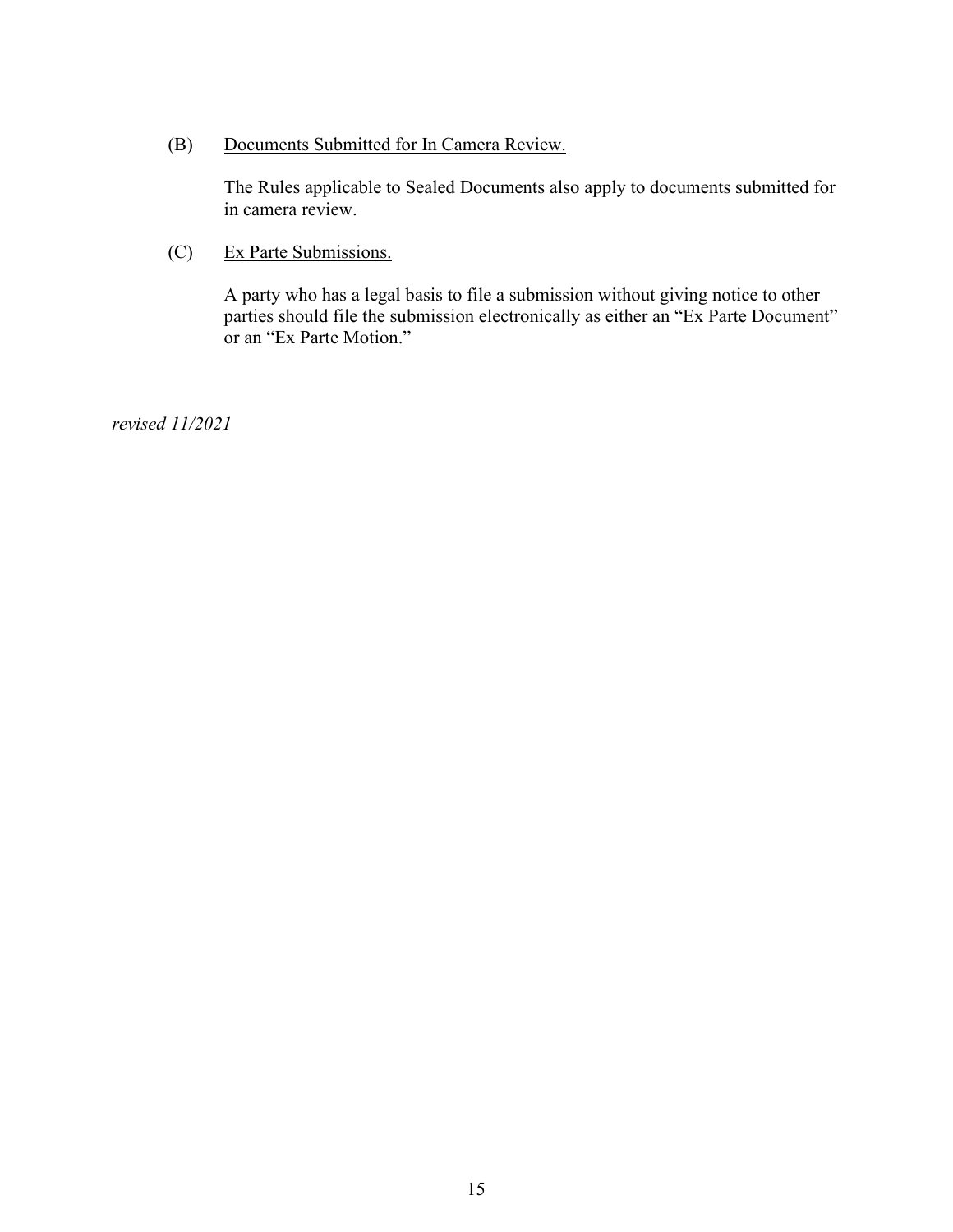(B) Documents Submitted for In Camera Review.

The Rules applicable to Sealed Documents also apply to documents submitted for in camera review.

(C) Ex Parte Submissions.

A party who has a legal basis to file a submission without giving notice to other parties should file the submission electronically as either an "Ex Parte Document" or an "Ex Parte Motion."

*revised 11/2021*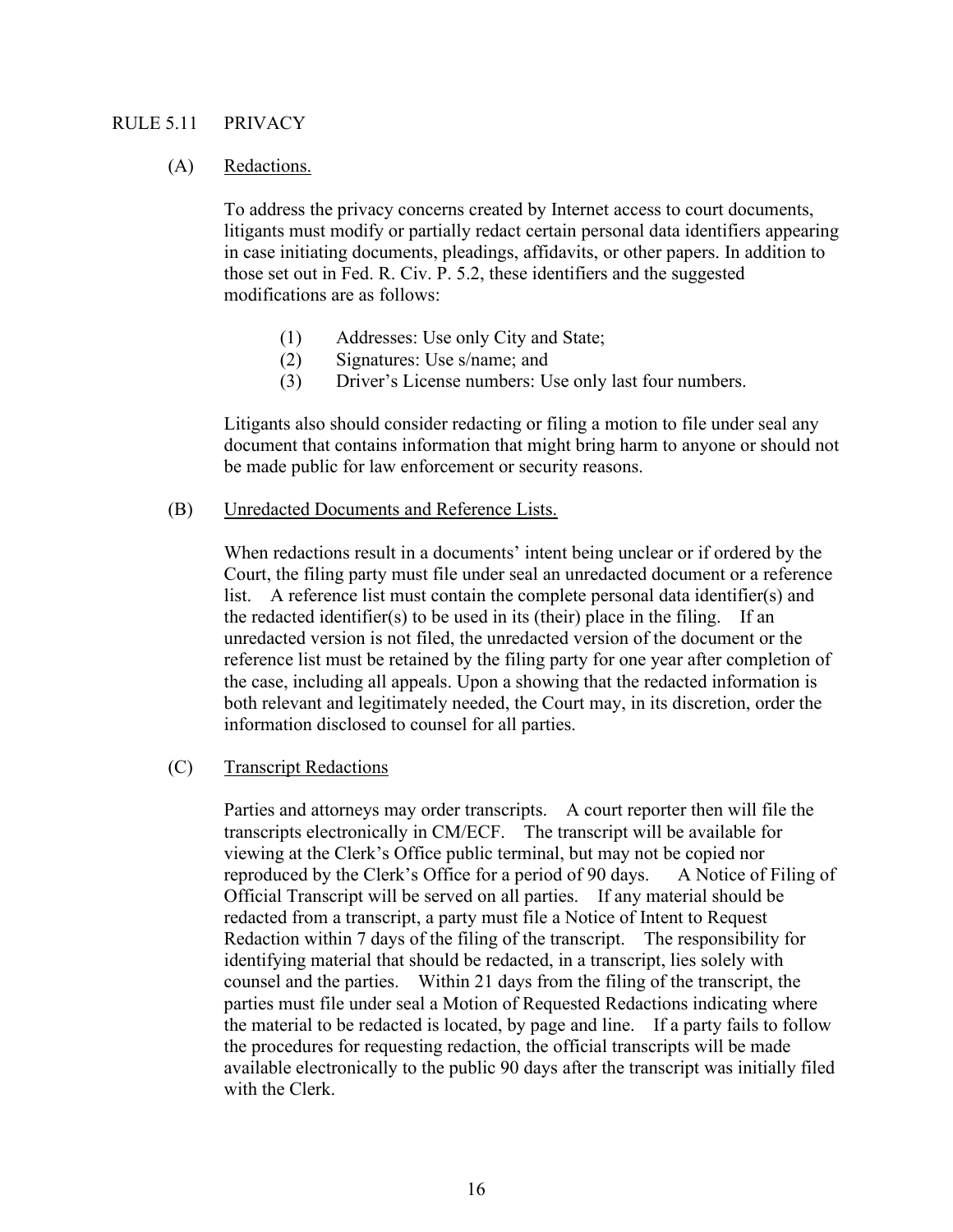## RULE 5.11 PRIVACY

### (A) Redactions.

To address the privacy concerns created by Internet access to court documents, litigants must modify or partially redact certain personal data identifiers appearing in case initiating documents, pleadings, affidavits, or other papers. In addition to those set out in Fed. R. Civ. P. 5.2, these identifiers and the suggested modifications are as follows:

(1) Addresses: Use only City and State;
(2) Signatures: Use s/name; and
(3) Driver's License numbers: Use only last four numbers.

Litigants also should consider redacting or filing a motion to file under seal any document that contains information that might bring harm to anyone or should not be made public for law enforcement or security reasons.

### (B) Unredacted Documents and Reference Lists.

When redactions result in a documents' intent being unclear or if ordered by the Court, the filing party must file under seal an unredacted document or a reference list. A reference list must contain the complete personal data identifier(s) and the redacted identifier(s) to be used in its (their) place in the filing. If an unredacted version is not filed, the unredacted version of the document or the reference list must be retained by the filing party for one year after completion of the case, including all appeals. Upon a showing that the redacted information is both relevant and legitimately needed, the Court may, in its discretion, order the information disclosed to counsel for all parties.

### (C) Transcript Redactions

Parties and attorneys may order transcripts. A court reporter then will file the transcripts electronically in CM/ECF. The transcript will be available for viewing at the Clerk's Office public terminal, but may not be copied nor reproduced by the Clerk's Office for a period of 90 days. A Notice of Filing of Official Transcript will be served on all parties. If any material should be redacted from a transcript, a party must file a Notice of Intent to Request Redaction within 7 days of the filing of the transcript. The responsibility for identifying material that should be redacted, in a transcript, lies solely with counsel and the parties. Within 21 days from the filing of the transcript, the parties must file under seal a Motion of Requested Redactions indicating where the material to be redacted is located, by page and line. If a party fails to follow the procedures for requesting redaction, the official transcripts will be made available electronically to the public 90 days after the transcript was initially filed with the Clerk.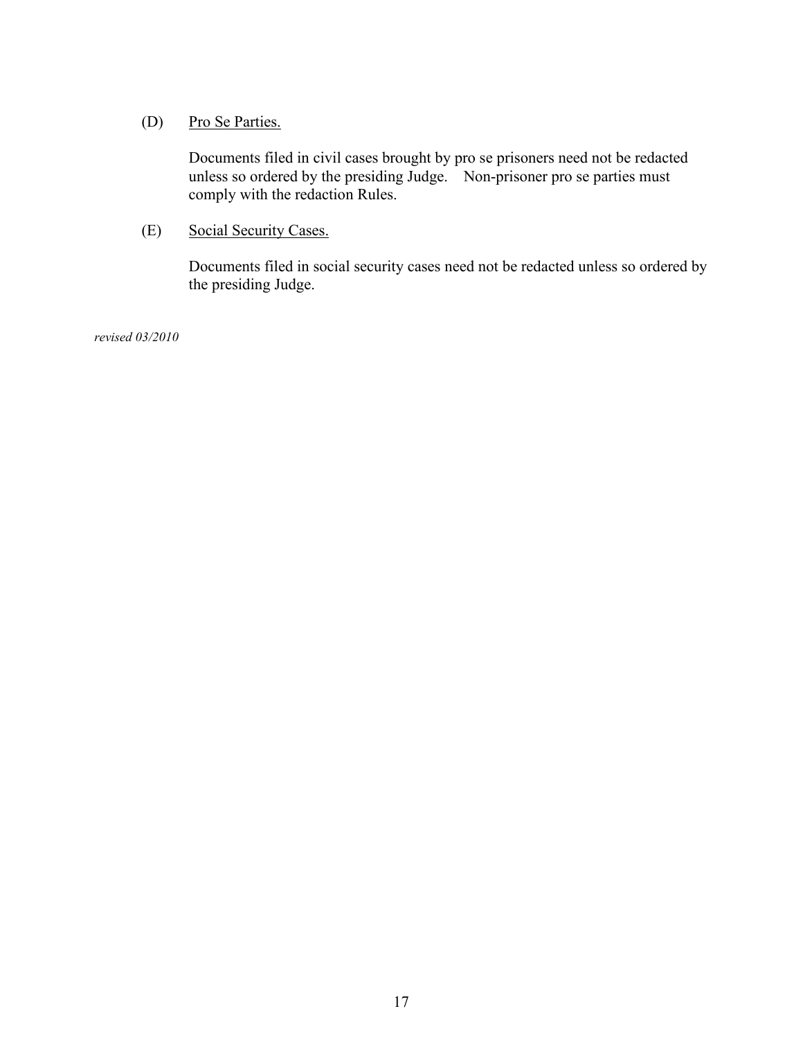(D) <u>Pro Se Parties.</u>

Documents filed in civil cases brought by pro se prisoners need not be redacted unless so ordered by the presiding Judge. Non-prisoner pro se parties must comply with the redaction Rules.

(E) <u>Social Security Cases.</u>

Documents filed in social security cases need not be redacted unless so ordered by the presiding Judge.

*revised 03/2010*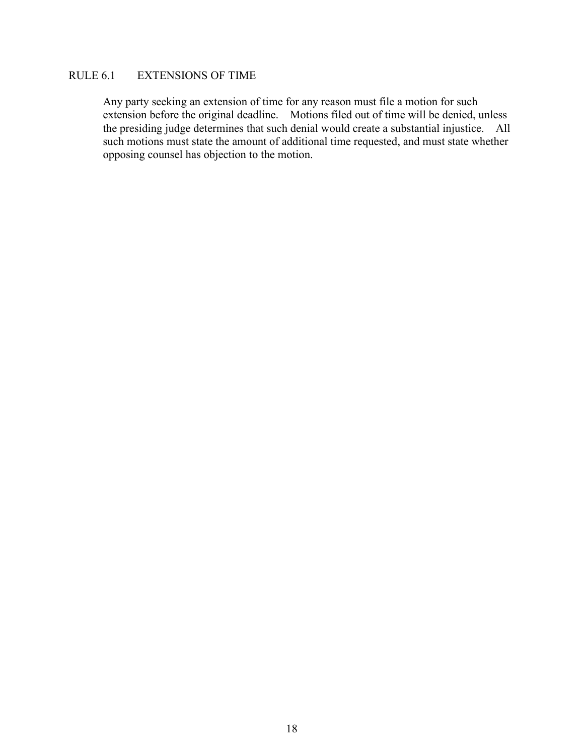## RULE 6.1 EXTENSIONS OF TIME

Any party seeking an extension of time for any reason must file a motion for such extension before the original deadline. Motions filed out of time will be denied, unless the presiding judge determines that such denial would create a substantial injustice. All such motions must state the amount of additional time requested, and must state whether opposing counsel has objection to the motion.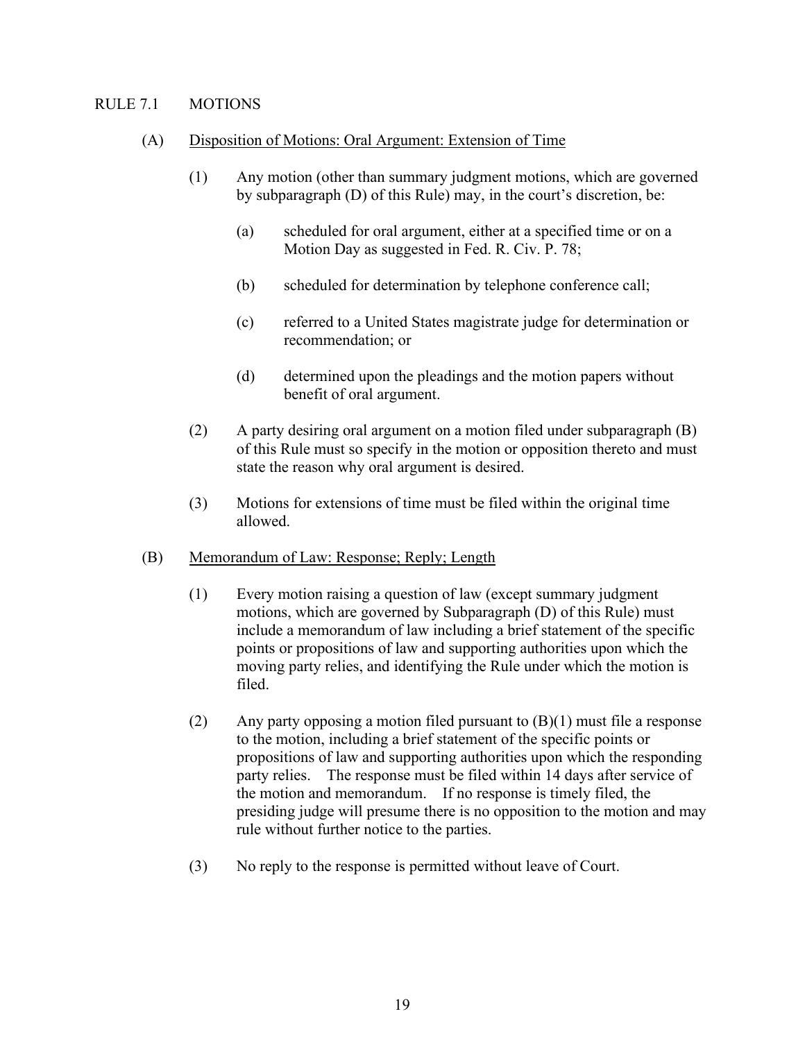## RULE 7.1 MOTIONS

### (A) Disposition of Motions: Oral Argument: Extension of Time

(1) Any motion (other than summary judgment motions, which are governed by subparagraph (D) of this Rule) may, in the court's discretion, be:

(a) scheduled for oral argument, either at a specified time or on a Motion Day as suggested in Fed. R. Civ. P. 78;

(b) scheduled for determination by telephone conference call;

(c) referred to a United States magistrate judge for determination or recommendation; or

(d) determined upon the pleadings and the motion papers without benefit of oral argument.

(2) A party desiring oral argument on a motion filed under subparagraph (B) of this Rule must so specify in the motion or opposition thereto and must state the reason why oral argument is desired.

(3) Motions for extensions of time must be filed within the original time allowed.

### (B) Memorandum of Law: Response; Reply; Length

(1) Every motion raising a question of law (except summary judgment motions, which are governed by Subparagraph (D) of this Rule) must include a memorandum of law including a brief statement of the specific points or propositions of law and supporting authorities upon which the moving party relies, and identifying the Rule under which the motion is filed.

(2) Any party opposing a motion filed pursuant to (B)(1) must file a response to the motion, including a brief statement of the specific points or propositions of law and supporting authorities upon which the responding party relies. The response must be filed within 14 days after service of the motion and memorandum. If no response is timely filed, the presiding judge will presume there is no opposition to the motion and may rule without further notice to the parties.

(3) No reply to the response is permitted without leave of Court.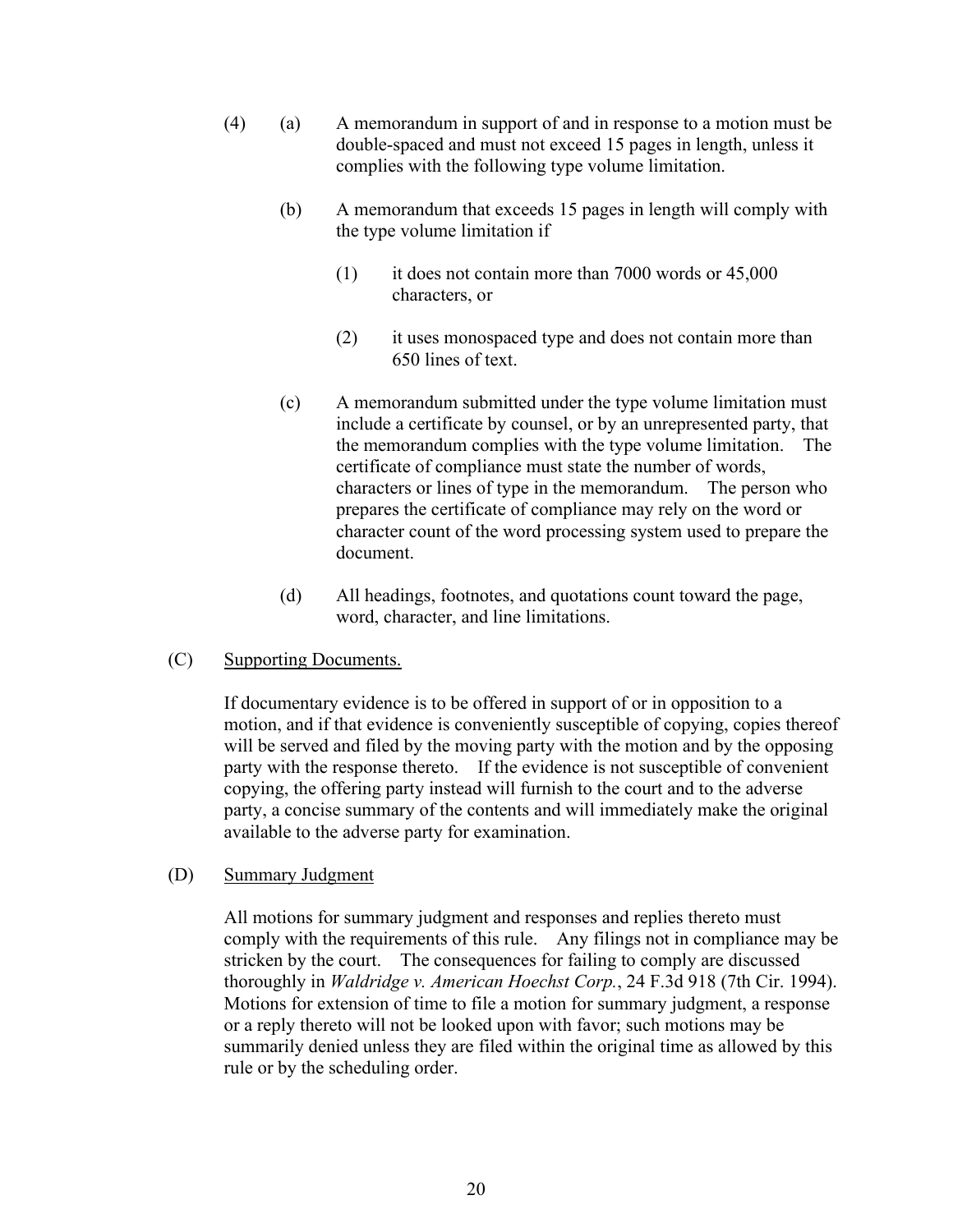(4) (a) A memorandum in support of and in response to a motion must be double-spaced and must not exceed 15 pages in length, unless it complies with the following type volume limitation.

(b) A memorandum that exceeds 15 pages in length will comply with the type volume limitation if

(1) it does not contain more than 7000 words or 45,000 characters, or

(2) it uses monospaced type and does not contain more than 650 lines of text.

(c) A memorandum submitted under the type volume limitation must include a certificate by counsel, or by an unrepresented party, that the memorandum complies with the type volume limitation. The certificate of compliance must state the number of words, characters or lines of type in the memorandum. The person who prepares the certificate of compliance may rely on the word or character count of the word processing system used to prepare the document.

(d) All headings, footnotes, and quotations count toward the page, word, character, and line limitations.

(C) Supporting Documents.

If documentary evidence is to be offered in support of or in opposition to a motion, and if that evidence is conveniently susceptible of copying, copies thereof will be served and filed by the moving party with the motion and by the opposing party with the response thereto. If the evidence is not susceptible of convenient copying, the offering party instead will furnish to the court and to the adverse party, a concise summary of the contents and will immediately make the original available to the adverse party for examination.

(D) Summary Judgment

All motions for summary judgment and responses and replies thereto must comply with the requirements of this rule. Any filings not in compliance may be stricken by the court. The consequences for failing to comply are discussed thoroughly in *Waldridge v. American Hoechst Corp.*, 24 F.3d 918 (7th Cir. 1994). Motions for extension of time to file a motion for summary judgment, a response or a reply thereto will not be looked upon with favor; such motions may be summarily denied unless they are filed within the original time as allowed by this rule or by the scheduling order.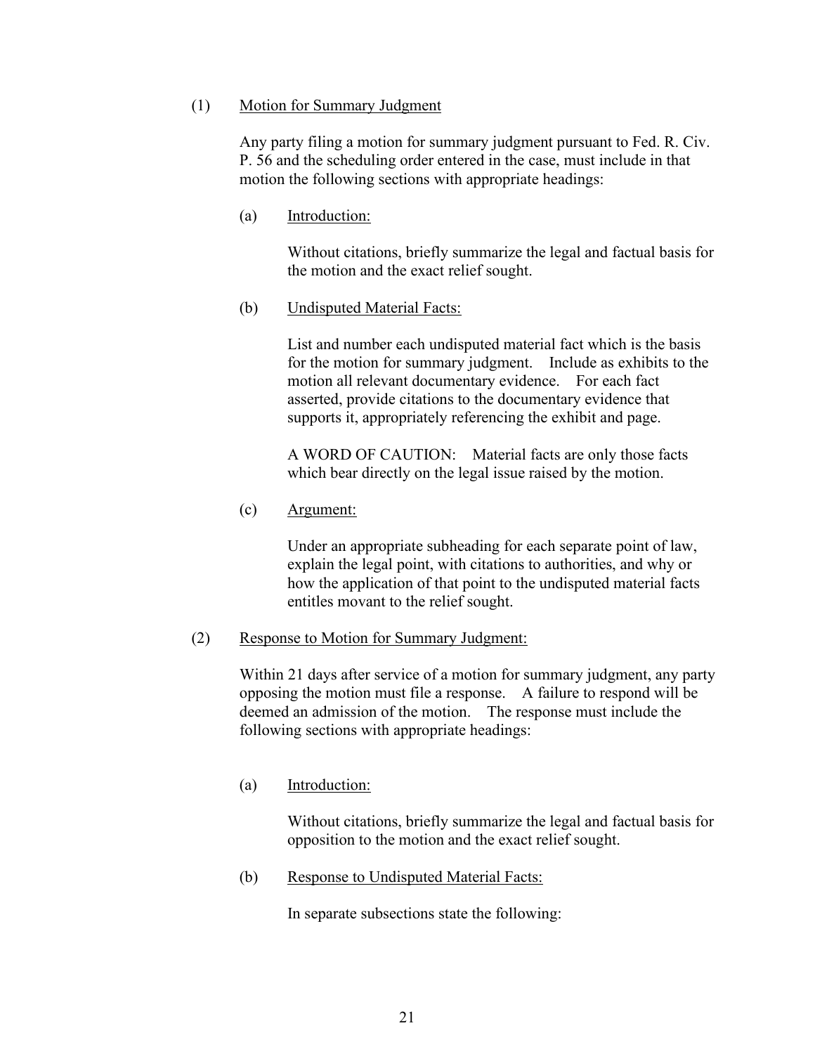(1) Motion for Summary Judgment

Any party filing a motion for summary judgment pursuant to Fed. R. Civ. P. 56 and the scheduling order entered in the case, must include in that motion the following sections with appropriate headings:

(a) Introduction:

Without citations, briefly summarize the legal and factual basis for the motion and the exact relief sought.

(b) Undisputed Material Facts:

List and number each undisputed material fact which is the basis for the motion for summary judgment. Include as exhibits to the motion all relevant documentary evidence. For each fact asserted, provide citations to the documentary evidence that supports it, appropriately referencing the exhibit and page.

A WORD OF CAUTION: Material facts are only those facts which bear directly on the legal issue raised by the motion.

(c) Argument:

Under an appropriate subheading for each separate point of law, explain the legal point, with citations to authorities, and why or how the application of that point to the undisputed material facts entitles movant to the relief sought.

(2) Response to Motion for Summary Judgment:

Within 21 days after service of a motion for summary judgment, any party opposing the motion must file a response. A failure to respond will be deemed an admission of the motion. The response must include the following sections with appropriate headings:

(a) Introduction:

Without citations, briefly summarize the legal and factual basis for opposition to the motion and the exact relief sought.

(b) Response to Undisputed Material Facts:

In separate subsections state the following: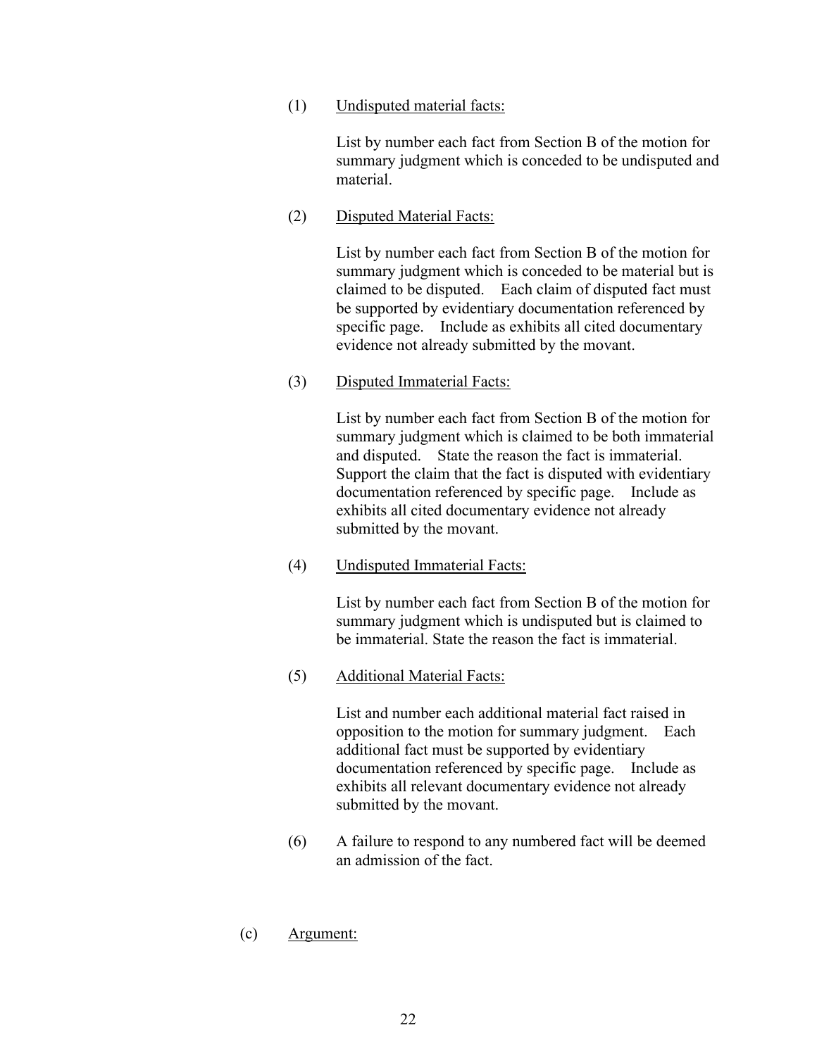(1) Undisputed material facts:

List by number each fact from Section B of the motion for summary judgment which is conceded to be undisputed and material.

(2) Disputed Material Facts:

List by number each fact from Section B of the motion for summary judgment which is conceded to be material but is claimed to be disputed. Each claim of disputed fact must be supported by evidentiary documentation referenced by specific page. Include as exhibits all cited documentary evidence not already submitted by the movant.

(3) Disputed Immaterial Facts:

List by number each fact from Section B of the motion for summary judgment which is claimed to be both immaterial and disputed. State the reason the fact is immaterial. Support the claim that the fact is disputed with evidentiary documentation referenced by specific page. Include as exhibits all cited documentary evidence not already submitted by the movant.

(4) Undisputed Immaterial Facts:

List by number each fact from Section B of the motion for summary judgment which is undisputed but is claimed to be immaterial. State the reason the fact is immaterial.

(5) Additional Material Facts:

List and number each additional material fact raised in opposition to the motion for summary judgment. Each additional fact must be supported by evidentiary documentation referenced by specific page. Include as exhibits all relevant documentary evidence not already submitted by the movant.

(6) A failure to respond to any numbered fact will be deemed an admission of the fact.

(c) Argument: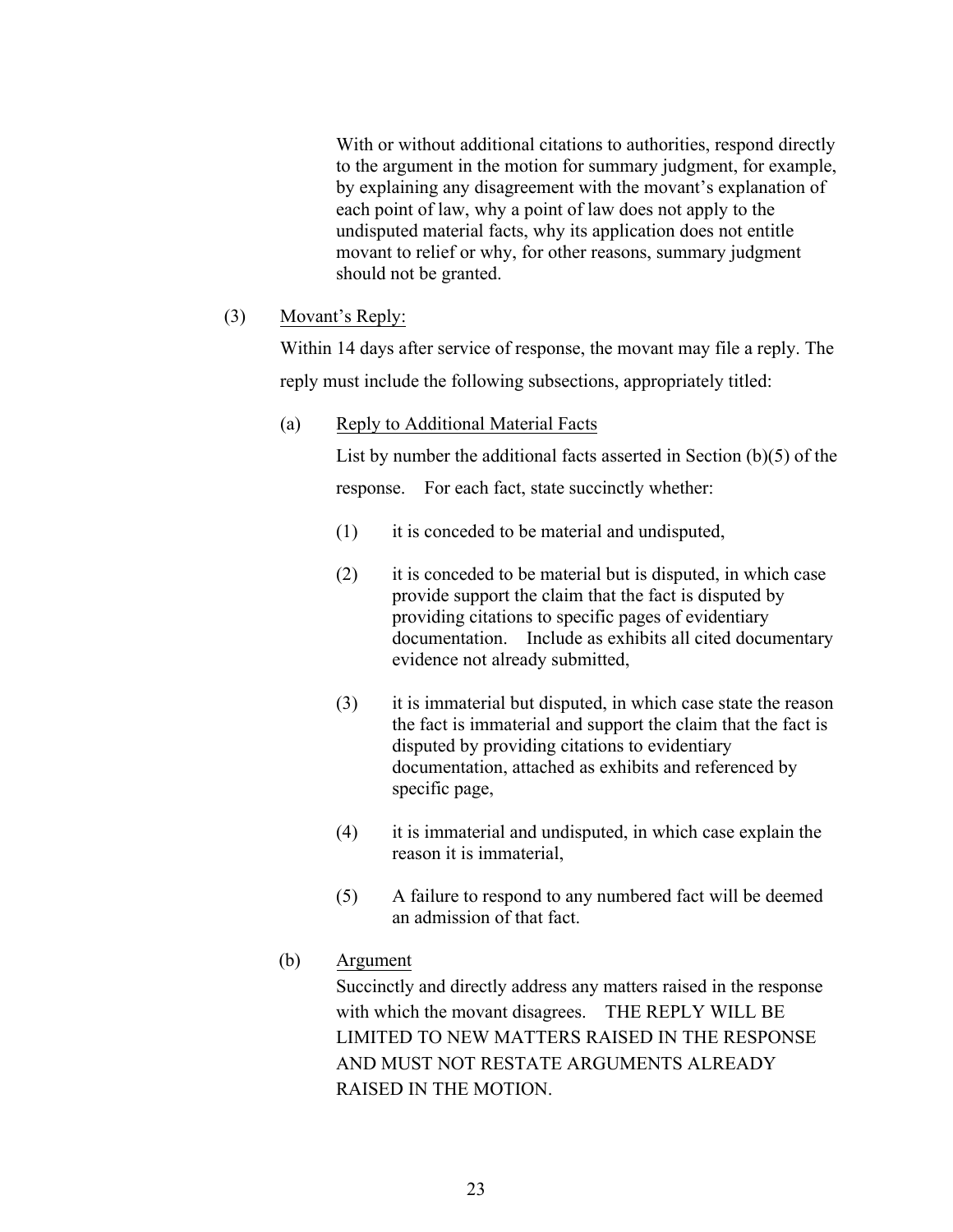With or without additional citations to authorities, respond directly to the argument in the motion for summary judgment, for example, by explaining any disagreement with the movant's explanation of each point of law, why a point of law does not apply to the undisputed material facts, why its application does not entitle movant to relief or why, for other reasons, summary judgment should not be granted.

(3) Movant's Reply:

Within 14 days after service of response, the movant may file a reply. The reply must include the following subsections, appropriately titled:

(a) Reply to Additional Material Facts

List by number the additional facts asserted in Section (b)(5) of the response. For each fact, state succinctly whether:

(1) it is conceded to be material and undisputed,

(2) it is conceded to be material but is disputed, in which case provide support the claim that the fact is disputed by providing citations to specific pages of evidentiary documentation. Include as exhibits all cited documentary evidence not already submitted,

(3) it is immaterial but disputed, in which case state the reason the fact is immaterial and support the claim that the fact is disputed by providing citations to evidentiary documentation, attached as exhibits and referenced by specific page,

(4) it is immaterial and undisputed, in which case explain the reason it is immaterial,

(5) A failure to respond to any numbered fact will be deemed an admission of that fact.

(b) Argument

Succinctly and directly address any matters raised in the response with which the movant disagrees. THE REPLY WILL BE LIMITED TO NEW MATTERS RAISED IN THE RESPONSE AND MUST NOT RESTATE ARGUMENTS ALREADY RAISED IN THE MOTION.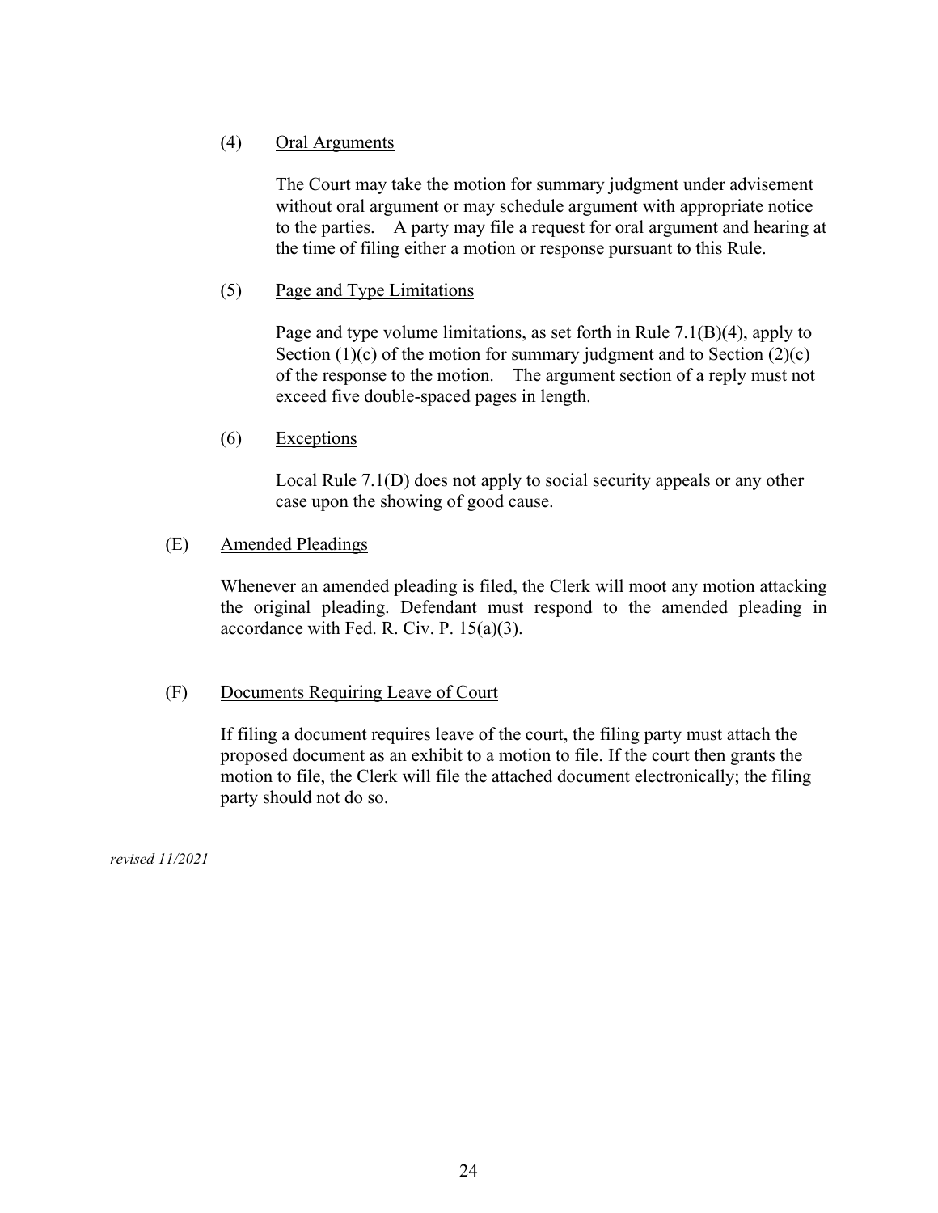(4) Oral Arguments

The Court may take the motion for summary judgment under advisement without oral argument or may schedule argument with appropriate notice to the parties. A party may file a request for oral argument and hearing at the time of filing either a motion or response pursuant to this Rule.

(5) Page and Type Limitations

Page and type volume limitations, as set forth in Rule 7.1(B)(4), apply to Section (1)(c) of the motion for summary judgment and to Section (2)(c) of the response to the motion. The argument section of a reply must not exceed five double-spaced pages in length.

(6) Exceptions

Local Rule 7.1(D) does not apply to social security appeals or any other case upon the showing of good cause.

(E) Amended Pleadings

Whenever an amended pleading is filed, the Clerk will moot any motion attacking the original pleading. Defendant must respond to the amended pleading in accordance with Fed. R. Civ. P. 15(a)(3).

(F) Documents Requiring Leave of Court

If filing a document requires leave of the court, the filing party must attach the proposed document as an exhibit to a motion to file. If the court then grants the motion to file, the Clerk will file the attached document electronically; the filing party should not do so.

*revised 11/2021*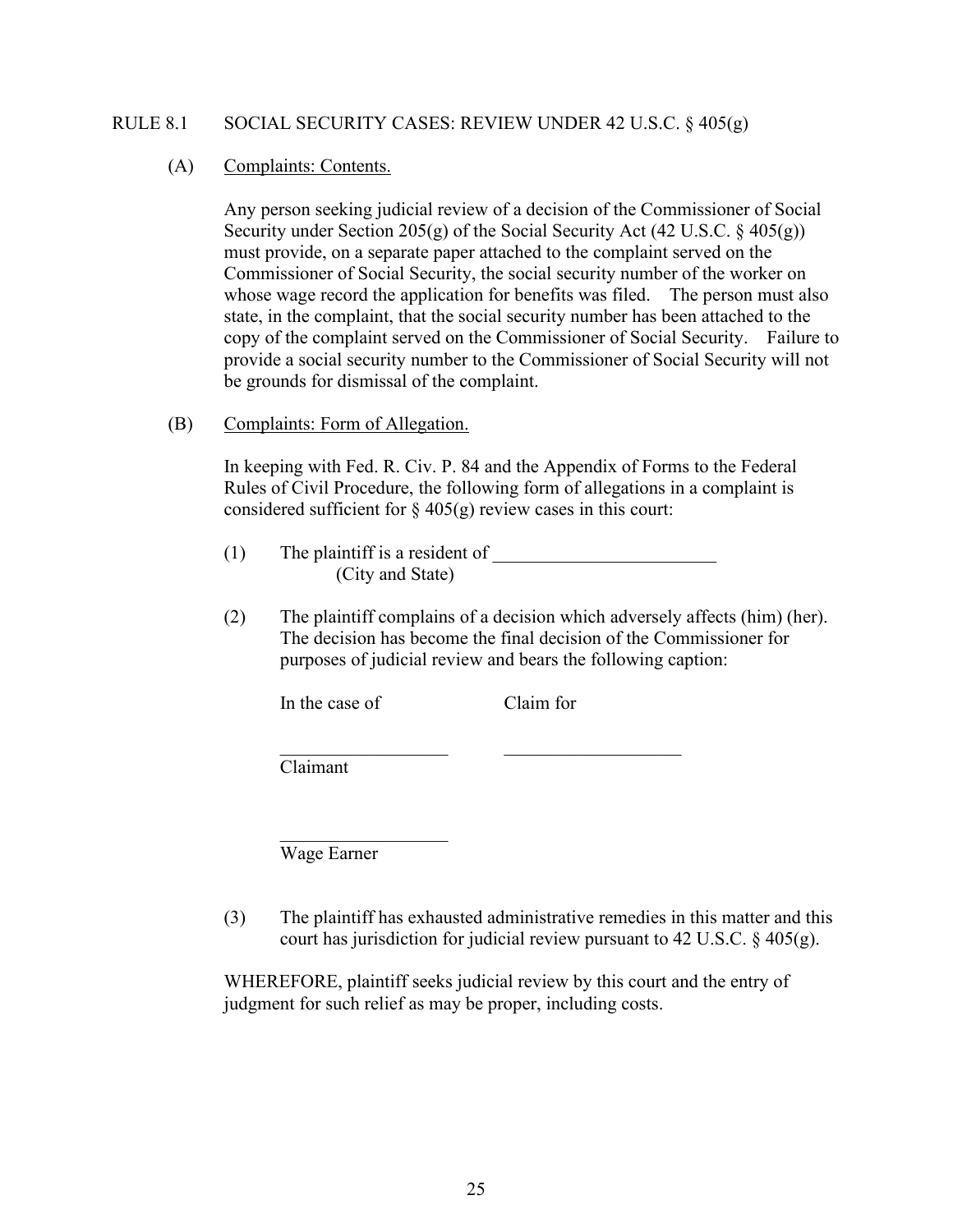## RULE 8.1 SOCIAL SECURITY CASES: REVIEW UNDER 42 U.S.C. § 405(g)

(A) Complaints: Contents.

Any person seeking judicial review of a decision of the Commissioner of Social Security under Section 205(g) of the Social Security Act (42 U.S.C. § 405(g)) must provide, on a separate paper attached to the complaint served on the Commissioner of Social Security, the social security number of the worker on whose wage record the application for benefits was filed. The person must also state, in the complaint, that the social security number has been attached to the copy of the complaint served on the Commissioner of Social Security. Failure to provide a social security number to the Commissioner of Social Security will not be grounds for dismissal of the complaint.

(B) Complaints: Form of Allegation.

In keeping with Fed. R. Civ. P. 84 and the Appendix of Forms to the Federal Rules of Civil Procedure, the following form of allegations in a complaint is considered sufficient for § 405(g) review cases in this court:

(1) The plaintiff is a resident of ________________________
(City and State)

(2) The plaintiff complains of a decision which adversely affects (him) (her). The decision has become the final decision of the Commissioner for purposes of judicial review and bears the following caption:

In the case of            Claim for

__________________        ___________________
Claimant

__________________
Wage Earner

(3) The plaintiff has exhausted administrative remedies in this matter and this court has jurisdiction for judicial review pursuant to 42 U.S.C. § 405(g).

WHEREFORE, plaintiff seeks judicial review by this court and the entry of judgment for such relief as may be proper, including costs.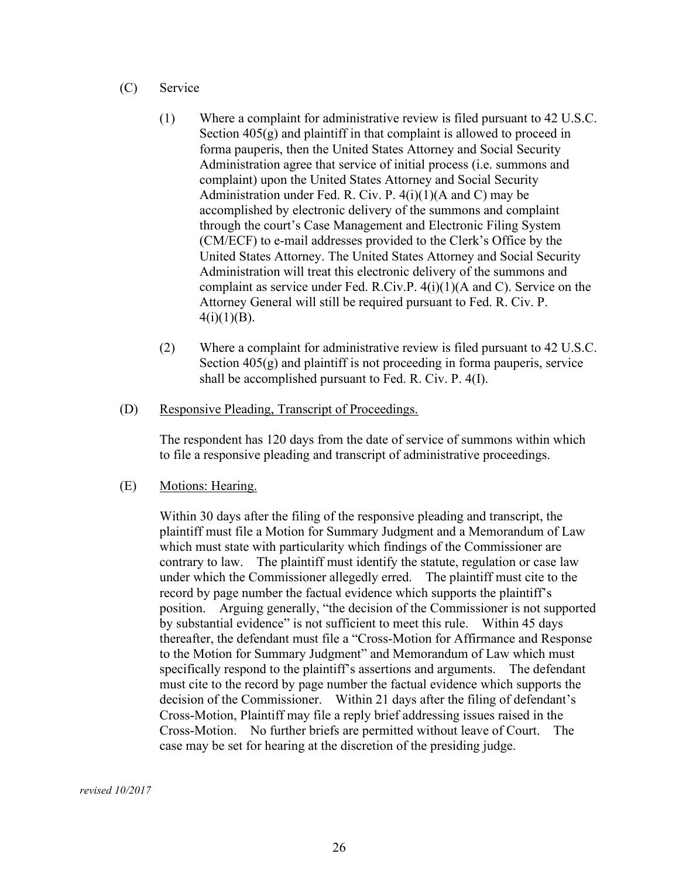(C) Service

(1) Where a complaint for administrative review is filed pursuant to 42 U.S.C. Section 405(g) and plaintiff in that complaint is allowed to proceed in forma pauperis, then the United States Attorney and Social Security Administration agree that service of initial process (i.e. summons and complaint) upon the United States Attorney and Social Security Administration under Fed. R. Civ. P. 4(i)(1)(A and C) may be accomplished by electronic delivery of the summons and complaint through the court's Case Management and Electronic Filing System (CM/ECF) to e-mail addresses provided to the Clerk's Office by the United States Attorney. The United States Attorney and Social Security Administration will treat this electronic delivery of the summons and complaint as service under Fed. R.Civ.P. 4(i)(1)(A and C). Service on the Attorney General will still be required pursuant to Fed. R. Civ. P. 4(i)(1)(B).

(2) Where a complaint for administrative review is filed pursuant to 42 U.S.C. Section 405(g) and plaintiff is not proceeding in forma pauperis, service shall be accomplished pursuant to Fed. R. Civ. P. 4(I).

(D) Responsive Pleading, Transcript of Proceedings.

The respondent has 120 days from the date of service of summons within which to file a responsive pleading and transcript of administrative proceedings.

(E) Motions: Hearing.

Within 30 days after the filing of the responsive pleading and transcript, the plaintiff must file a Motion for Summary Judgment and a Memorandum of Law which must state with particularity which findings of the Commissioner are contrary to law. The plaintiff must identify the statute, regulation or case law under which the Commissioner allegedly erred. The plaintiff must cite to the record by page number the factual evidence which supports the plaintiff's position. Arguing generally, "the decision of the Commissioner is not supported by substantial evidence" is not sufficient to meet this rule. Within 45 days thereafter, the defendant must file a "Cross-Motion for Affirmance and Response to the Motion for Summary Judgment" and Memorandum of Law which must specifically respond to the plaintiff's assertions and arguments. The defendant must cite to the record by page number the factual evidence which supports the decision of the Commissioner. Within 21 days after the filing of defendant's Cross-Motion, Plaintiff may file a reply brief addressing issues raised in the Cross-Motion. No further briefs are permitted without leave of Court. The case may be set for hearing at the discretion of the presiding judge.

*revised 10/2017*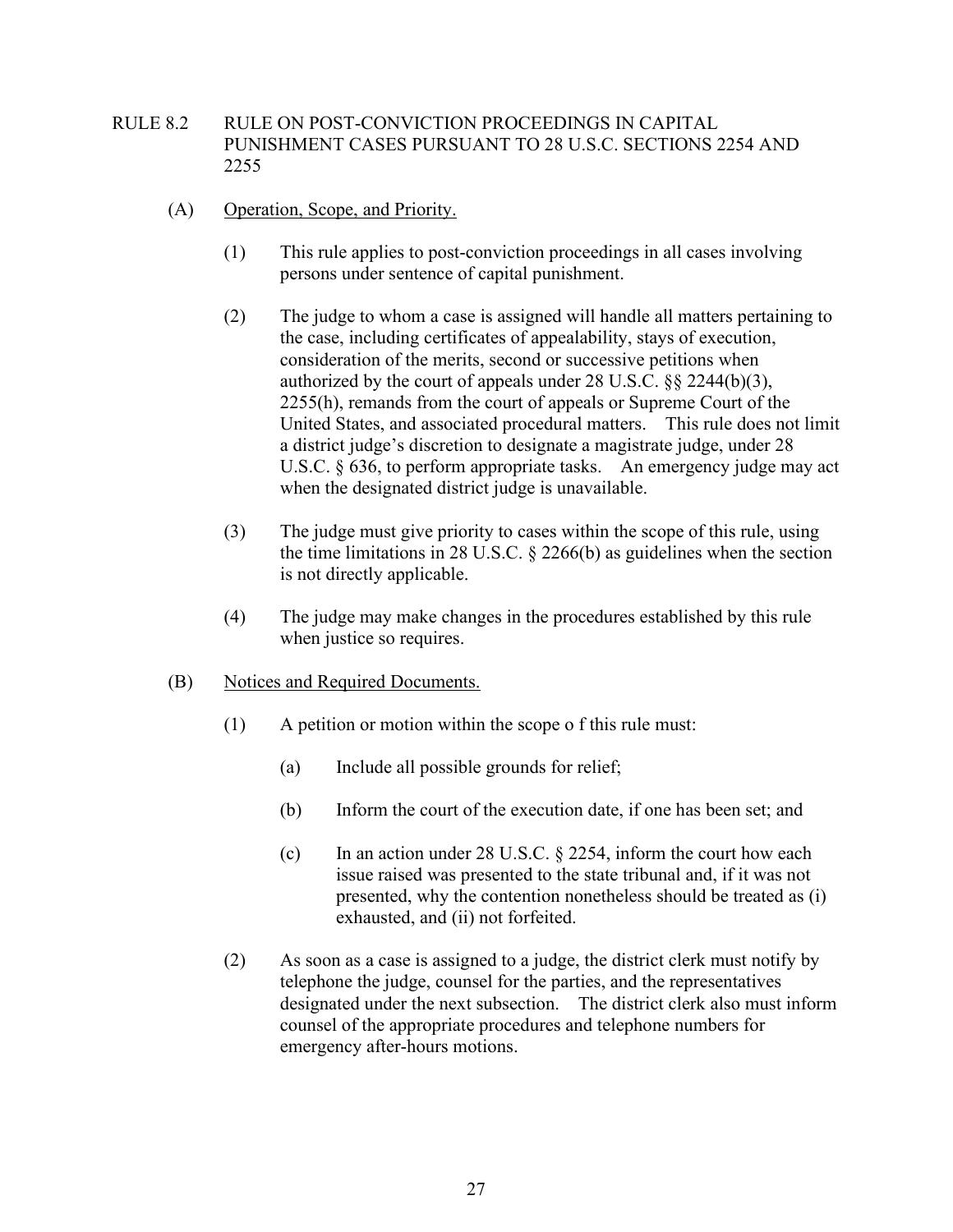## RULE 8.2 RULE ON POST-CONVICTION PROCEEDINGS IN CAPITAL PUNISHMENT CASES PURSUANT TO 28 U.S.C. SECTIONS 2254 AND 2255

(A) Operation, Scope, and Priority.

(1) This rule applies to post-conviction proceedings in all cases involving persons under sentence of capital punishment.

(2) The judge to whom a case is assigned will handle all matters pertaining to the case, including certificates of appealability, stays of execution, consideration of the merits, second or successive petitions when authorized by the court of appeals under 28 U.S.C. §§ 2244(b)(3), 2255(h), remands from the court of appeals or Supreme Court of the United States, and associated procedural matters. This rule does not limit a district judge's discretion to designate a magistrate judge, under 28 U.S.C. § 636, to perform appropriate tasks. An emergency judge may act when the designated district judge is unavailable.

(3) The judge must give priority to cases within the scope of this rule, using the time limitations in 28 U.S.C. § 2266(b) as guidelines when the section is not directly applicable.

(4) The judge may make changes in the procedures established by this rule when justice so requires.

(B) Notices and Required Documents.

(1) A petition or motion within the scope o f this rule must:

(a) Include all possible grounds for relief;

(b) Inform the court of the execution date, if one has been set; and

(c) In an action under 28 U.S.C. § 2254, inform the court how each issue raised was presented to the state tribunal and, if it was not presented, why the contention nonetheless should be treated as (i) exhausted, and (ii) not forfeited.

(2) As soon as a case is assigned to a judge, the district clerk must notify by telephone the judge, counsel for the parties, and the representatives designated under the next subsection. The district clerk also must inform counsel of the appropriate procedures and telephone numbers for emergency after-hours motions.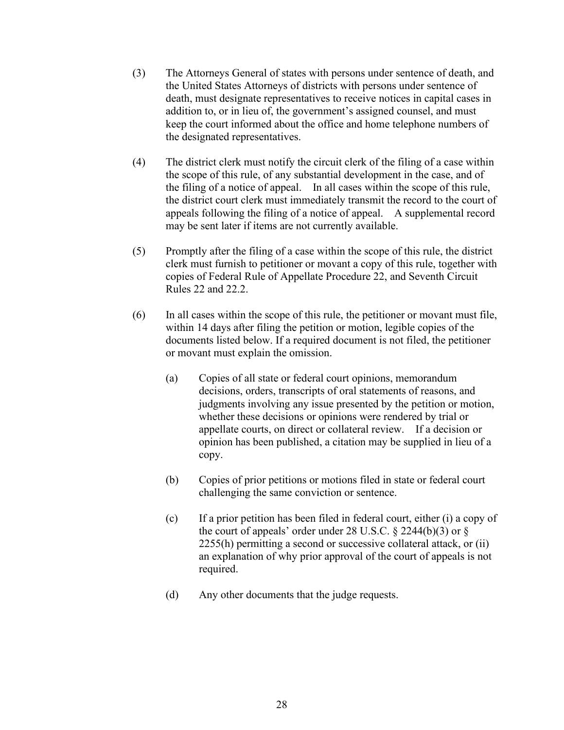(3) The Attorneys General of states with persons under sentence of death, and the United States Attorneys of districts with persons under sentence of death, must designate representatives to receive notices in capital cases in addition to, or in lieu of, the government's assigned counsel, and must keep the court informed about the office and home telephone numbers of the designated representatives.

(4) The district clerk must notify the circuit clerk of the filing of a case within the scope of this rule, of any substantial development in the case, and of the filing of a notice of appeal. In all cases within the scope of this rule, the district court clerk must immediately transmit the record to the court of appeals following the filing of a notice of appeal. A supplemental record may be sent later if items are not currently available.

(5) Promptly after the filing of a case within the scope of this rule, the district clerk must furnish to petitioner or movant a copy of this rule, together with copies of Federal Rule of Appellate Procedure 22, and Seventh Circuit Rules 22 and 22.2.

(6) In all cases within the scope of this rule, the petitioner or movant must file, within 14 days after filing the petition or motion, legible copies of the documents listed below. If a required document is not filed, the petitioner or movant must explain the omission.

  (a) Copies of all state or federal court opinions, memorandum decisions, orders, transcripts of oral statements of reasons, and judgments involving any issue presented by the petition or motion, whether these decisions or opinions were rendered by trial or appellate courts, on direct or collateral review. If a decision or opinion has been published, a citation may be supplied in lieu of a copy.

  (b) Copies of prior petitions or motions filed in state or federal court challenging the same conviction or sentence.

  (c) If a prior petition has been filed in federal court, either (i) a copy of the court of appeals' order under 28 U.S.C. § 2244(b)(3) or § 2255(h) permitting a second or successive collateral attack, or (ii) an explanation of why prior approval of the court of appeals is not required.

  (d) Any other documents that the judge requests.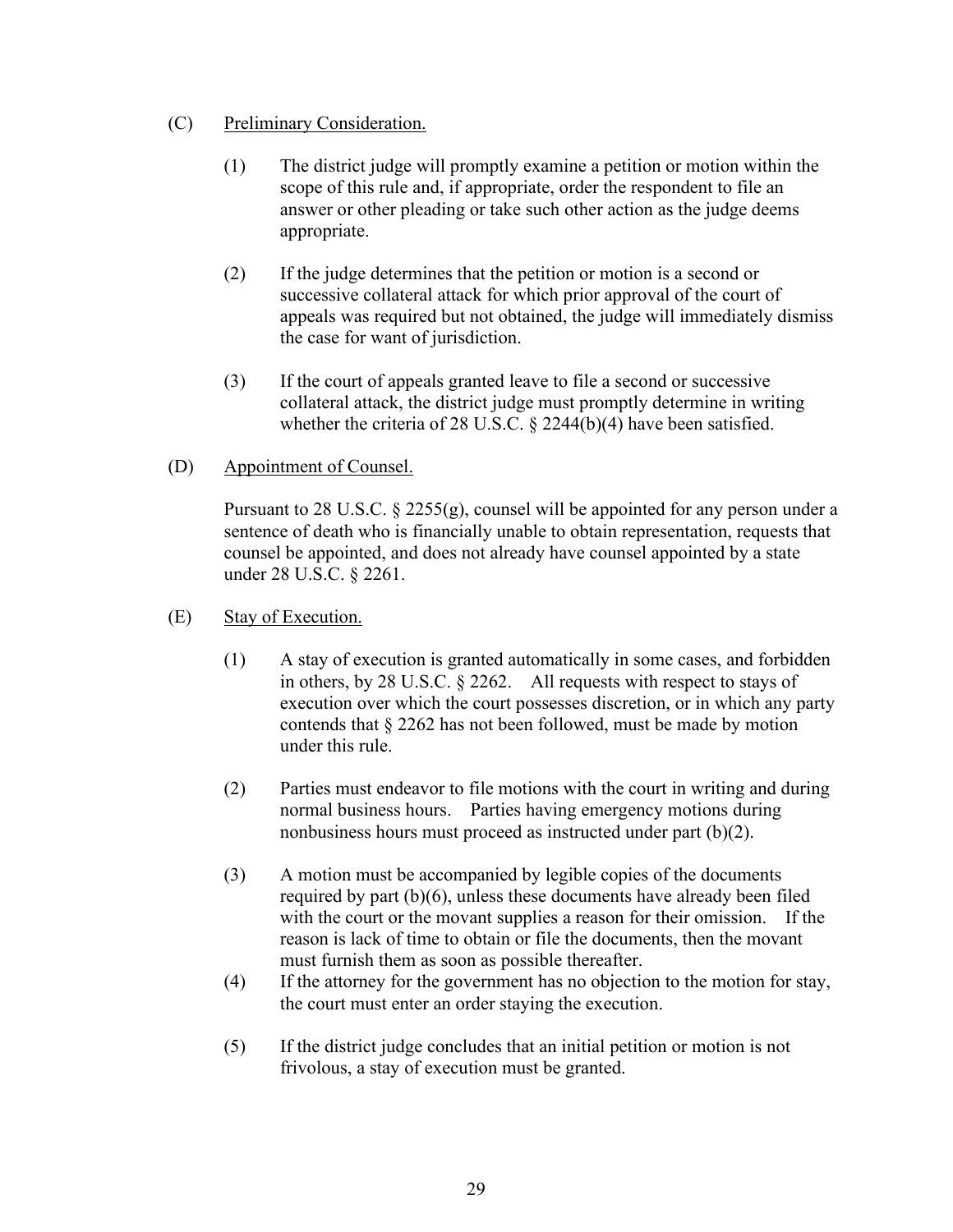(C) <u>Preliminary Consideration.</u>

(1) The district judge will promptly examine a petition or motion within the scope of this rule and, if appropriate, order the respondent to file an answer or other pleading or take such other action as the judge deems appropriate.

(2) If the judge determines that the petition or motion is a second or successive collateral attack for which prior approval of the court of appeals was required but not obtained, the judge will immediately dismiss the case for want of jurisdiction.

(3) If the court of appeals granted leave to file a second or successive collateral attack, the district judge must promptly determine in writing whether the criteria of 28 U.S.C. § 2244(b)(4) have been satisfied.

(D) <u>Appointment of Counsel.</u>

Pursuant to 28 U.S.C. § 2255(g), counsel will be appointed for any person under a sentence of death who is financially unable to obtain representation, requests that counsel be appointed, and does not already have counsel appointed by a state under 28 U.S.C. § 2261.

(E) <u>Stay of Execution.</u>

(1) A stay of execution is granted automatically in some cases, and forbidden in others, by 28 U.S.C. § 2262. All requests with respect to stays of execution over which the court possesses discretion, or in which any party contends that § 2262 has not been followed, must be made by motion under this rule.

(2) Parties must endeavor to file motions with the court in writing and during normal business hours. Parties having emergency motions during nonbusiness hours must proceed as instructed under part (b)(2).

(3) A motion must be accompanied by legible copies of the documents required by part (b)(6), unless these documents have already been filed with the court or the movant supplies a reason for their omission. If the reason is lack of time to obtain or file the documents, then the movant must furnish them as soon as possible thereafter.

(4) If the attorney for the government has no objection to the motion for stay, the court must enter an order staying the execution.

(5) If the district judge concludes that an initial petition or motion is not frivolous, a stay of execution must be granted.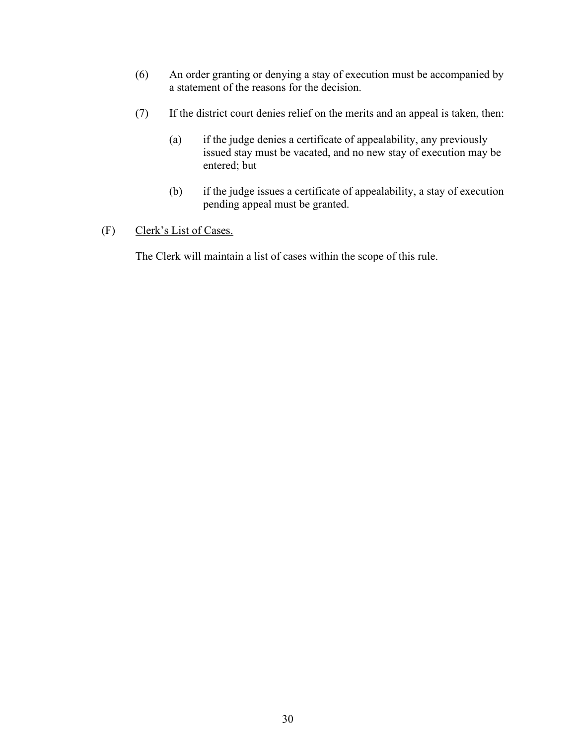(6) An order granting or denying a stay of execution must be accompanied by a statement of the reasons for the decision.

(7) If the district court denies relief on the merits and an appeal is taken, then:

   (a) if the judge denies a certificate of appealability, any previously issued stay must be vacated, and no new stay of execution may be entered; but

   (b) if the judge issues a certificate of appealability, a stay of execution pending appeal must be granted.

(F) Clerk's List of Cases.

The Clerk will maintain a list of cases within the scope of this rule.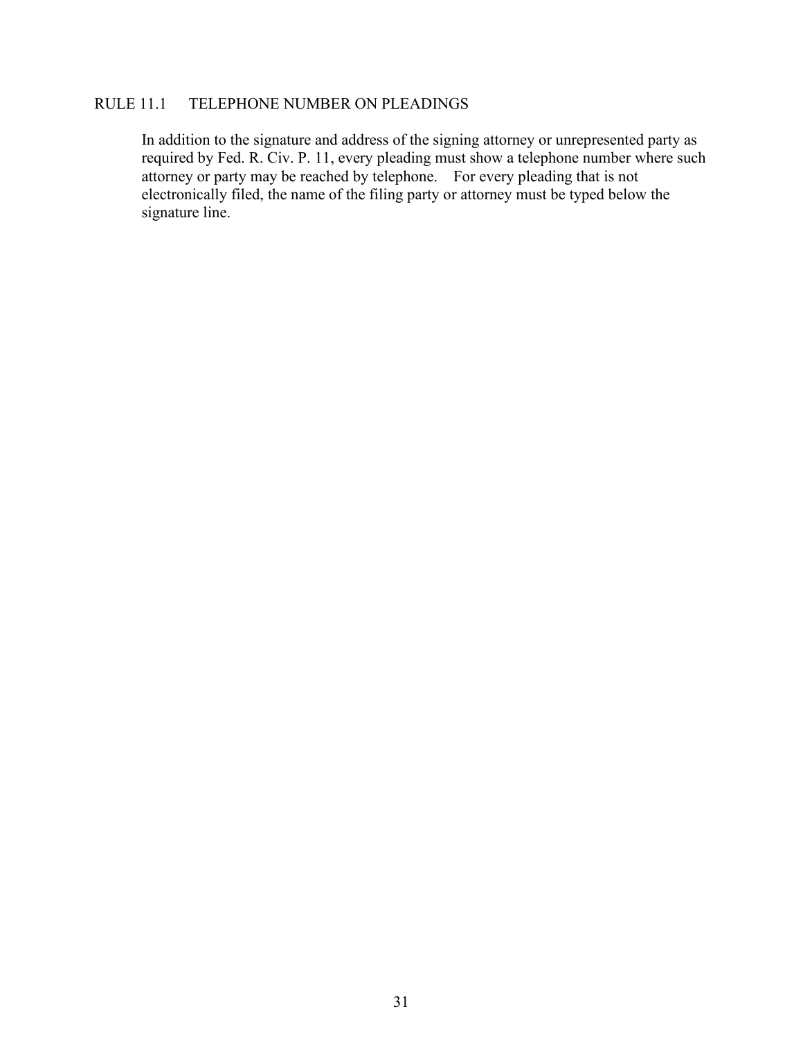## RULE 11.1 TELEPHONE NUMBER ON PLEADINGS

In addition to the signature and address of the signing attorney or unrepresented party as required by Fed. R. Civ. P. 11, every pleading must show a telephone number where such attorney or party may be reached by telephone. For every pleading that is not electronically filed, the name of the filing party or attorney must be typed below the signature line.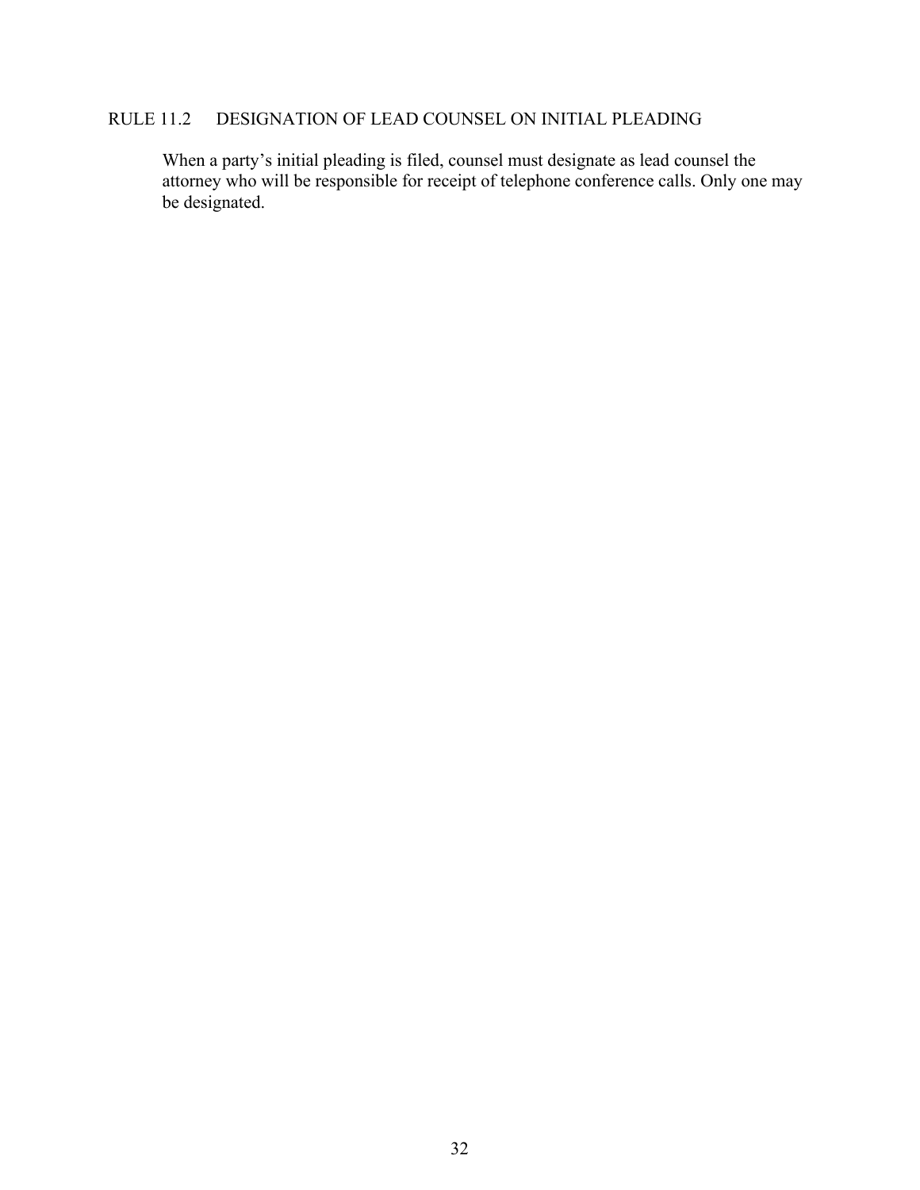## RULE 11.2 DESIGNATION OF LEAD COUNSEL ON INITIAL PLEADING

When a party's initial pleading is filed, counsel must designate as lead counsel the attorney who will be responsible for receipt of telephone conference calls. Only one may be designated.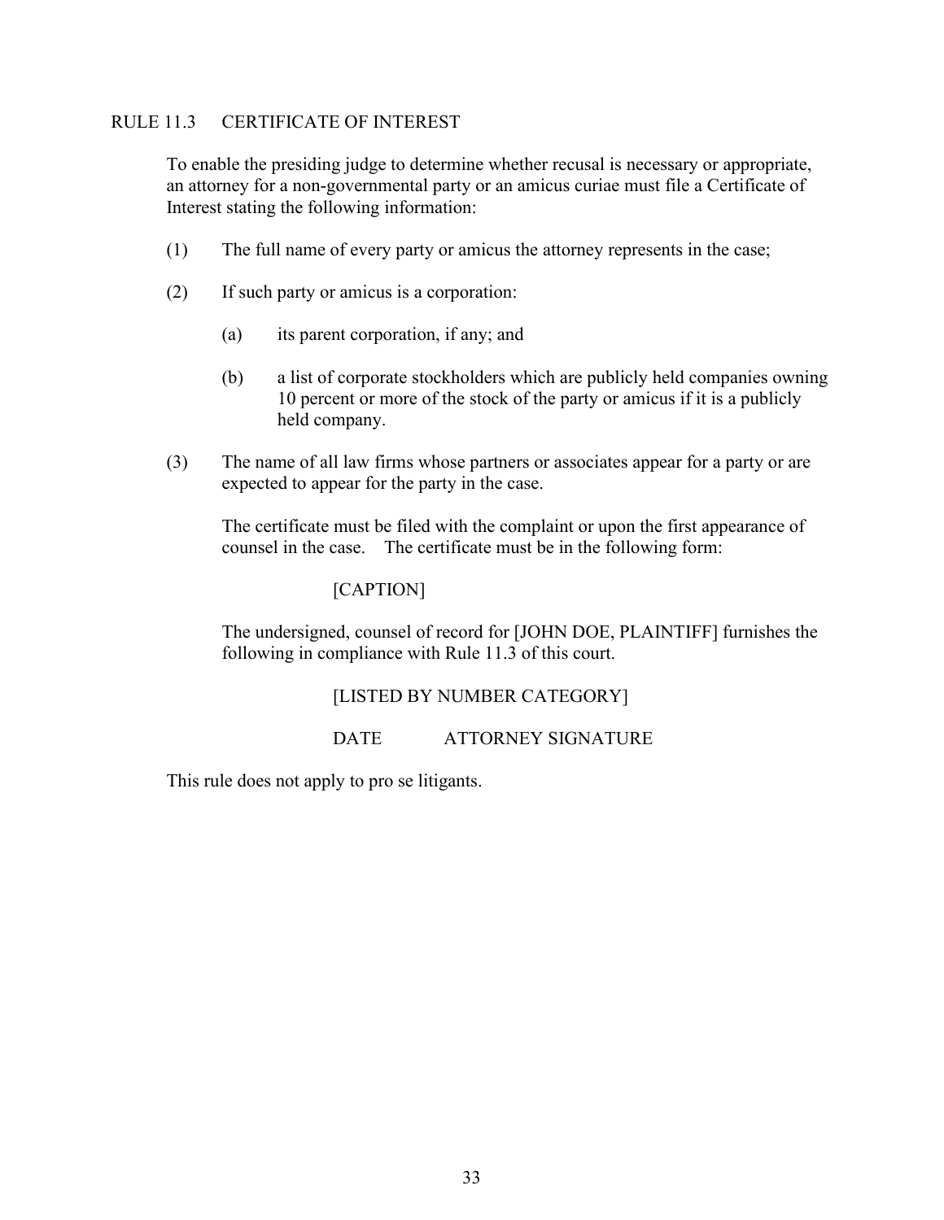## RULE 11.3 CERTIFICATE OF INTEREST

To enable the presiding judge to determine whether recusal is necessary or appropriate, an attorney for a non-governmental party or an amicus curiae must file a Certificate of Interest stating the following information:

(1) The full name of every party or amicus the attorney represents in the case;

(2) If such party or amicus is a corporation:

 (a) its parent corporation, if any; and

 (b) a list of corporate stockholders which are publicly held companies owning 10 percent or more of the stock of the party or amicus if it is a publicly held company.

(3) The name of all law firms whose partners or associates appear for a party or are expected to appear for the party in the case.

 The certificate must be filed with the complaint or upon the first appearance of counsel in the case. The certificate must be in the following form:

 [CAPTION]

 The undersigned, counsel of record for [JOHN DOE, PLAINTIFF] furnishes the following in compliance with Rule 11.3 of this court.

 [LISTED BY NUMBER CATEGORY]

 DATE ATTORNEY SIGNATURE

This rule does not apply to pro se litigants.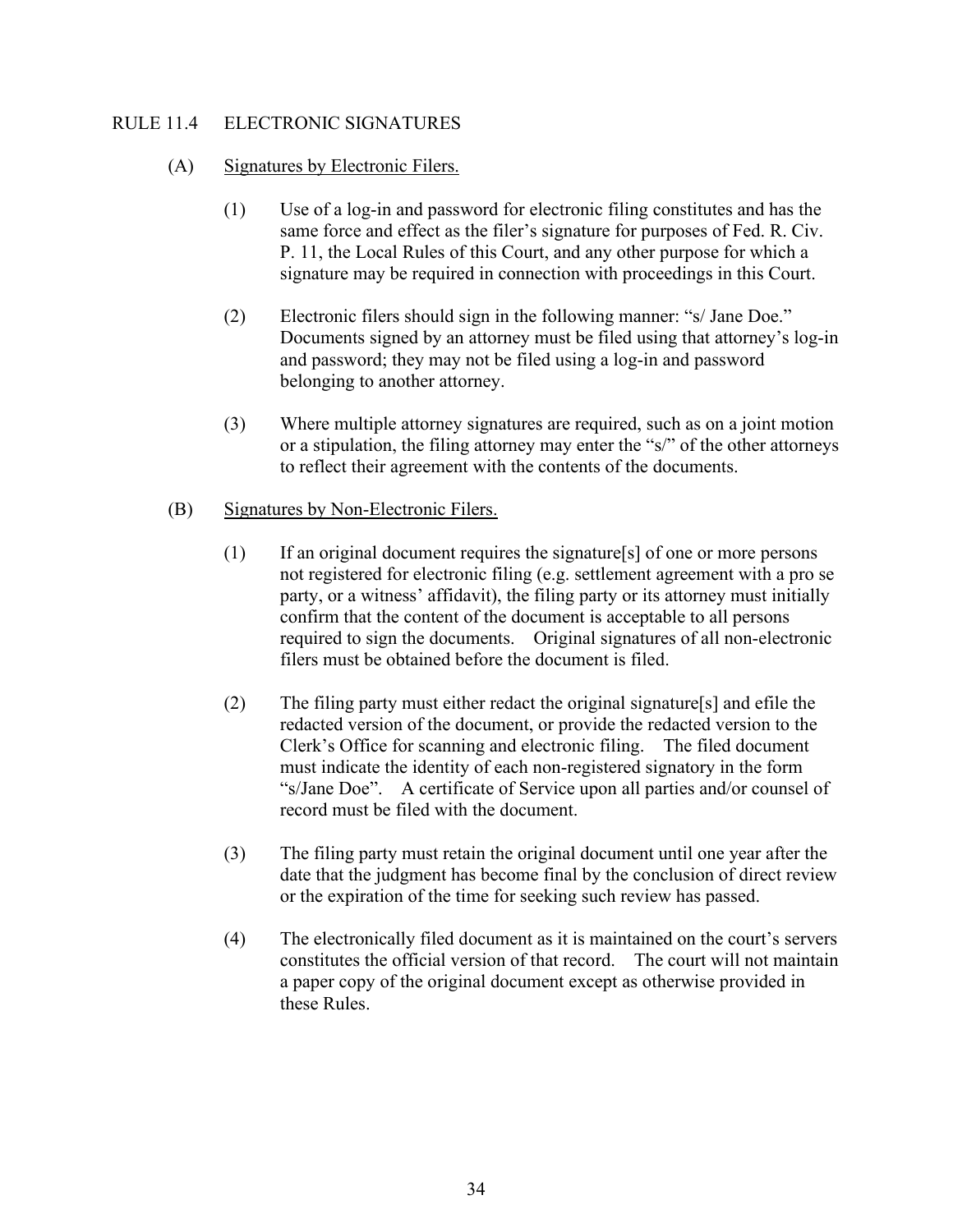## RULE 11.4 ELECTRONIC SIGNATURES

(A) Signatures by Electronic Filers.

(1) Use of a log-in and password for electronic filing constitutes and has the same force and effect as the filer's signature for purposes of Fed. R. Civ. P. 11, the Local Rules of this Court, and any other purpose for which a signature may be required in connection with proceedings in this Court.

(2) Electronic filers should sign in the following manner: "s/ Jane Doe." Documents signed by an attorney must be filed using that attorney's log-in and password; they may not be filed using a log-in and password belonging to another attorney.

(3) Where multiple attorney signatures are required, such as on a joint motion or a stipulation, the filing attorney may enter the "s/" of the other attorneys to reflect their agreement with the contents of the documents.

(B) Signatures by Non-Electronic Filers.

(1) If an original document requires the signature[s] of one or more persons not registered for electronic filing (e.g. settlement agreement with a pro se party, or a witness' affidavit), the filing party or its attorney must initially confirm that the content of the document is acceptable to all persons required to sign the documents. Original signatures of all non-electronic filers must be obtained before the document is filed.

(2) The filing party must either redact the original signature[s] and efile the redacted version of the document, or provide the redacted version to the Clerk's Office for scanning and electronic filing. The filed document must indicate the identity of each non-registered signatory in the form "s/Jane Doe". A certificate of Service upon all parties and/or counsel of record must be filed with the document.

(3) The filing party must retain the original document until one year after the date that the judgment has become final by the conclusion of direct review or the expiration of the time for seeking such review has passed.

(4) The electronically filed document as it is maintained on the court's servers constitutes the official version of that record. The court will not maintain a paper copy of the original document except as otherwise provided in these Rules.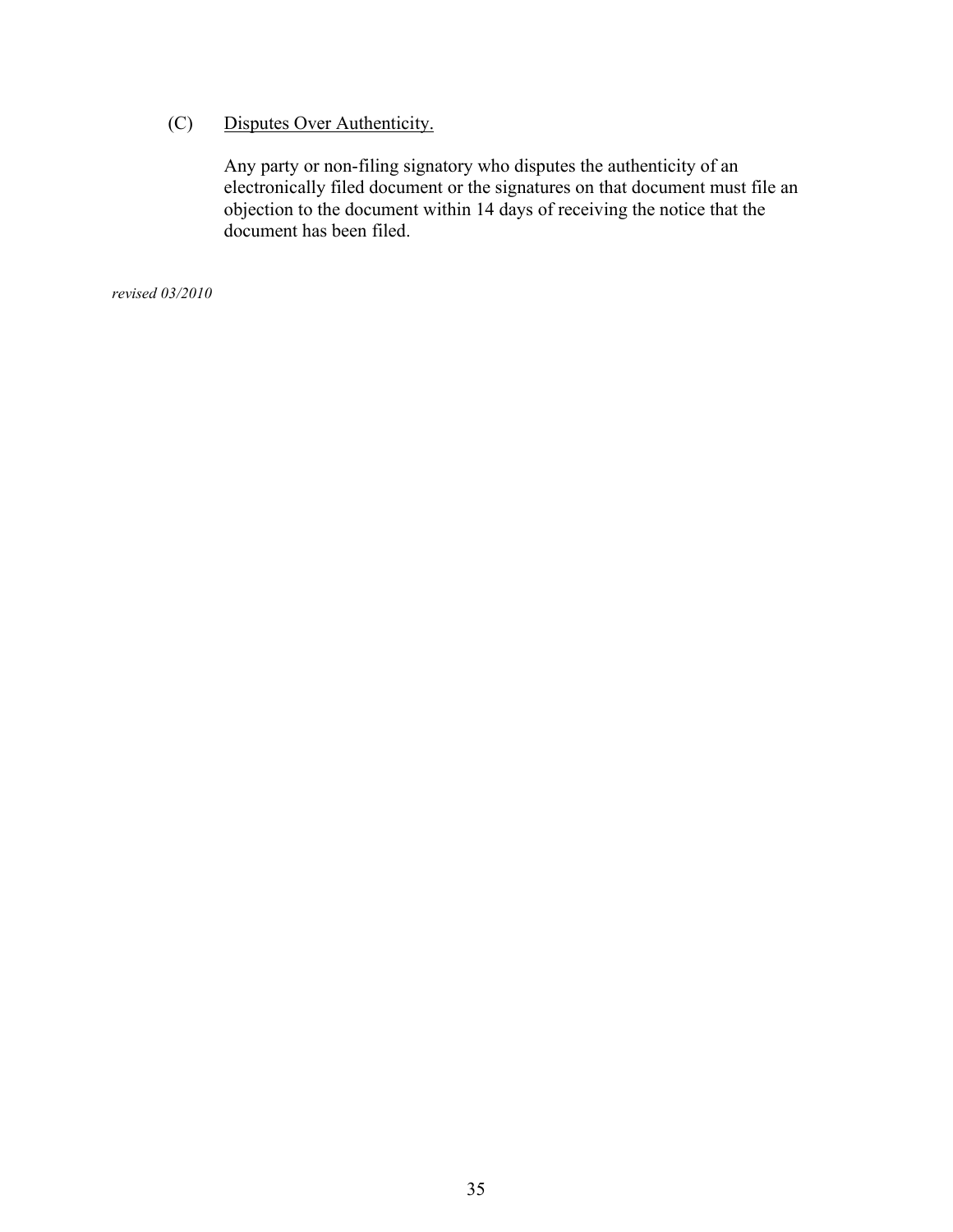(C) Disputes Over Authenticity.

Any party or non-filing signatory who disputes the authenticity of an electronically filed document or the signatures on that document must file an objection to the document within 14 days of receiving the notice that the document has been filed.

*revised 03/2010*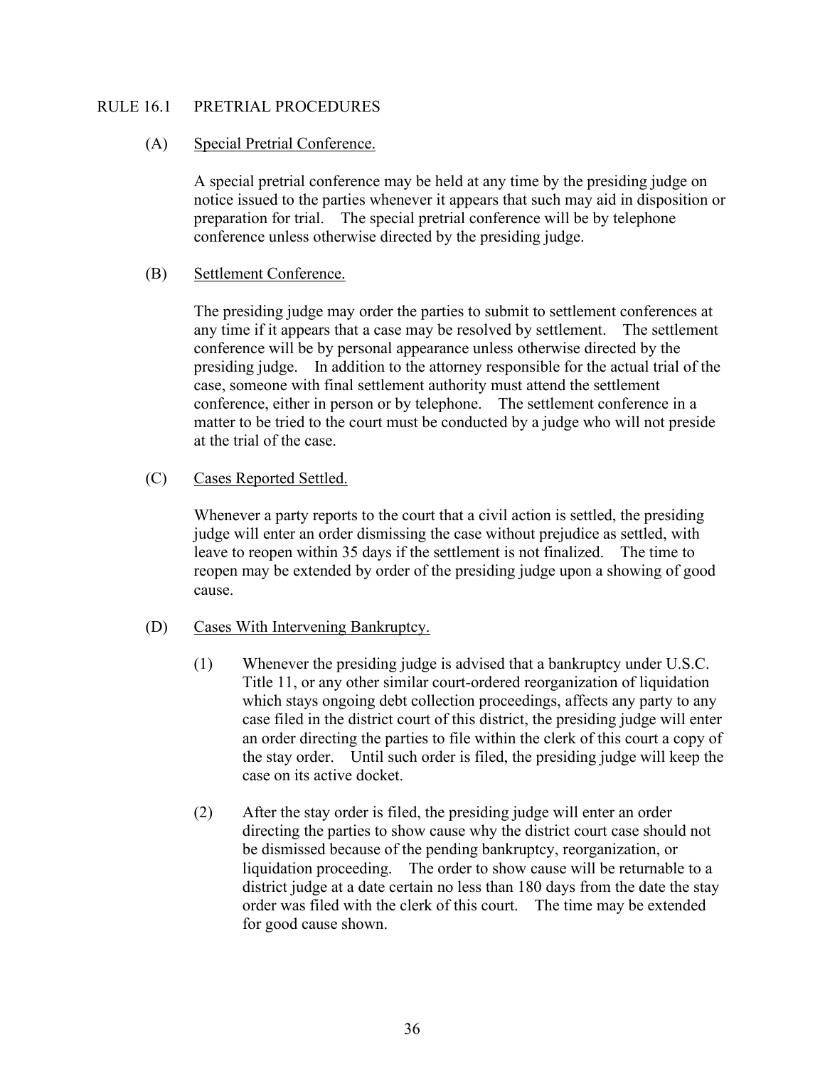## RULE 16.1 PRETRIAL PROCEDURES

(A) Special Pretrial Conference.

A special pretrial conference may be held at any time by the presiding judge on notice issued to the parties whenever it appears that such may aid in disposition or preparation for trial. The special pretrial conference will be by telephone conference unless otherwise directed by the presiding judge.

(B) Settlement Conference.

The presiding judge may order the parties to submit to settlement conferences at any time if it appears that a case may be resolved by settlement. The settlement conference will be by personal appearance unless otherwise directed by the presiding judge. In addition to the attorney responsible for the actual trial of the case, someone with final settlement authority must attend the settlement conference, either in person or by telephone. The settlement conference in a matter to be tried to the court must be conducted by a judge who will not preside at the trial of the case.

(C) Cases Reported Settled.

Whenever a party reports to the court that a civil action is settled, the presiding judge will enter an order dismissing the case without prejudice as settled, with leave to reopen within 35 days if the settlement is not finalized. The time to reopen may be extended by order of the presiding judge upon a showing of good cause.

(D) Cases With Intervening Bankruptcy.

(1) Whenever the presiding judge is advised that a bankruptcy under U.S.C. Title 11, or any other similar court-ordered reorganization of liquidation which stays ongoing debt collection proceedings, affects any party to any case filed in the district court of this district, the presiding judge will enter an order directing the parties to file within the clerk of this court a copy of the stay order. Until such order is filed, the presiding judge will keep the case on its active docket.

(2) After the stay order is filed, the presiding judge will enter an order directing the parties to show cause why the district court case should not be dismissed because of the pending bankruptcy, reorganization, or liquidation proceeding. The order to show cause will be returnable to a district judge at a date certain no less than 180 days from the date the stay order was filed with the clerk of this court. The time may be extended for good cause shown.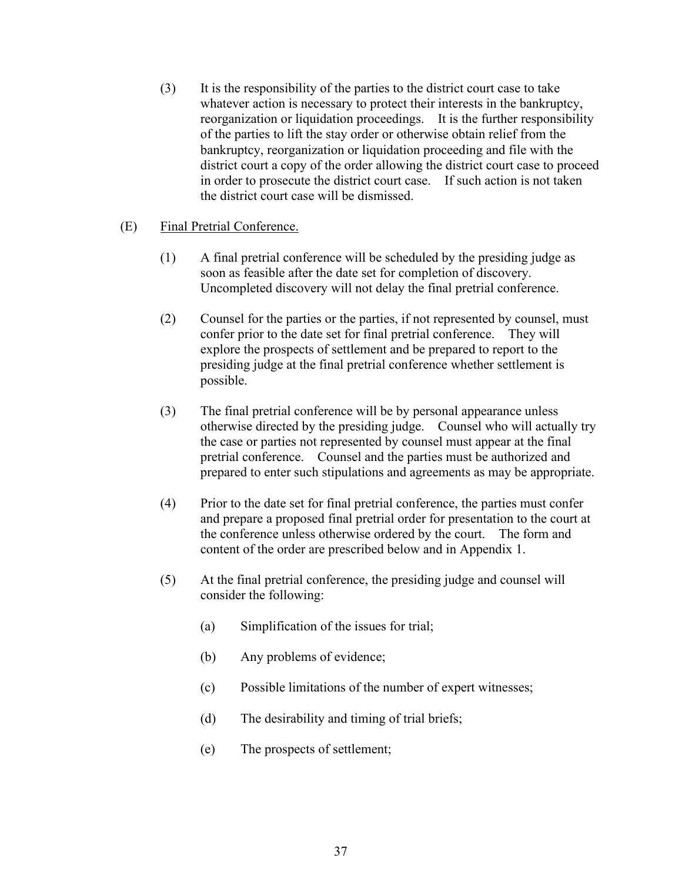(3) It is the responsibility of the parties to the district court case to take whatever action is necessary to protect their interests in the bankruptcy, reorganization or liquidation proceedings. It is the further responsibility of the parties to lift the stay order or otherwise obtain relief from the bankruptcy, reorganization or liquidation proceeding and file with the district court a copy of the order allowing the district court case to proceed in order to prosecute the district court case. If such action is not taken the district court case will be dismissed.

(E) Final Pretrial Conference.

(1) A final pretrial conference will be scheduled by the presiding judge as soon as feasible after the date set for completion of discovery. Uncompleted discovery will not delay the final pretrial conference.

(2) Counsel for the parties or the parties, if not represented by counsel, must confer prior to the date set for final pretrial conference. They will explore the prospects of settlement and be prepared to report to the presiding judge at the final pretrial conference whether settlement is possible.

(3) The final pretrial conference will be by personal appearance unless otherwise directed by the presiding judge. Counsel who will actually try the case or parties not represented by counsel must appear at the final pretrial conference. Counsel and the parties must be authorized and prepared to enter such stipulations and agreements as may be appropriate.

(4) Prior to the date set for final pretrial conference, the parties must confer and prepare a proposed final pretrial order for presentation to the court at the conference unless otherwise ordered by the court. The form and content of the order are prescribed below and in Appendix 1.

(5) At the final pretrial conference, the presiding judge and counsel will consider the following:

(a) Simplification of the issues for trial;

(b) Any problems of evidence;

(c) Possible limitations of the number of expert witnesses;

(d) The desirability and timing of trial briefs;

(e) The prospects of settlement;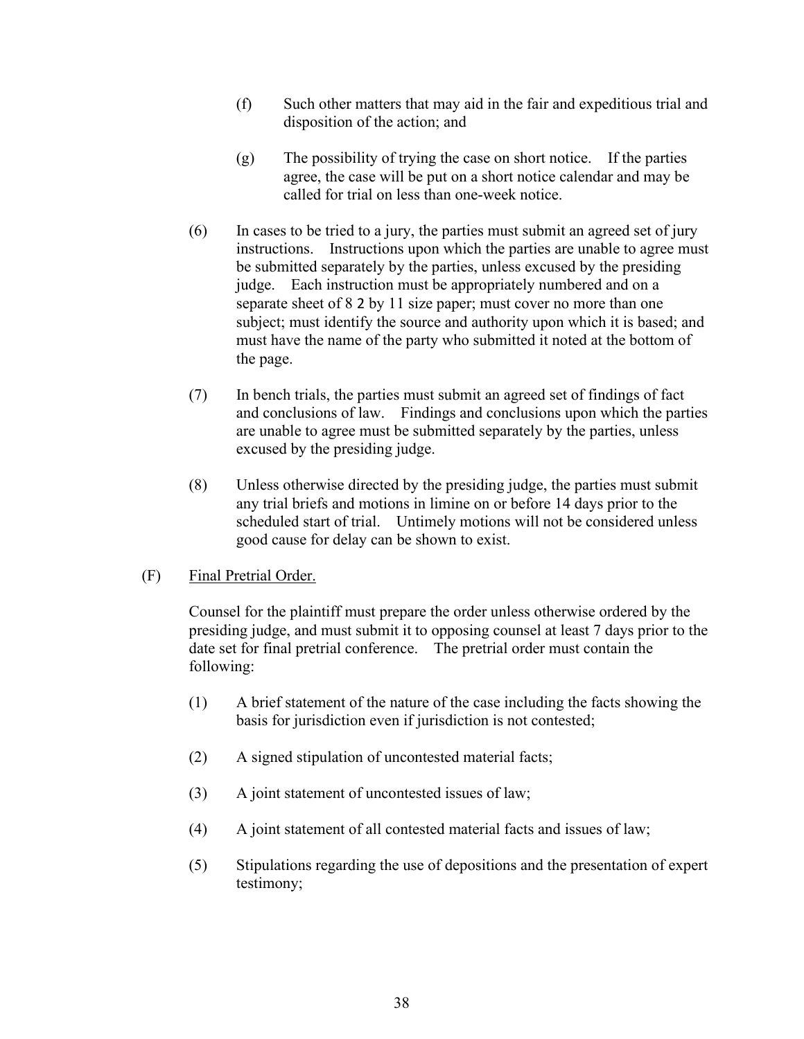(f) Such other matters that may aid in the fair and expeditious trial and disposition of the action; and

(g) The possibility of trying the case on short notice. If the parties agree, the case will be put on a short notice calendar and may be called for trial on less than one-week notice.

(6) In cases to be tried to a jury, the parties must submit an agreed set of jury instructions. Instructions upon which the parties are unable to agree must be submitted separately by the parties, unless excused by the presiding judge. Each instruction must be appropriately numbered and on a separate sheet of 8 2 by 11 size paper; must cover no more than one subject; must identify the source and authority upon which it is based; and must have the name of the party who submitted it noted at the bottom of the page.

(7) In bench trials, the parties must submit an agreed set of findings of fact and conclusions of law. Findings and conclusions upon which the parties are unable to agree must be submitted separately by the parties, unless excused by the presiding judge.

(8) Unless otherwise directed by the presiding judge, the parties must submit any trial briefs and motions in limine on or before 14 days prior to the scheduled start of trial. Untimely motions will not be considered unless good cause for delay can be shown to exist.

(F) Final Pretrial Order.

Counsel for the plaintiff must prepare the order unless otherwise ordered by the presiding judge, and must submit it to opposing counsel at least 7 days prior to the date set for final pretrial conference. The pretrial order must contain the following:

(1) A brief statement of the nature of the case including the facts showing the basis for jurisdiction even if jurisdiction is not contested;

(2) A signed stipulation of uncontested material facts;

(3) A joint statement of uncontested issues of law;

(4) A joint statement of all contested material facts and issues of law;

(5) Stipulations regarding the use of depositions and the presentation of expert testimony;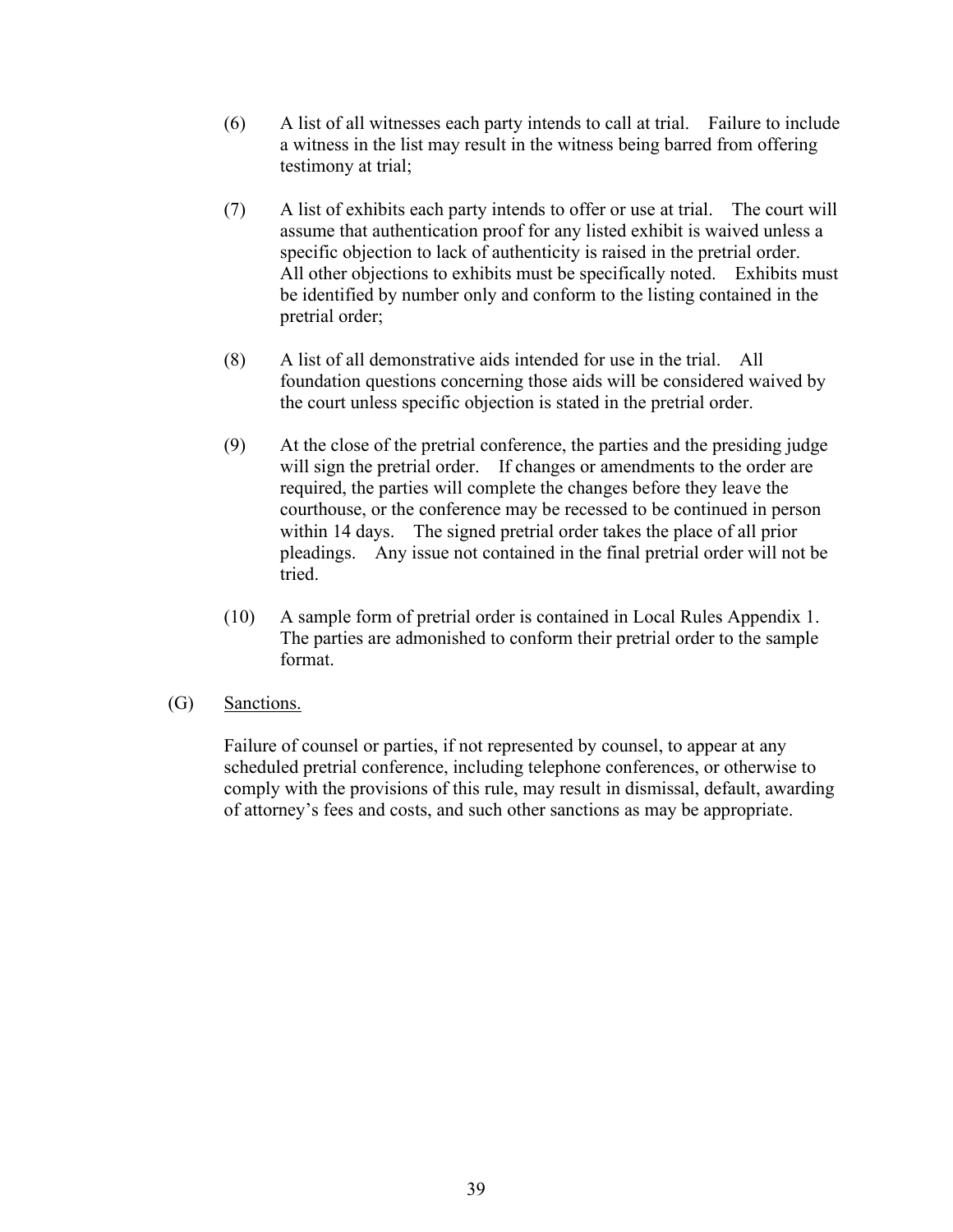(6) A list of all witnesses each party intends to call at trial. Failure to include a witness in the list may result in the witness being barred from offering testimony at trial;

(7) A list of exhibits each party intends to offer or use at trial. The court will assume that authentication proof for any listed exhibit is waived unless a specific objection to lack of authenticity is raised in the pretrial order. All other objections to exhibits must be specifically noted. Exhibits must be identified by number only and conform to the listing contained in the pretrial order;

(8) A list of all demonstrative aids intended for use in the trial. All foundation questions concerning those aids will be considered waived by the court unless specific objection is stated in the pretrial order.

(9) At the close of the pretrial conference, the parties and the presiding judge will sign the pretrial order. If changes or amendments to the order are required, the parties will complete the changes before they leave the courthouse, or the conference may be recessed to be continued in person within 14 days. The signed pretrial order takes the place of all prior pleadings. Any issue not contained in the final pretrial order will not be tried.

(10) A sample form of pretrial order is contained in Local Rules Appendix 1. The parties are admonished to conform their pretrial order to the sample format.

(G) Sanctions.

Failure of counsel or parties, if not represented by counsel, to appear at any scheduled pretrial conference, including telephone conferences, or otherwise to comply with the provisions of this rule, may result in dismissal, default, awarding of attorney's fees and costs, and such other sanctions as may be appropriate.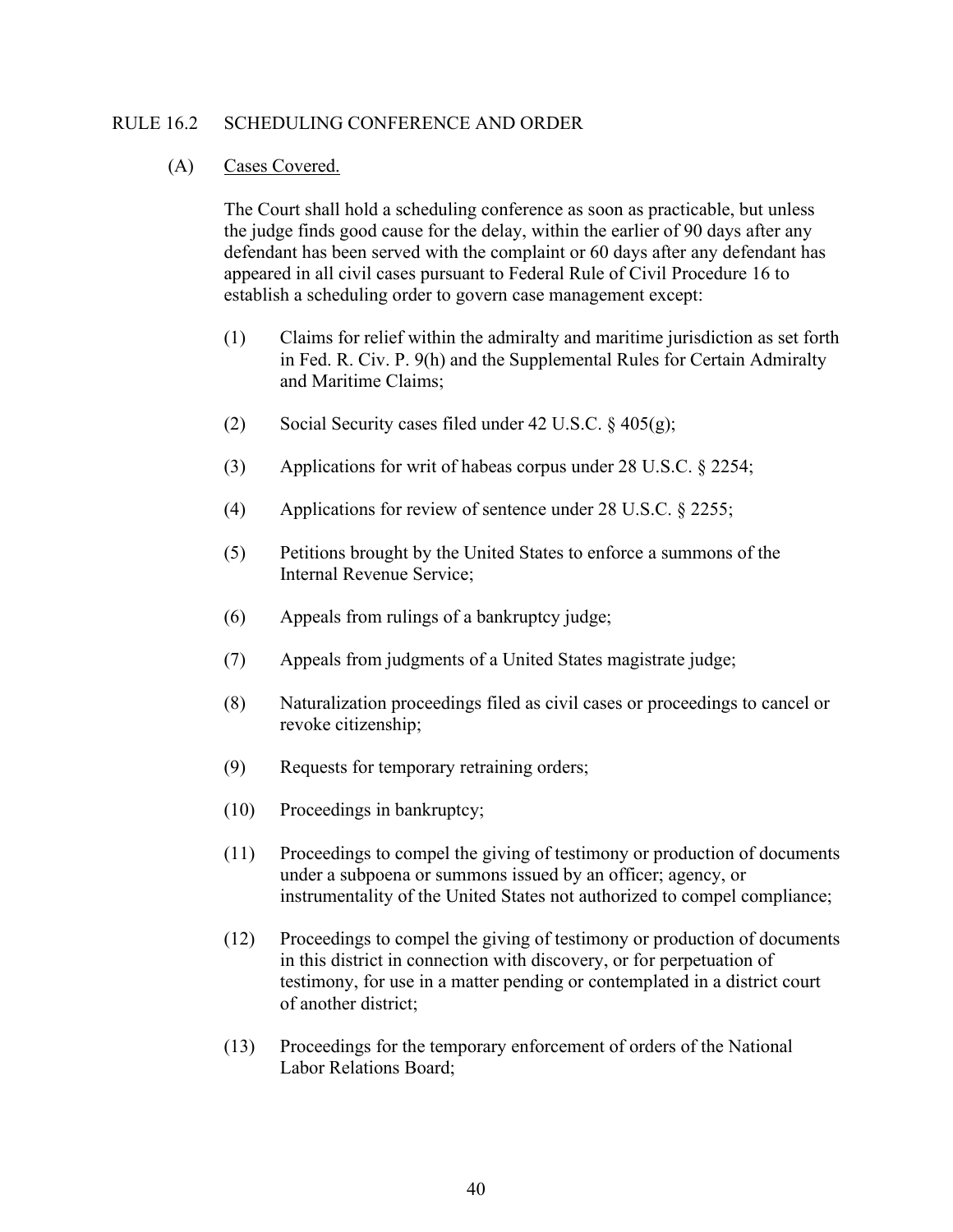## RULE 16.2 SCHEDULING CONFERENCE AND ORDER

(A) Cases Covered.

The Court shall hold a scheduling conference as soon as practicable, but unless the judge finds good cause for the delay, within the earlier of 90 days after any defendant has been served with the complaint or 60 days after any defendant has appeared in all civil cases pursuant to Federal Rule of Civil Procedure 16 to establish a scheduling order to govern case management except:

(1) Claims for relief within the admiralty and maritime jurisdiction as set forth in Fed. R. Civ. P. 9(h) and the Supplemental Rules for Certain Admiralty and Maritime Claims;

(2) Social Security cases filed under 42 U.S.C. § 405(g);

(3) Applications for writ of habeas corpus under 28 U.S.C. § 2254;

(4) Applications for review of sentence under 28 U.S.C. § 2255;

(5) Petitions brought by the United States to enforce a summons of the Internal Revenue Service;

(6) Appeals from rulings of a bankruptcy judge;

(7) Appeals from judgments of a United States magistrate judge;

(8) Naturalization proceedings filed as civil cases or proceedings to cancel or revoke citizenship;

(9) Requests for temporary retraining orders;

(10) Proceedings in bankruptcy;

(11) Proceedings to compel the giving of testimony or production of documents under a subpoena or summons issued by an officer; agency, or instrumentality of the United States not authorized to compel compliance;

(12) Proceedings to compel the giving of testimony or production of documents in this district in connection with discovery, or for perpetuation of testimony, for use in a matter pending or contemplated in a district court of another district;

(13) Proceedings for the temporary enforcement of orders of the National Labor Relations Board;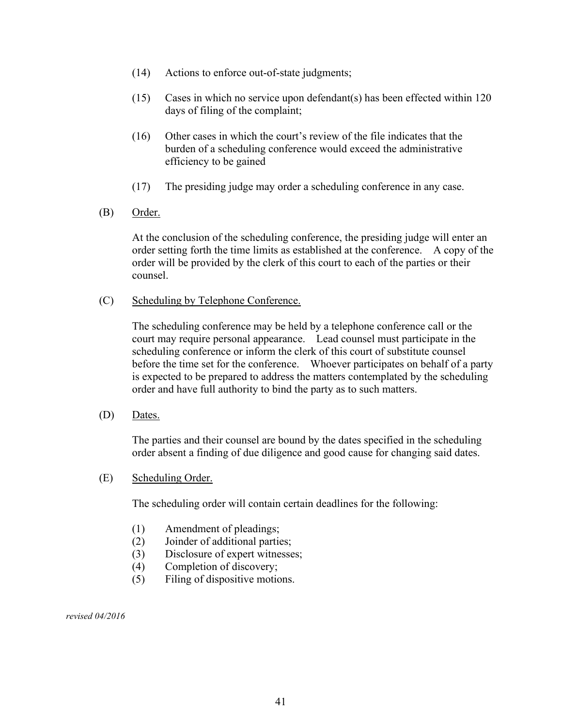(14) Actions to enforce out-of-state judgments;

(15) Cases in which no service upon defendant(s) has been effected within 120 days of filing of the complaint;

(16) Other cases in which the court's review of the file indicates that the burden of a scheduling conference would exceed the administrative efficiency to be gained

(17) The presiding judge may order a scheduling conference in any case.

(B) Order.

At the conclusion of the scheduling conference, the presiding judge will enter an order setting forth the time limits as established at the conference. A copy of the order will be provided by the clerk of this court to each of the parties or their counsel.

(C) Scheduling by Telephone Conference.

The scheduling conference may be held by a telephone conference call or the court may require personal appearance. Lead counsel must participate in the scheduling conference or inform the clerk of this court of substitute counsel before the time set for the conference. Whoever participates on behalf of a party is expected to be prepared to address the matters contemplated by the scheduling order and have full authority to bind the party as to such matters.

(D) Dates.

The parties and their counsel are bound by the dates specified in the scheduling order absent a finding of due diligence and good cause for changing said dates.

(E) Scheduling Order.

The scheduling order will contain certain deadlines for the following:

(1) Amendment of pleadings;
(2) Joinder of additional parties;
(3) Disclosure of expert witnesses;
(4) Completion of discovery;
(5) Filing of dispositive motions.

*revised 04/2016*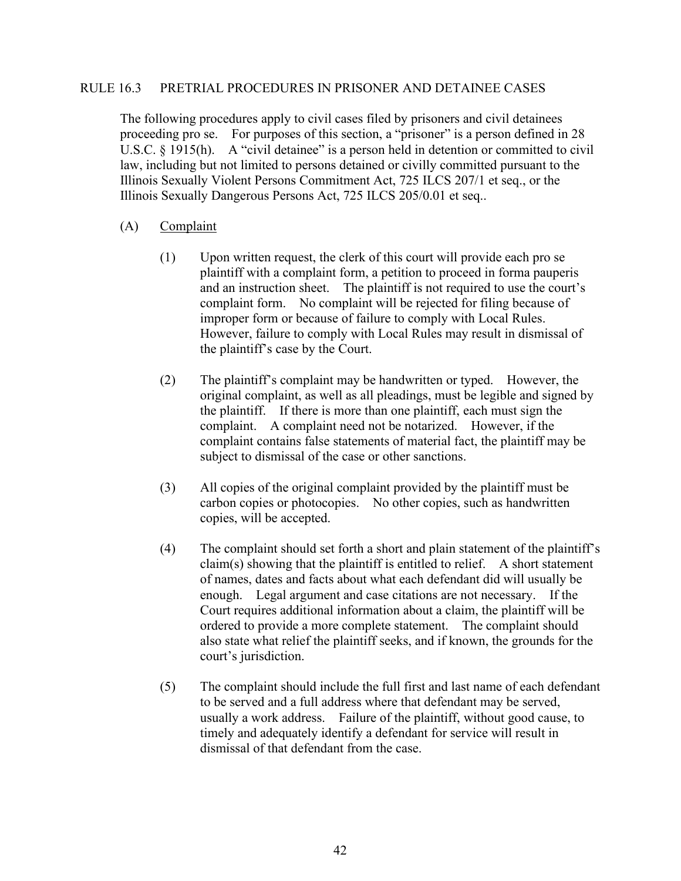## RULE 16.3 PRETRIAL PROCEDURES IN PRISONER AND DETAINEE CASES

The following procedures apply to civil cases filed by prisoners and civil detainees proceeding pro se. For purposes of this section, a "prisoner" is a person defined in 28 U.S.C. § 1915(h). A "civil detainee" is a person held in detention or committed to civil law, including but not limited to persons detained or civilly committed pursuant to the Illinois Sexually Violent Persons Commitment Act, 725 ILCS 207/1 et seq., or the Illinois Sexually Dangerous Persons Act, 725 ILCS 205/0.01 et seq..

(A) Complaint

(1) Upon written request, the clerk of this court will provide each pro se plaintiff with a complaint form, a petition to proceed in forma pauperis and an instruction sheet. The plaintiff is not required to use the court's complaint form. No complaint will be rejected for filing because of improper form or because of failure to comply with Local Rules. However, failure to comply with Local Rules may result in dismissal of the plaintiff's case by the Court.

(2) The plaintiff's complaint may be handwritten or typed. However, the original complaint, as well as all pleadings, must be legible and signed by the plaintiff. If there is more than one plaintiff, each must sign the complaint. A complaint need not be notarized. However, if the complaint contains false statements of material fact, the plaintiff may be subject to dismissal of the case or other sanctions.

(3) All copies of the original complaint provided by the plaintiff must be carbon copies or photocopies. No other copies, such as handwritten copies, will be accepted.

(4) The complaint should set forth a short and plain statement of the plaintiff's claim(s) showing that the plaintiff is entitled to relief. A short statement of names, dates and facts about what each defendant did will usually be enough. Legal argument and case citations are not necessary. If the Court requires additional information about a claim, the plaintiff will be ordered to provide a more complete statement. The complaint should also state what relief the plaintiff seeks, and if known, the grounds for the court's jurisdiction.

(5) The complaint should include the full first and last name of each defendant to be served and a full address where that defendant may be served, usually a work address. Failure of the plaintiff, without good cause, to timely and adequately identify a defendant for service will result in dismissal of that defendant from the case.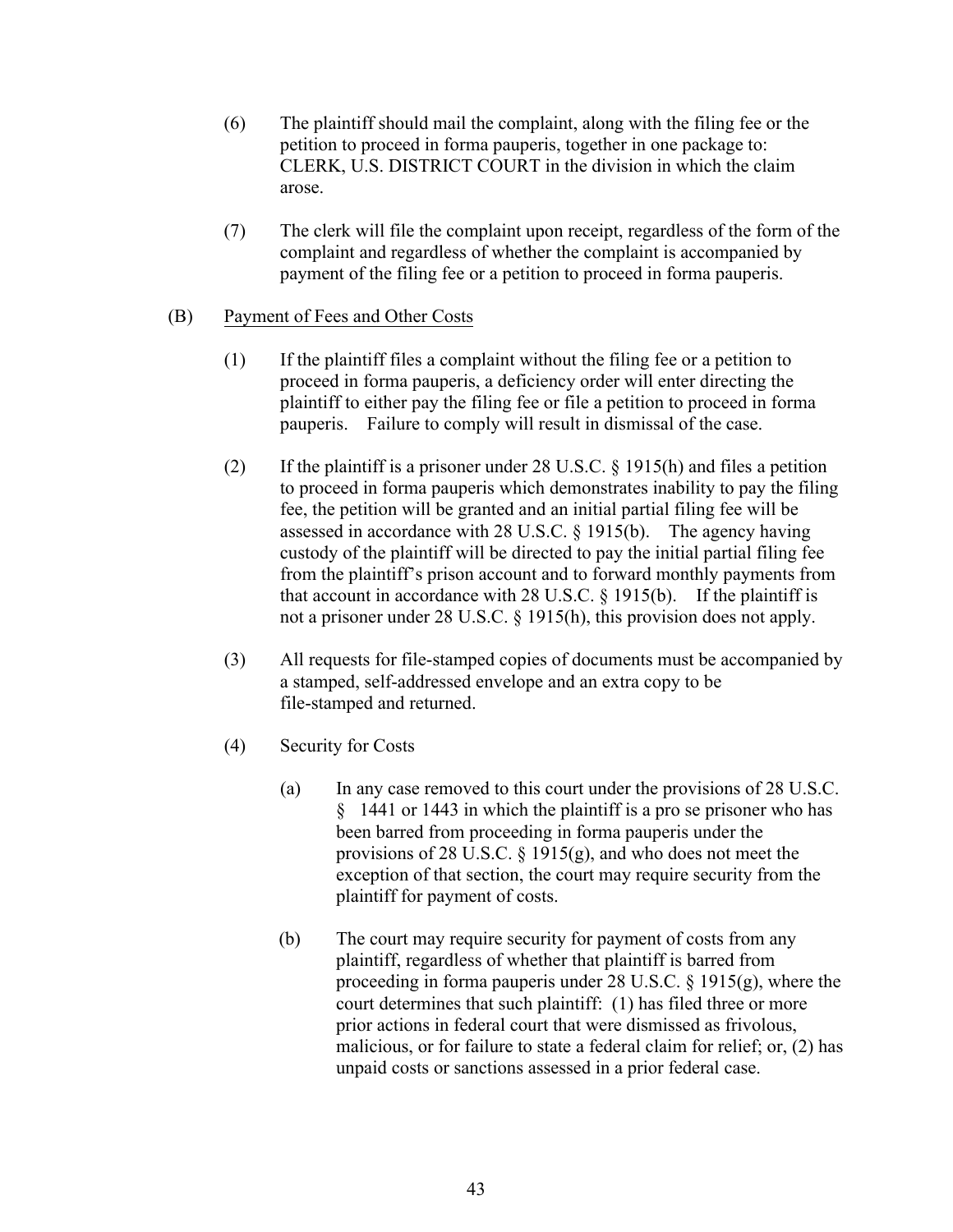(6) The plaintiff should mail the complaint, along with the filing fee or the petition to proceed in forma pauperis, together in one package to: CLERK, U.S. DISTRICT COURT in the division in which the claim arose.

(7) The clerk will file the complaint upon receipt, regardless of the form of the complaint and regardless of whether the complaint is accompanied by payment of the filing fee or a petition to proceed in forma pauperis.

(B) <u>Payment of Fees and Other Costs</u>

(1) If the plaintiff files a complaint without the filing fee or a petition to proceed in forma pauperis, a deficiency order will enter directing the plaintiff to either pay the filing fee or file a petition to proceed in forma pauperis. Failure to comply will result in dismissal of the case.

(2) If the plaintiff is a prisoner under 28 U.S.C. § 1915(h) and files a petition to proceed in forma pauperis which demonstrates inability to pay the filing fee, the petition will be granted and an initial partial filing fee will be assessed in accordance with 28 U.S.C. § 1915(b). The agency having custody of the plaintiff will be directed to pay the initial partial filing fee from the plaintiff's prison account and to forward monthly payments from that account in accordance with 28 U.S.C. § 1915(b). If the plaintiff is not a prisoner under 28 U.S.C. § 1915(h), this provision does not apply.

(3) All requests for file-stamped copies of documents must be accompanied by a stamped, self-addressed envelope and an extra copy to be file-stamped and returned.

(4) Security for Costs

(a) In any case removed to this court under the provisions of 28 U.S.C. § 1441 or 1443 in which the plaintiff is a pro se prisoner who has been barred from proceeding in forma pauperis under the provisions of 28 U.S.C. § 1915(g), and who does not meet the exception of that section, the court may require security from the plaintiff for payment of costs.

(b) The court may require security for payment of costs from any plaintiff, regardless of whether that plaintiff is barred from proceeding in forma pauperis under 28 U.S.C. § 1915(g), where the court determines that such plaintiff: (1) has filed three or more prior actions in federal court that were dismissed as frivolous, malicious, or for failure to state a federal claim for relief; or, (2) has unpaid costs or sanctions assessed in a prior federal case.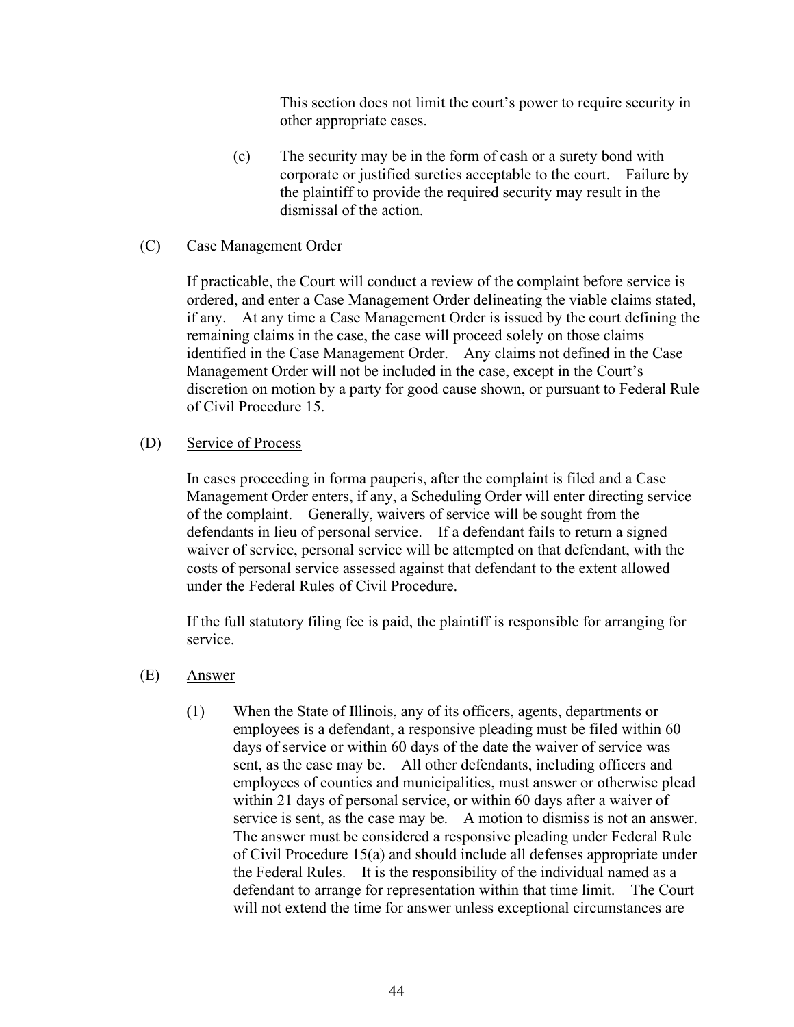This section does not limit the court's power to require security in other appropriate cases.

(c) The security may be in the form of cash or a surety bond with corporate or justified sureties acceptable to the court. Failure by the plaintiff to provide the required security may result in the dismissal of the action.

(C) Case Management Order

If practicable, the Court will conduct a review of the complaint before service is ordered, and enter a Case Management Order delineating the viable claims stated, if any. At any time a Case Management Order is issued by the court defining the remaining claims in the case, the case will proceed solely on those claims identified in the Case Management Order. Any claims not defined in the Case Management Order will not be included in the case, except in the Court's discretion on motion by a party for good cause shown, or pursuant to Federal Rule of Civil Procedure 15.

(D) Service of Process

In cases proceeding in forma pauperis, after the complaint is filed and a Case Management Order enters, if any, a Scheduling Order will enter directing service of the complaint. Generally, waivers of service will be sought from the defendants in lieu of personal service. If a defendant fails to return a signed waiver of service, personal service will be attempted on that defendant, with the costs of personal service assessed against that defendant to the extent allowed under the Federal Rules of Civil Procedure.

If the full statutory filing fee is paid, the plaintiff is responsible for arranging for service.

(E) Answer

(1) When the State of Illinois, any of its officers, agents, departments or employees is a defendant, a responsive pleading must be filed within 60 days of service or within 60 days of the date the waiver of service was sent, as the case may be. All other defendants, including officers and employees of counties and municipalities, must answer or otherwise plead within 21 days of personal service, or within 60 days after a waiver of service is sent, as the case may be. A motion to dismiss is not an answer. The answer must be considered a responsive pleading under Federal Rule of Civil Procedure 15(a) and should include all defenses appropriate under the Federal Rules. It is the responsibility of the individual named as a defendant to arrange for representation within that time limit. The Court will not extend the time for answer unless exceptional circumstances are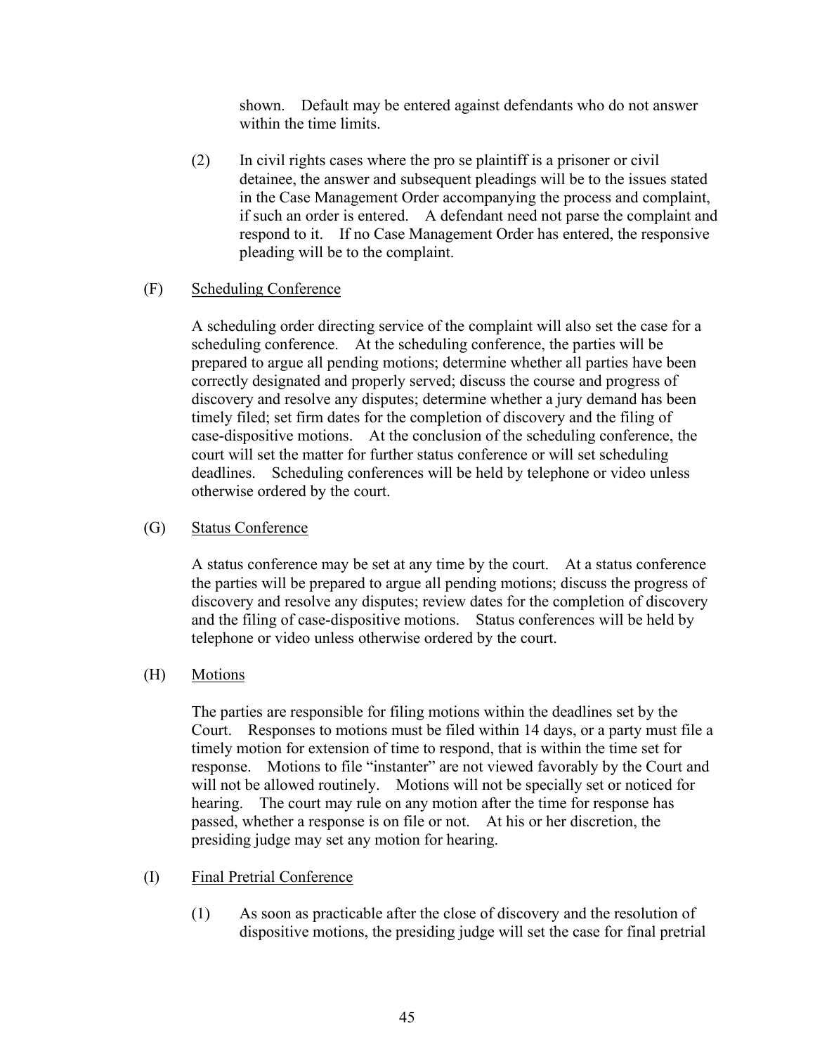shown. Default may be entered against defendants who do not answer within the time limits.

(2) In civil rights cases where the pro se plaintiff is a prisoner or civil detainee, the answer and subsequent pleadings will be to the issues stated in the Case Management Order accompanying the process and complaint, if such an order is entered. A defendant need not parse the complaint and respond to it. If no Case Management Order has entered, the responsive pleading will be to the complaint.

(F) Scheduling Conference

A scheduling order directing service of the complaint will also set the case for a scheduling conference. At the scheduling conference, the parties will be prepared to argue all pending motions; determine whether all parties have been correctly designated and properly served; discuss the course and progress of discovery and resolve any disputes; determine whether a jury demand has been timely filed; set firm dates for the completion of discovery and the filing of case-dispositive motions. At the conclusion of the scheduling conference, the court will set the matter for further status conference or will set scheduling deadlines. Scheduling conferences will be held by telephone or video unless otherwise ordered by the court.

(G) Status Conference

A status conference may be set at any time by the court. At a status conference the parties will be prepared to argue all pending motions; discuss the progress of discovery and resolve any disputes; review dates for the completion of discovery and the filing of case-dispositive motions. Status conferences will be held by telephone or video unless otherwise ordered by the court.

(H) Motions

The parties are responsible for filing motions within the deadlines set by the Court. Responses to motions must be filed within 14 days, or a party must file a timely motion for extension of time to respond, that is within the time set for response. Motions to file "instanter" are not viewed favorably by the Court and will not be allowed routinely. Motions will not be specially set or noticed for hearing. The court may rule on any motion after the time for response has passed, whether a response is on file or not. At his or her discretion, the presiding judge may set any motion for hearing.

(I) Final Pretrial Conference

(1) As soon as practicable after the close of discovery and the resolution of dispositive motions, the presiding judge will set the case for final pretrial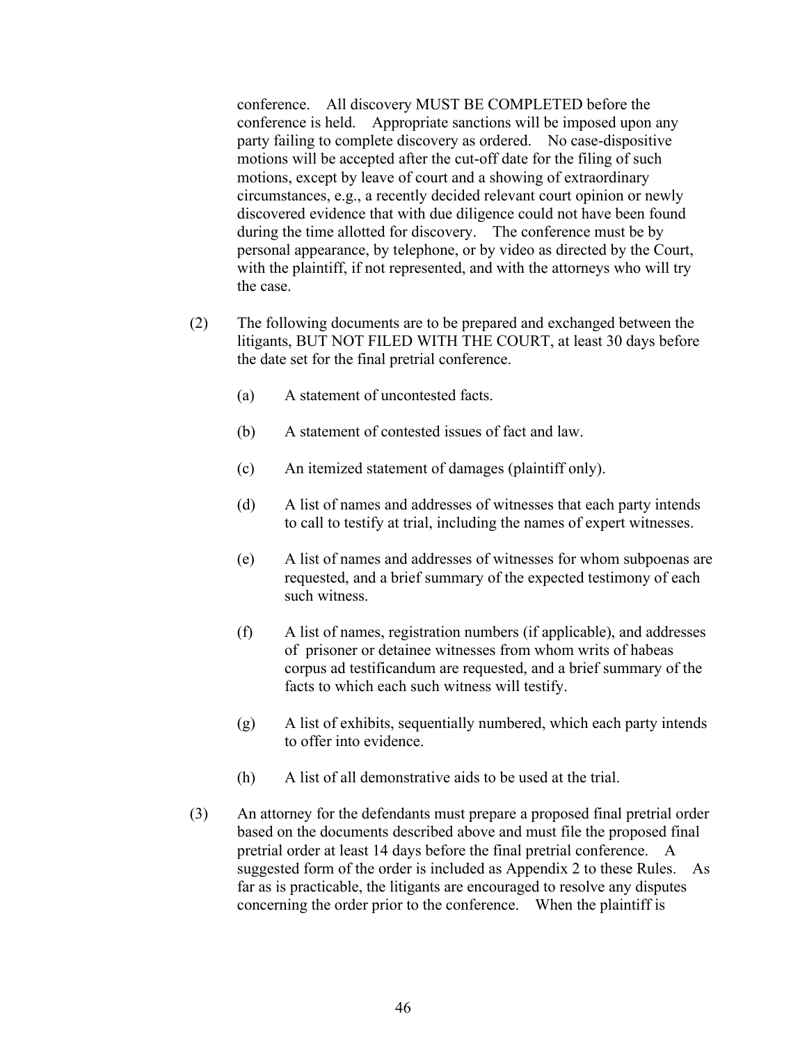conference. All discovery MUST BE COMPLETED before the conference is held. Appropriate sanctions will be imposed upon any party failing to complete discovery as ordered. No case-dispositive motions will be accepted after the cut-off date for the filing of such motions, except by leave of court and a showing of extraordinary circumstances, e.g., a recently decided relevant court opinion or newly discovered evidence that with due diligence could not have been found during the time allotted for discovery. The conference must be by personal appearance, by telephone, or by video as directed by the Court, with the plaintiff, if not represented, and with the attorneys who will try the case.

(2) The following documents are to be prepared and exchanged between the litigants, BUT NOT FILED WITH THE COURT, at least 30 days before the date set for the final pretrial conference.

(a) A statement of uncontested facts.

(b) A statement of contested issues of fact and law.

(c) An itemized statement of damages (plaintiff only).

(d) A list of names and addresses of witnesses that each party intends to call to testify at trial, including the names of expert witnesses.

(e) A list of names and addresses of witnesses for whom subpoenas are requested, and a brief summary of the expected testimony of each such witness.

(f) A list of names, registration numbers (if applicable), and addresses of prisoner or detainee witnesses from whom writs of habeas corpus ad testificandum are requested, and a brief summary of the facts to which each such witness will testify.

(g) A list of exhibits, sequentially numbered, which each party intends to offer into evidence.

(h) A list of all demonstrative aids to be used at the trial.

(3) An attorney for the defendants must prepare a proposed final pretrial order based on the documents described above and must file the proposed final pretrial order at least 14 days before the final pretrial conference. A suggested form of the order is included as Appendix 2 to these Rules. As far as is practicable, the litigants are encouraged to resolve any disputes concerning the order prior to the conference. When the plaintiff is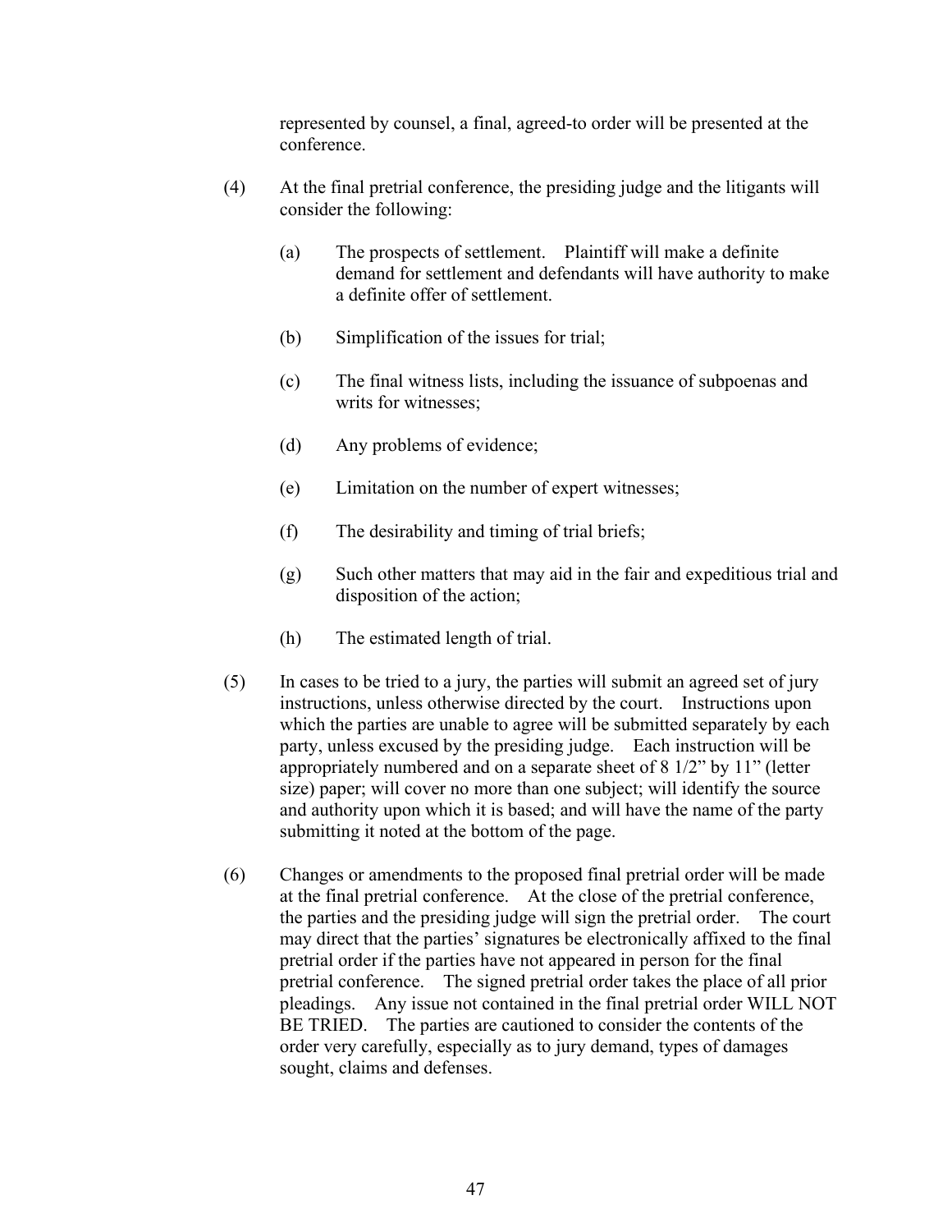represented by counsel, a final, agreed-to order will be presented at the conference.

(4) At the final pretrial conference, the presiding judge and the litigants will consider the following:

   (a) The prospects of settlement. Plaintiff will make a definite demand for settlement and defendants will have authority to make a definite offer of settlement.

   (b) Simplification of the issues for trial;

   (c) The final witness lists, including the issuance of subpoenas and writs for witnesses;

   (d) Any problems of evidence;

   (e) Limitation on the number of expert witnesses;

   (f) The desirability and timing of trial briefs;

   (g) Such other matters that may aid in the fair and expeditious trial and disposition of the action;

   (h) The estimated length of trial.

(5) In cases to be tried to a jury, the parties will submit an agreed set of jury instructions, unless otherwise directed by the court. Instructions upon which the parties are unable to agree will be submitted separately by each party, unless excused by the presiding judge. Each instruction will be appropriately numbered and on a separate sheet of 8 1/2" by 11" (letter size) paper; will cover no more than one subject; will identify the source and authority upon which it is based; and will have the name of the party submitting it noted at the bottom of the page.

(6) Changes or amendments to the proposed final pretrial order will be made at the final pretrial conference. At the close of the pretrial conference, the parties and the presiding judge will sign the pretrial order. The court may direct that the parties' signatures be electronically affixed to the final pretrial order if the parties have not appeared in person for the final pretrial conference. The signed pretrial order takes the place of all prior pleadings. Any issue not contained in the final pretrial order WILL NOT BE TRIED. The parties are cautioned to consider the contents of the order very carefully, especially as to jury demand, types of damages sought, claims and defenses.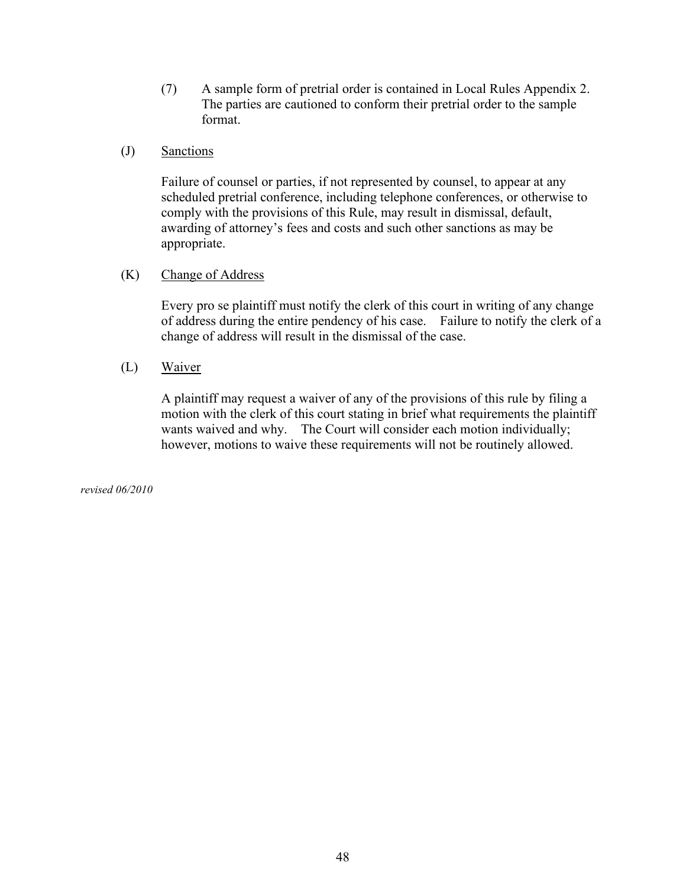(7) A sample form of pretrial order is contained in Local Rules Appendix 2. The parties are cautioned to conform their pretrial order to the sample format.

(J) Sanctions

Failure of counsel or parties, if not represented by counsel, to appear at any scheduled pretrial conference, including telephone conferences, or otherwise to comply with the provisions of this Rule, may result in dismissal, default, awarding of attorney's fees and costs and such other sanctions as may be appropriate.

(K) Change of Address

Every pro se plaintiff must notify the clerk of this court in writing of any change of address during the entire pendency of his case. Failure to notify the clerk of a change of address will result in the dismissal of the case.

(L) Waiver

A plaintiff may request a waiver of any of the provisions of this rule by filing a motion with the clerk of this court stating in brief what requirements the plaintiff wants waived and why. The Court will consider each motion individually; however, motions to waive these requirements will not be routinely allowed.

*revised 06/2010*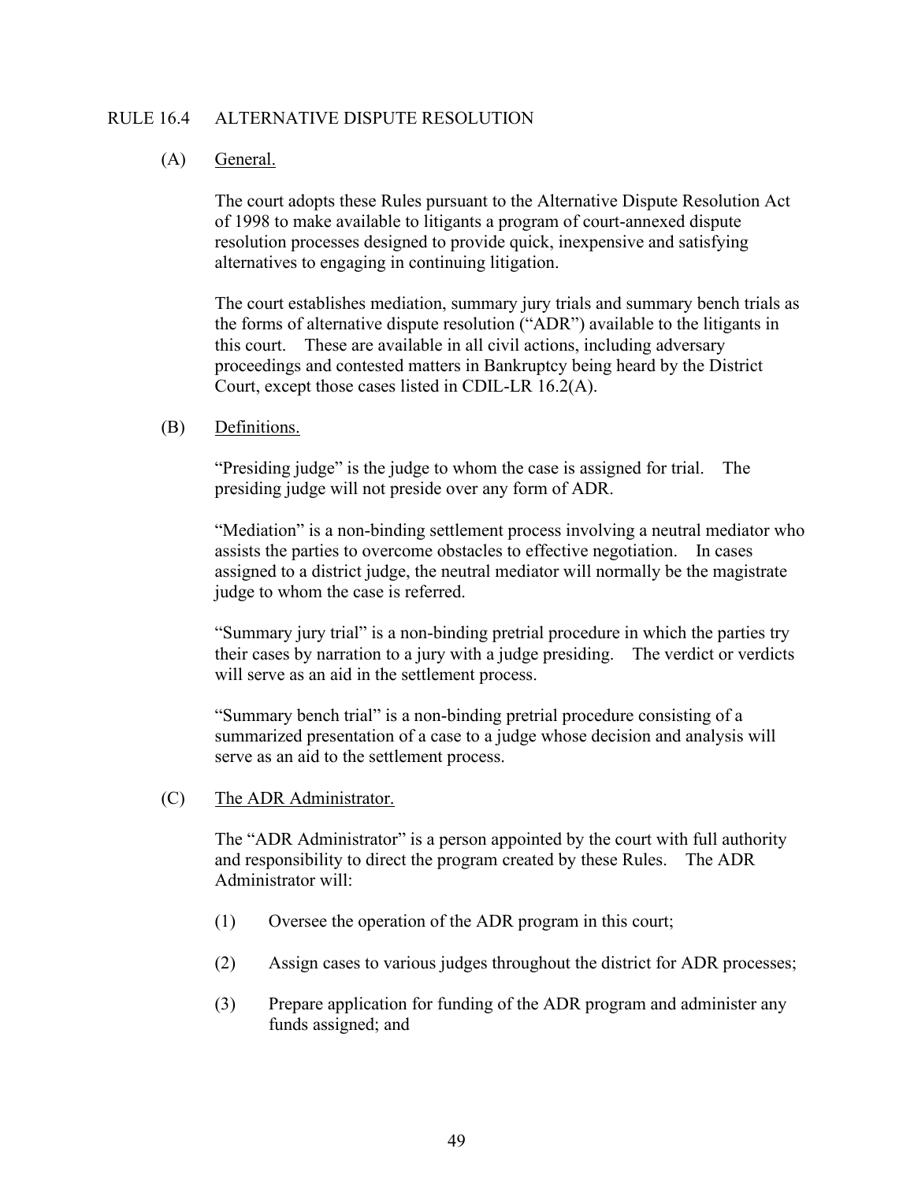## RULE 16.4 ALTERNATIVE DISPUTE RESOLUTION

### (A) General.

The court adopts these Rules pursuant to the Alternative Dispute Resolution Act of 1998 to make available to litigants a program of court-annexed dispute resolution processes designed to provide quick, inexpensive and satisfying alternatives to engaging in continuing litigation.

The court establishes mediation, summary jury trials and summary bench trials as the forms of alternative dispute resolution ("ADR") available to the litigants in this court. These are available in all civil actions, including adversary proceedings and contested matters in Bankruptcy being heard by the District Court, except those cases listed in CDIL-LR 16.2(A).

### (B) Definitions.

"Presiding judge" is the judge to whom the case is assigned for trial. The presiding judge will not preside over any form of ADR.

"Mediation" is a non-binding settlement process involving a neutral mediator who assists the parties to overcome obstacles to effective negotiation. In cases assigned to a district judge, the neutral mediator will normally be the magistrate judge to whom the case is referred.

"Summary jury trial" is a non-binding pretrial procedure in which the parties try their cases by narration to a jury with a judge presiding. The verdict or verdicts will serve as an aid in the settlement process.

"Summary bench trial" is a non-binding pretrial procedure consisting of a summarized presentation of a case to a judge whose decision and analysis will serve as an aid to the settlement process.

### (C) The ADR Administrator.

The "ADR Administrator" is a person appointed by the court with full authority and responsibility to direct the program created by these Rules. The ADR Administrator will:

(1) Oversee the operation of the ADR program in this court;

(2) Assign cases to various judges throughout the district for ADR processes;

(3) Prepare application for funding of the ADR program and administer any funds assigned; and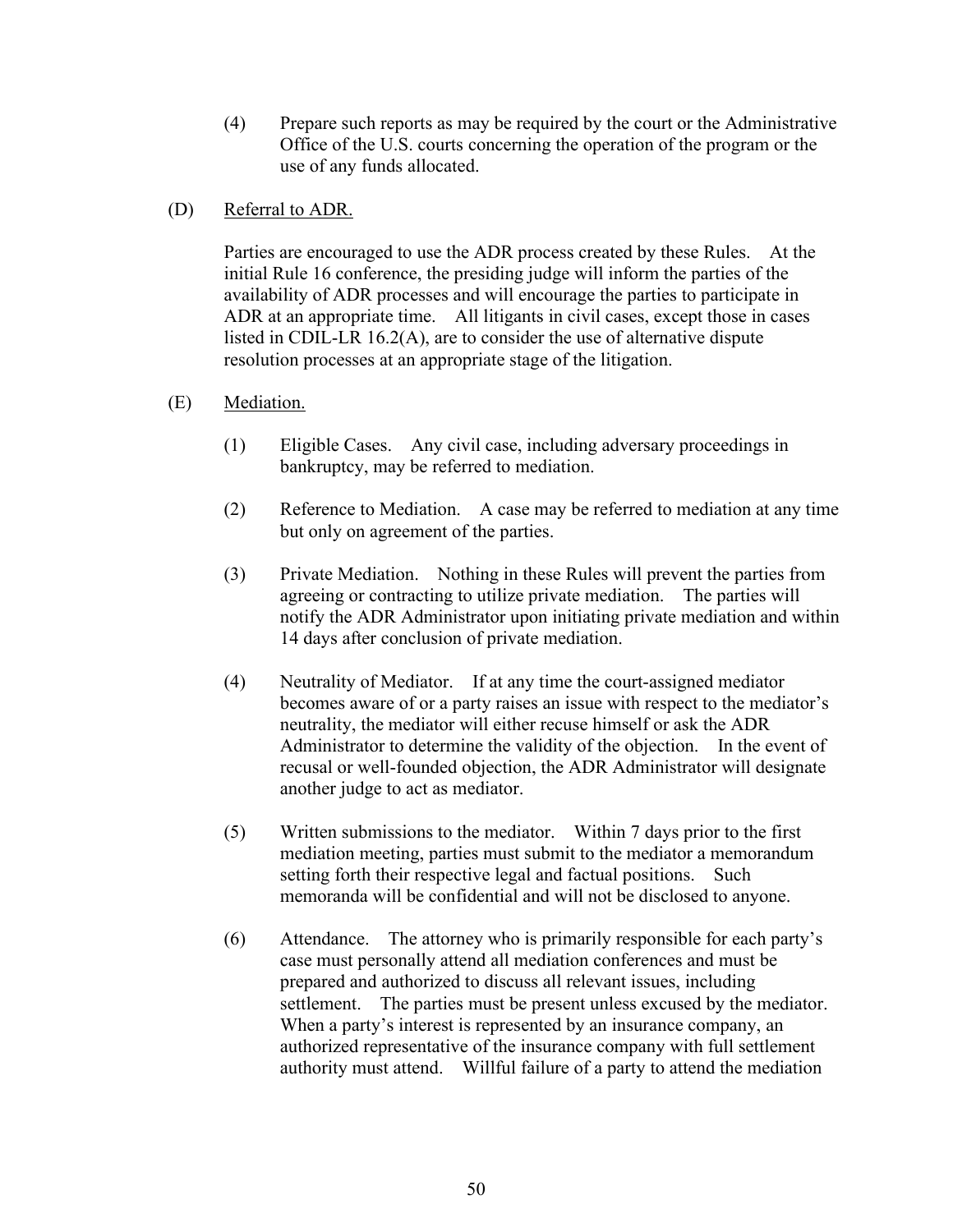(4) Prepare such reports as may be required by the court or the Administrative Office of the U.S. courts concerning the operation of the program or the use of any funds allocated.

(D) Referral to ADR.

Parties are encouraged to use the ADR process created by these Rules. At the initial Rule 16 conference, the presiding judge will inform the parties of the availability of ADR processes and will encourage the parties to participate in ADR at an appropriate time. All litigants in civil cases, except those in cases listed in CDIL-LR 16.2(A), are to consider the use of alternative dispute resolution processes at an appropriate stage of the litigation.

(E) Mediation.

(1) Eligible Cases. Any civil case, including adversary proceedings in bankruptcy, may be referred to mediation.

(2) Reference to Mediation. A case may be referred to mediation at any time but only on agreement of the parties.

(3) Private Mediation. Nothing in these Rules will prevent the parties from agreeing or contracting to utilize private mediation. The parties will notify the ADR Administrator upon initiating private mediation and within 14 days after conclusion of private mediation.

(4) Neutrality of Mediator. If at any time the court-assigned mediator becomes aware of or a party raises an issue with respect to the mediator's neutrality, the mediator will either recuse himself or ask the ADR Administrator to determine the validity of the objection. In the event of recusal or well-founded objection, the ADR Administrator will designate another judge to act as mediator.

(5) Written submissions to the mediator. Within 7 days prior to the first mediation meeting, parties must submit to the mediator a memorandum setting forth their respective legal and factual positions. Such memoranda will be confidential and will not be disclosed to anyone.

(6) Attendance. The attorney who is primarily responsible for each party's case must personally attend all mediation conferences and must be prepared and authorized to discuss all relevant issues, including settlement. The parties must be present unless excused by the mediator. When a party's interest is represented by an insurance company, an authorized representative of the insurance company with full settlement authority must attend. Willful failure of a party to attend the mediation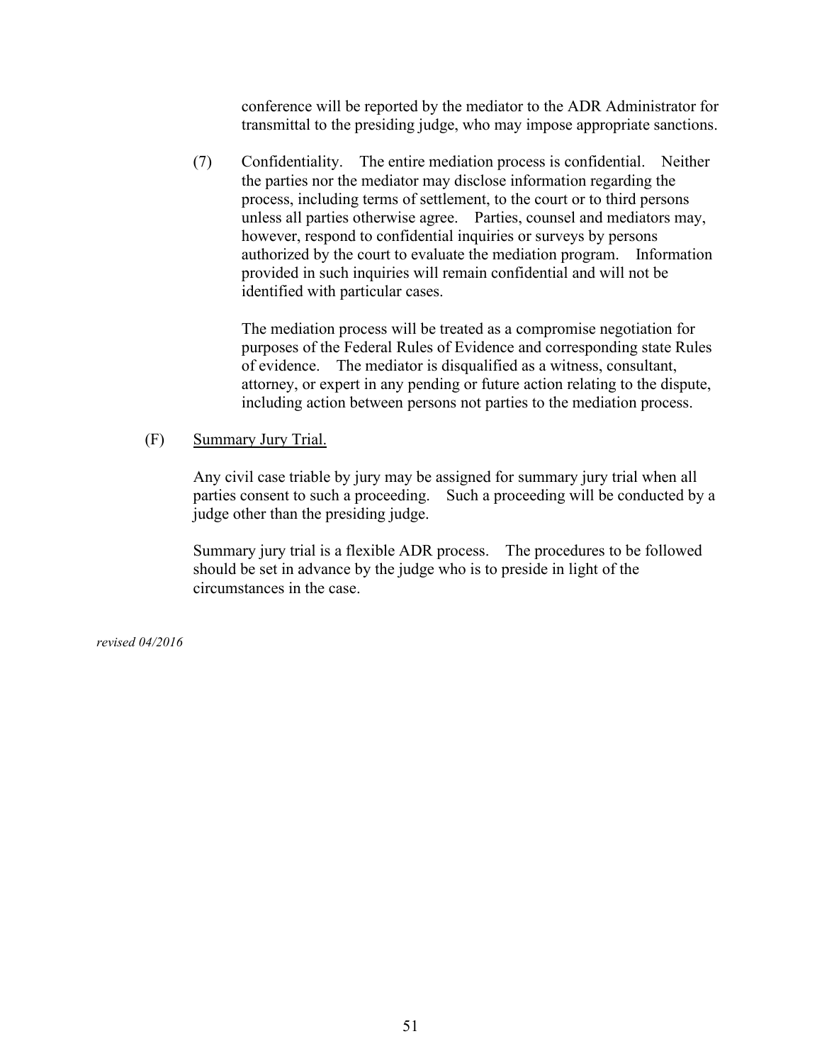conference will be reported by the mediator to the ADR Administrator for transmittal to the presiding judge, who may impose appropriate sanctions.

(7) Confidentiality. The entire mediation process is confidential. Neither the parties nor the mediator may disclose information regarding the process, including terms of settlement, to the court or to third persons unless all parties otherwise agree. Parties, counsel and mediators may, however, respond to confidential inquiries or surveys by persons authorized by the court to evaluate the mediation program. Information provided in such inquiries will remain confidential and will not be identified with particular cases.

The mediation process will be treated as a compromise negotiation for purposes of the Federal Rules of Evidence and corresponding state Rules of evidence. The mediator is disqualified as a witness, consultant, attorney, or expert in any pending or future action relating to the dispute, including action between persons not parties to the mediation process.

(F) Summary Jury Trial.

Any civil case triable by jury may be assigned for summary jury trial when all parties consent to such a proceeding. Such a proceeding will be conducted by a judge other than the presiding judge.

Summary jury trial is a flexible ADR process. The procedures to be followed should be set in advance by the judge who is to preside in light of the circumstances in the case.

*revised 04/2016*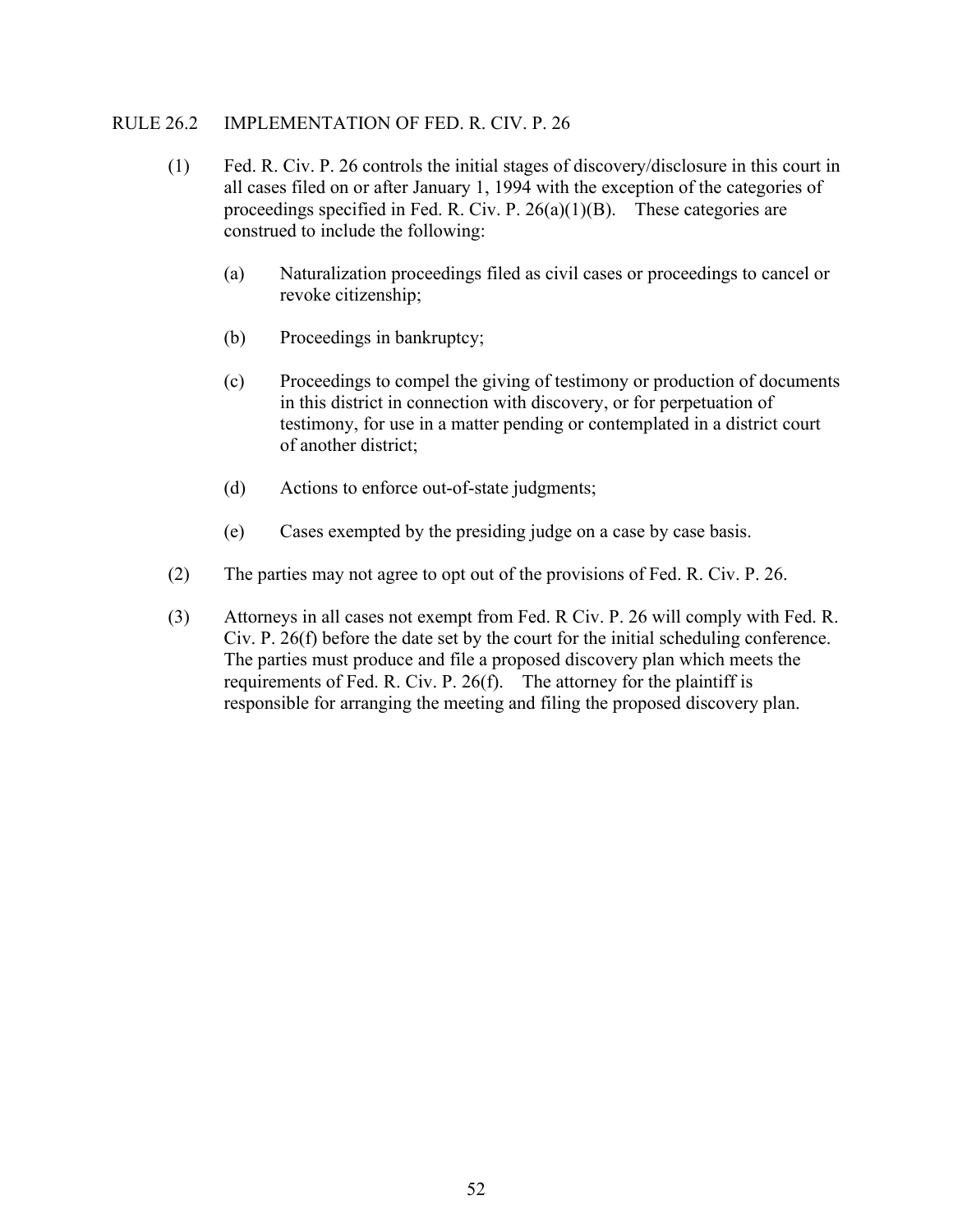## RULE 26.2 IMPLEMENTATION OF FED. R. CIV. P. 26

(1) Fed. R. Civ. P. 26 controls the initial stages of discovery/disclosure in this court in all cases filed on or after January 1, 1994 with the exception of the categories of proceedings specified in Fed. R. Civ. P. 26(a)(1)(B). These categories are construed to include the following:

(a) Naturalization proceedings filed as civil cases or proceedings to cancel or revoke citizenship;

(b) Proceedings in bankruptcy;

(c) Proceedings to compel the giving of testimony or production of documents in this district in connection with discovery, or for perpetuation of testimony, for use in a matter pending or contemplated in a district court of another district;

(d) Actions to enforce out-of-state judgments;

(e) Cases exempted by the presiding judge on a case by case basis.

(2) The parties may not agree to opt out of the provisions of Fed. R. Civ. P. 26.

(3) Attorneys in all cases not exempt from Fed. R Civ. P. 26 will comply with Fed. R. Civ. P. 26(f) before the date set by the court for the initial scheduling conference. The parties must produce and file a proposed discovery plan which meets the requirements of Fed. R. Civ. P. 26(f). The attorney for the plaintiff is responsible for arranging the meeting and filing the proposed discovery plan.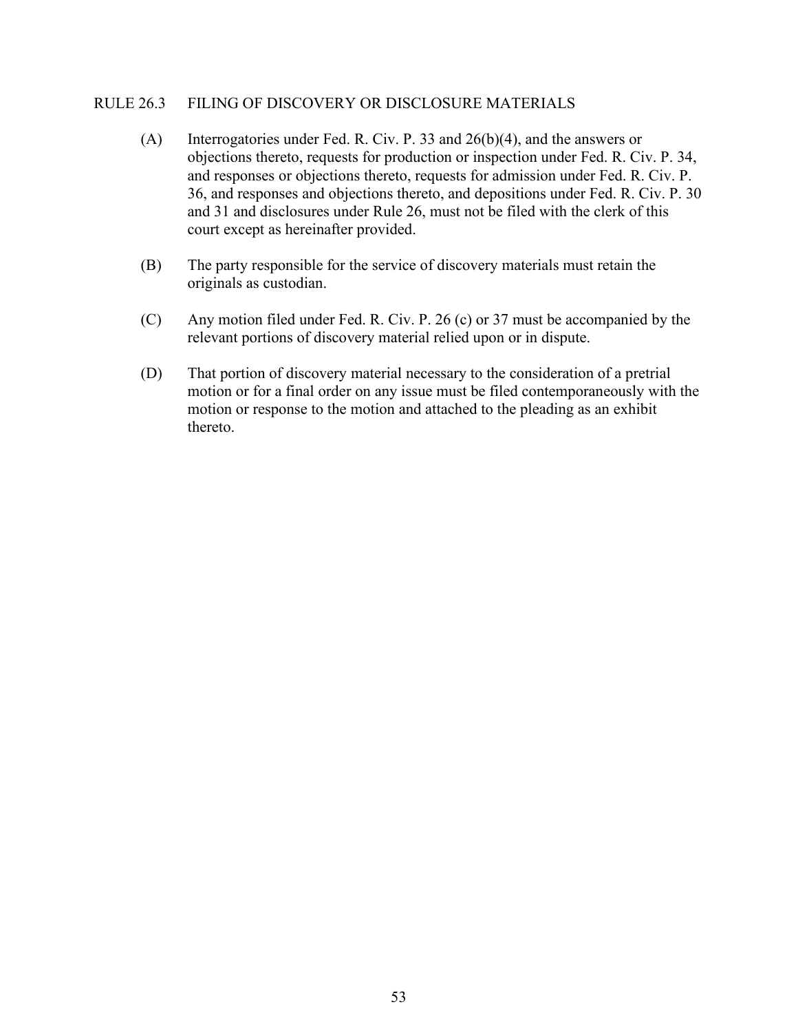## RULE 26.3 FILING OF DISCOVERY OR DISCLOSURE MATERIALS

(A) Interrogatories under Fed. R. Civ. P. 33 and 26(b)(4), and the answers or objections thereto, requests for production or inspection under Fed. R. Civ. P. 34, and responses or objections thereto, requests for admission under Fed. R. Civ. P. 36, and responses and objections thereto, and depositions under Fed. R. Civ. P. 30 and 31 and disclosures under Rule 26, must not be filed with the clerk of this court except as hereinafter provided.

(B) The party responsible for the service of discovery materials must retain the originals as custodian.

(C) Any motion filed under Fed. R. Civ. P. 26 (c) or 37 must be accompanied by the relevant portions of discovery material relied upon or in dispute.

(D) That portion of discovery material necessary to the consideration of a pretrial motion or for a final order on any issue must be filed contemporaneously with the motion or response to the motion and attached to the pleading as an exhibit thereto.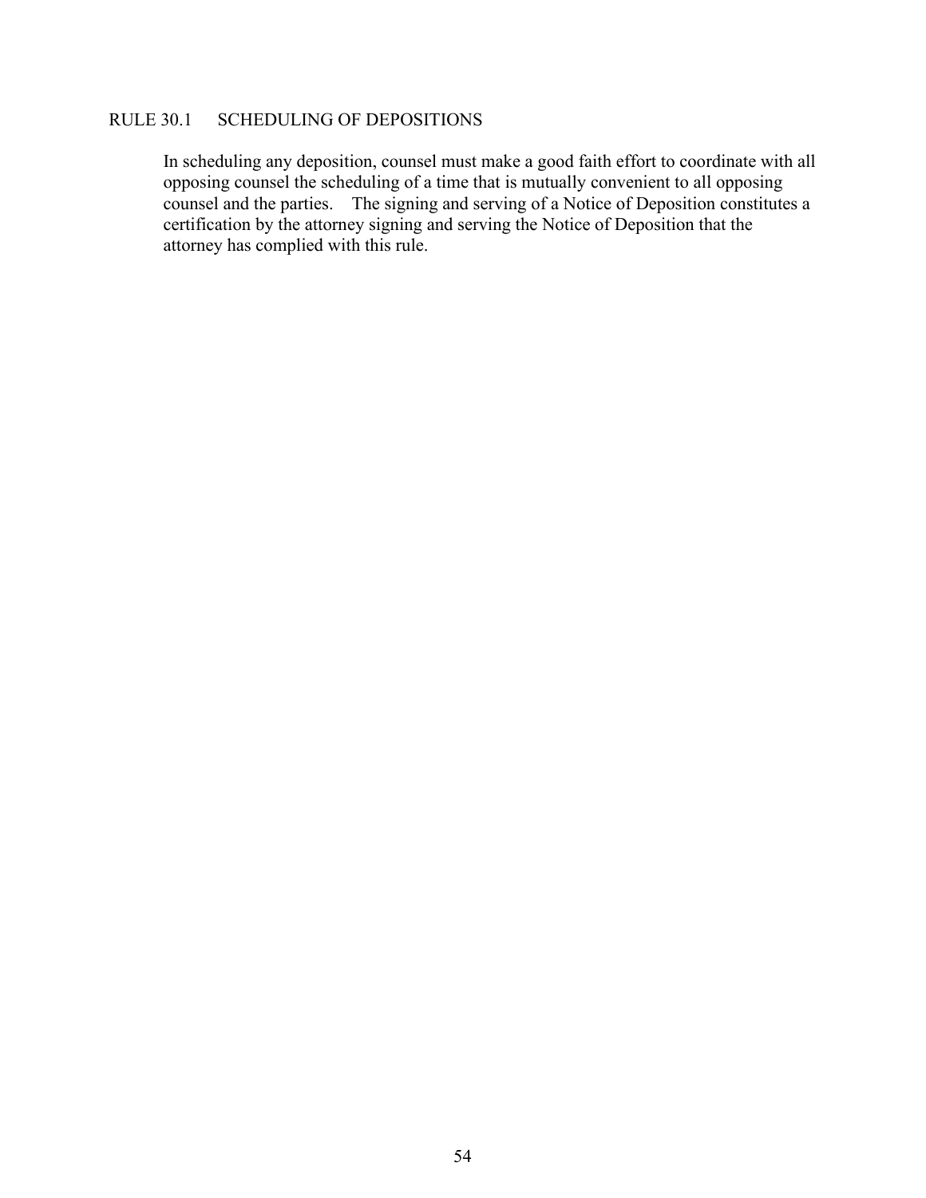## RULE 30.1 SCHEDULING OF DEPOSITIONS

In scheduling any deposition, counsel must make a good faith effort to coordinate with all opposing counsel the scheduling of a time that is mutually convenient to all opposing counsel and the parties. The signing and serving of a Notice of Deposition constitutes a certification by the attorney signing and serving the Notice of Deposition that the attorney has complied with this rule.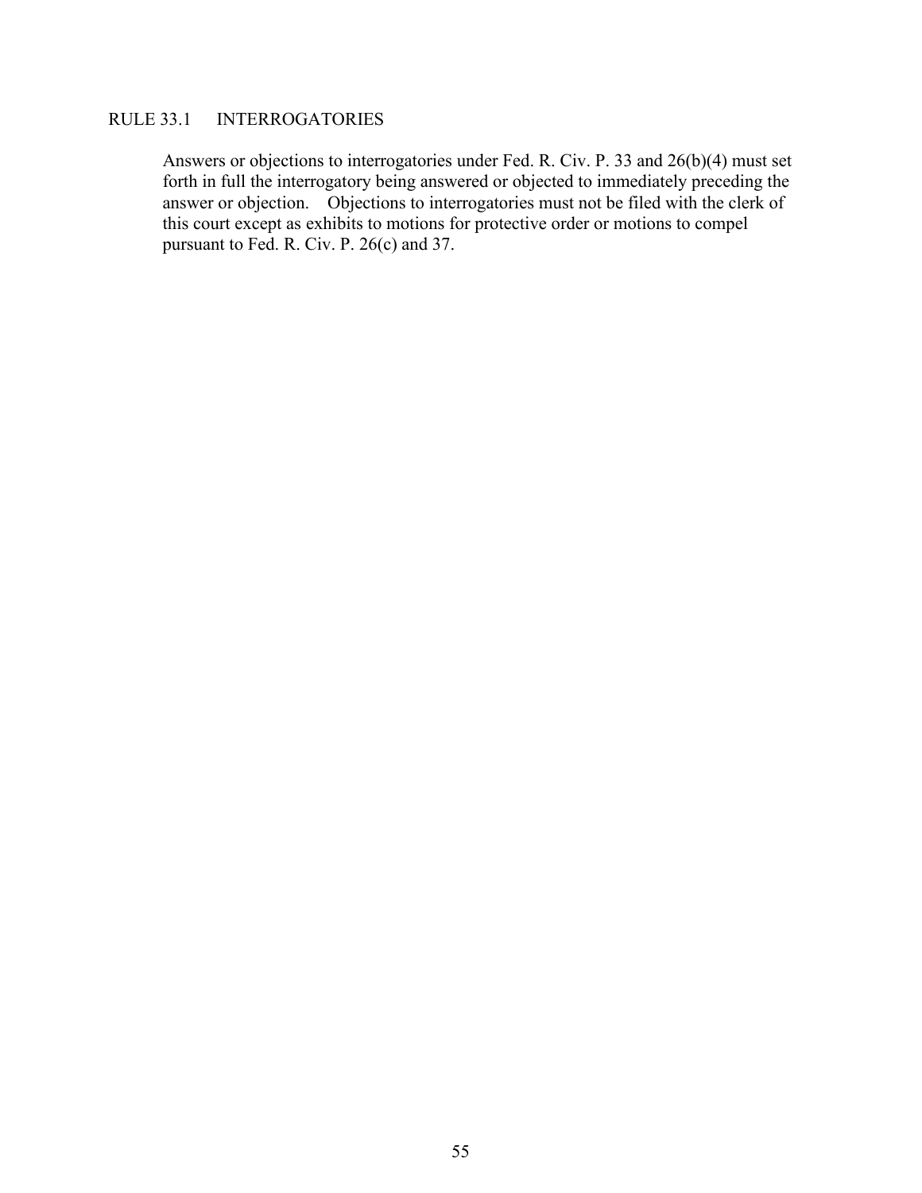## RULE 33.1 INTERROGATORIES

Answers or objections to interrogatories under Fed. R. Civ. P. 33 and 26(b)(4) must set forth in full the interrogatory being answered or objected to immediately preceding the answer or objection. Objections to interrogatories must not be filed with the clerk of this court except as exhibits to motions for protective order or motions to compel pursuant to Fed. R. Civ. P. 26(c) and 37.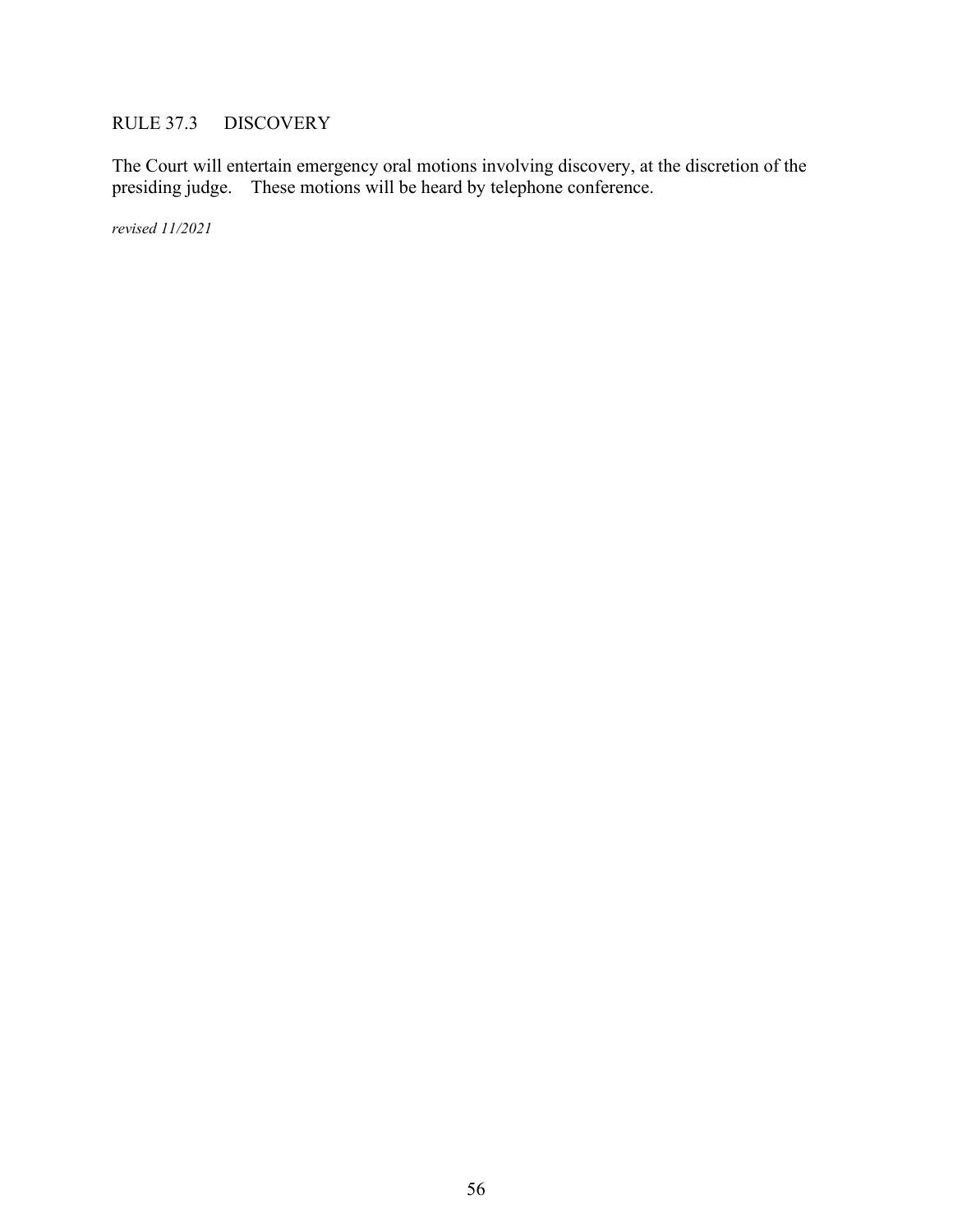## RULE 37.3 DISCOVERY

The Court will entertain emergency oral motions involving discovery, at the discretion of the presiding judge. These motions will be heard by telephone conference.

*revised 11/2021*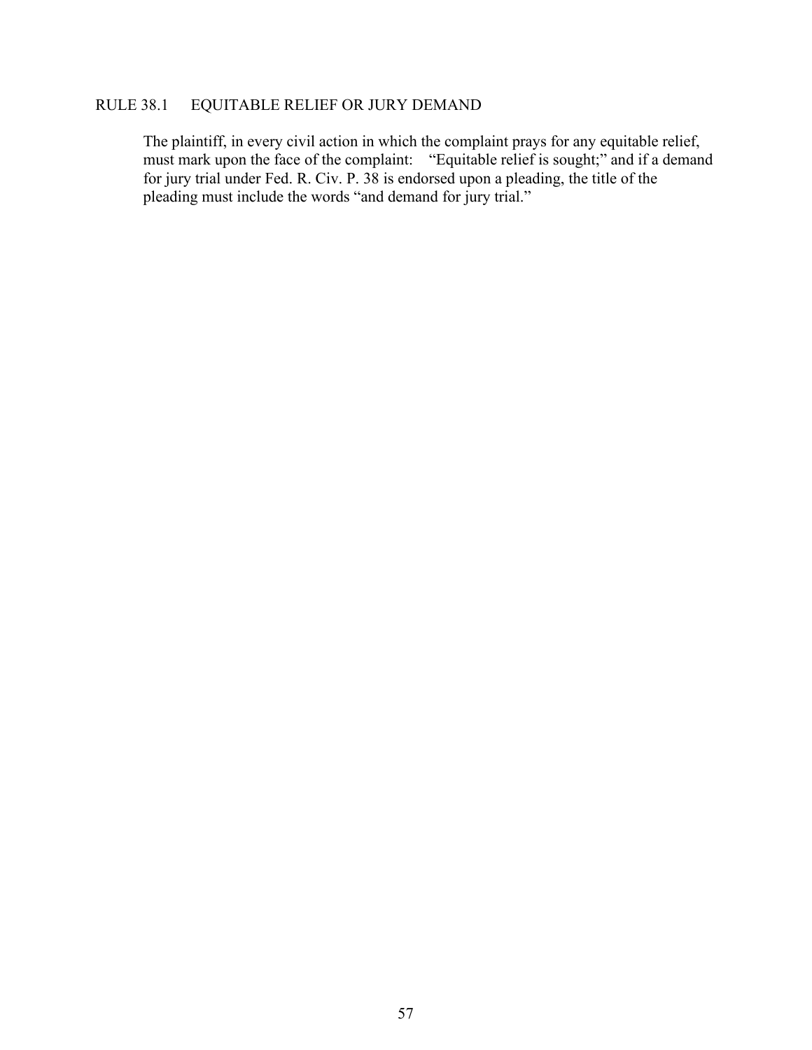## RULE 38.1 EQUITABLE RELIEF OR JURY DEMAND

The plaintiff, in every civil action in which the complaint prays for any equitable relief, must mark upon the face of the complaint: "Equitable relief is sought;" and if a demand for jury trial under Fed. R. Civ. P. 38 is endorsed upon a pleading, the title of the pleading must include the words "and demand for jury trial."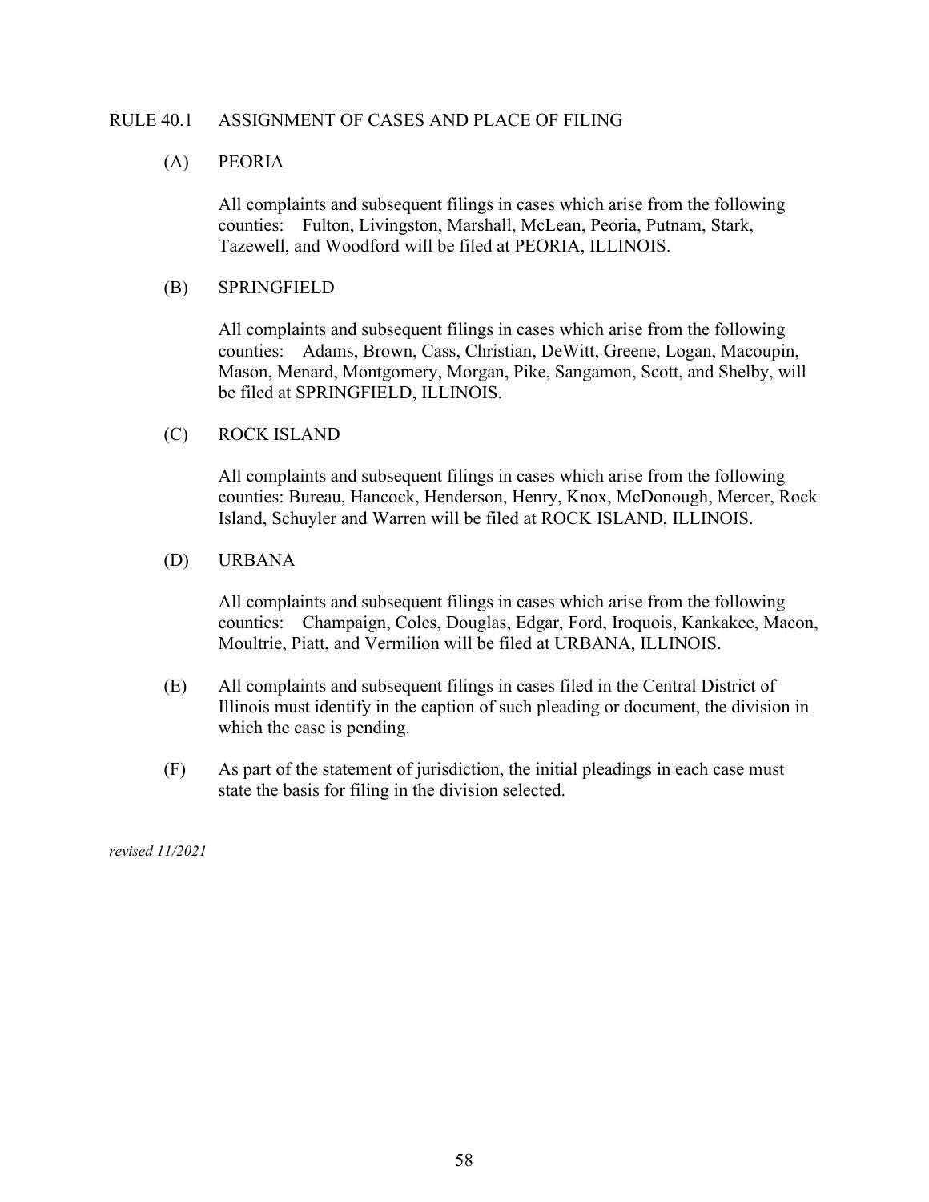## RULE 40.1 ASSIGNMENT OF CASES AND PLACE OF FILING

(A) PEORIA

All complaints and subsequent filings in cases which arise from the following counties: Fulton, Livingston, Marshall, McLean, Peoria, Putnam, Stark, Tazewell, and Woodford will be filed at PEORIA, ILLINOIS.

(B) SPRINGFIELD

All complaints and subsequent filings in cases which arise from the following counties: Adams, Brown, Cass, Christian, DeWitt, Greene, Logan, Macoupin, Mason, Menard, Montgomery, Morgan, Pike, Sangamon, Scott, and Shelby, will be filed at SPRINGFIELD, ILLINOIS.

(C) ROCK ISLAND

All complaints and subsequent filings in cases which arise from the following counties: Bureau, Hancock, Henderson, Henry, Knox, McDonough, Mercer, Rock Island, Schuyler and Warren will be filed at ROCK ISLAND, ILLINOIS.

(D) URBANA

All complaints and subsequent filings in cases which arise from the following counties: Champaign, Coles, Douglas, Edgar, Ford, Iroquois, Kankakee, Macon, Moultrie, Piatt, and Vermilion will be filed at URBANA, ILLINOIS.

(E) All complaints and subsequent filings in cases filed in the Central District of Illinois must identify in the caption of such pleading or document, the division in which the case is pending.

(F) As part of the statement of jurisdiction, the initial pleadings in each case must state the basis for filing in the division selected.

*revised 11/2021*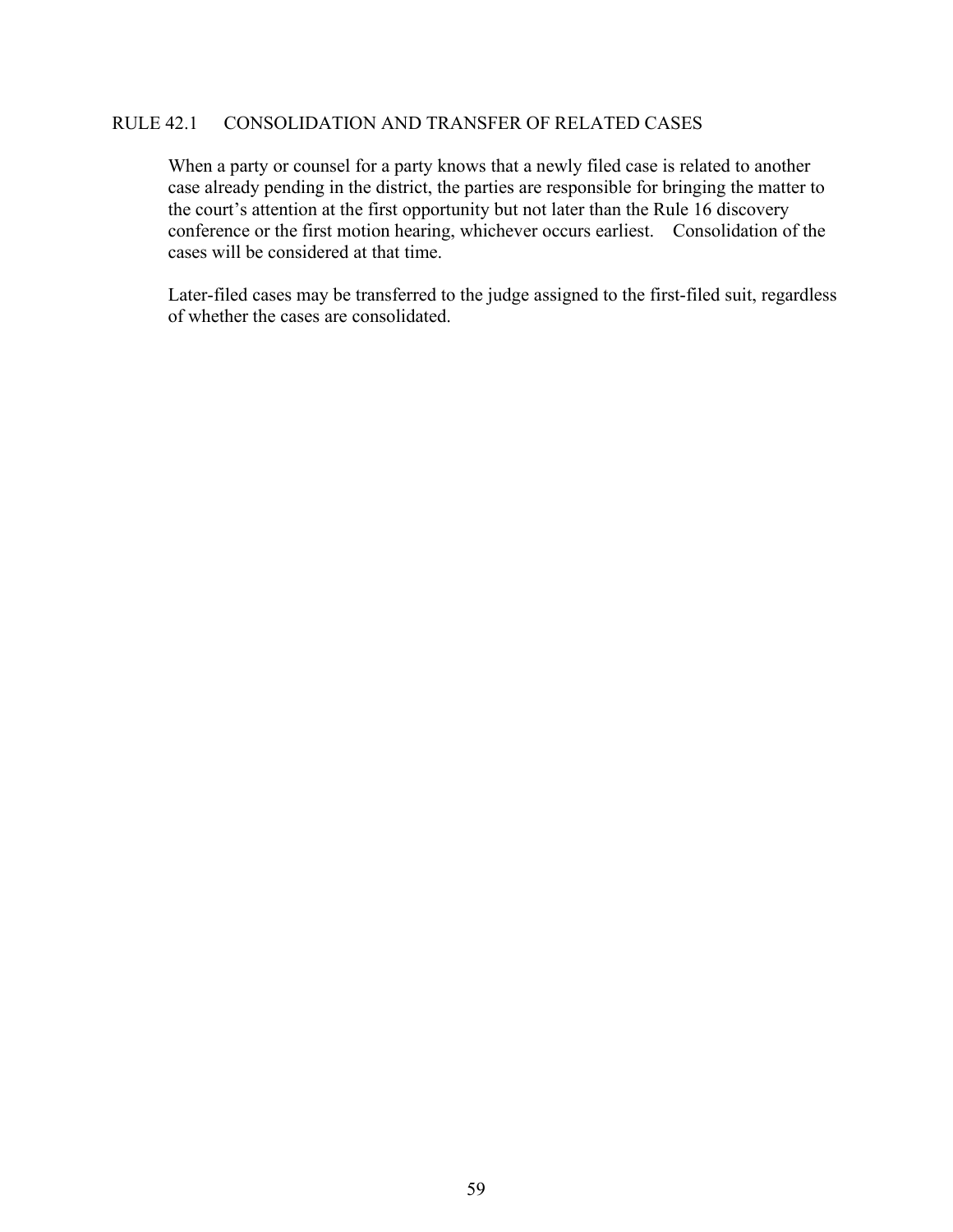## RULE 42.1 CONSOLIDATION AND TRANSFER OF RELATED CASES

When a party or counsel for a party knows that a newly filed case is related to another case already pending in the district, the parties are responsible for bringing the matter to the court's attention at the first opportunity but not later than the Rule 16 discovery conference or the first motion hearing, whichever occurs earliest. Consolidation of the cases will be considered at that time.

Later-filed cases may be transferred to the judge assigned to the first-filed suit, regardless of whether the cases are consolidated.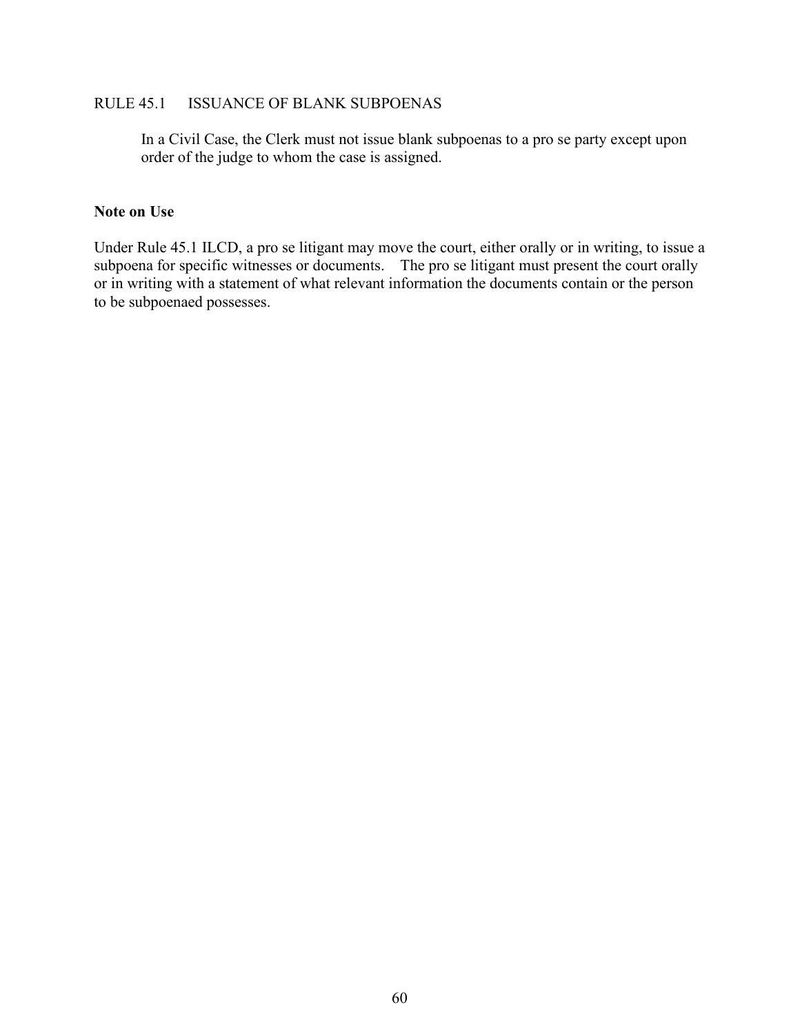RULE 45.1 ISSUANCE OF BLANK SUBPOENAS

> In a Civil Case, the Clerk must not issue blank subpoenas to a pro se party except upon order of the judge to whom the case is assigned.

**Note on Use**

Under Rule 45.1 ILCD, a pro se litigant may move the court, either orally or in writing, to issue a subpoena for specific witnesses or documents. The pro se litigant must present the court orally or in writing with a statement of what relevant information the documents contain or the person to be subpoenaed possesses.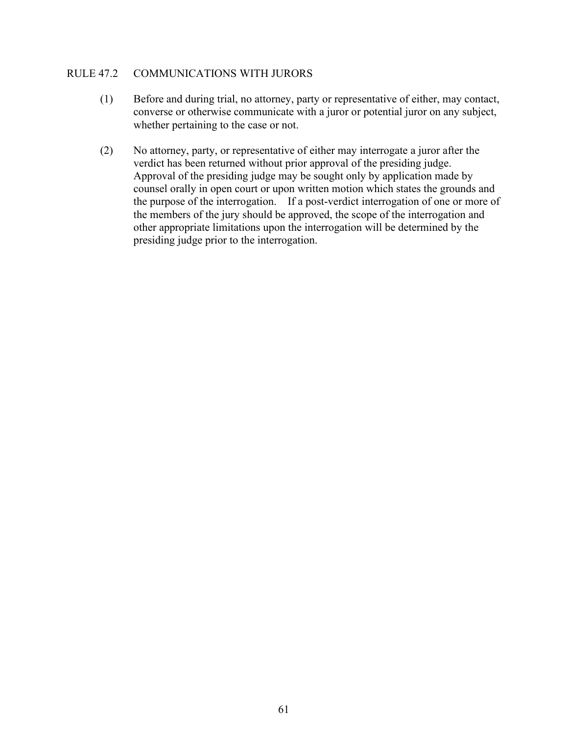## RULE 47.2 COMMUNICATIONS WITH JURORS

(1) Before and during trial, no attorney, party or representative of either, may contact, converse or otherwise communicate with a juror or potential juror on any subject, whether pertaining to the case or not.

(2) No attorney, party, or representative of either may interrogate a juror after the verdict has been returned without prior approval of the presiding judge. Approval of the presiding judge may be sought only by application made by counsel orally in open court or upon written motion which states the grounds and the purpose of the interrogation. If a post-verdict interrogation of one or more of the members of the jury should be approved, the scope of the interrogation and other appropriate limitations upon the interrogation will be determined by the presiding judge prior to the interrogation.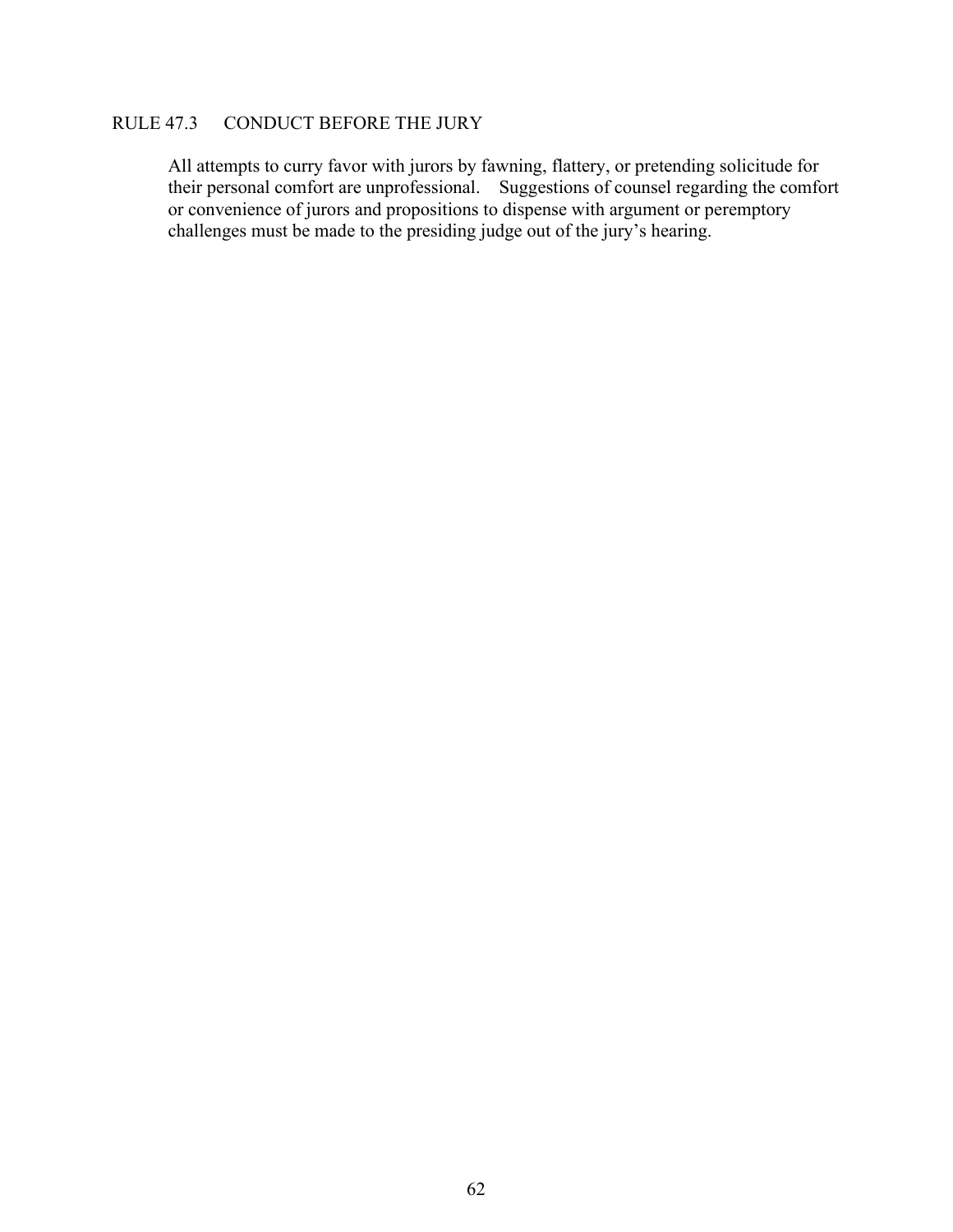## RULE 47.3 CONDUCT BEFORE THE JURY

All attempts to curry favor with jurors by fawning, flattery, or pretending solicitude for their personal comfort are unprofessional. Suggestions of counsel regarding the comfort or convenience of jurors and propositions to dispense with argument or peremptory challenges must be made to the presiding judge out of the jury's hearing.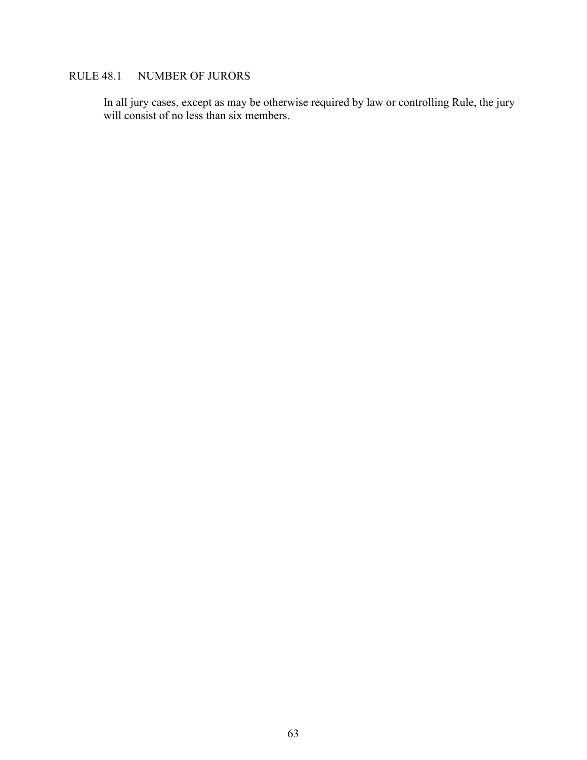## RULE 48.1 NUMBER OF JURORS

In all jury cases, except as may be otherwise required by law or controlling Rule, the jury will consist of no less than six members.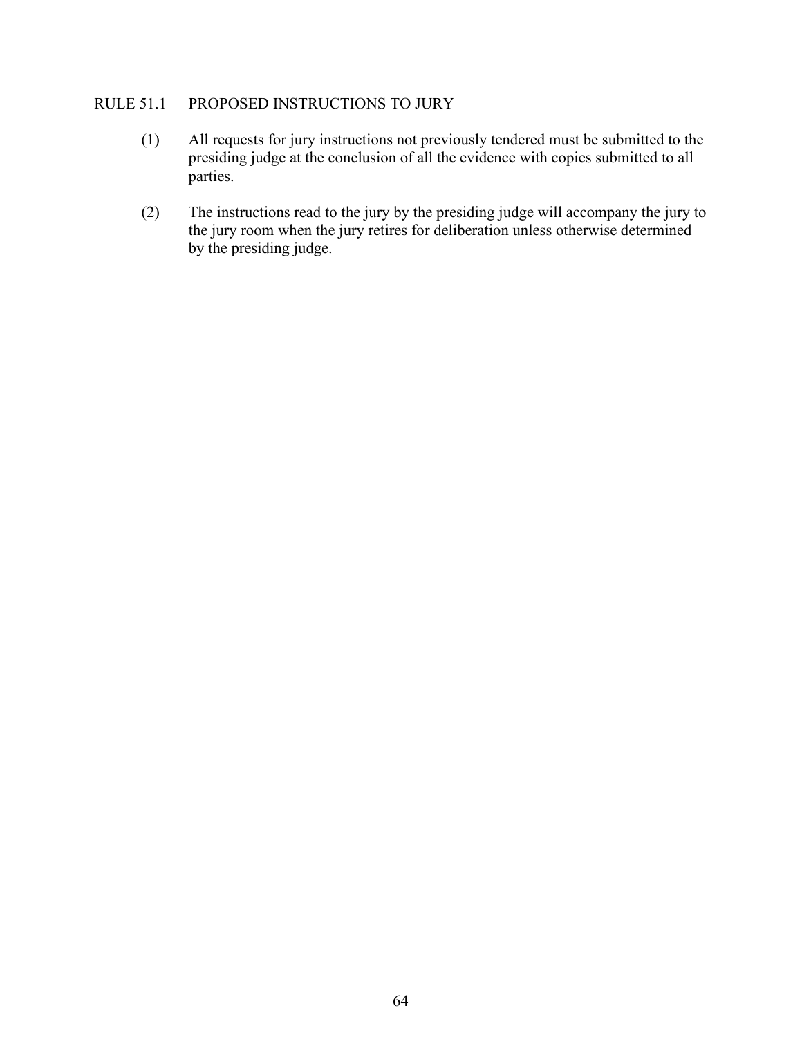## RULE 51.1 PROPOSED INSTRUCTIONS TO JURY

(1) All requests for jury instructions not previously tendered must be submitted to the presiding judge at the conclusion of all the evidence with copies submitted to all parties.

(2) The instructions read to the jury by the presiding judge will accompany the jury to the jury room when the jury retires for deliberation unless otherwise determined by the presiding judge.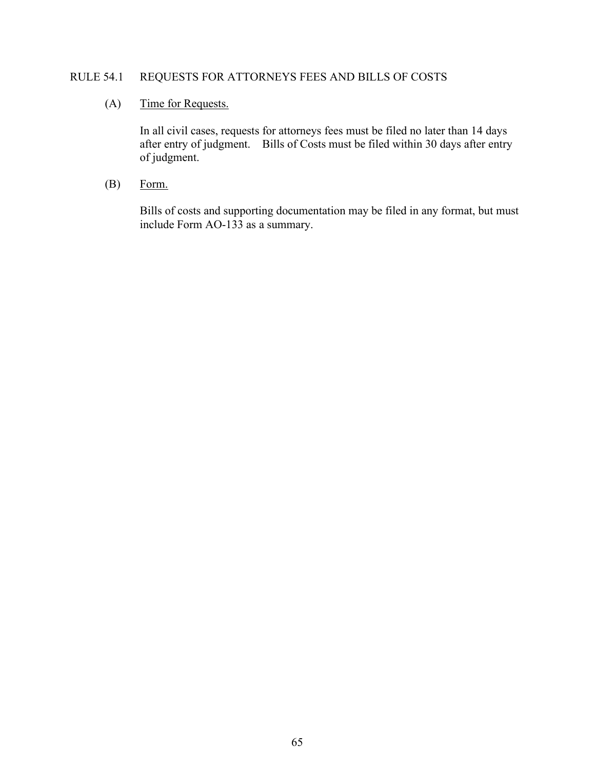## RULE 54.1 REQUESTS FOR ATTORNEYS FEES AND BILLS OF COSTS

(A) Time for Requests.

In all civil cases, requests for attorneys fees must be filed no later than 14 days after entry of judgment. Bills of Costs must be filed within 30 days after entry of judgment.

(B) Form.

Bills of costs and supporting documentation may be filed in any format, but must include Form AO-133 as a summary.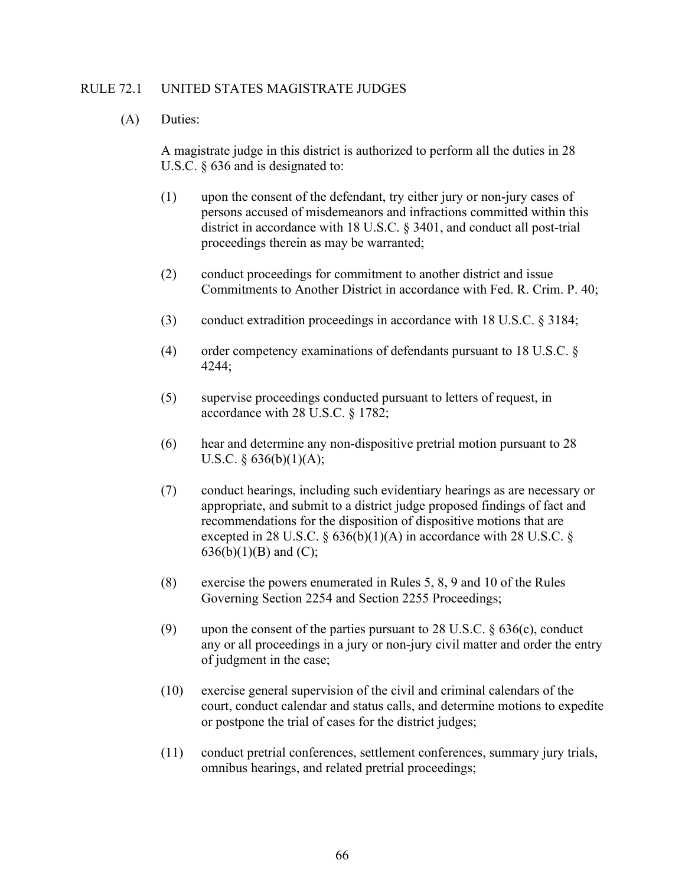## RULE 72.1 UNITED STATES MAGISTRATE JUDGES

(A) Duties:

A magistrate judge in this district is authorized to perform all the duties in 28 U.S.C. § 636 and is designated to:

(1) upon the consent of the defendant, try either jury or non-jury cases of persons accused of misdemeanors and infractions committed within this district in accordance with 18 U.S.C. § 3401, and conduct all post-trial proceedings therein as may be warranted;

(2) conduct proceedings for commitment to another district and issue Commitments to Another District in accordance with Fed. R. Crim. P. 40;

(3) conduct extradition proceedings in accordance with 18 U.S.C. § 3184;

(4) order competency examinations of defendants pursuant to 18 U.S.C. § 4244;

(5) supervise proceedings conducted pursuant to letters of request, in accordance with 28 U.S.C. § 1782;

(6) hear and determine any non-dispositive pretrial motion pursuant to 28 U.S.C. § 636(b)(1)(A);

(7) conduct hearings, including such evidentiary hearings as are necessary or appropriate, and submit to a district judge proposed findings of fact and recommendations for the disposition of dispositive motions that are excepted in 28 U.S.C. § 636(b)(1)(A) in accordance with 28 U.S.C. § 636(b)(1)(B) and (C);

(8) exercise the powers enumerated in Rules 5, 8, 9 and 10 of the Rules Governing Section 2254 and Section 2255 Proceedings;

(9) upon the consent of the parties pursuant to 28 U.S.C. § 636(c), conduct any or all proceedings in a jury or non-jury civil matter and order the entry of judgment in the case;

(10) exercise general supervision of the civil and criminal calendars of the court, conduct calendar and status calls, and determine motions to expedite or postpone the trial of cases for the district judges;

(11) conduct pretrial conferences, settlement conferences, summary jury trials, omnibus hearings, and related pretrial proceedings;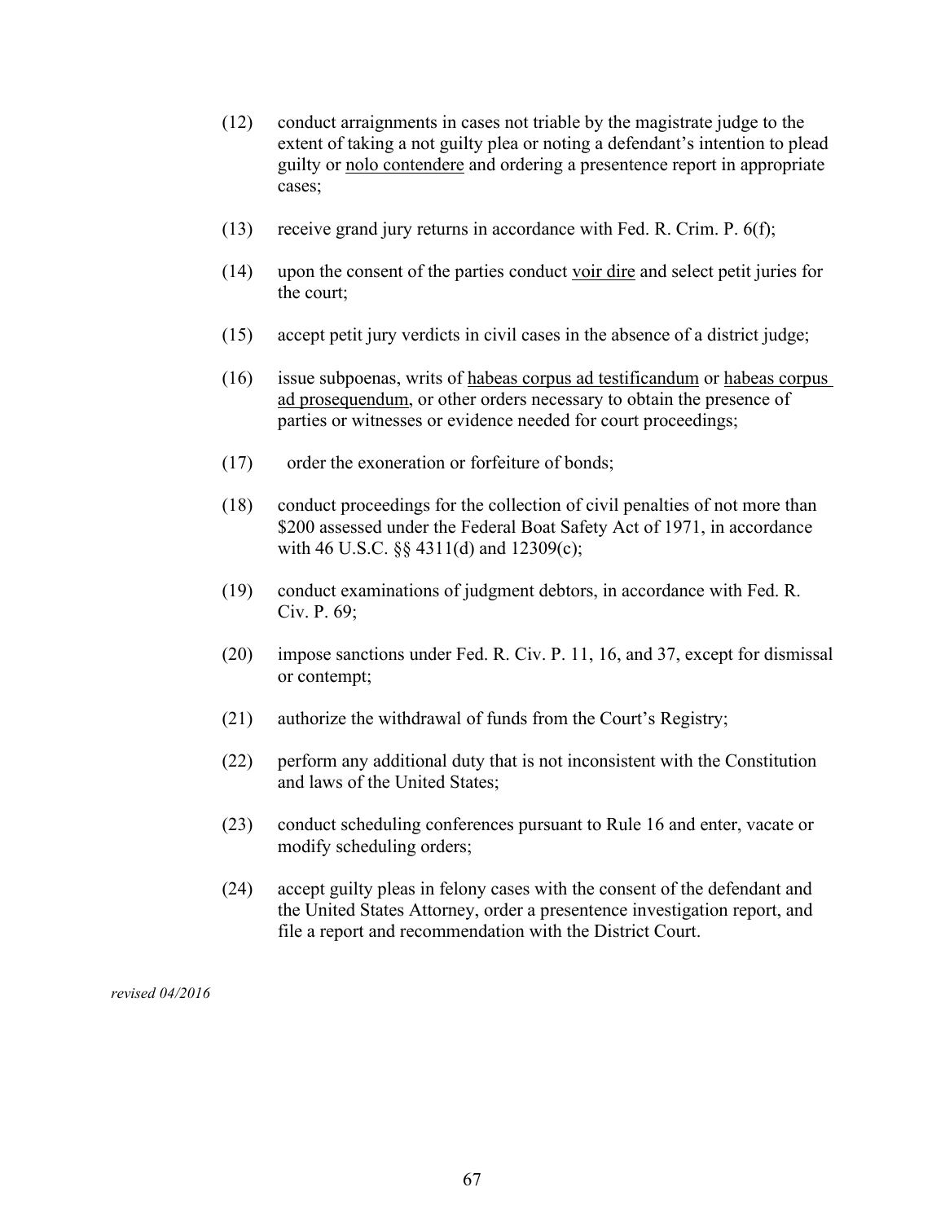(12) conduct arraignments in cases not triable by the magistrate judge to the extent of taking a not guilty plea or noting a defendant's intention to plead guilty or <u>nolo contendere</u> and ordering a presentence report in appropriate cases;

(13) receive grand jury returns in accordance with Fed. R. Crim. P. 6(f);

(14) upon the consent of the parties conduct <u>voir dire</u> and select petit juries for the court;

(15) accept petit jury verdicts in civil cases in the absence of a district judge;

(16) issue subpoenas, writs of <u>habeas corpus ad testificandum</u> or <u>habeas corpus ad prosequendum</u>, or other orders necessary to obtain the presence of parties or witnesses or evidence needed for court proceedings;

(17) order the exoneration or forfeiture of bonds;

(18) conduct proceedings for the collection of civil penalties of not more than $200 assessed under the Federal Boat Safety Act of 1971, in accordance with 46 U.S.C. §§ 4311(d) and 12309(c);

(19) conduct examinations of judgment debtors, in accordance with Fed. R. Civ. P. 69;

(20) impose sanctions under Fed. R. Civ. P. 11, 16, and 37, except for dismissal or contempt;

(21) authorize the withdrawal of funds from the Court's Registry;

(22) perform any additional duty that is not inconsistent with the Constitution and laws of the United States;

(23) conduct scheduling conferences pursuant to Rule 16 and enter, vacate or modify scheduling orders;

(24) accept guilty pleas in felony cases with the consent of the defendant and the United States Attorney, order a presentence investigation report, and file a report and recommendation with the District Court.

*revised 04/2016*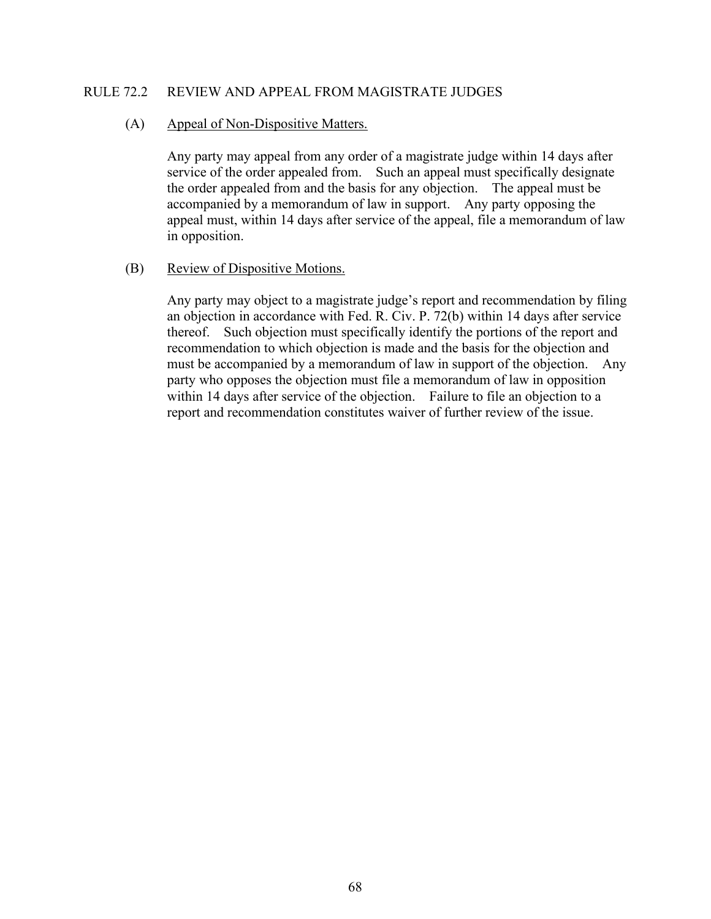## RULE 72.2 REVIEW AND APPEAL FROM MAGISTRATE JUDGES

(A) Appeal of Non-Dispositive Matters.

Any party may appeal from any order of a magistrate judge within 14 days after service of the order appealed from. Such an appeal must specifically designate the order appealed from and the basis for any objection. The appeal must be accompanied by a memorandum of law in support. Any party opposing the appeal must, within 14 days after service of the appeal, file a memorandum of law in opposition.

(B) Review of Dispositive Motions.

Any party may object to a magistrate judge's report and recommendation by filing an objection in accordance with Fed. R. Civ. P. 72(b) within 14 days after service thereof. Such objection must specifically identify the portions of the report and recommendation to which objection is made and the basis for the objection and must be accompanied by a memorandum of law in support of the objection. Any party who opposes the objection must file a memorandum of law in opposition within 14 days after service of the objection. Failure to file an objection to a report and recommendation constitutes waiver of further review of the issue.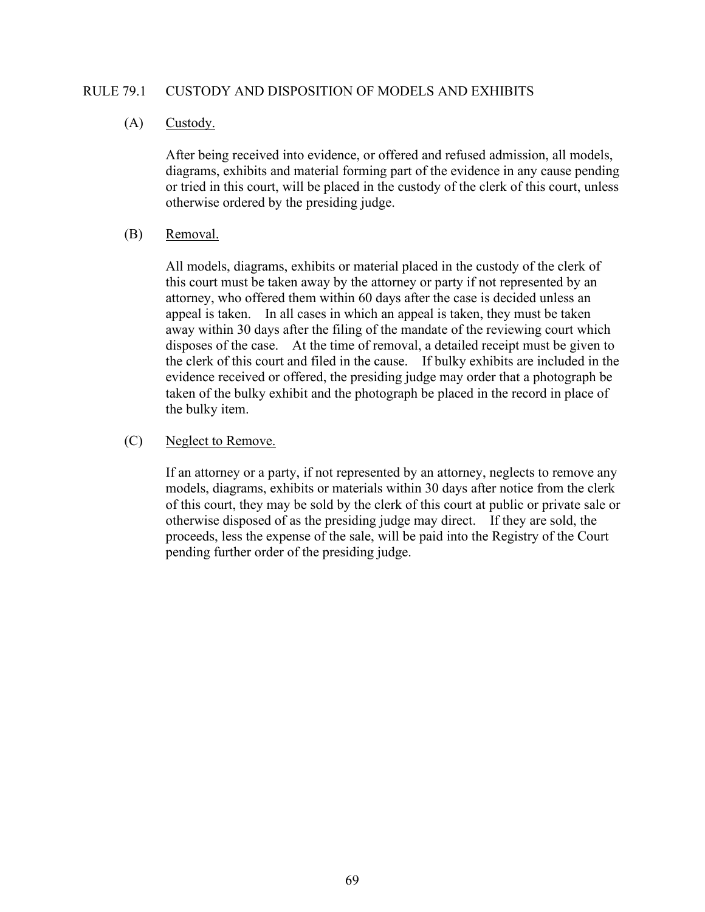## RULE 79.1 CUSTODY AND DISPOSITION OF MODELS AND EXHIBITS

(A) Custody.

After being received into evidence, or offered and refused admission, all models, diagrams, exhibits and material forming part of the evidence in any cause pending or tried in this court, will be placed in the custody of the clerk of this court, unless otherwise ordered by the presiding judge.

(B) Removal.

All models, diagrams, exhibits or material placed in the custody of the clerk of this court must be taken away by the attorney or party if not represented by an attorney, who offered them within 60 days after the case is decided unless an appeal is taken. In all cases in which an appeal is taken, they must be taken away within 30 days after the filing of the mandate of the reviewing court which disposes of the case. At the time of removal, a detailed receipt must be given to the clerk of this court and filed in the cause. If bulky exhibits are included in the evidence received or offered, the presiding judge may order that a photograph be taken of the bulky exhibit and the photograph be placed in the record in place of the bulky item.

(C) Neglect to Remove.

If an attorney or a party, if not represented by an attorney, neglects to remove any models, diagrams, exhibits or materials within 30 days after notice from the clerk of this court, they may be sold by the clerk of this court at public or private sale or otherwise disposed of as the presiding judge may direct. If they are sold, the proceeds, less the expense of the sale, will be paid into the Registry of the Court pending further order of the presiding judge.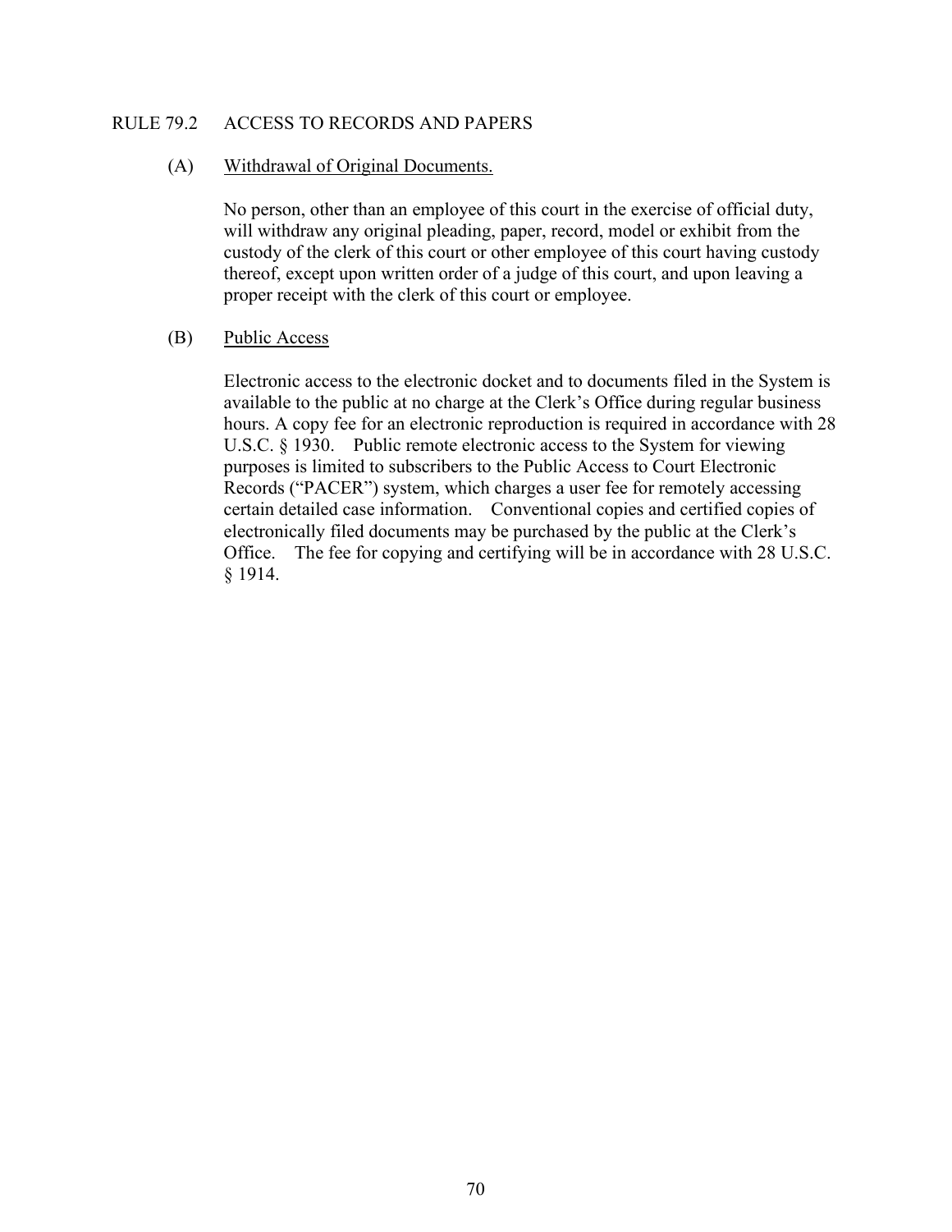## RULE 79.2 ACCESS TO RECORDS AND PAPERS

### (A) Withdrawal of Original Documents.

No person, other than an employee of this court in the exercise of official duty, will withdraw any original pleading, paper, record, model or exhibit from the custody of the clerk of this court or other employee of this court having custody thereof, except upon written order of a judge of this court, and upon leaving a proper receipt with the clerk of this court or employee.

### (B) Public Access

Electronic access to the electronic docket and to documents filed in the System is available to the public at no charge at the Clerk's Office during regular business hours. A copy fee for an electronic reproduction is required in accordance with 28 U.S.C. § 1930. Public remote electronic access to the System for viewing purposes is limited to subscribers to the Public Access to Court Electronic Records ("PACER") system, which charges a user fee for remotely accessing certain detailed case information. Conventional copies and certified copies of electronically filed documents may be purchased by the public at the Clerk's Office. The fee for copying and certifying will be in accordance with 28 U.S.C. § 1914.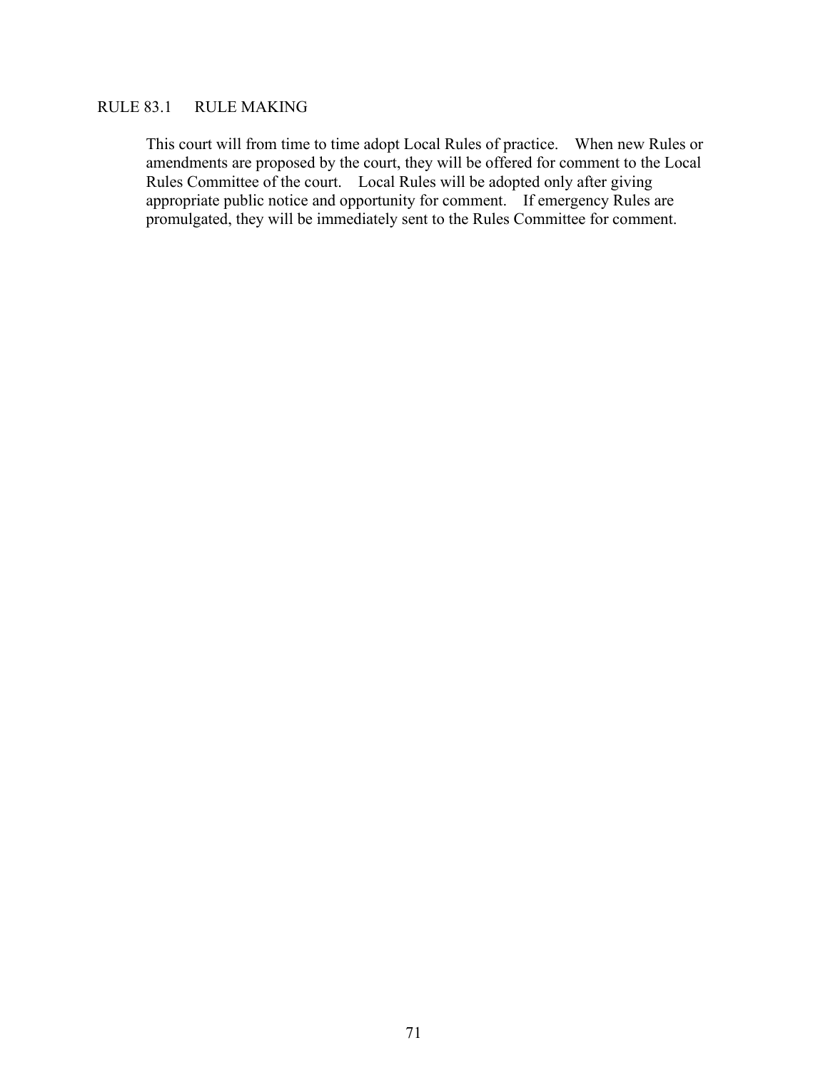## RULE 83.1 RULE MAKING

This court will from time to time adopt Local Rules of practice. When new Rules or amendments are proposed by the court, they will be offered for comment to the Local Rules Committee of the court. Local Rules will be adopted only after giving appropriate public notice and opportunity for comment. If emergency Rules are promulgated, they will be immediately sent to the Rules Committee for comment.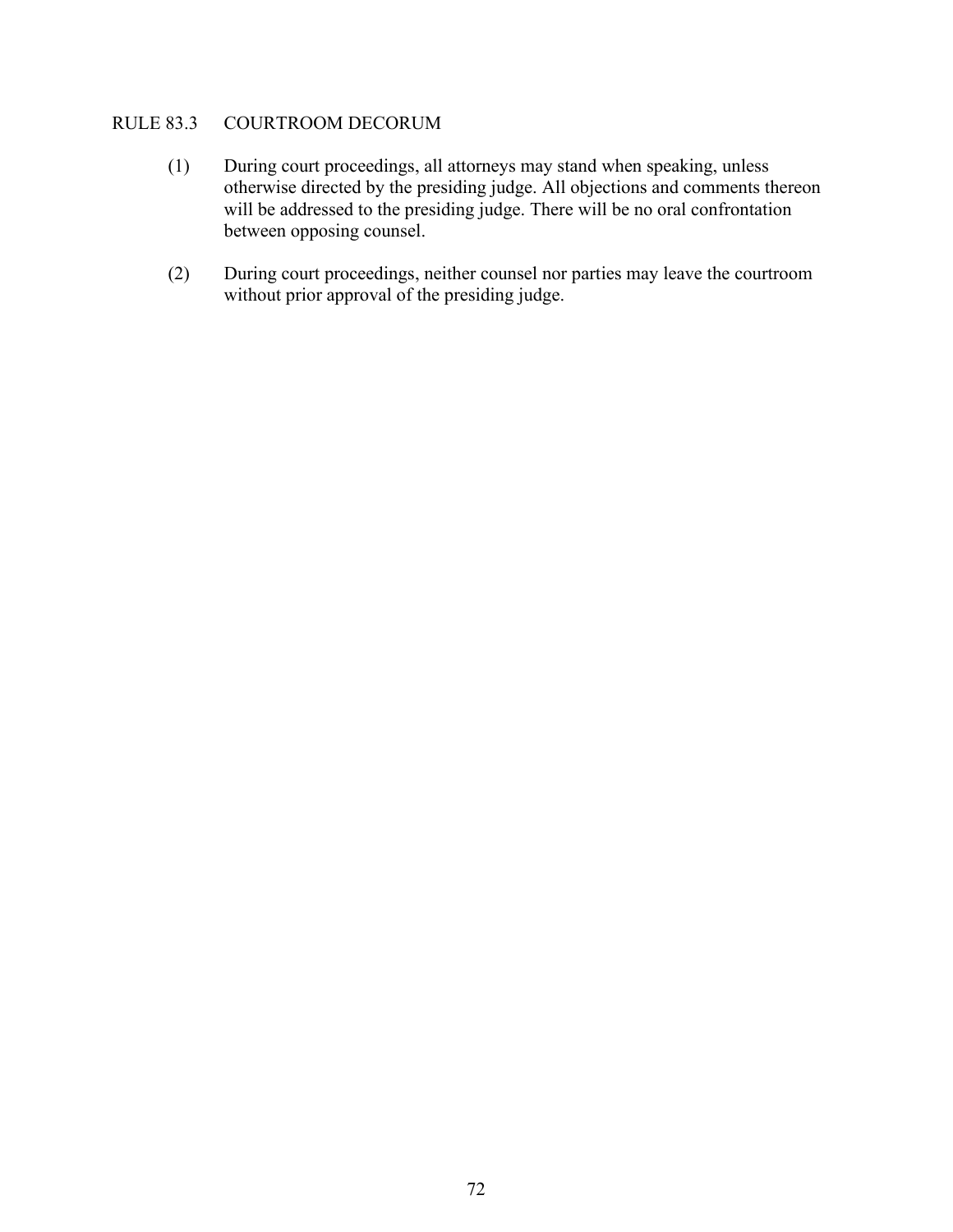## RULE 83.3 COURTROOM DECORUM

(1) During court proceedings, all attorneys may stand when speaking, unless otherwise directed by the presiding judge. All objections and comments thereon will be addressed to the presiding judge. There will be no oral confrontation between opposing counsel.

(2) During court proceedings, neither counsel nor parties may leave the courtroom without prior approval of the presiding judge.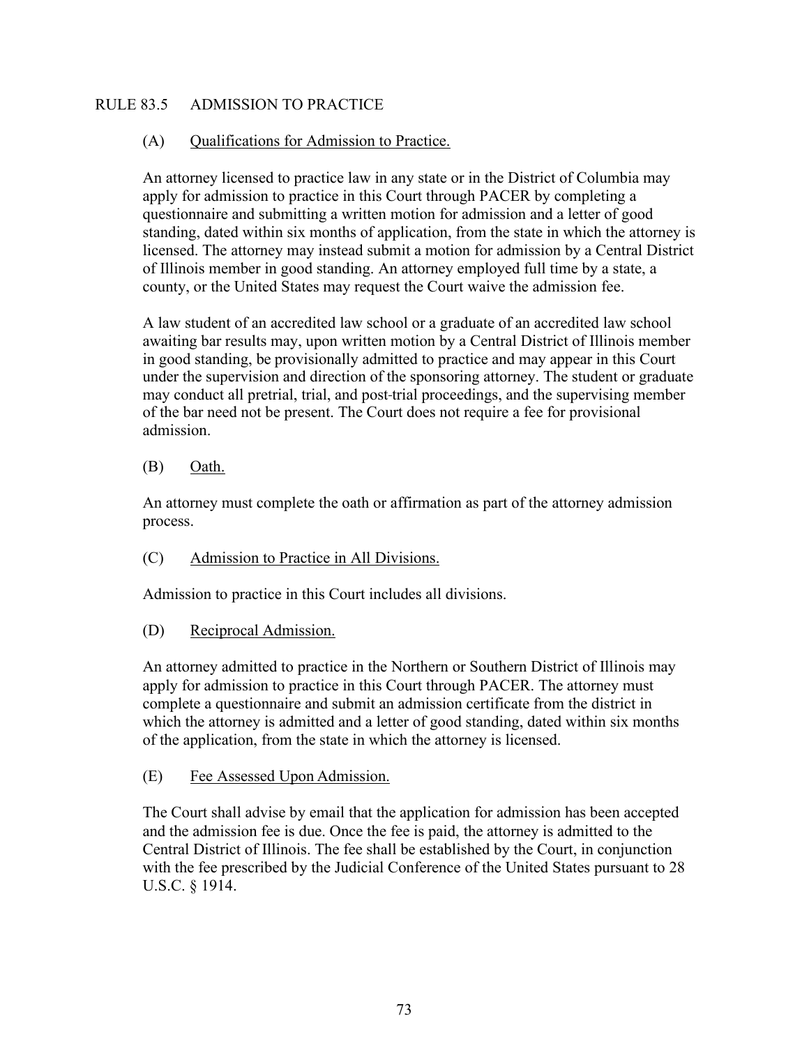## RULE 83.5 ADMISSION TO PRACTICE

### (A) Qualifications for Admission to Practice.

An attorney licensed to practice law in any state or in the District of Columbia may apply for admission to practice in this Court through PACER by completing a questionnaire and submitting a written motion for admission and a letter of good standing, dated within six months of application, from the state in which the attorney is licensed. The attorney may instead submit a motion for admission by a Central District of Illinois member in good standing. An attorney employed full time by a state, a county, or the United States may request the Court waive the admission fee.

A law student of an accredited law school or a graduate of an accredited law school awaiting bar results may, upon written motion by a Central District of Illinois member in good standing, be provisionally admitted to practice and may appear in this Court under the supervision and direction of the sponsoring attorney. The student or graduate may conduct all pretrial, trial, and post-trial proceedings, and the supervising member of the bar need not be present. The Court does not require a fee for provisional admission.

### (B) Oath.

An attorney must complete the oath or affirmation as part of the attorney admission process.

### (C) Admission to Practice in All Divisions.

Admission to practice in this Court includes all divisions.

### (D) Reciprocal Admission.

An attorney admitted to practice in the Northern or Southern District of Illinois may apply for admission to practice in this Court through PACER. The attorney must complete a questionnaire and submit an admission certificate from the district in which the attorney is admitted and a letter of good standing, dated within six months of the application, from the state in which the attorney is licensed.

### (E) Fee Assessed Upon Admission.

The Court shall advise by email that the application for admission has been accepted and the admission fee is due. Once the fee is paid, the attorney is admitted to the Central District of Illinois. The fee shall be established by the Court, in conjunction with the fee prescribed by the Judicial Conference of the United States pursuant to 28 U.S.C. § 1914.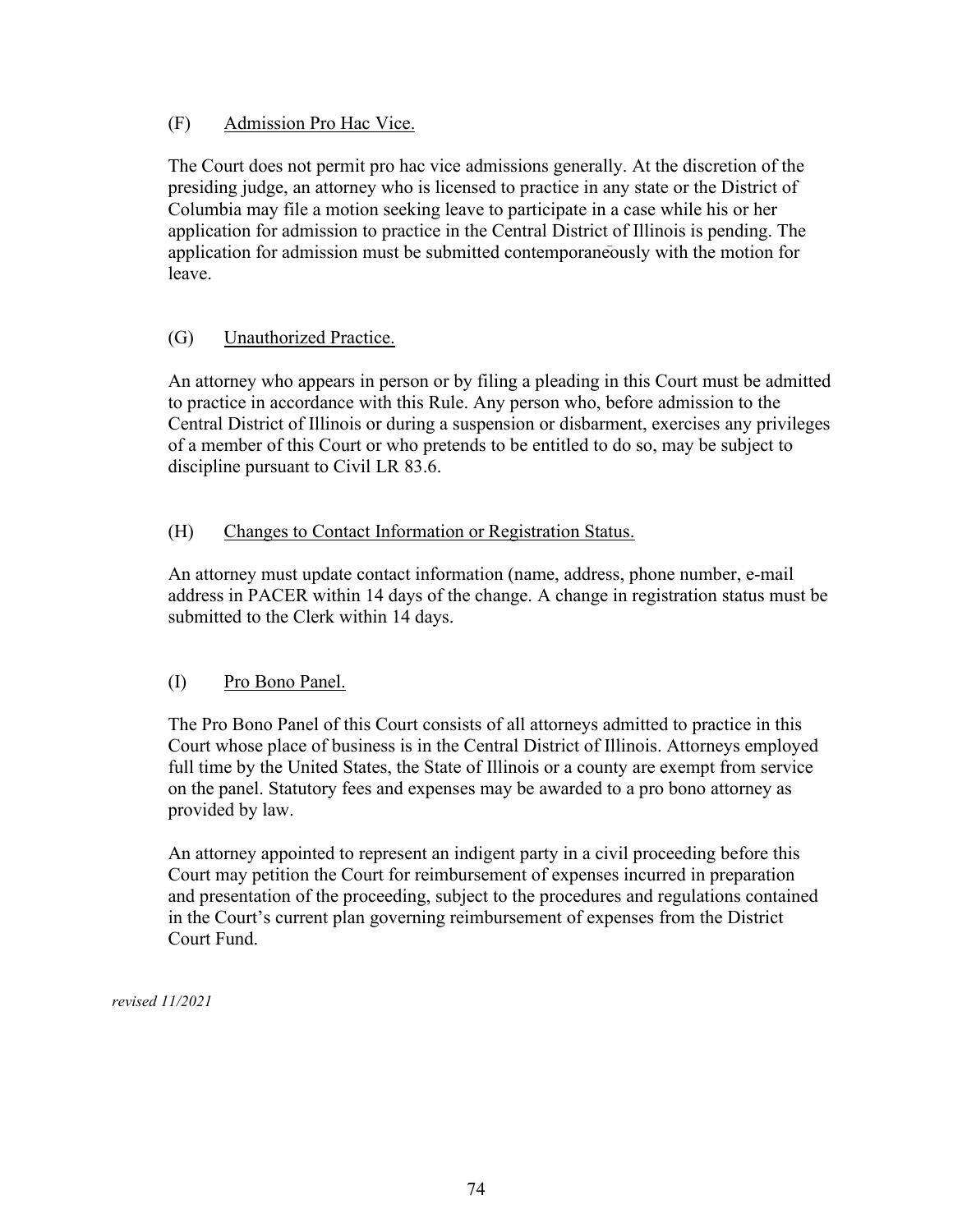(F) Admission Pro Hac Vice.

The Court does not permit pro hac vice admissions generally. At the discretion of the presiding judge, an attorney who is licensed to practice in any state or the District of Columbia may file a motion seeking leave to participate in a case while his or her application for admission to practice in the Central District of Illinois is pending. The application for admission must be submitted contemporaneously with the motion for leave.

(G) Unauthorized Practice.

An attorney who appears in person or by filing a pleading in this Court must be admitted to practice in accordance with this Rule. Any person who, before admission to the Central District of Illinois or during a suspension or disbarment, exercises any privileges of a member of this Court or who pretends to be entitled to do so, may be subject to discipline pursuant to Civil LR 83.6.

(H) Changes to Contact Information or Registration Status.

An attorney must update contact information (name, address, phone number, e-mail address in PACER within 14 days of the change. A change in registration status must be submitted to the Clerk within 14 days.

(I) Pro Bono Panel.

The Pro Bono Panel of this Court consists of all attorneys admitted to practice in this Court whose place of business is in the Central District of Illinois. Attorneys employed full time by the United States, the State of Illinois or a county are exempt from service on the panel. Statutory fees and expenses may be awarded to a pro bono attorney as provided by law.

An attorney appointed to represent an indigent party in a civil proceeding before this Court may petition the Court for reimbursement of expenses incurred in preparation and presentation of the proceeding, subject to the procedures and regulations contained in the Court's current plan governing reimbursement of expenses from the District Court Fund.

*revised 11/2021*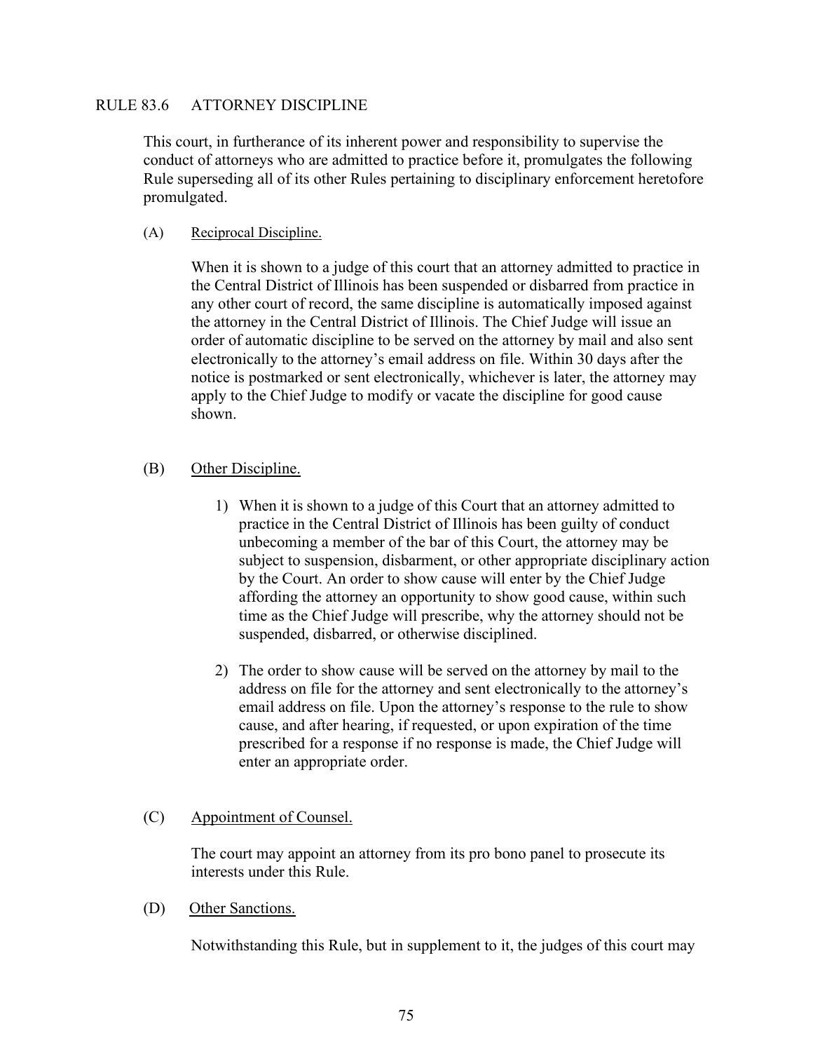## RULE 83.6 ATTORNEY DISCIPLINE

This court, in furtherance of its inherent power and responsibility to supervise the conduct of attorneys who are admitted to practice before it, promulgates the following Rule superseding all of its other Rules pertaining to disciplinary enforcement heretofore promulgated.

(A) Reciprocal Discipline.

When it is shown to a judge of this court that an attorney admitted to practice in the Central District of Illinois has been suspended or disbarred from practice in any other court of record, the same discipline is automatically imposed against the attorney in the Central District of Illinois. The Chief Judge will issue an order of automatic discipline to be served on the attorney by mail and also sent electronically to the attorney's email address on file. Within 30 days after the notice is postmarked or sent electronically, whichever is later, the attorney may apply to the Chief Judge to modify or vacate the discipline for good cause shown.

(B) Other Discipline.

1) When it is shown to a judge of this Court that an attorney admitted to practice in the Central District of Illinois has been guilty of conduct unbecoming a member of the bar of this Court, the attorney may be subject to suspension, disbarment, or other appropriate disciplinary action by the Court. An order to show cause will enter by the Chief Judge affording the attorney an opportunity to show good cause, within such time as the Chief Judge will prescribe, why the attorney should not be suspended, disbarred, or otherwise disciplined.

2) The order to show cause will be served on the attorney by mail to the address on file for the attorney and sent electronically to the attorney's email address on file. Upon the attorney's response to the rule to show cause, and after hearing, if requested, or upon expiration of the time prescribed for a response if no response is made, the Chief Judge will enter an appropriate order.

(C) Appointment of Counsel.

The court may appoint an attorney from its pro bono panel to prosecute its interests under this Rule.

(D) Other Sanctions.

Notwithstanding this Rule, but in supplement to it, the judges of this court may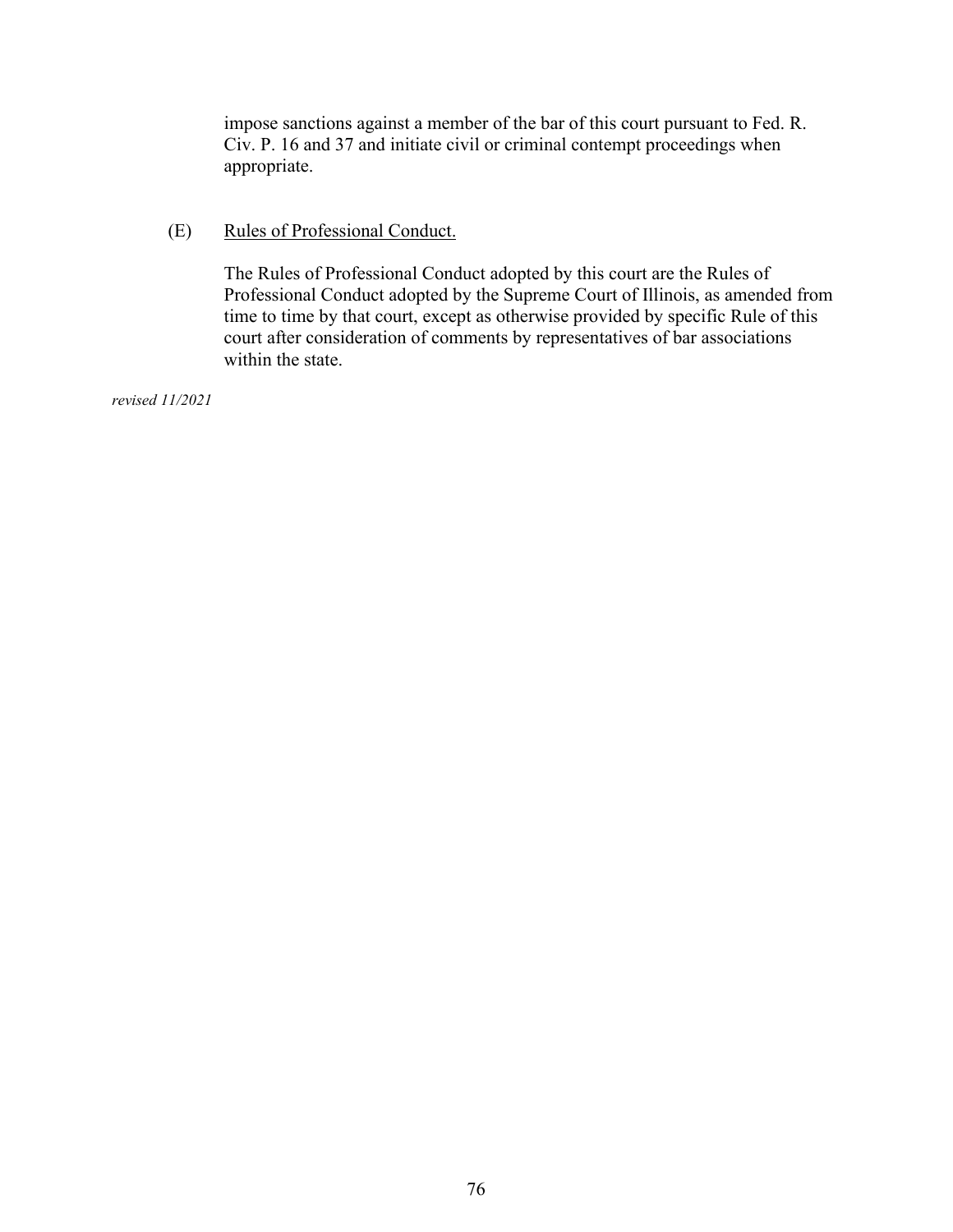impose sanctions against a member of the bar of this court pursuant to Fed. R. Civ. P. 16 and 37 and initiate civil or criminal contempt proceedings when appropriate.

(E) Rules of Professional Conduct.

The Rules of Professional Conduct adopted by this court are the Rules of Professional Conduct adopted by the Supreme Court of Illinois, as amended from time to time by that court, except as otherwise provided by specific Rule of this court after consideration of comments by representatives of bar associations within the state.

*revised 11/2021*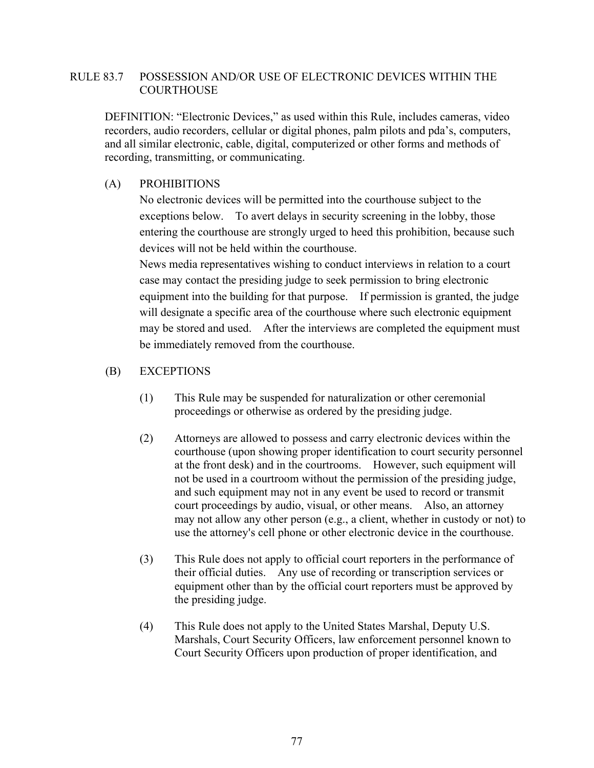## RULE 83.7 POSSESSION AND/OR USE OF ELECTRONIC DEVICES WITHIN THE COURTHOUSE

DEFINITION: "Electronic Devices," as used within this Rule, includes cameras, video recorders, audio recorders, cellular or digital phones, palm pilots and pda's, computers, and all similar electronic, cable, digital, computerized or other forms and methods of recording, transmitting, or communicating.

(A) PROHIBITIONS

No electronic devices will be permitted into the courthouse subject to the exceptions below. To avert delays in security screening in the lobby, those entering the courthouse are strongly urged to heed this prohibition, because such devices will not be held within the courthouse.

News media representatives wishing to conduct interviews in relation to a court case may contact the presiding judge to seek permission to bring electronic equipment into the building for that purpose. If permission is granted, the judge will designate a specific area of the courthouse where such electronic equipment may be stored and used. After the interviews are completed the equipment must be immediately removed from the courthouse.

(B) EXCEPTIONS

(1) This Rule may be suspended for naturalization or other ceremonial proceedings or otherwise as ordered by the presiding judge.

(2) Attorneys are allowed to possess and carry electronic devices within the courthouse (upon showing proper identification to court security personnel at the front desk) and in the courtrooms. However, such equipment will not be used in a courtroom without the permission of the presiding judge, and such equipment may not in any event be used to record or transmit court proceedings by audio, visual, or other means. Also, an attorney may not allow any other person (e.g., a client, whether in custody or not) to use the attorney's cell phone or other electronic device in the courthouse.

(3) This Rule does not apply to official court reporters in the performance of their official duties. Any use of recording or transcription services or equipment other than by the official court reporters must be approved by the presiding judge.

(4) This Rule does not apply to the United States Marshal, Deputy U.S. Marshals, Court Security Officers, law enforcement personnel known to Court Security Officers upon production of proper identification, and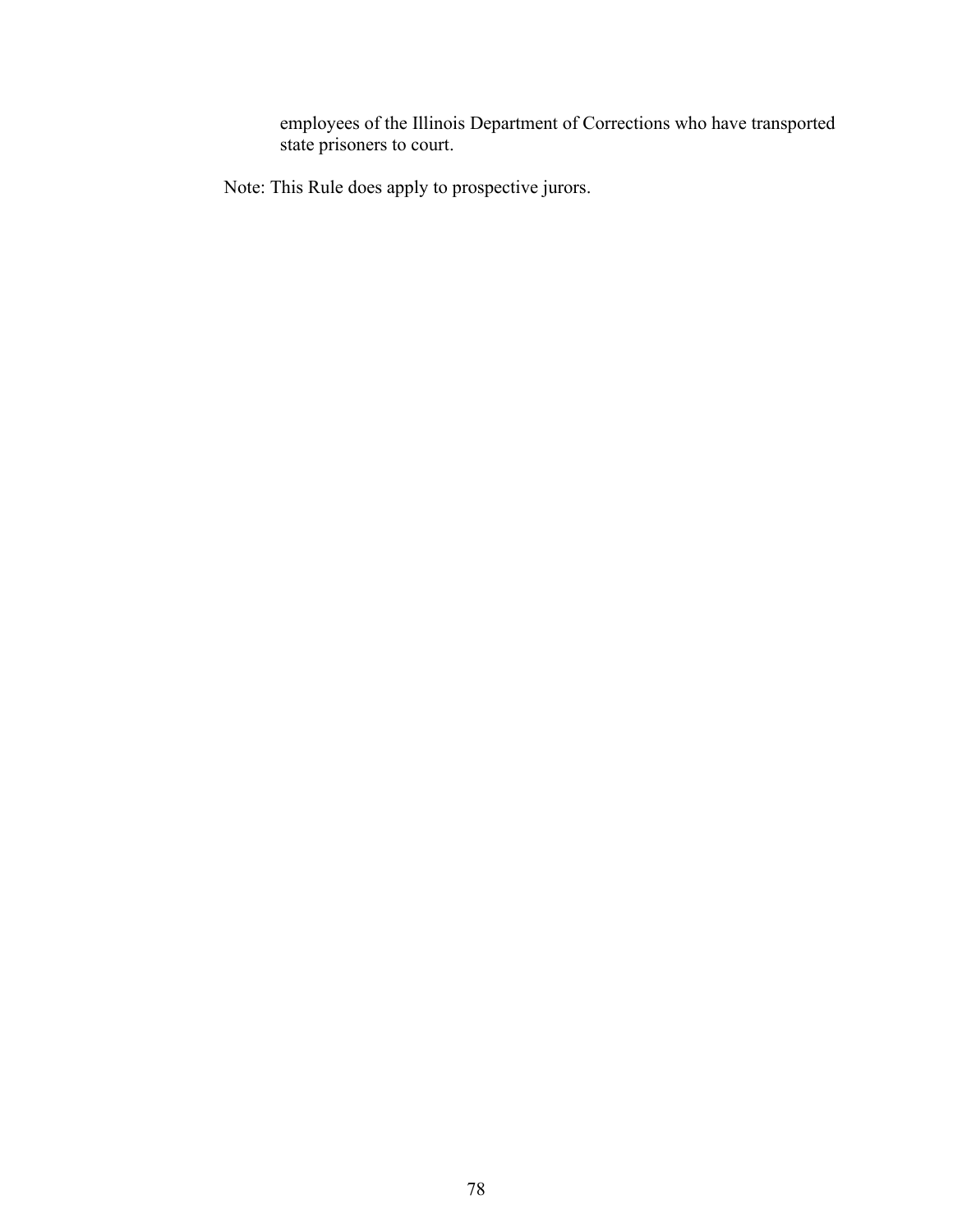employees of the Illinois Department of Corrections who have transported state prisoners to court.

Note: This Rule does apply to prospective jurors.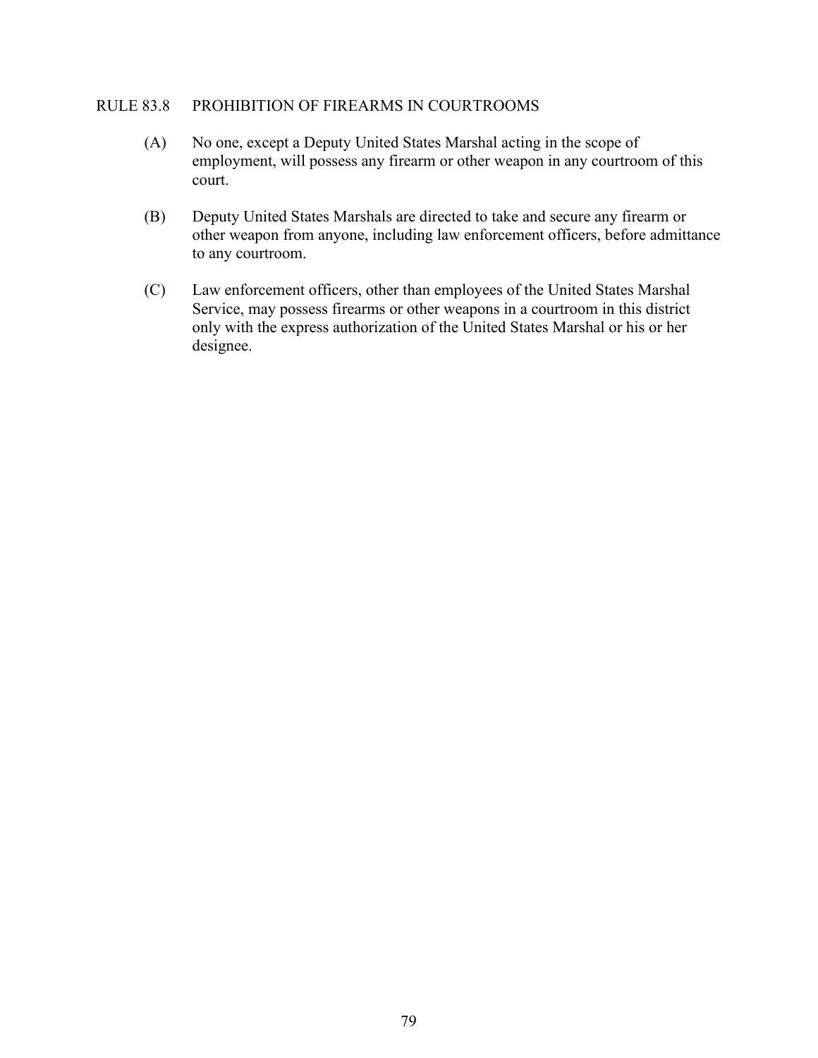## RULE 83.8 PROHIBITION OF FIREARMS IN COURTROOMS

(A) No one, except a Deputy United States Marshal acting in the scope of employment, will possess any firearm or other weapon in any courtroom of this court.

(B) Deputy United States Marshals are directed to take and secure any firearm or other weapon from anyone, including law enforcement officers, before admittance to any courtroom.

(C) Law enforcement officers, other than employees of the United States Marshal Service, may possess firearms or other weapons in a courtroom in this district only with the express authorization of the United States Marshal or his or her designee.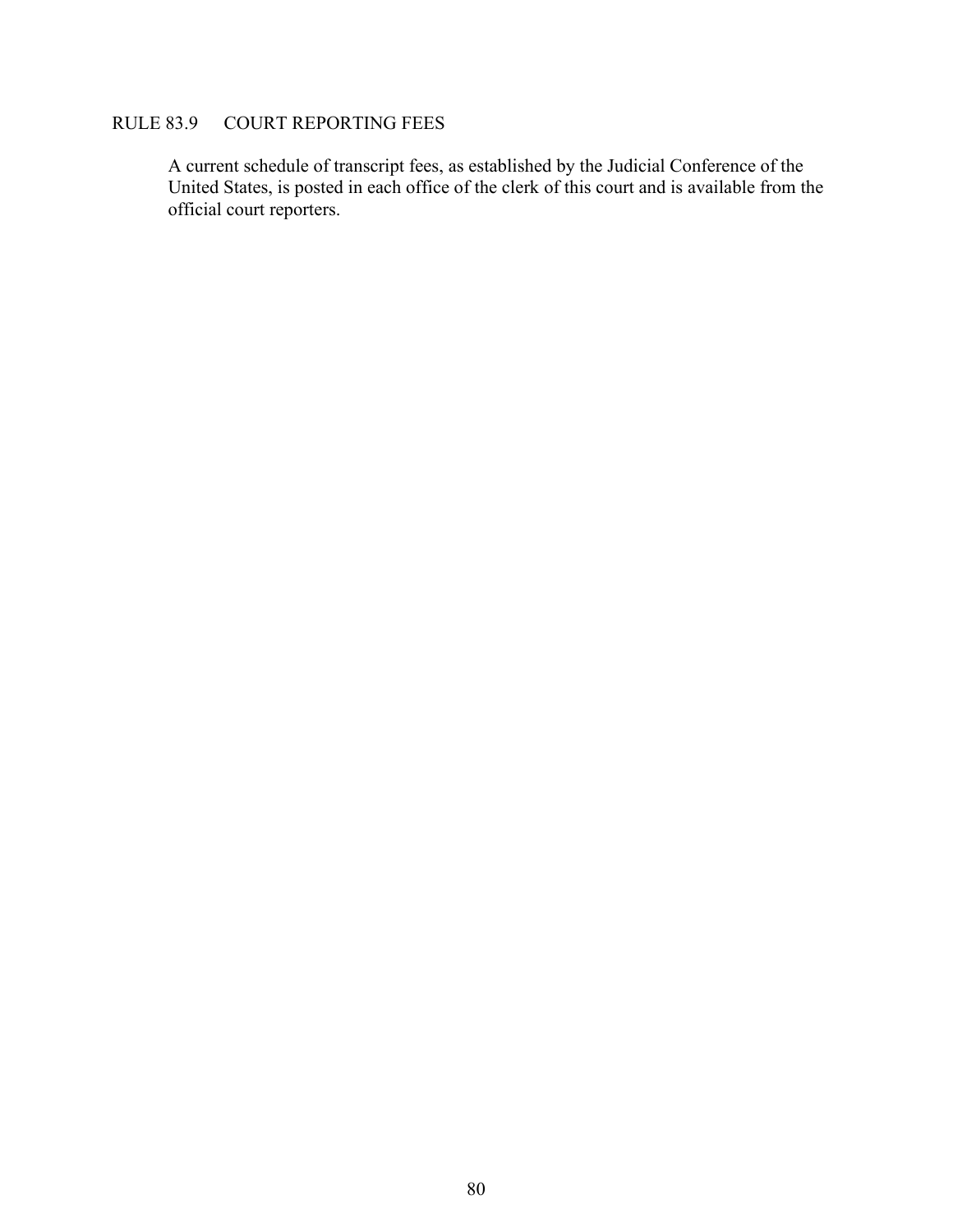## RULE 83.9 COURT REPORTING FEES

A current schedule of transcript fees, as established by the Judicial Conference of the United States, is posted in each office of the clerk of this court and is available from the official court reporters.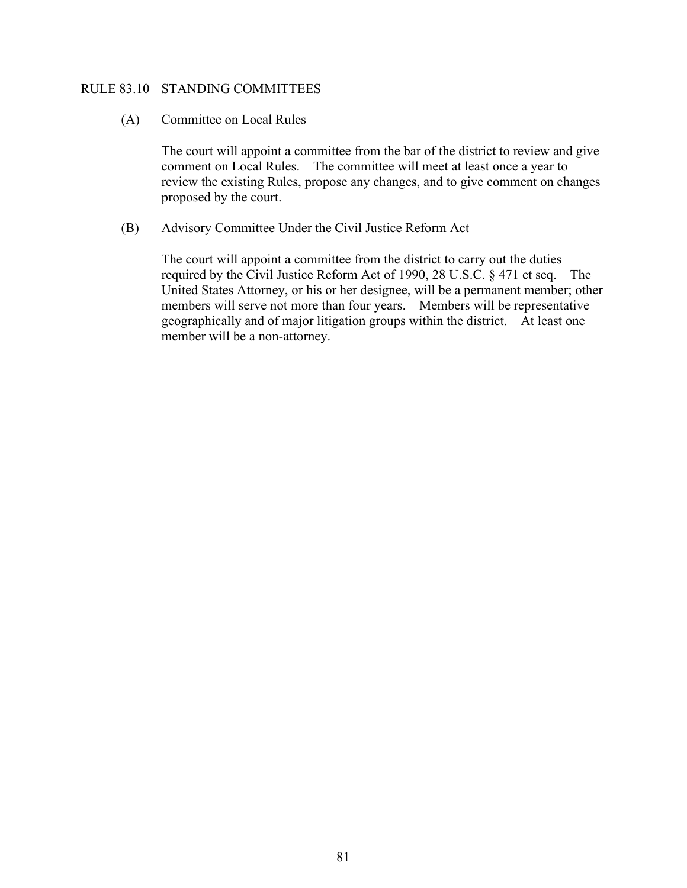## RULE 83.10 STANDING COMMITTEES

### (A) Committee on Local Rules

The court will appoint a committee from the bar of the district to review and give comment on Local Rules. The committee will meet at least once a year to review the existing Rules, propose any changes, and to give comment on changes proposed by the court.

### (B) Advisory Committee Under the Civil Justice Reform Act

The court will appoint a committee from the district to carry out the duties required by the Civil Justice Reform Act of 1990, 28 U.S.C. § 471 et seq. The United States Attorney, or his or her designee, will be a permanent member; other members will serve not more than four years. Members will be representative geographically and of major litigation groups within the district. At least one member will be a non-attorney.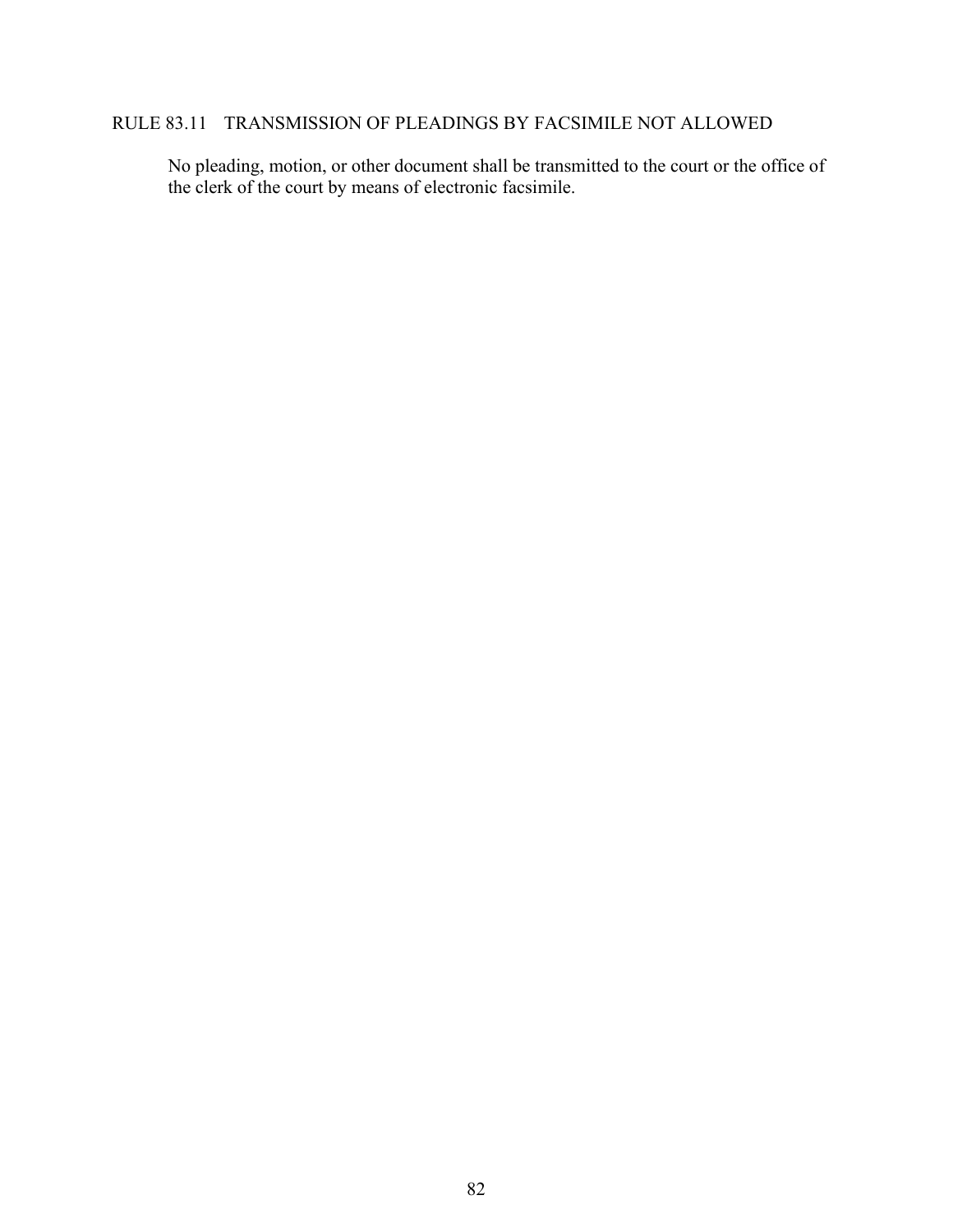## RULE 83.11 TRANSMISSION OF PLEADINGS BY FACSIMILE NOT ALLOWED

No pleading, motion, or other document shall be transmitted to the court or the office of the clerk of the court by means of electronic facsimile.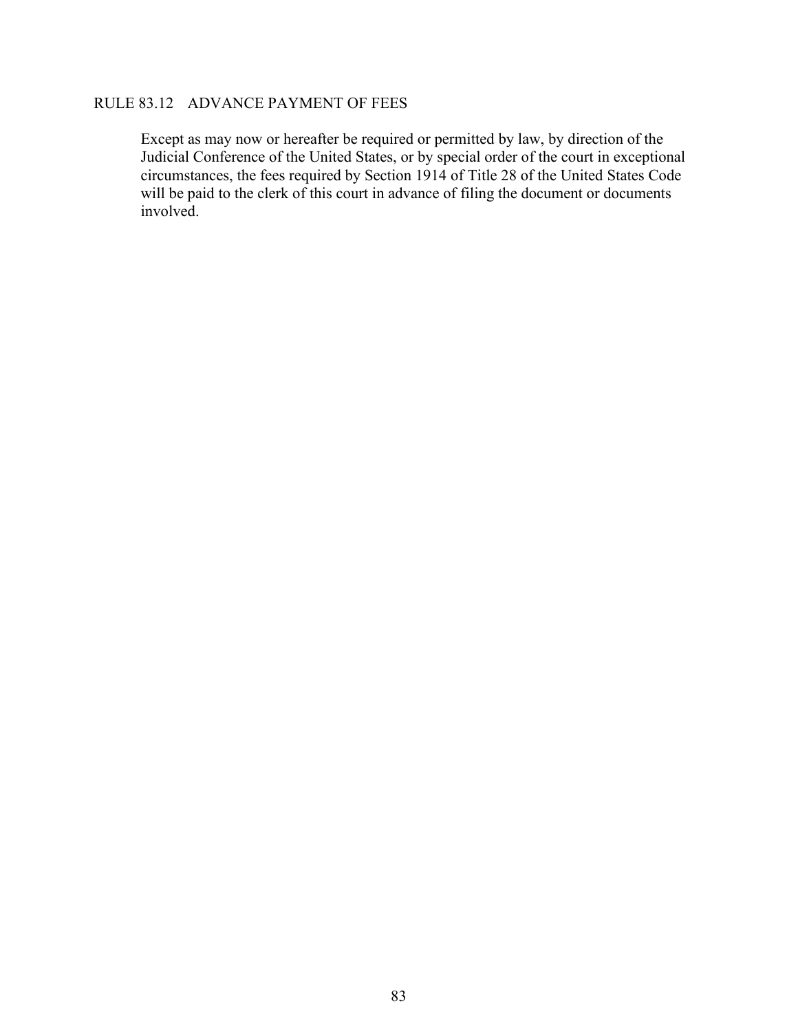## RULE 83.12 ADVANCE PAYMENT OF FEES

Except as may now or hereafter be required or permitted by law, by direction of the Judicial Conference of the United States, or by special order of the court in exceptional circumstances, the fees required by Section 1914 of Title 28 of the United States Code will be paid to the clerk of this court in advance of filing the document or documents involved.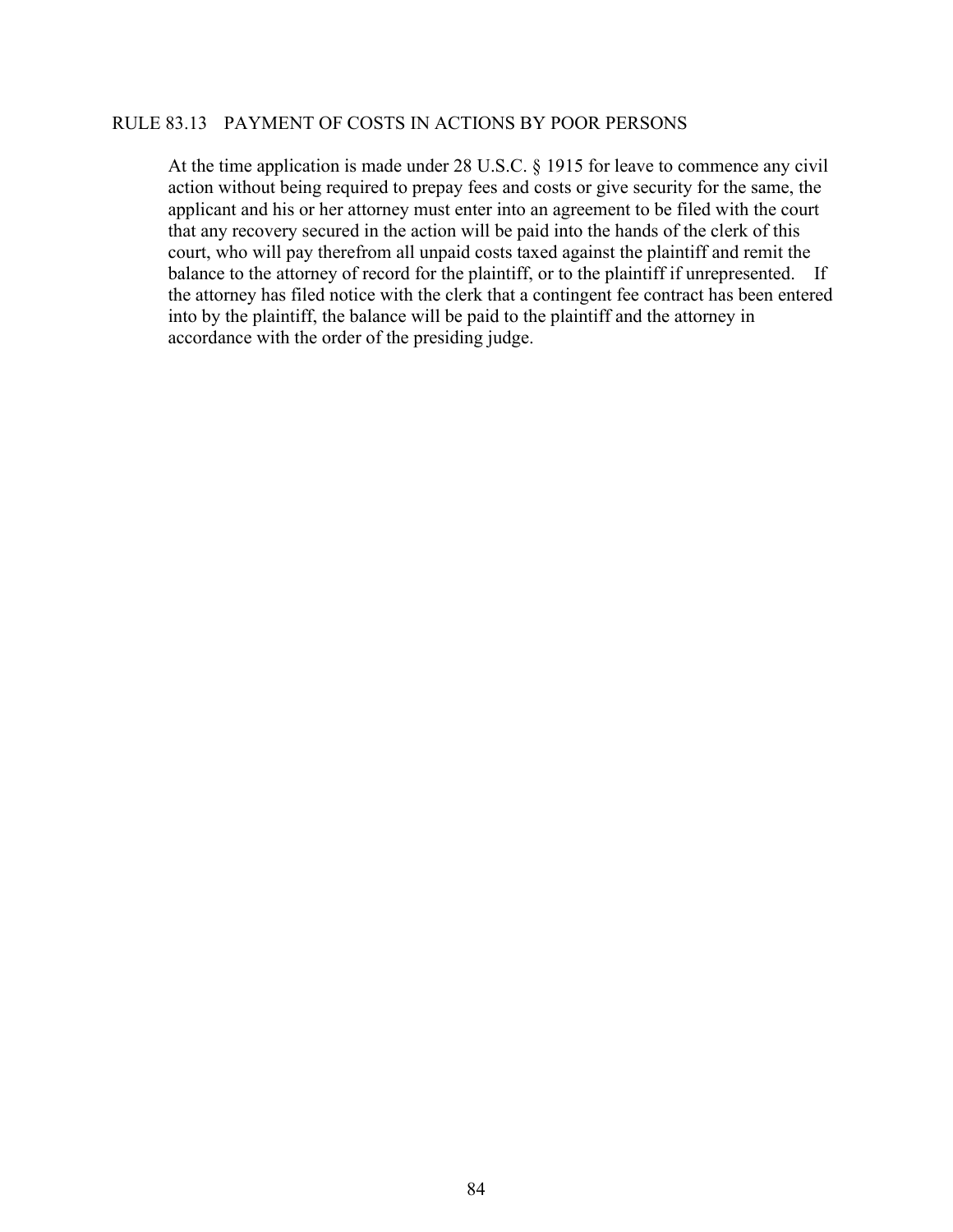## RULE 83.13 PAYMENT OF COSTS IN ACTIONS BY POOR PERSONS

At the time application is made under 28 U.S.C. § 1915 for leave to commence any civil action without being required to prepay fees and costs or give security for the same, the applicant and his or her attorney must enter into an agreement to be filed with the court that any recovery secured in the action will be paid into the hands of the clerk of this court, who will pay therefrom all unpaid costs taxed against the plaintiff and remit the balance to the attorney of record for the plaintiff, or to the plaintiff if unrepresented. If the attorney has filed notice with the clerk that a contingent fee contract has been entered into by the plaintiff, the balance will be paid to the plaintiff and the attorney in accordance with the order of the presiding judge.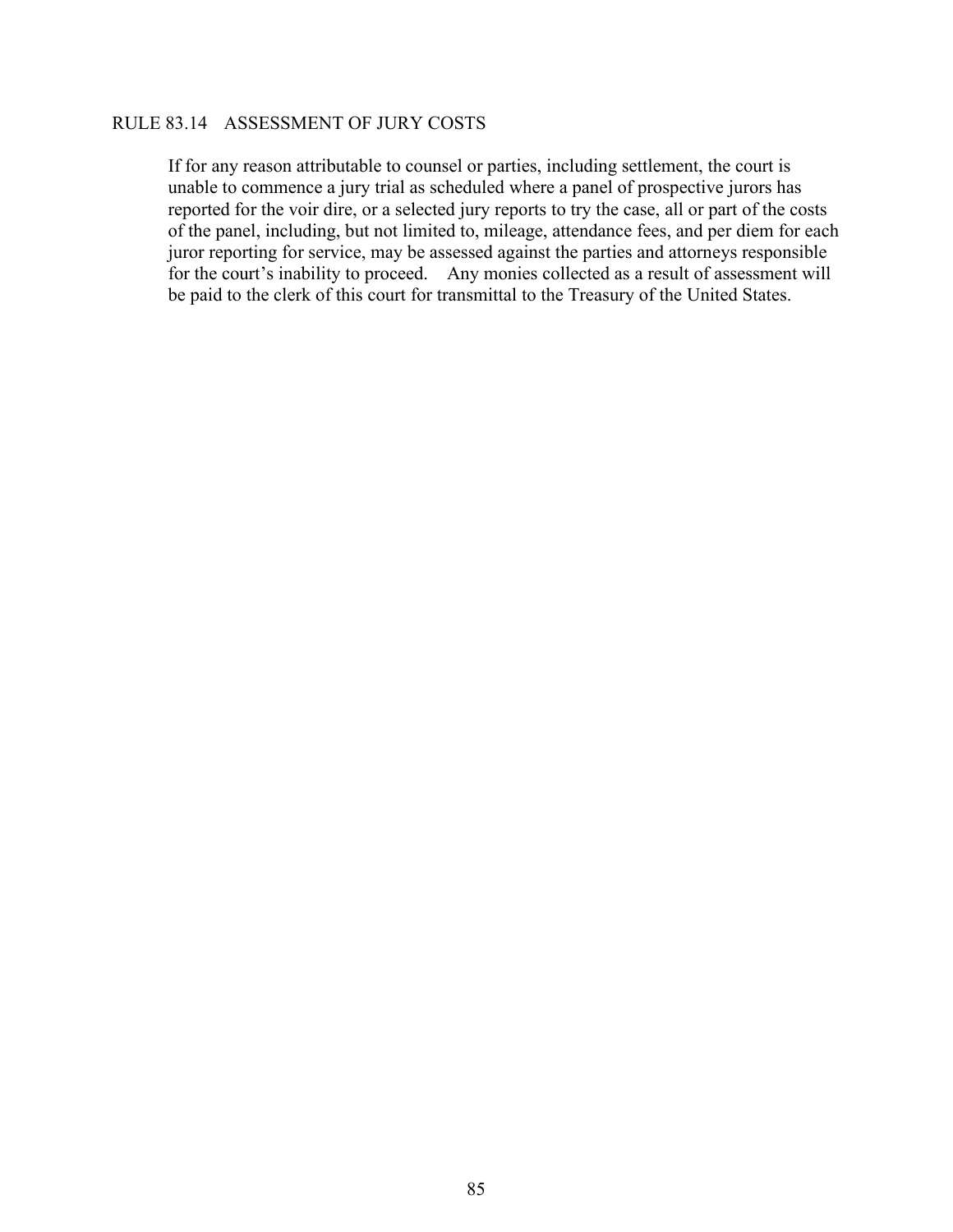## RULE 83.14 ASSESSMENT OF JURY COSTS

If for any reason attributable to counsel or parties, including settlement, the court is unable to commence a jury trial as scheduled where a panel of prospective jurors has reported for the voir dire, or a selected jury reports to try the case, all or part of the costs of the panel, including, but not limited to, mileage, attendance fees, and per diem for each juror reporting for service, may be assessed against the parties and attorneys responsible for the court's inability to proceed. Any monies collected as a result of assessment will be paid to the clerk of this court for transmittal to the Treasury of the United States.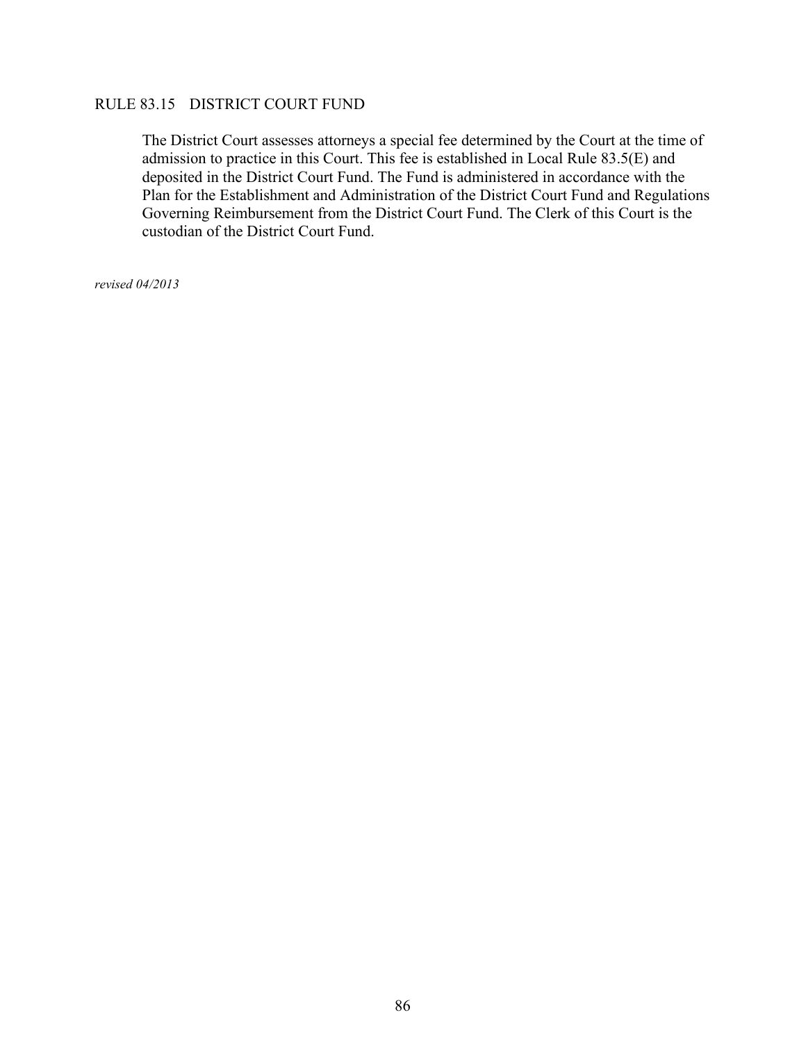## RULE 83.15 DISTRICT COURT FUND

The District Court assesses attorneys a special fee determined by the Court at the time of admission to practice in this Court. This fee is established in Local Rule 83.5(E) and deposited in the District Court Fund. The Fund is administered in accordance with the Plan for the Establishment and Administration of the District Court Fund and Regulations Governing Reimbursement from the District Court Fund. The Clerk of this Court is the custodian of the District Court Fund.

*revised 04/2013*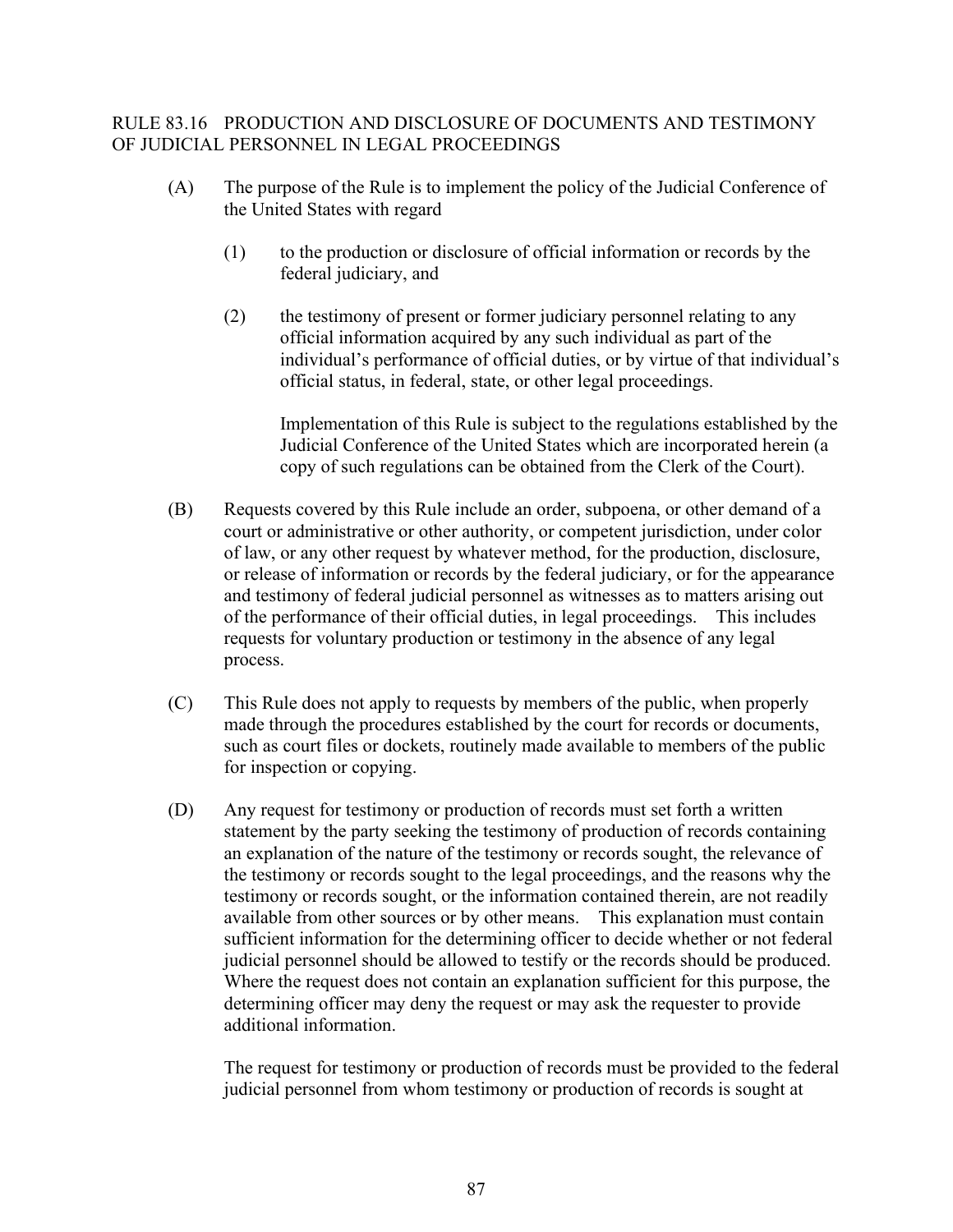## RULE 83.16 PRODUCTION AND DISCLOSURE OF DOCUMENTS AND TESTIMONY OF JUDICIAL PERSONNEL IN LEGAL PROCEEDINGS

(A) The purpose of the Rule is to implement the policy of the Judicial Conference of the United States with regard

(1) to the production or disclosure of official information or records by the federal judiciary, and

(2) the testimony of present or former judiciary personnel relating to any official information acquired by any such individual as part of the individual's performance of official duties, or by virtue of that individual's official status, in federal, state, or other legal proceedings.

Implementation of this Rule is subject to the regulations established by the Judicial Conference of the United States which are incorporated herein (a copy of such regulations can be obtained from the Clerk of the Court).

(B) Requests covered by this Rule include an order, subpoena, or other demand of a court or administrative or other authority, or competent jurisdiction, under color of law, or any other request by whatever method, for the production, disclosure, or release of information or records by the federal judiciary, or for the appearance and testimony of federal judicial personnel as witnesses as to matters arising out of the performance of their official duties, in legal proceedings. This includes requests for voluntary production or testimony in the absence of any legal process.

(C) This Rule does not apply to requests by members of the public, when properly made through the procedures established by the court for records or documents, such as court files or dockets, routinely made available to members of the public for inspection or copying.

(D) Any request for testimony or production of records must set forth a written statement by the party seeking the testimony of production of records containing an explanation of the nature of the testimony or records sought, the relevance of the testimony or records sought to the legal proceedings, and the reasons why the testimony or records sought, or the information contained therein, are not readily available from other sources or by other means. This explanation must contain sufficient information for the determining officer to decide whether or not federal judicial personnel should be allowed to testify or the records should be produced. Where the request does not contain an explanation sufficient for this purpose, the determining officer may deny the request or may ask the requester to provide additional information.

The request for testimony or production of records must be provided to the federal judicial personnel from whom testimony or production of records is sought at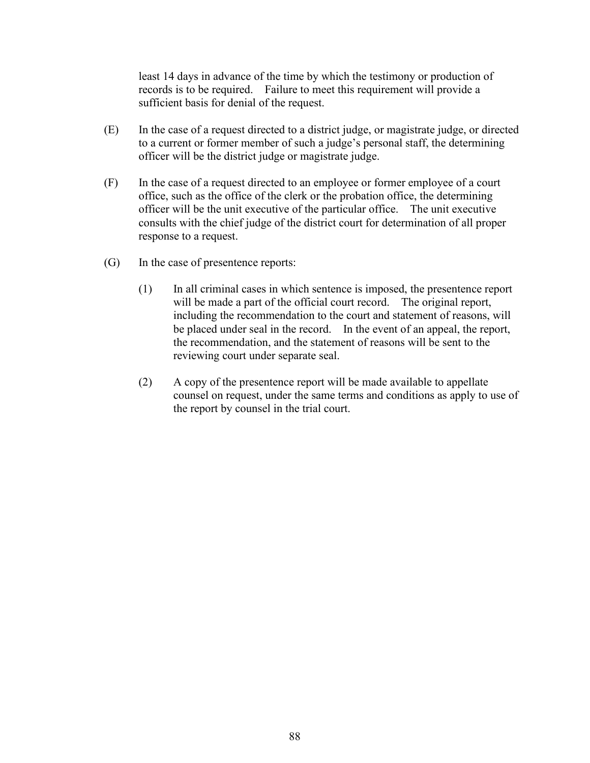least 14 days in advance of the time by which the testimony or production of records is to be required. Failure to meet this requirement will provide a sufficient basis for denial of the request.

(E) In the case of a request directed to a district judge, or magistrate judge, or directed to a current or former member of such a judge's personal staff, the determining officer will be the district judge or magistrate judge.

(F) In the case of a request directed to an employee or former employee of a court office, such as the office of the clerk or the probation office, the determining officer will be the unit executive of the particular office. The unit executive consults with the chief judge of the district court for determination of all proper response to a request.

(G) In the case of presentence reports:

(1) In all criminal cases in which sentence is imposed, the presentence report will be made a part of the official court record. The original report, including the recommendation to the court and statement of reasons, will be placed under seal in the record. In the event of an appeal, the report, the recommendation, and the statement of reasons will be sent to the reviewing court under separate seal.

(2) A copy of the presentence report will be made available to appellate counsel on request, under the same terms and conditions as apply to use of the report by counsel in the trial court.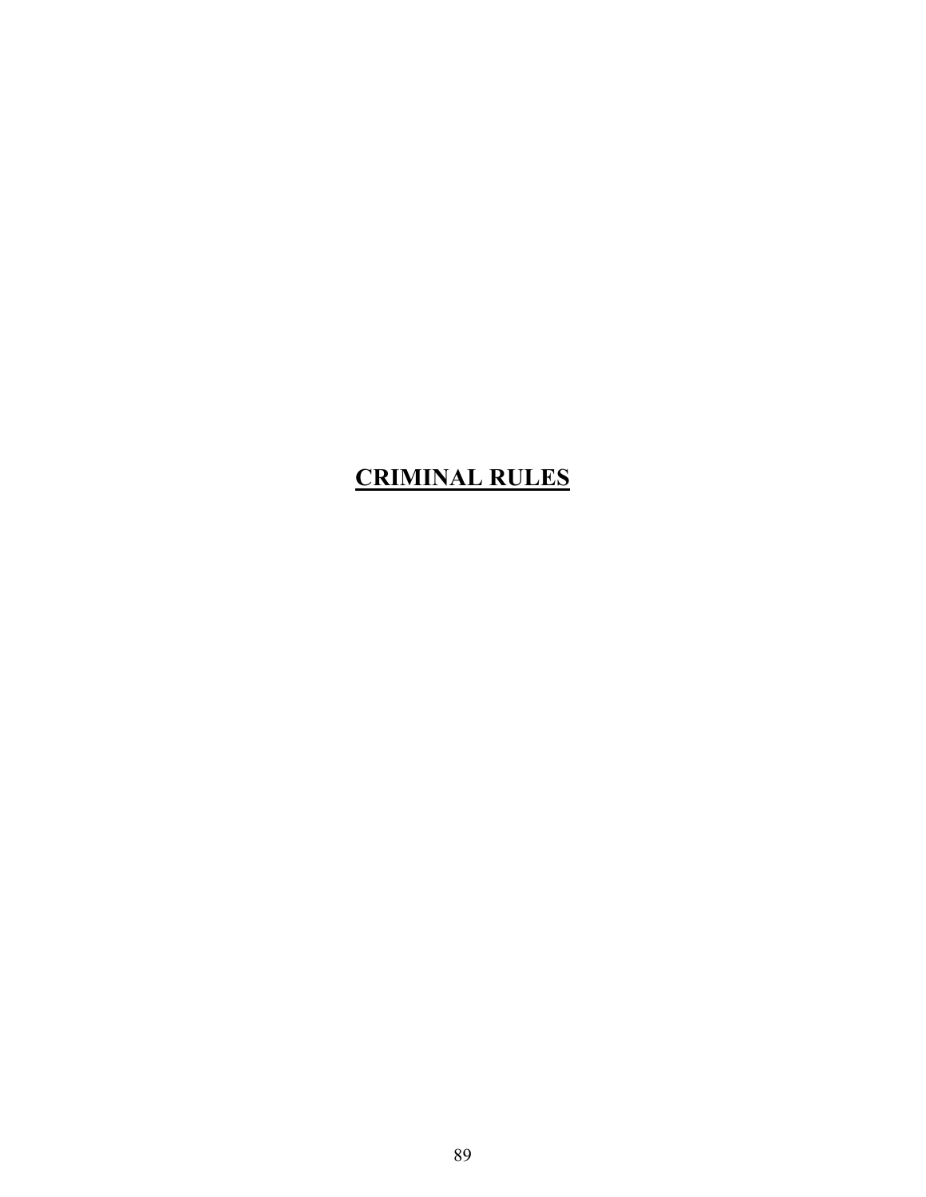# CRIMINAL RULES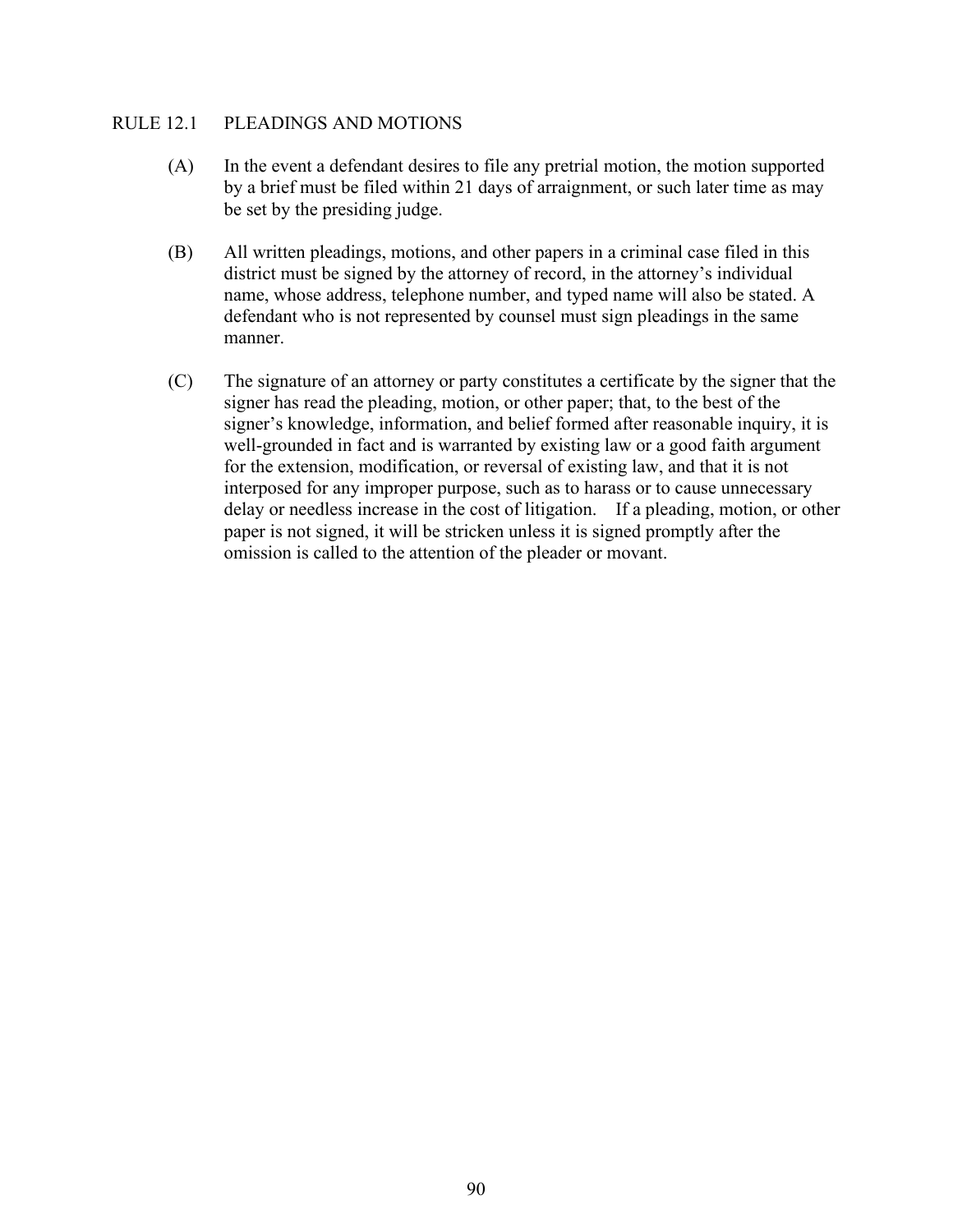## RULE 12.1 PLEADINGS AND MOTIONS

(A) In the event a defendant desires to file any pretrial motion, the motion supported by a brief must be filed within 21 days of arraignment, or such later time as may be set by the presiding judge.

(B) All written pleadings, motions, and other papers in a criminal case filed in this district must be signed by the attorney of record, in the attorney's individual name, whose address, telephone number, and typed name will also be stated. A defendant who is not represented by counsel must sign pleadings in the same manner.

(C) The signature of an attorney or party constitutes a certificate by the signer that the signer has read the pleading, motion, or other paper; that, to the best of the signer's knowledge, information, and belief formed after reasonable inquiry, it is well-grounded in fact and is warranted by existing law or a good faith argument for the extension, modification, or reversal of existing law, and that it is not interposed for any improper purpose, such as to harass or to cause unnecessary delay or needless increase in the cost of litigation. If a pleading, motion, or other paper is not signed, it will be stricken unless it is signed promptly after the omission is called to the attention of the pleader or movant.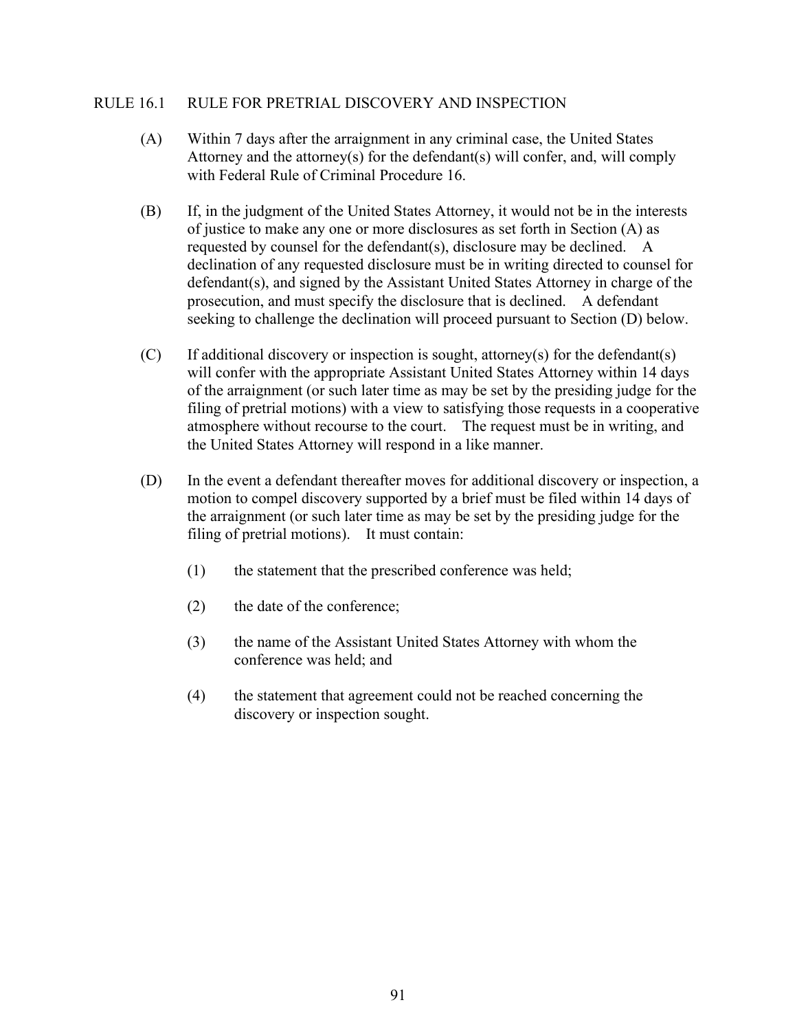## RULE 16.1 RULE FOR PRETRIAL DISCOVERY AND INSPECTION

(A) Within 7 days after the arraignment in any criminal case, the United States Attorney and the attorney(s) for the defendant(s) will confer, and, will comply with Federal Rule of Criminal Procedure 16.

(B) If, in the judgment of the United States Attorney, it would not be in the interests of justice to make any one or more disclosures as set forth in Section (A) as requested by counsel for the defendant(s), disclosure may be declined. A declination of any requested disclosure must be in writing directed to counsel for defendant(s), and signed by the Assistant United States Attorney in charge of the prosecution, and must specify the disclosure that is declined. A defendant seeking to challenge the declination will proceed pursuant to Section (D) below.

(C) If additional discovery or inspection is sought, attorney(s) for the defendant(s) will confer with the appropriate Assistant United States Attorney within 14 days of the arraignment (or such later time as may be set by the presiding judge for the filing of pretrial motions) with a view to satisfying those requests in a cooperative atmosphere without recourse to the court. The request must be in writing, and the United States Attorney will respond in a like manner.

(D) In the event a defendant thereafter moves for additional discovery or inspection, a motion to compel discovery supported by a brief must be filed within 14 days of the arraignment (or such later time as may be set by the presiding judge for the filing of pretrial motions). It must contain:

  (1) the statement that the prescribed conference was held;

  (2) the date of the conference;

  (3) the name of the Assistant United States Attorney with whom the conference was held; and

  (4) the statement that agreement could not be reached concerning the discovery or inspection sought.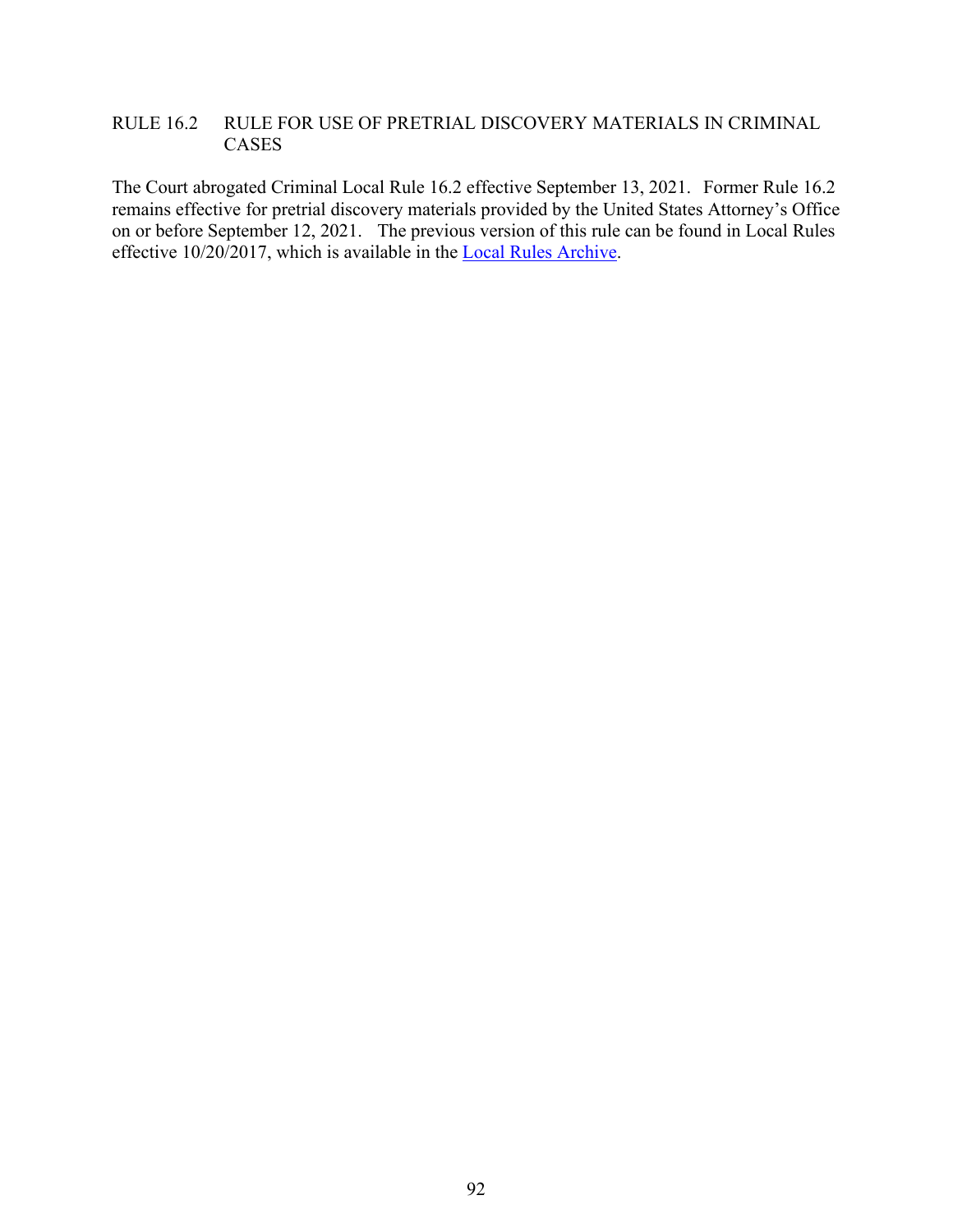## RULE 16.2 RULE FOR USE OF PRETRIAL DISCOVERY MATERIALS IN CRIMINAL CASES

The Court abrogated Criminal Local Rule 16.2 effective September 13, 2021. Former Rule 16.2 remains effective for pretrial discovery materials provided by the United States Attorney's Office on or before September 12, 2021. The previous version of this rule can be found in Local Rules effective 10/20/2017, which is available in the Local Rules Archive.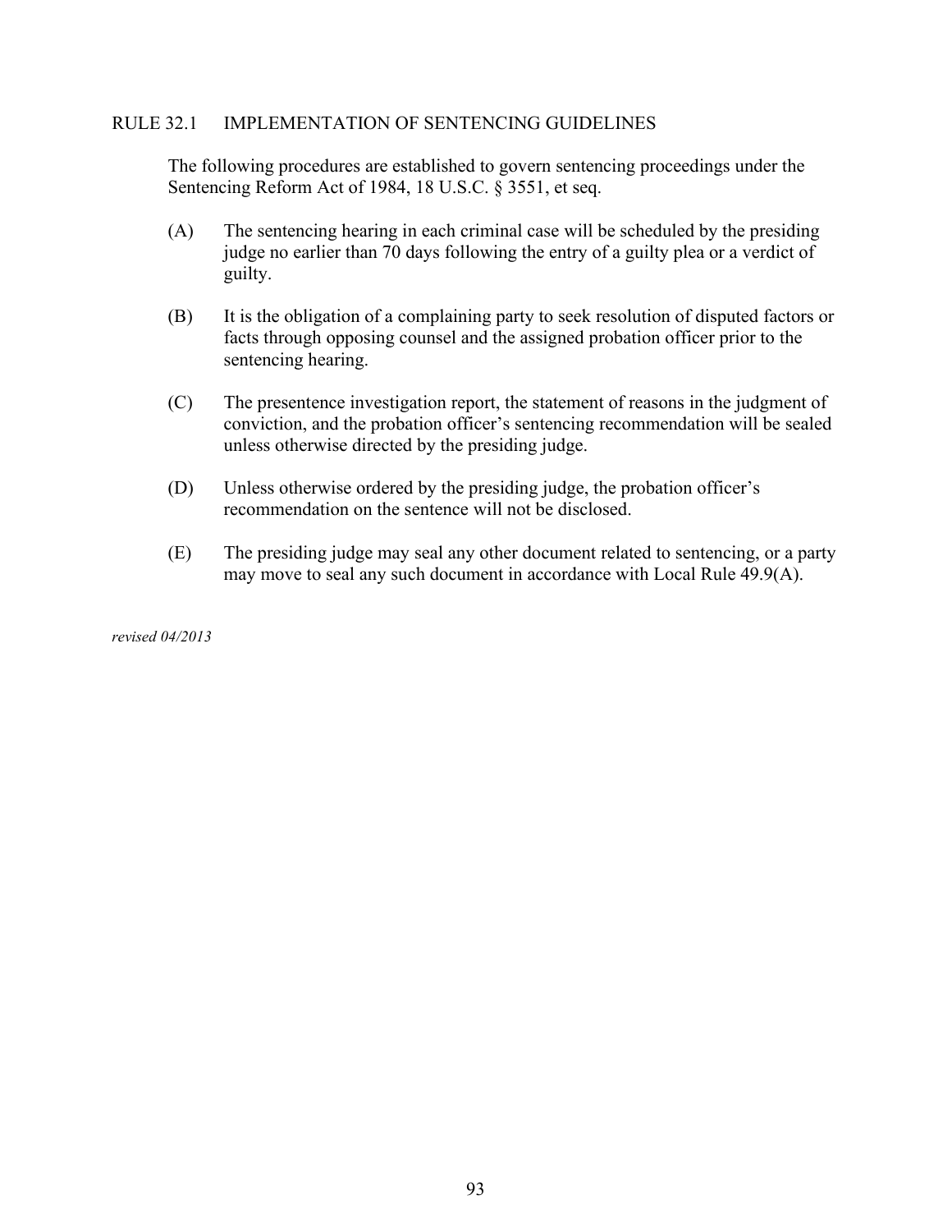## RULE 32.1 IMPLEMENTATION OF SENTENCING GUIDELINES

The following procedures are established to govern sentencing proceedings under the Sentencing Reform Act of 1984, 18 U.S.C. § 3551, et seq.

(A) The sentencing hearing in each criminal case will be scheduled by the presiding judge no earlier than 70 days following the entry of a guilty plea or a verdict of guilty.

(B) It is the obligation of a complaining party to seek resolution of disputed factors or facts through opposing counsel and the assigned probation officer prior to the sentencing hearing.

(C) The presentence investigation report, the statement of reasons in the judgment of conviction, and the probation officer's sentencing recommendation will be sealed unless otherwise directed by the presiding judge.

(D) Unless otherwise ordered by the presiding judge, the probation officer's recommendation on the sentence will not be disclosed.

(E) The presiding judge may seal any other document related to sentencing, or a party may move to seal any such document in accordance with Local Rule 49.9(A).

*revised 04/2013*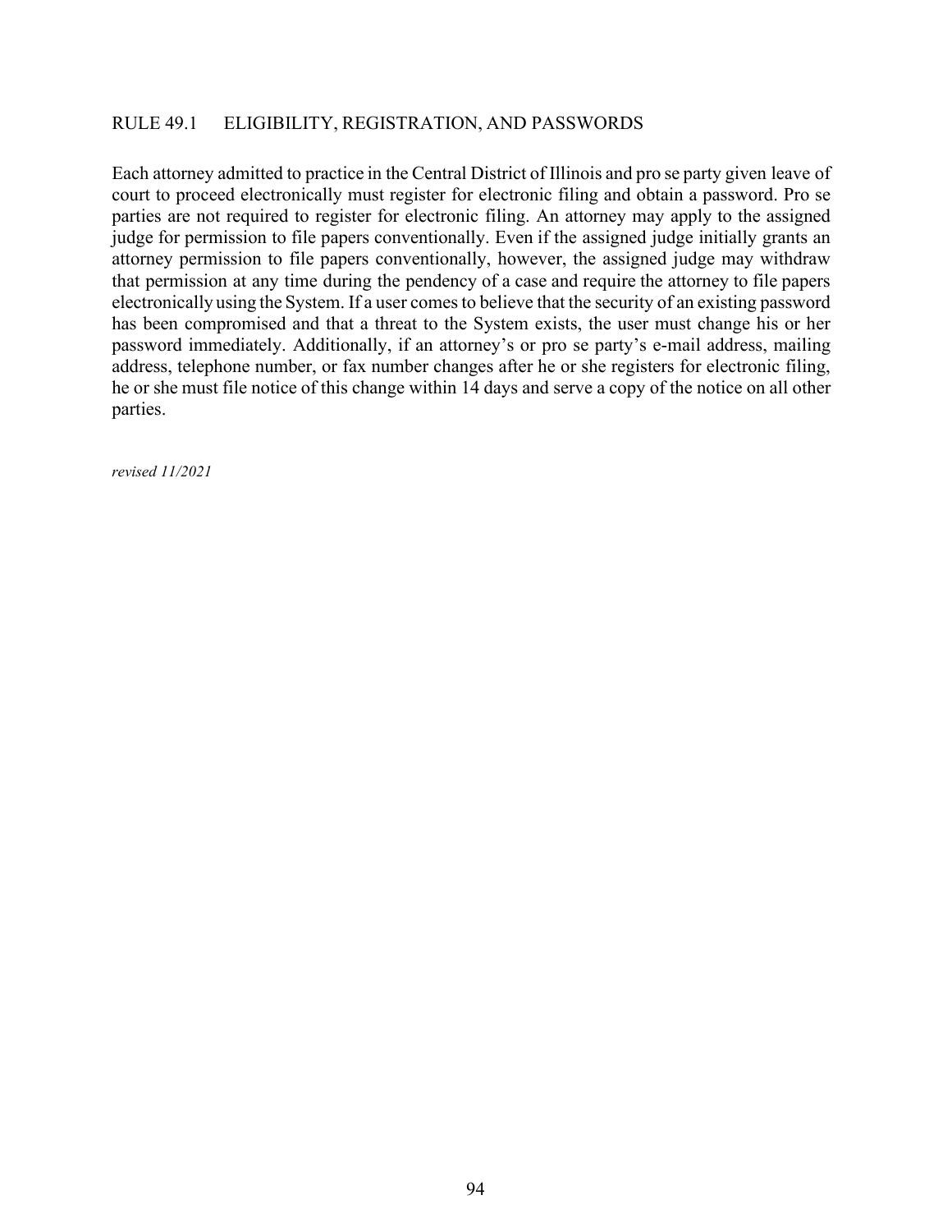## RULE 49.1 ELIGIBILITY, REGISTRATION, AND PASSWORDS

Each attorney admitted to practice in the Central District of Illinois and pro se party given leave of court to proceed electronically must register for electronic filing and obtain a password. Pro se parties are not required to register for electronic filing. An attorney may apply to the assigned judge for permission to file papers conventionally. Even if the assigned judge initially grants an attorney permission to file papers conventionally, however, the assigned judge may withdraw that permission at any time during the pendency of a case and require the attorney to file papers electronically using the System. If a user comes to believe that the security of an existing password has been compromised and that a threat to the System exists, the user must change his or her password immediately. Additionally, if an attorney's or pro se party's e-mail address, mailing address, telephone number, or fax number changes after he or she registers for electronic filing, he or she must file notice of this change within 14 days and serve a copy of the notice on all other parties.

*revised 11/2021*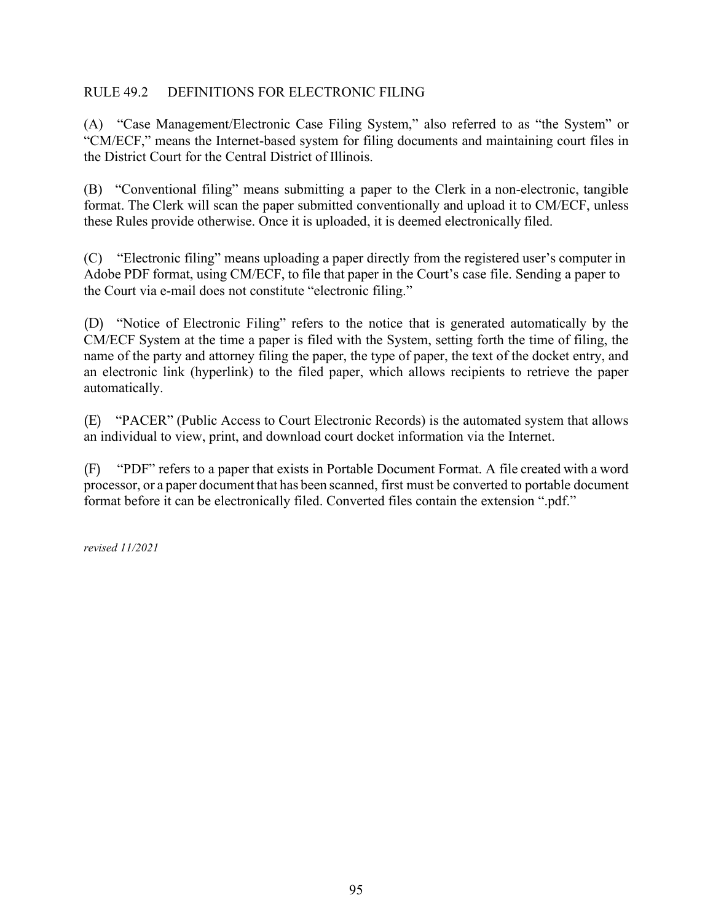## RULE 49.2 DEFINITIONS FOR ELECTRONIC FILING

(A) "Case Management/Electronic Case Filing System," also referred to as "the System" or "CM/ECF," means the Internet-based system for filing documents and maintaining court files in the District Court for the Central District of Illinois.

(B) "Conventional filing" means submitting a paper to the Clerk in a non-electronic, tangible format. The Clerk will scan the paper submitted conventionally and upload it to CM/ECF, unless these Rules provide otherwise. Once it is uploaded, it is deemed electronically filed.

(C) "Electronic filing" means uploading a paper directly from the registered user's computer in Adobe PDF format, using CM/ECF, to file that paper in the Court's case file. Sending a paper to the Court via e-mail does not constitute "electronic filing."

(D) "Notice of Electronic Filing" refers to the notice that is generated automatically by the CM/ECF System at the time a paper is filed with the System, setting forth the time of filing, the name of the party and attorney filing the paper, the type of paper, the text of the docket entry, and an electronic link (hyperlink) to the filed paper, which allows recipients to retrieve the paper automatically.

(E) "PACER" (Public Access to Court Electronic Records) is the automated system that allows an individual to view, print, and download court docket information via the Internet.

(F) "PDF" refers to a paper that exists in Portable Document Format. A file created with a word processor, or a paper document that has been scanned, first must be converted to portable document format before it can be electronically filed. Converted files contain the extension ".pdf."

*revised 11/2021*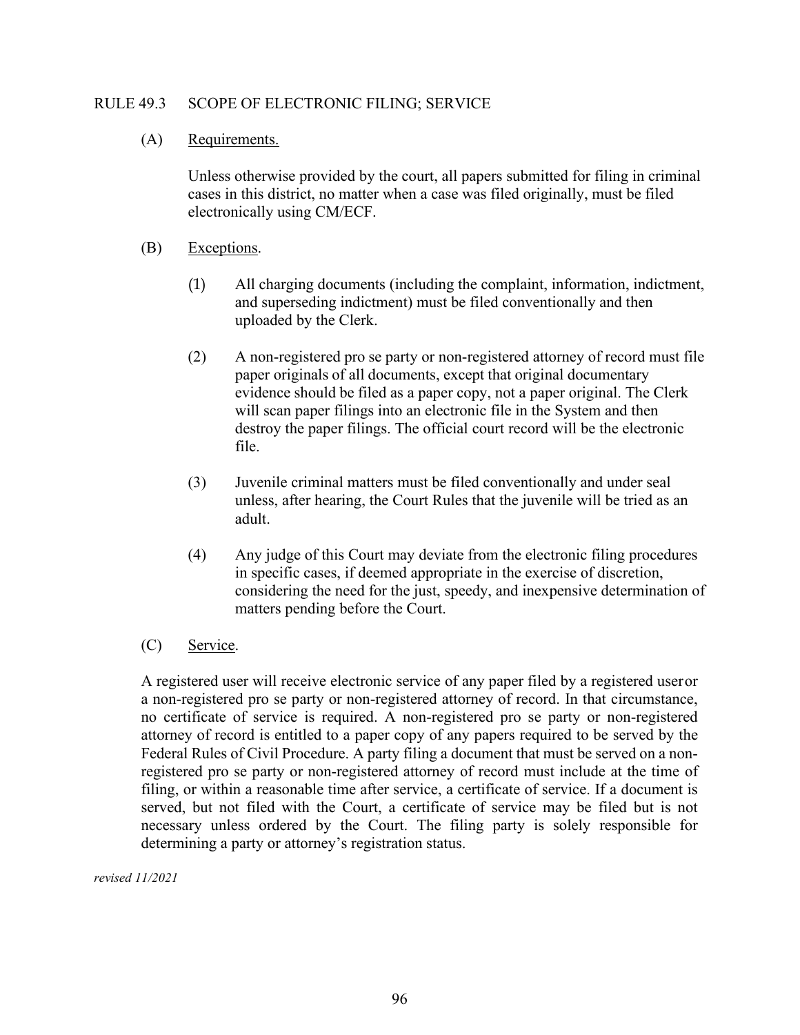## RULE 49.3 SCOPE OF ELECTRONIC FILING; SERVICE

(A) Requirements.

Unless otherwise provided by the court, all papers submitted for filing in criminal cases in this district, no matter when a case was filed originally, must be filed electronically using CM/ECF.

(B) Exceptions.

(1) All charging documents (including the complaint, information, indictment, and superseding indictment) must be filed conventionally and then uploaded by the Clerk.

(2) A non-registered pro se party or non-registered attorney of record must file paper originals of all documents, except that original documentary evidence should be filed as a paper copy, not a paper original. The Clerk will scan paper filings into an electronic file in the System and then destroy the paper filings. The official court record will be the electronic file.

(3) Juvenile criminal matters must be filed conventionally and under seal unless, after hearing, the Court Rules that the juvenile will be tried as an adult.

(4) Any judge of this Court may deviate from the electronic filing procedures in specific cases, if deemed appropriate in the exercise of discretion, considering the need for the just, speedy, and inexpensive determination of matters pending before the Court.

(C) Service.

A registered user will receive electronic service of any paper filed by a registered user or a non-registered pro se party or non-registered attorney of record. In that circumstance, no certificate of service is required. A non-registered pro se party or non-registered attorney of record is entitled to a paper copy of any papers required to be served by the Federal Rules of Civil Procedure. A party filing a document that must be served on a non-registered pro se party or non-registered attorney of record must include at the time of filing, or within a reasonable time after service, a certificate of service. If a document is served, but not filed with the Court, a certificate of service may be filed but is not necessary unless ordered by the Court. The filing party is solely responsible for determining a party or attorney's registration status.

*revised 11/2021*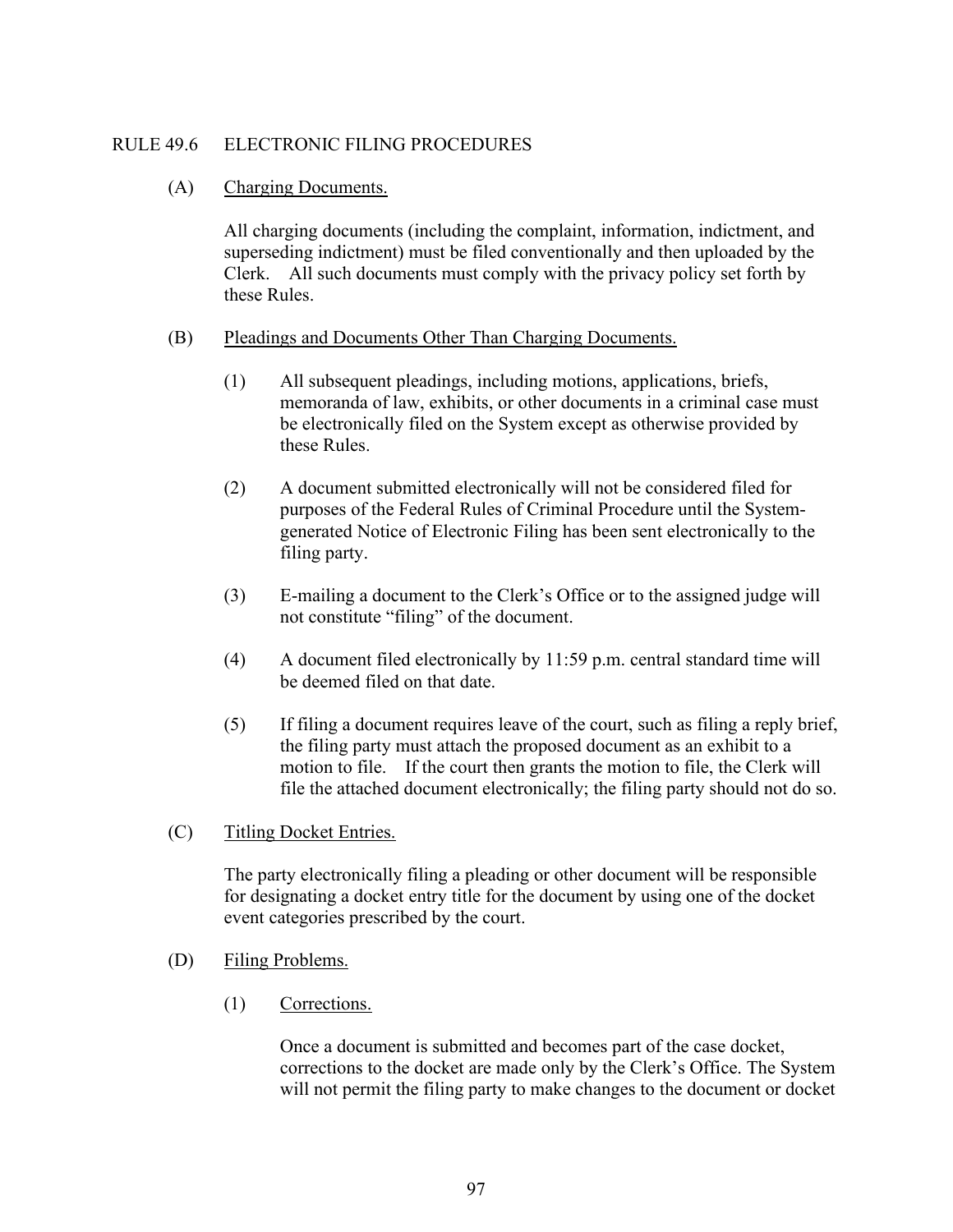## RULE 49.6 ELECTRONIC FILING PROCEDURES

(A) Charging Documents.

All charging documents (including the complaint, information, indictment, and superseding indictment) must be filed conventionally and then uploaded by the Clerk. All such documents must comply with the privacy policy set forth by these Rules.

(B) Pleadings and Documents Other Than Charging Documents.

(1) All subsequent pleadings, including motions, applications, briefs, memoranda of law, exhibits, or other documents in a criminal case must be electronically filed on the System except as otherwise provided by these Rules.

(2) A document submitted electronically will not be considered filed for purposes of the Federal Rules of Criminal Procedure until the System-generated Notice of Electronic Filing has been sent electronically to the filing party.

(3) E-mailing a document to the Clerk's Office or to the assigned judge will not constitute "filing" of the document.

(4) A document filed electronically by 11:59 p.m. central standard time will be deemed filed on that date.

(5) If filing a document requires leave of the court, such as filing a reply brief, the filing party must attach the proposed document as an exhibit to a motion to file. If the court then grants the motion to file, the Clerk will file the attached document electronically; the filing party should not do so.

(C) Titling Docket Entries.

The party electronically filing a pleading or other document will be responsible for designating a docket entry title for the document by using one of the docket event categories prescribed by the court.

(D) Filing Problems.

(1) Corrections.

Once a document is submitted and becomes part of the case docket, corrections to the docket are made only by the Clerk's Office. The System will not permit the filing party to make changes to the document or docket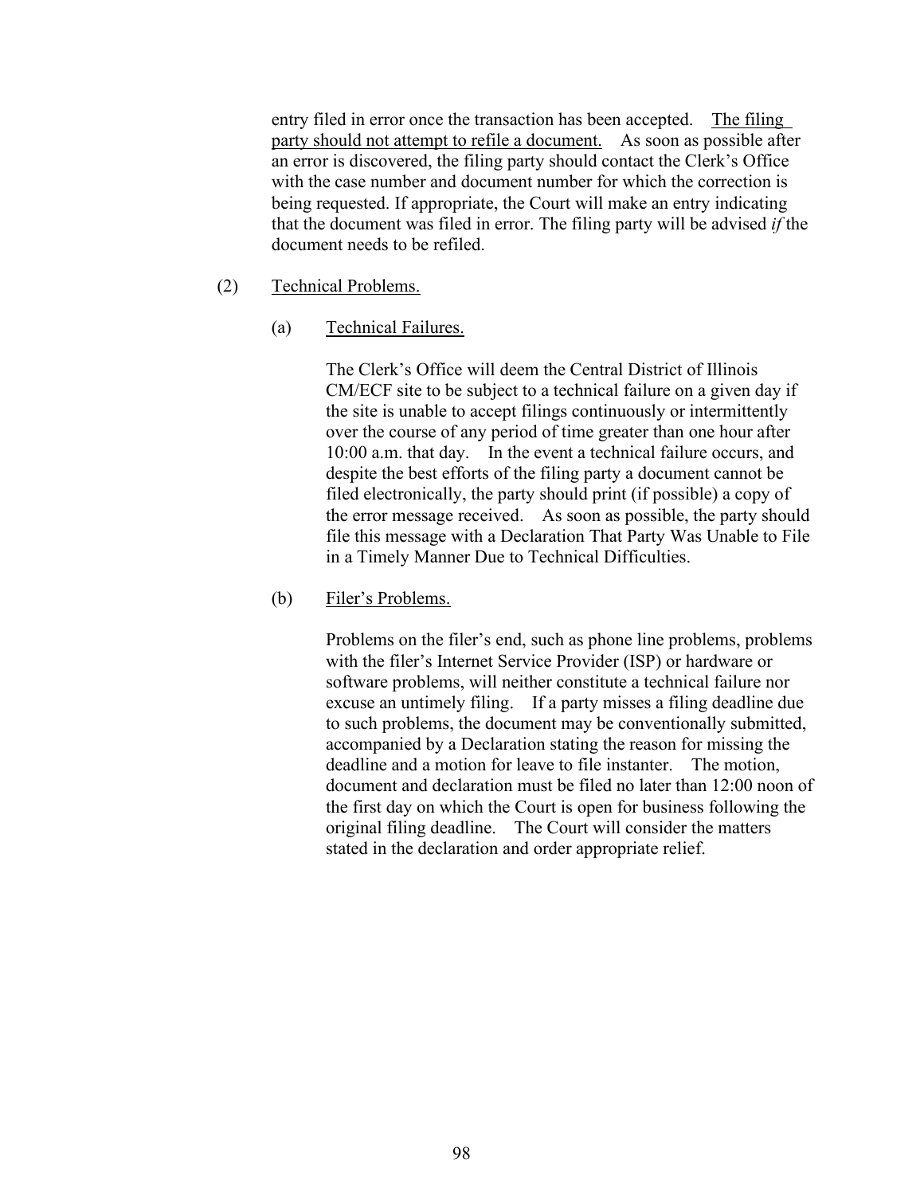entry filed in error once the transaction has been accepted. <u>The filing party should not attempt to refile a document.</u> As soon as possible after an error is discovered, the filing party should contact the Clerk's Office with the case number and document number for which the correction is being requested. If appropriate, the Court will make an entry indicating that the document was filed in error. The filing party will be advised *if* the document needs to be refiled.

(2) <u>Technical Problems.</u>

(a) <u>Technical Failures.</u>

The Clerk's Office will deem the Central District of Illinois CM/ECF site to be subject to a technical failure on a given day if the site is unable to accept filings continuously or intermittently over the course of any period of time greater than one hour after 10:00 a.m. that day. In the event a technical failure occurs, and despite the best efforts of the filing party a document cannot be filed electronically, the party should print (if possible) a copy of the error message received. As soon as possible, the party should file this message with a Declaration That Party Was Unable to File in a Timely Manner Due to Technical Difficulties.

(b) <u>Filer's Problems.</u>

Problems on the filer's end, such as phone line problems, problems with the filer's Internet Service Provider (ISP) or hardware or software problems, will neither constitute a technical failure nor excuse an untimely filing. If a party misses a filing deadline due to such problems, the document may be conventionally submitted, accompanied by a Declaration stating the reason for missing the deadline and a motion for leave to file instanter. The motion, document and declaration must be filed no later than 12:00 noon of the first day on which the Court is open for business following the original filing deadline. The Court will consider the matters stated in the declaration and order appropriate relief.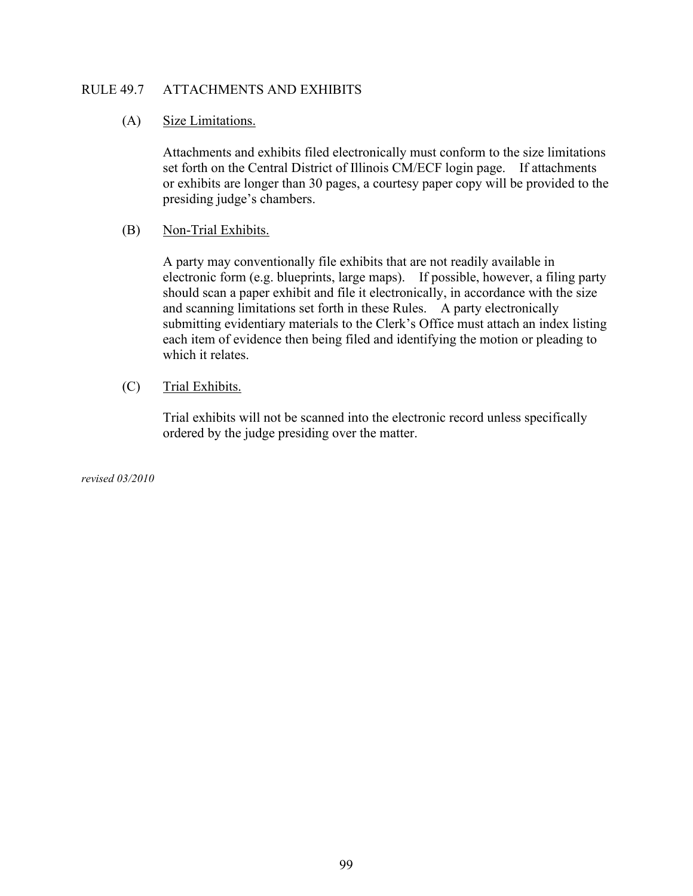## RULE 49.7 ATTACHMENTS AND EXHIBITS

(A) Size Limitations.

Attachments and exhibits filed electronically must conform to the size limitations set forth on the Central District of Illinois CM/ECF login page. If attachments or exhibits are longer than 30 pages, a courtesy paper copy will be provided to the presiding judge's chambers.

(B) Non-Trial Exhibits.

A party may conventionally file exhibits that are not readily available in electronic form (e.g. blueprints, large maps). If possible, however, a filing party should scan a paper exhibit and file it electronically, in accordance with the size and scanning limitations set forth in these Rules. A party electronically submitting evidentiary materials to the Clerk's Office must attach an index listing each item of evidence then being filed and identifying the motion or pleading to which it relates.

(C) Trial Exhibits.

Trial exhibits will not be scanned into the electronic record unless specifically ordered by the judge presiding over the matter.

*revised 03/2010*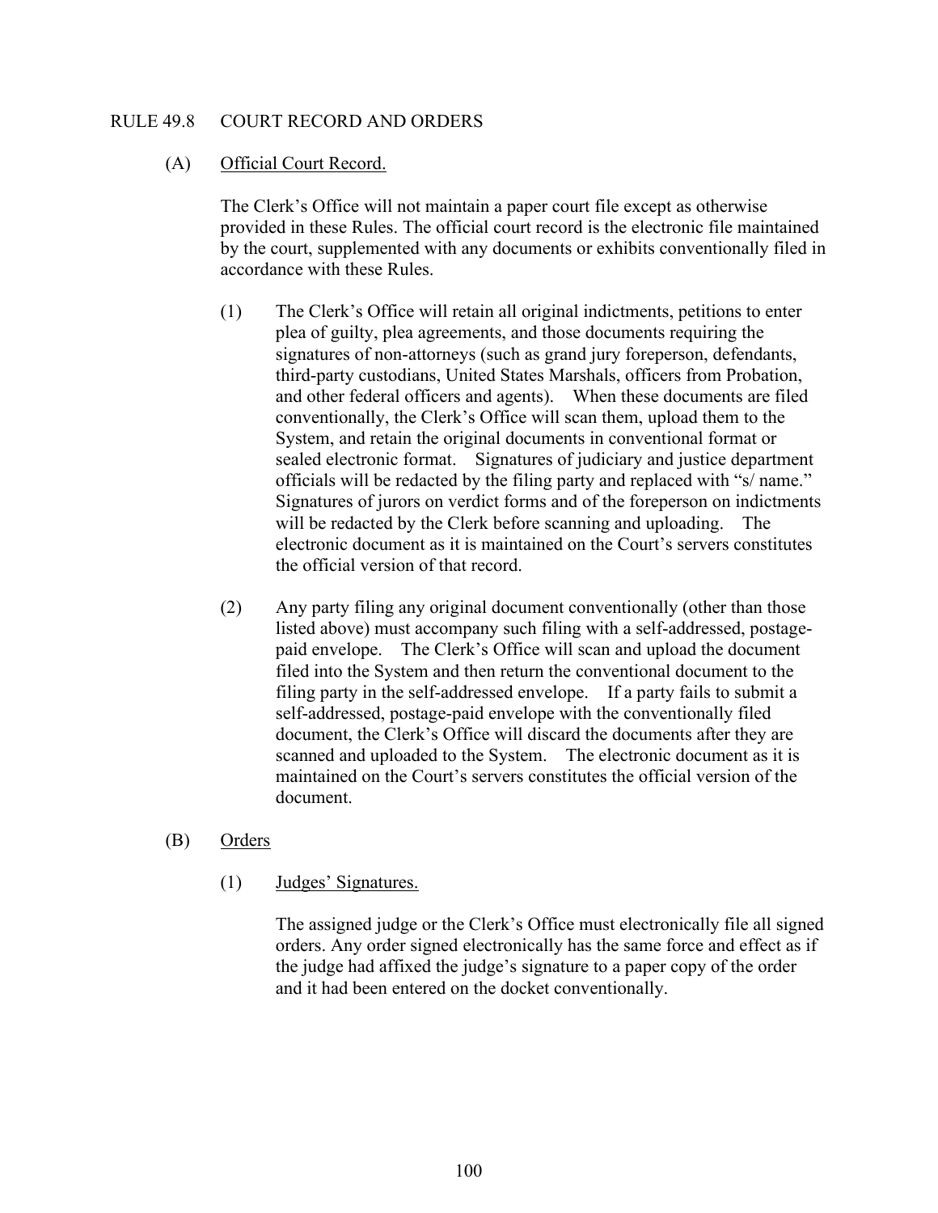## RULE 49.8 COURT RECORD AND ORDERS

(A) Official Court Record.

The Clerk's Office will not maintain a paper court file except as otherwise provided in these Rules. The official court record is the electronic file maintained by the court, supplemented with any documents or exhibits conventionally filed in accordance with these Rules.

(1) The Clerk's Office will retain all original indictments, petitions to enter plea of guilty, plea agreements, and those documents requiring the signatures of non-attorneys (such as grand jury foreperson, defendants, third-party custodians, United States Marshals, officers from Probation, and other federal officers and agents). When these documents are filed conventionally, the Clerk's Office will scan them, upload them to the System, and retain the original documents in conventional format or sealed electronic format. Signatures of judiciary and justice department officials will be redacted by the filing party and replaced with "s/ name." Signatures of jurors on verdict forms and of the foreperson on indictments will be redacted by the Clerk before scanning and uploading. The electronic document as it is maintained on the Court's servers constitutes the official version of that record.

(2) Any party filing any original document conventionally (other than those listed above) must accompany such filing with a self-addressed, postage-paid envelope. The Clerk's Office will scan and upload the document filed into the System and then return the conventional document to the filing party in the self-addressed envelope. If a party fails to submit a self-addressed, postage-paid envelope with the conventionally filed document, the Clerk's Office will discard the documents after they are scanned and uploaded to the System. The electronic document as it is maintained on the Court's servers constitutes the official version of the document.

(B) Orders

(1) Judges' Signatures.

The assigned judge or the Clerk's Office must electronically file all signed orders. Any order signed electronically has the same force and effect as if the judge had affixed the judge's signature to a paper copy of the order and it had been entered on the docket conventionally.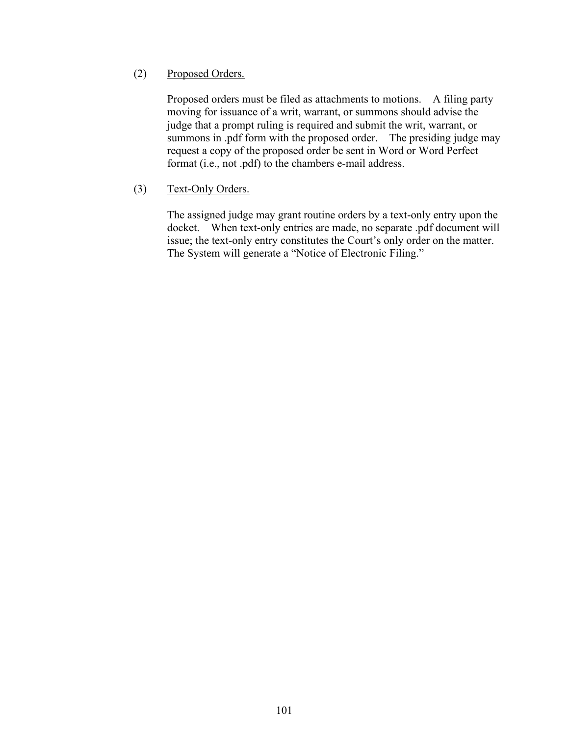(2) Proposed Orders.

Proposed orders must be filed as attachments to motions. A filing party moving for issuance of a writ, warrant, or summons should advise the judge that a prompt ruling is required and submit the writ, warrant, or summons in .pdf form with the proposed order. The presiding judge may request a copy of the proposed order be sent in Word or Word Perfect format (i.e., not .pdf) to the chambers e-mail address.

(3) Text-Only Orders.

The assigned judge may grant routine orders by a text-only entry upon the docket. When text-only entries are made, no separate .pdf document will issue; the text-only entry constitutes the Court's only order on the matter. The System will generate a "Notice of Electronic Filing."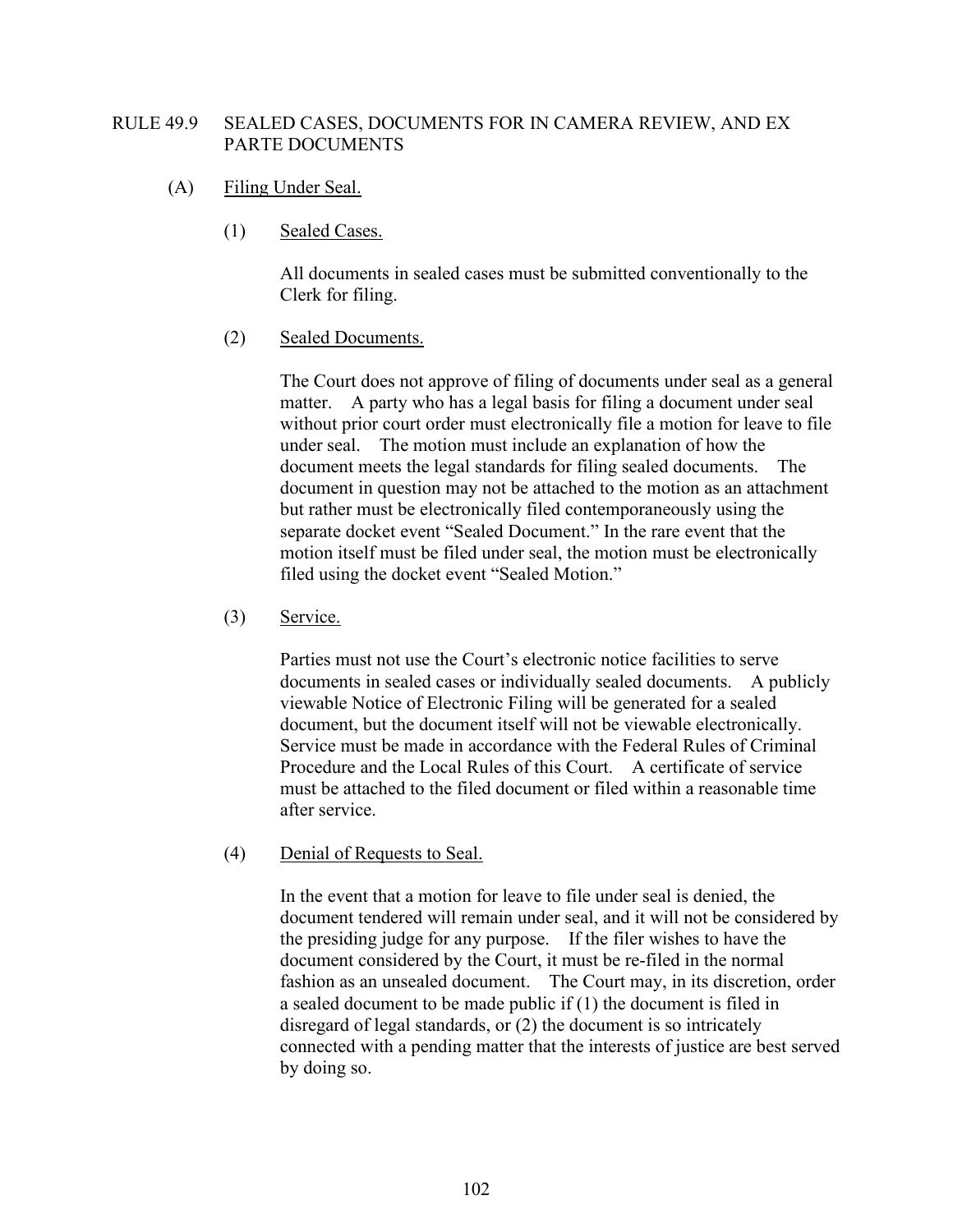## RULE 49.9 SEALED CASES, DOCUMENTS FOR IN CAMERA REVIEW, AND EX PARTE DOCUMENTS

### (A) Filing Under Seal.

#### (1) Sealed Cases.

All documents in sealed cases must be submitted conventionally to the Clerk for filing.

#### (2) Sealed Documents.

The Court does not approve of filing of documents under seal as a general matter. A party who has a legal basis for filing a document under seal without prior court order must electronically file a motion for leave to file under seal. The motion must include an explanation of how the document meets the legal standards for filing sealed documents. The document in question may not be attached to the motion as an attachment but rather must be electronically filed contemporaneously using the separate docket event "Sealed Document." In the rare event that the motion itself must be filed under seal, the motion must be electronically filed using the docket event "Sealed Motion."

#### (3) Service.

Parties must not use the Court's electronic notice facilities to serve documents in sealed cases or individually sealed documents. A publicly viewable Notice of Electronic Filing will be generated for a sealed document, but the document itself will not be viewable electronically. Service must be made in accordance with the Federal Rules of Criminal Procedure and the Local Rules of this Court. A certificate of service must be attached to the filed document or filed within a reasonable time after service.

#### (4) Denial of Requests to Seal.

In the event that a motion for leave to file under seal is denied, the document tendered will remain under seal, and it will not be considered by the presiding judge for any purpose. If the filer wishes to have the document considered by the Court, it must be re-filed in the normal fashion as an unsealed document. The Court may, in its discretion, order a sealed document to be made public if (1) the document is filed in disregard of legal standards, or (2) the document is so intricately connected with a pending matter that the interests of justice are best served by doing so.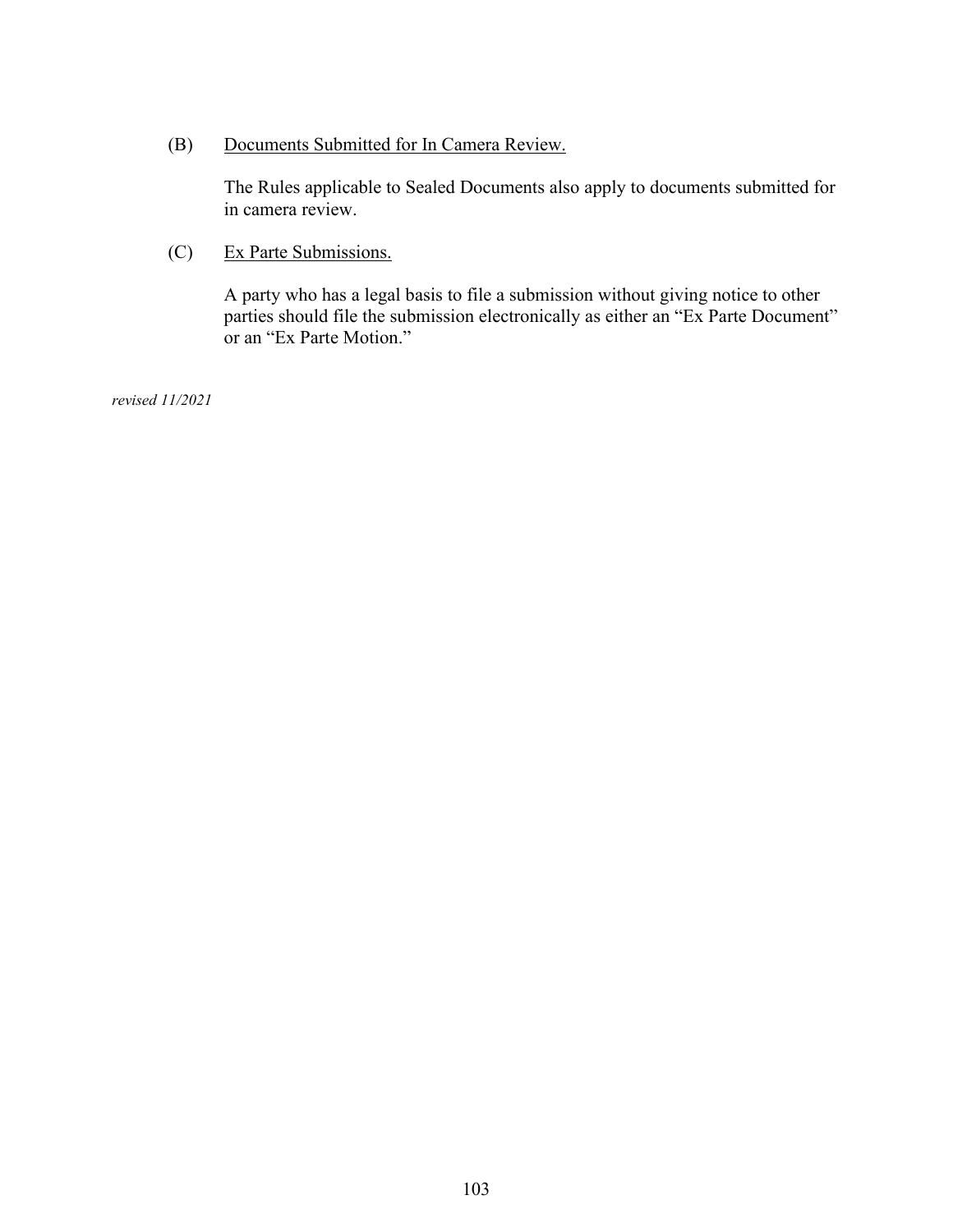(B) <u>Documents Submitted for In Camera Review.</u>

The Rules applicable to Sealed Documents also apply to documents submitted for in camera review.

(C) <u>Ex Parte Submissions.</u>

A party who has a legal basis to file a submission without giving notice to other parties should file the submission electronically as either an "Ex Parte Document" or an "Ex Parte Motion."

*revised 11/2021*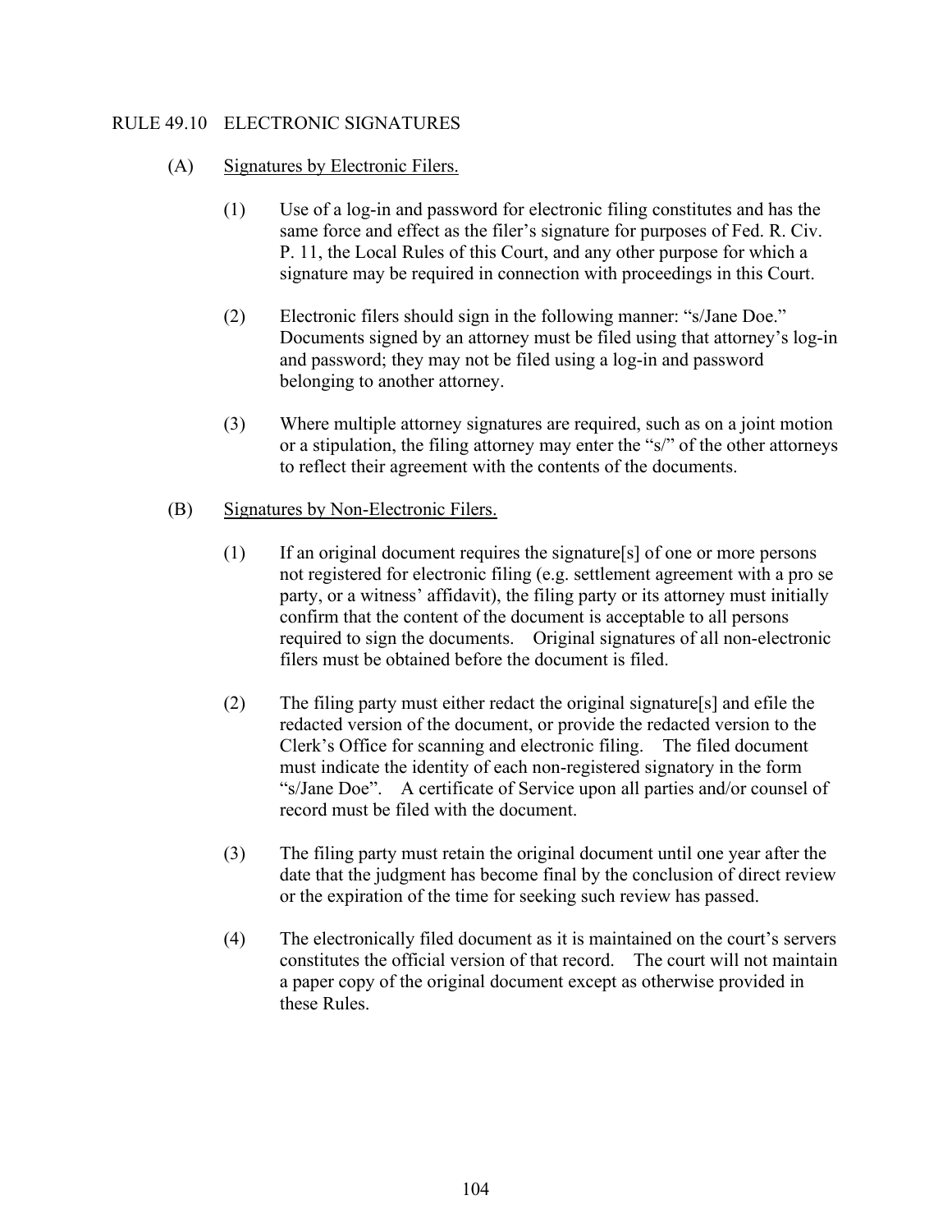# RULE 49.10 ELECTRONIC SIGNATURES

(A) Signatures by Electronic Filers.

(1) Use of a log-in and password for electronic filing constitutes and has the same force and effect as the filer's signature for purposes of Fed. R. Civ. P. 11, the Local Rules of this Court, and any other purpose for which a signature may be required in connection with proceedings in this Court.

(2) Electronic filers should sign in the following manner: "s/Jane Doe." Documents signed by an attorney must be filed using that attorney's log-in and password; they may not be filed using a log-in and password belonging to another attorney.

(3) Where multiple attorney signatures are required, such as on a joint motion or a stipulation, the filing attorney may enter the "s/" of the other attorneys to reflect their agreement with the contents of the documents.

(B) Signatures by Non-Electronic Filers.

(1) If an original document requires the signature[s] of one or more persons not registered for electronic filing (e.g. settlement agreement with a pro se party, or a witness' affidavit), the filing party or its attorney must initially confirm that the content of the document is acceptable to all persons required to sign the documents. Original signatures of all non-electronic filers must be obtained before the document is filed.

(2) The filing party must either redact the original signature[s] and efile the redacted version of the document, or provide the redacted version to the Clerk's Office for scanning and electronic filing. The filed document must indicate the identity of each non-registered signatory in the form "s/Jane Doe". A certificate of Service upon all parties and/or counsel of record must be filed with the document.

(3) The filing party must retain the original document until one year after the date that the judgment has become final by the conclusion of direct review or the expiration of the time for seeking such review has passed.

(4) The electronically filed document as it is maintained on the court's servers constitutes the official version of that record. The court will not maintain a paper copy of the original document except as otherwise provided in these Rules.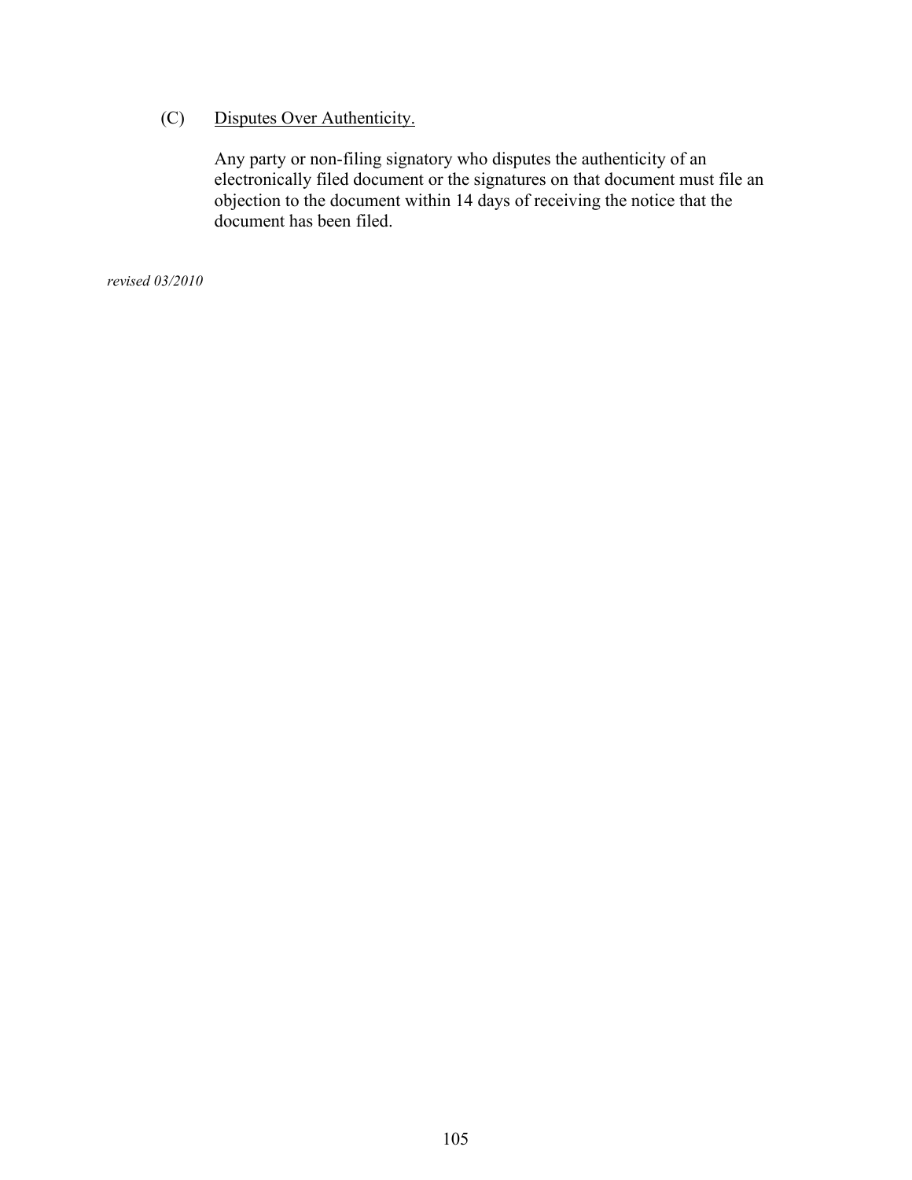(C) Disputes Over Authenticity.

Any party or non-filing signatory who disputes the authenticity of an electronically filed document or the signatures on that document must file an objection to the document within 14 days of receiving the notice that the document has been filed.

*revised 03/2010*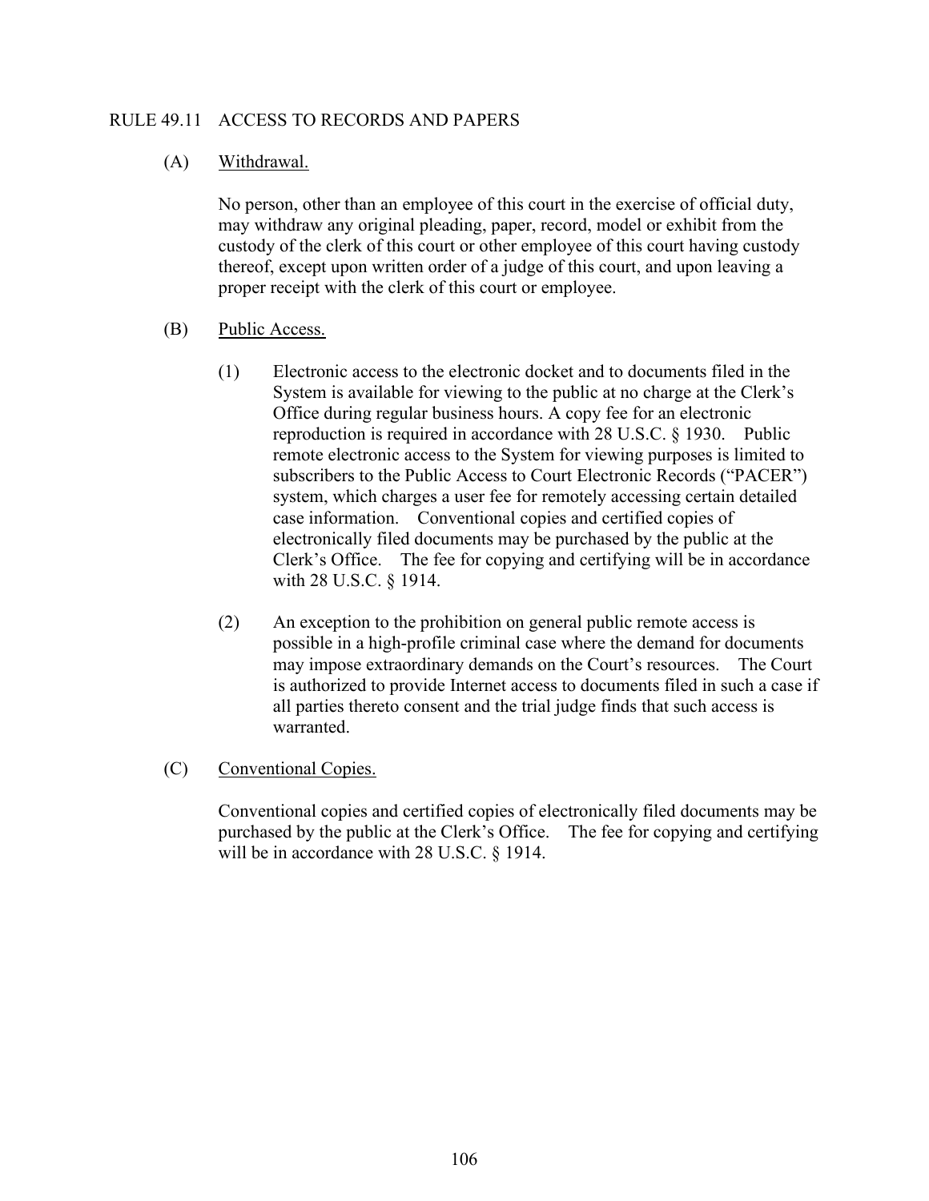## RULE 49.11 ACCESS TO RECORDS AND PAPERS

(A) Withdrawal.

No person, other than an employee of this court in the exercise of official duty, may withdraw any original pleading, paper, record, model or exhibit from the custody of the clerk of this court or other employee of this court having custody thereof, except upon written order of a judge of this court, and upon leaving a proper receipt with the clerk of this court or employee.

(B) Public Access.

(1) Electronic access to the electronic docket and to documents filed in the System is available for viewing to the public at no charge at the Clerk's Office during regular business hours. A copy fee for an electronic reproduction is required in accordance with 28 U.S.C. § 1930. Public remote electronic access to the System for viewing purposes is limited to subscribers to the Public Access to Court Electronic Records ("PACER") system, which charges a user fee for remotely accessing certain detailed case information. Conventional copies and certified copies of electronically filed documents may be purchased by the public at the Clerk's Office. The fee for copying and certifying will be in accordance with 28 U.S.C. § 1914.

(2) An exception to the prohibition on general public remote access is possible in a high-profile criminal case where the demand for documents may impose extraordinary demands on the Court's resources. The Court is authorized to provide Internet access to documents filed in such a case if all parties thereto consent and the trial judge finds that such access is warranted.

(C) Conventional Copies.

Conventional copies and certified copies of electronically filed documents may be purchased by the public at the Clerk's Office. The fee for copying and certifying will be in accordance with 28 U.S.C. § 1914.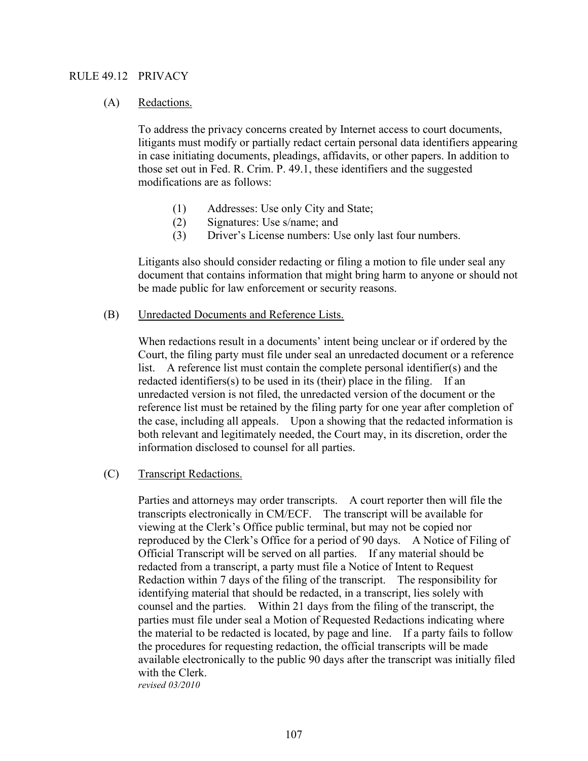## RULE 49.12 PRIVACY

### (A) Redactions.

To address the privacy concerns created by Internet access to court documents, litigants must modify or partially redact certain personal data identifiers appearing in case initiating documents, pleadings, affidavits, or other papers. In addition to those set out in Fed. R. Crim. P. 49.1, these identifiers and the suggested modifications are as follows:

(1) Addresses: Use only City and State;
(2) Signatures: Use s/name; and
(3) Driver's License numbers: Use only last four numbers.

Litigants also should consider redacting or filing a motion to file under seal any document that contains information that might bring harm to anyone or should not be made public for law enforcement or security reasons.

### (B) Unredacted Documents and Reference Lists.

When redactions result in a documents' intent being unclear or if ordered by the Court, the filing party must file under seal an unredacted document or a reference list. A reference list must contain the complete personal identifier(s) and the redacted identifiers(s) to be used in its (their) place in the filing. If an unredacted version is not filed, the unredacted version of the document or the reference list must be retained by the filing party for one year after completion of the case, including all appeals. Upon a showing that the redacted information is both relevant and legitimately needed, the Court may, in its discretion, order the information disclosed to counsel for all parties.

### (C) Transcript Redactions.

Parties and attorneys may order transcripts. A court reporter then will file the transcripts electronically in CM/ECF. The transcript will be available for viewing at the Clerk's Office public terminal, but may not be copied nor reproduced by the Clerk's Office for a period of 90 days. A Notice of Filing of Official Transcript will be served on all parties. If any material should be redacted from a transcript, a party must file a Notice of Intent to Request Redaction within 7 days of the filing of the transcript. The responsibility for identifying material that should be redacted, in a transcript, lies solely with counsel and the parties. Within 21 days from the filing of the transcript, the parties must file under seal a Motion of Requested Redactions indicating where the material to be redacted is located, by page and line. If a party fails to follow the procedures for requesting redaction, the official transcripts will be made available electronically to the public 90 days after the transcript was initially filed with the Clerk.

*revised 03/2010*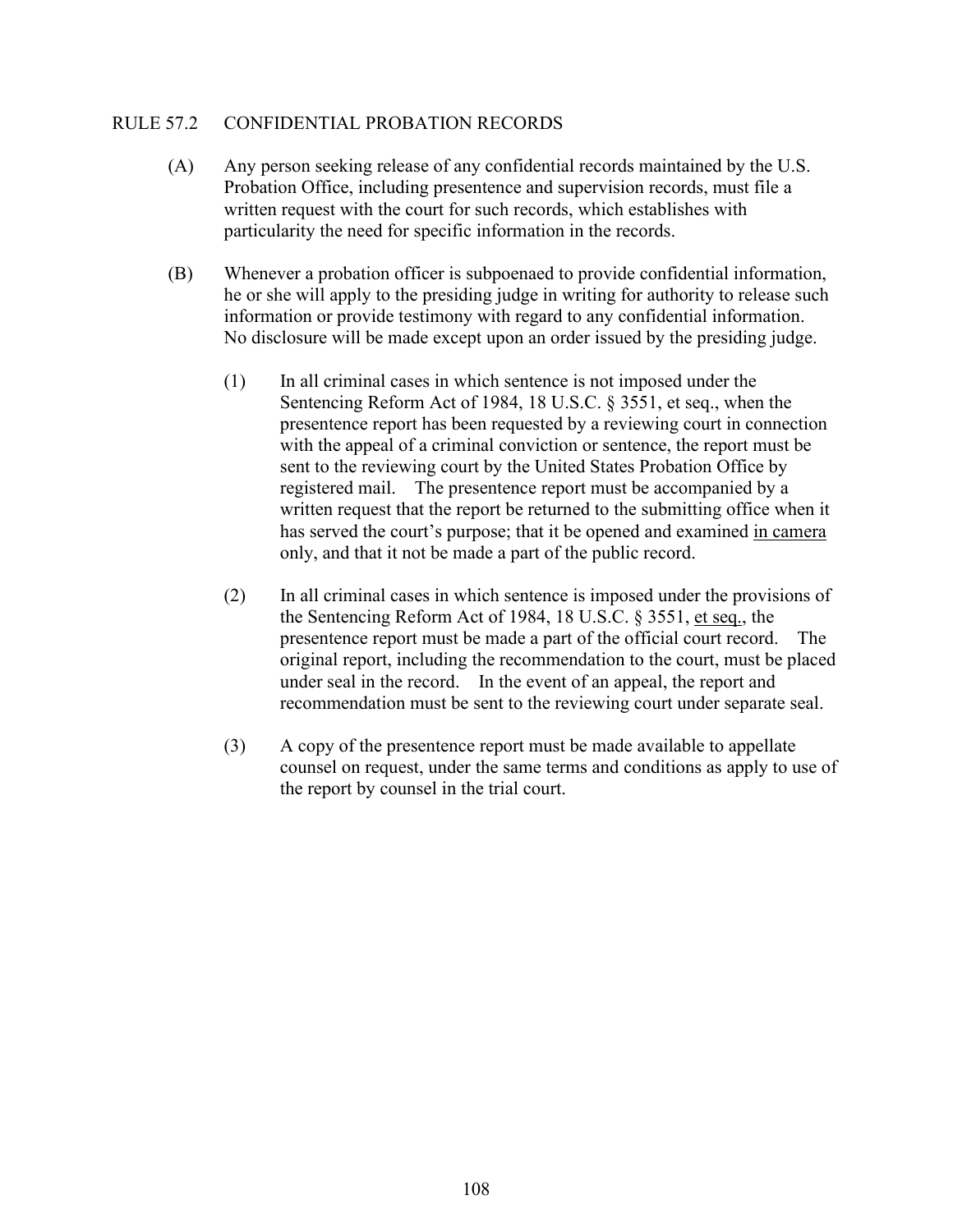## RULE 57.2 CONFIDENTIAL PROBATION RECORDS

(A) Any person seeking release of any confidential records maintained by the U.S. Probation Office, including presentence and supervision records, must file a written request with the court for such records, which establishes with particularity the need for specific information in the records.

(B) Whenever a probation officer is subpoenaed to provide confidential information, he or she will apply to the presiding judge in writing for authority to release such information or provide testimony with regard to any confidential information. No disclosure will be made except upon an order issued by the presiding judge.

(1) In all criminal cases in which sentence is not imposed under the Sentencing Reform Act of 1984, 18 U.S.C. § 3551, et seq., when the presentence report has been requested by a reviewing court in connection with the appeal of a criminal conviction or sentence, the report must be sent to the reviewing court by the United States Probation Office by registered mail. The presentence report must be accompanied by a written request that the report be returned to the submitting office when it has served the court's purpose; that it be opened and examined in camera only, and that it not be made a part of the public record.

(2) In all criminal cases in which sentence is imposed under the provisions of the Sentencing Reform Act of 1984, 18 U.S.C. § 3551, et seq., the presentence report must be made a part of the official court record. The original report, including the recommendation to the court, must be placed under seal in the record. In the event of an appeal, the report and recommendation must be sent to the reviewing court under separate seal.

(3) A copy of the presentence report must be made available to appellate counsel on request, under the same terms and conditions as apply to use of the report by counsel in the trial court.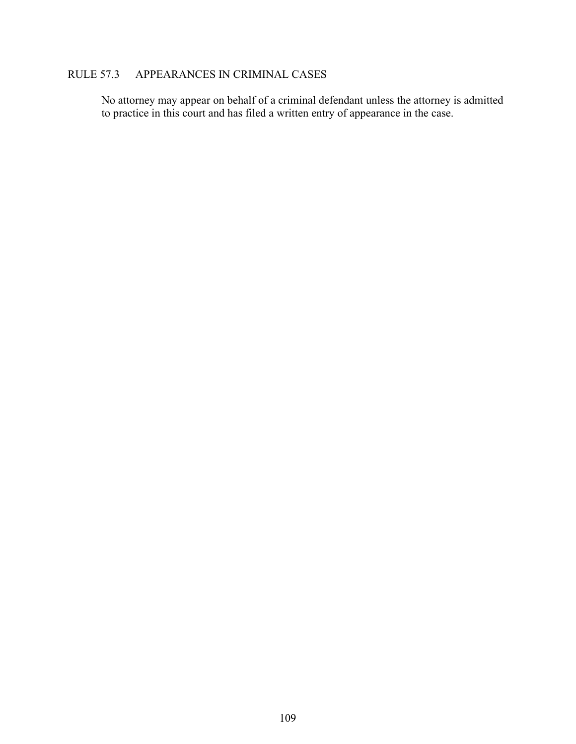## RULE 57.3 APPEARANCES IN CRIMINAL CASES

No attorney may appear on behalf of a criminal defendant unless the attorney is admitted to practice in this court and has filed a written entry of appearance in the case.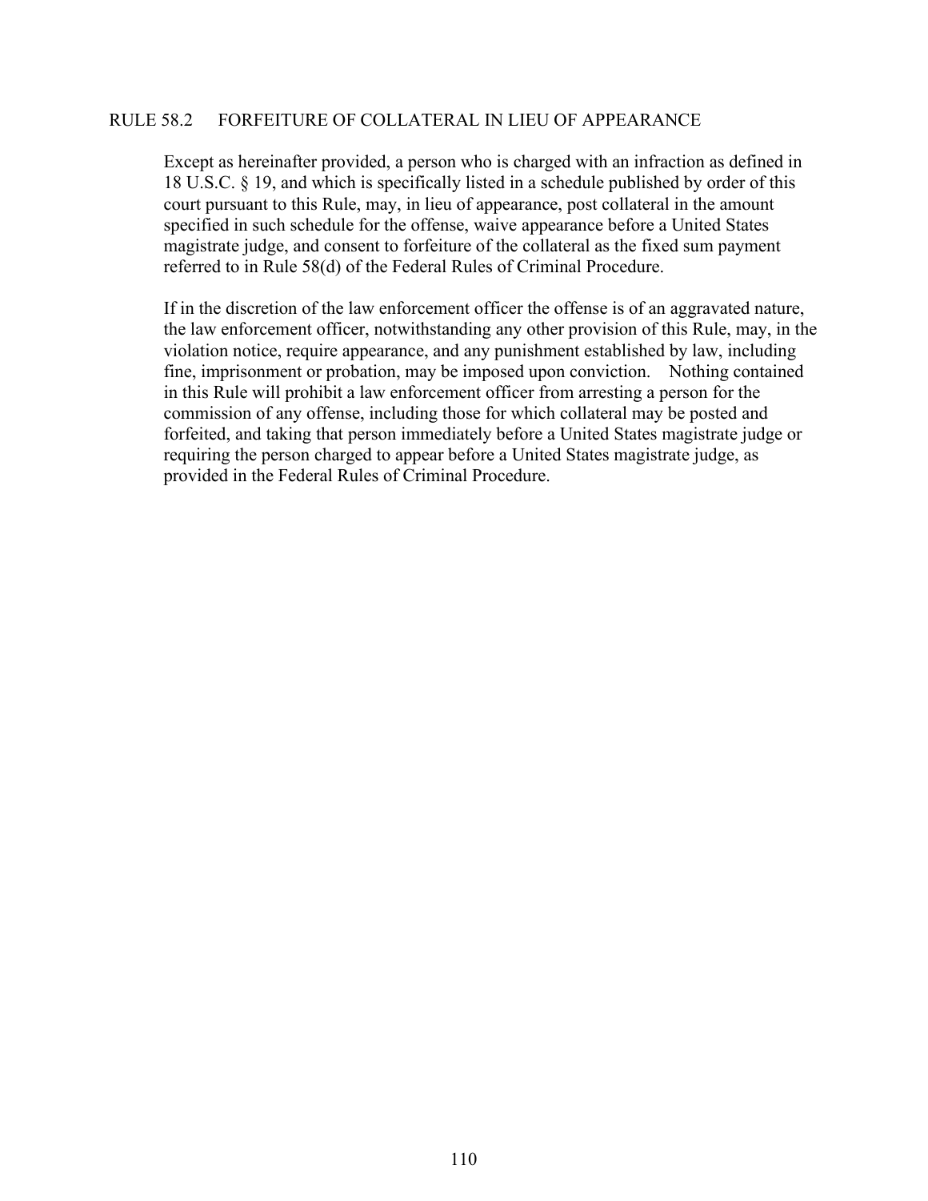## RULE 58.2 FORFEITURE OF COLLATERAL IN LIEU OF APPEARANCE

Except as hereinafter provided, a person who is charged with an infraction as defined in 18 U.S.C. § 19, and which is specifically listed in a schedule published by order of this court pursuant to this Rule, may, in lieu of appearance, post collateral in the amount specified in such schedule for the offense, waive appearance before a United States magistrate judge, and consent to forfeiture of the collateral as the fixed sum payment referred to in Rule 58(d) of the Federal Rules of Criminal Procedure.

If in the discretion of the law enforcement officer the offense is of an aggravated nature, the law enforcement officer, notwithstanding any other provision of this Rule, may, in the violation notice, require appearance, and any punishment established by law, including fine, imprisonment or probation, may be imposed upon conviction. Nothing contained in this Rule will prohibit a law enforcement officer from arresting a person for the commission of any offense, including those for which collateral may be posted and forfeited, and taking that person immediately before a United States magistrate judge or requiring the person charged to appear before a United States magistrate judge, as provided in the Federal Rules of Criminal Procedure.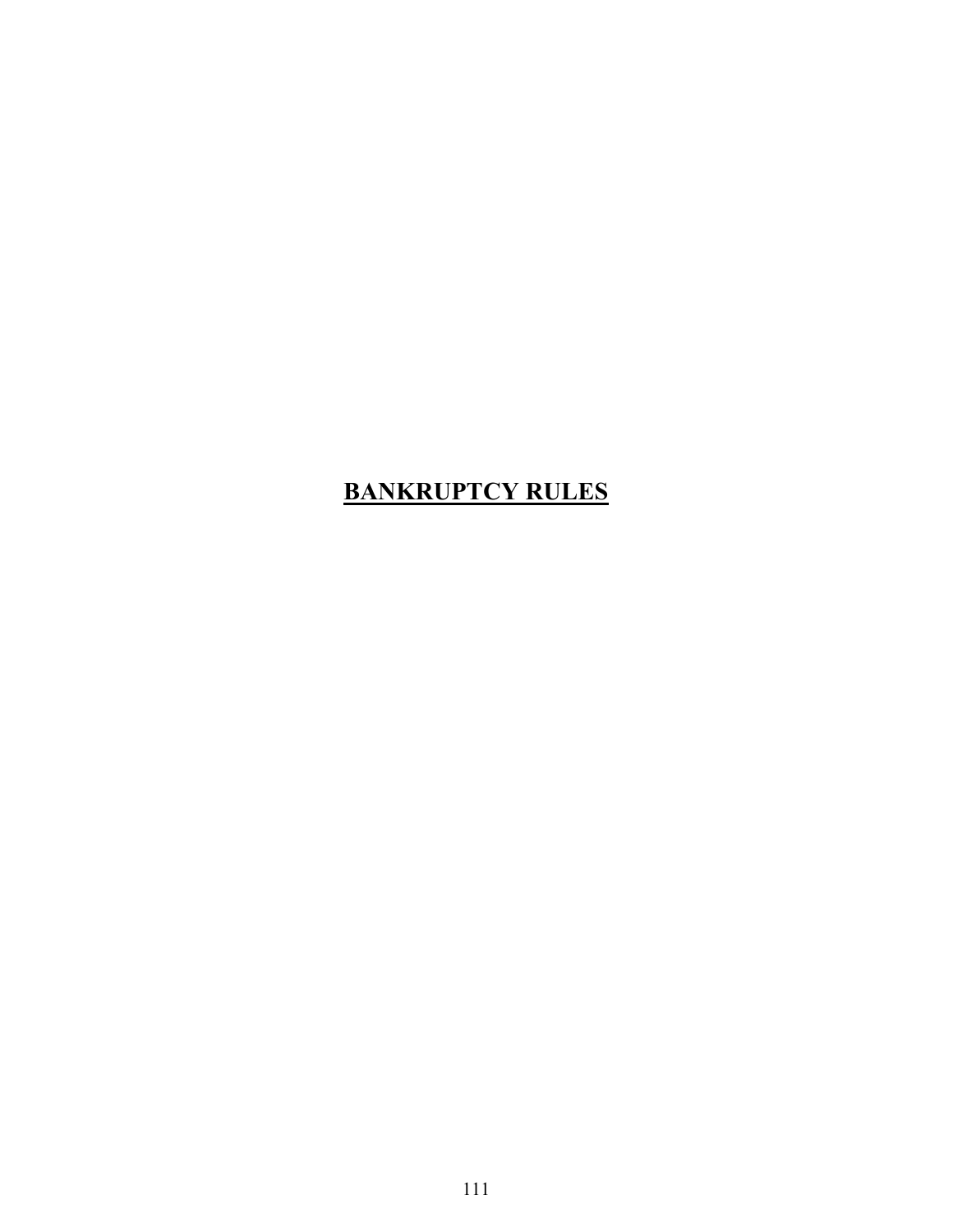# **BANKRUPTCY RULES**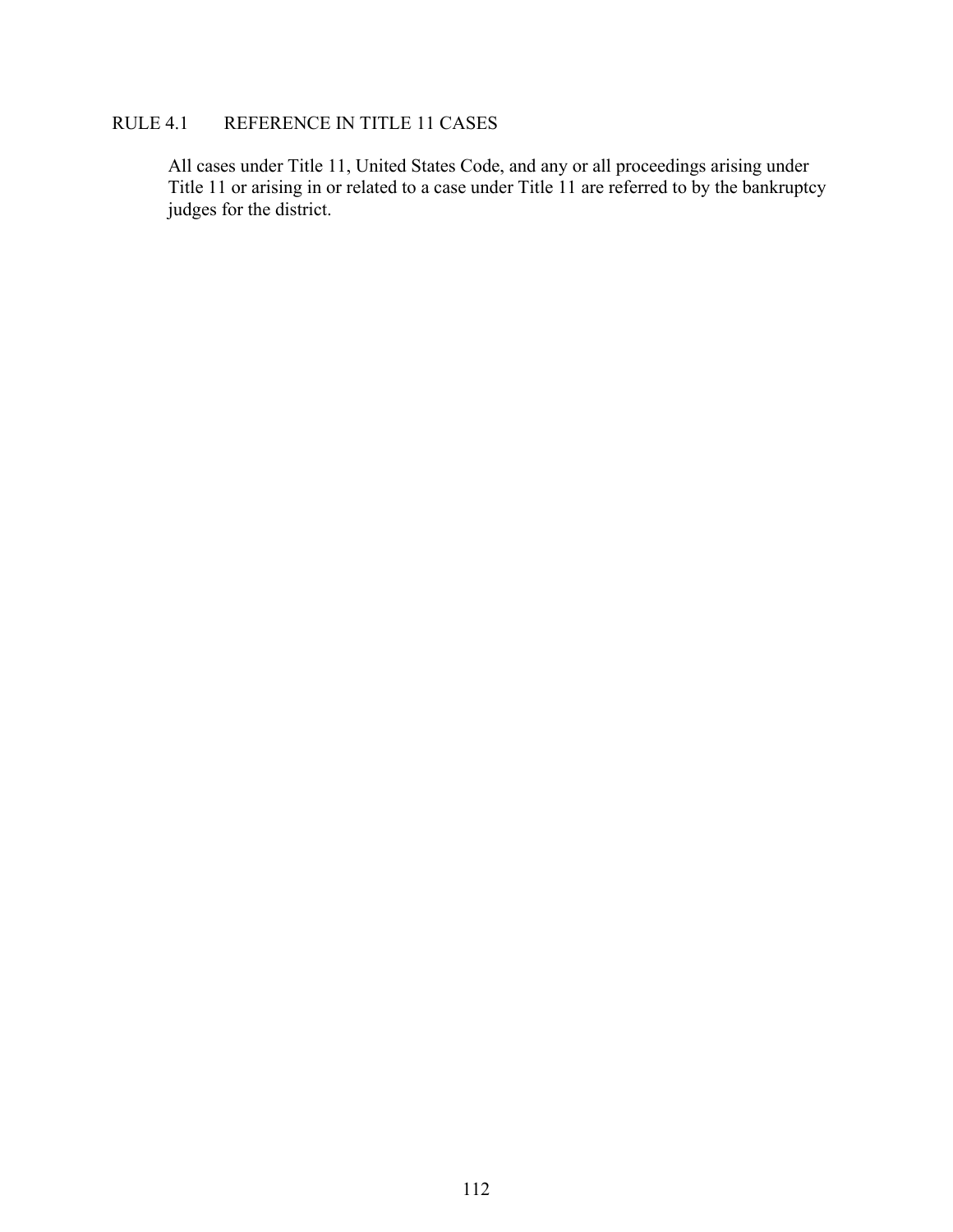## RULE 4.1 REFERENCE IN TITLE 11 CASES

All cases under Title 11, United States Code, and any or all proceedings arising under Title 11 or arising in or related to a case under Title 11 are referred to by the bankruptcy judges for the district.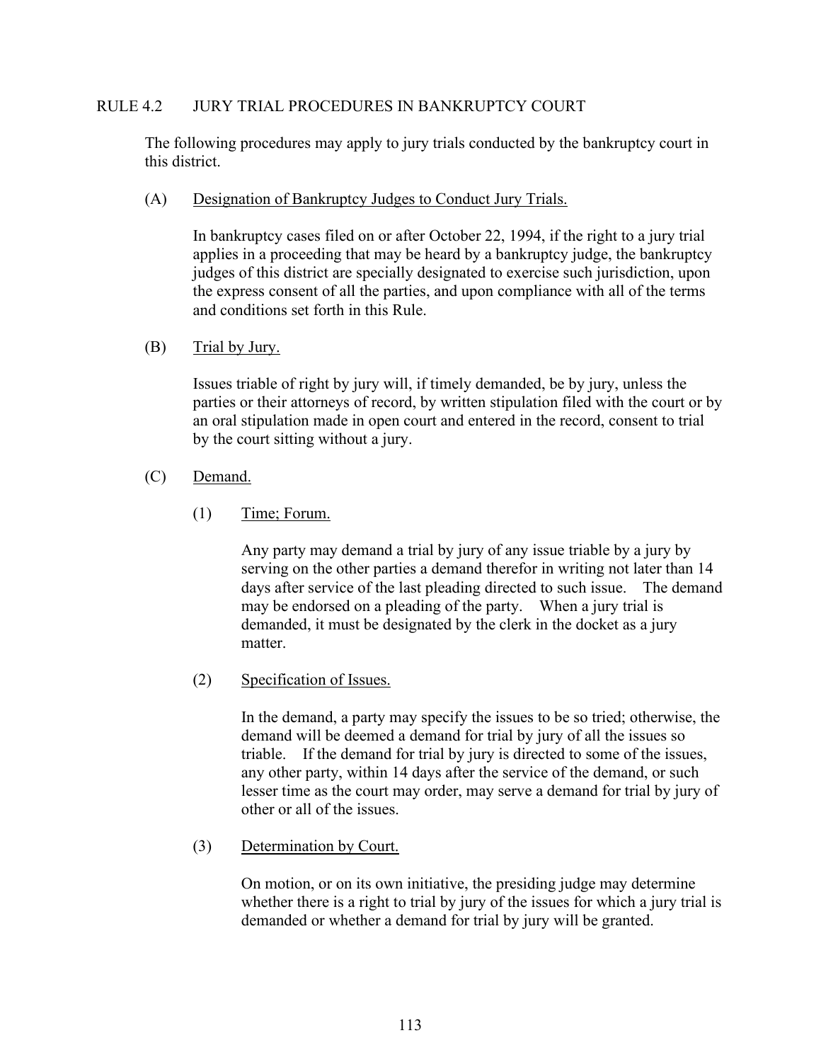## RULE 4.2 JURY TRIAL PROCEDURES IN BANKRUPTCY COURT

The following procedures may apply to jury trials conducted by the bankruptcy court in this district.

### (A) Designation of Bankruptcy Judges to Conduct Jury Trials.

In bankruptcy cases filed on or after October 22, 1994, if the right to a jury trial applies in a proceeding that may be heard by a bankruptcy judge, the bankruptcy judges of this district are specially designated to exercise such jurisdiction, upon the express consent of all the parties, and upon compliance with all of the terms and conditions set forth in this Rule.

### (B) Trial by Jury.

Issues triable of right by jury will, if timely demanded, be by jury, unless the parties or their attorneys of record, by written stipulation filed with the court or by an oral stipulation made in open court and entered in the record, consent to trial by the court sitting without a jury.

### (C) Demand.

#### (1) Time; Forum.

Any party may demand a trial by jury of any issue triable by a jury by serving on the other parties a demand therefor in writing not later than 14 days after service of the last pleading directed to such issue. The demand may be endorsed on a pleading of the party. When a jury trial is demanded, it must be designated by the clerk in the docket as a jury matter.

#### (2) Specification of Issues.

In the demand, a party may specify the issues to be so tried; otherwise, the demand will be deemed a demand for trial by jury of all the issues so triable. If the demand for trial by jury is directed to some of the issues, any other party, within 14 days after the service of the demand, or such lesser time as the court may order, may serve a demand for trial by jury of other or all of the issues.

#### (3) Determination by Court.

On motion, or on its own initiative, the presiding judge may determine whether there is a right to trial by jury of the issues for which a jury trial is demanded or whether a demand for trial by jury will be granted.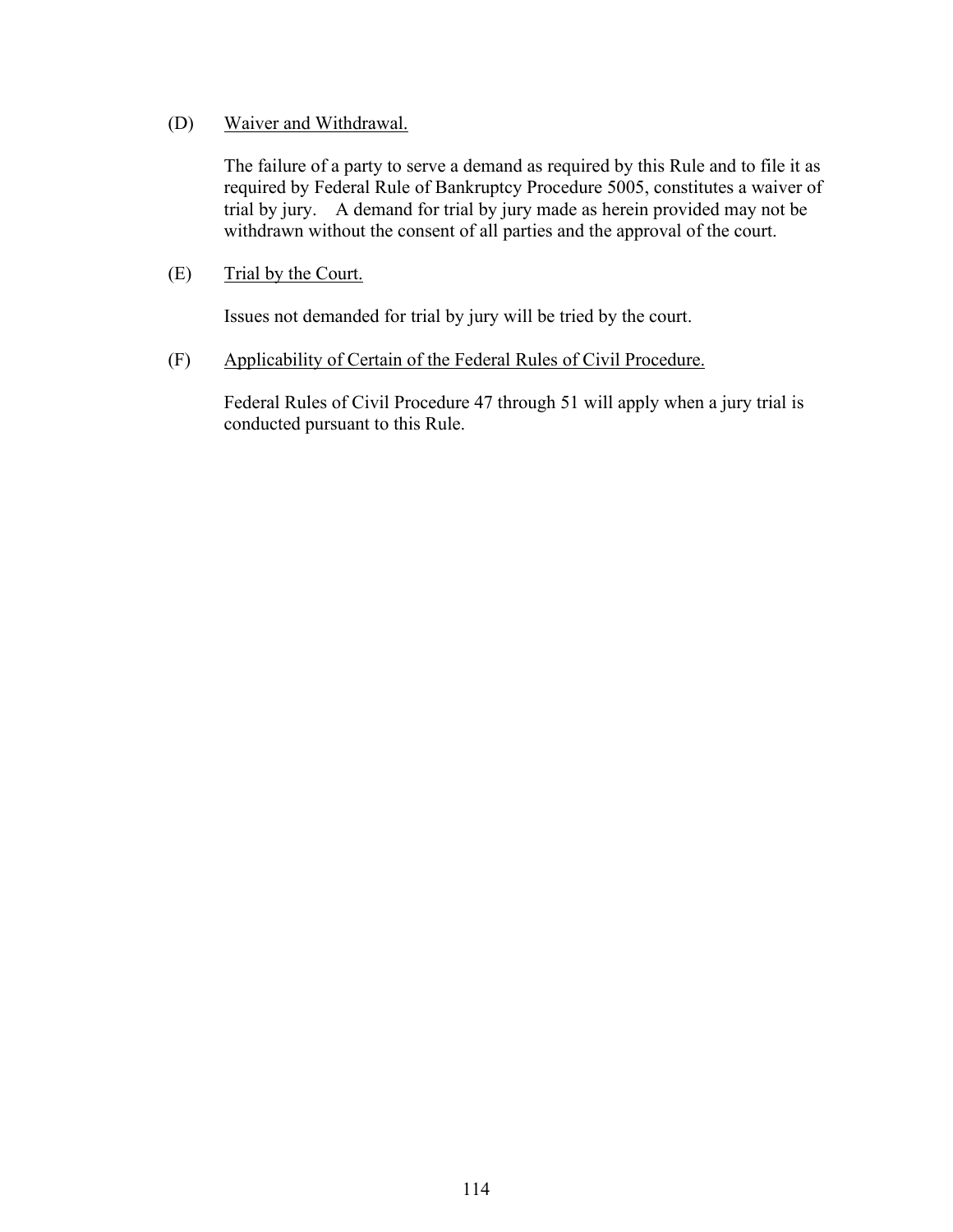(D) <u>Waiver and Withdrawal.</u>

The failure of a party to serve a demand as required by this Rule and to file it as required by Federal Rule of Bankruptcy Procedure 5005, constitutes a waiver of trial by jury. A demand for trial by jury made as herein provided may not be withdrawn without the consent of all parties and the approval of the court.

(E) <u>Trial by the Court.</u>

Issues not demanded for trial by jury will be tried by the court.

(F) <u>Applicability of Certain of the Federal Rules of Civil Procedure.</u>

Federal Rules of Civil Procedure 47 through 51 will apply when a jury trial is conducted pursuant to this Rule.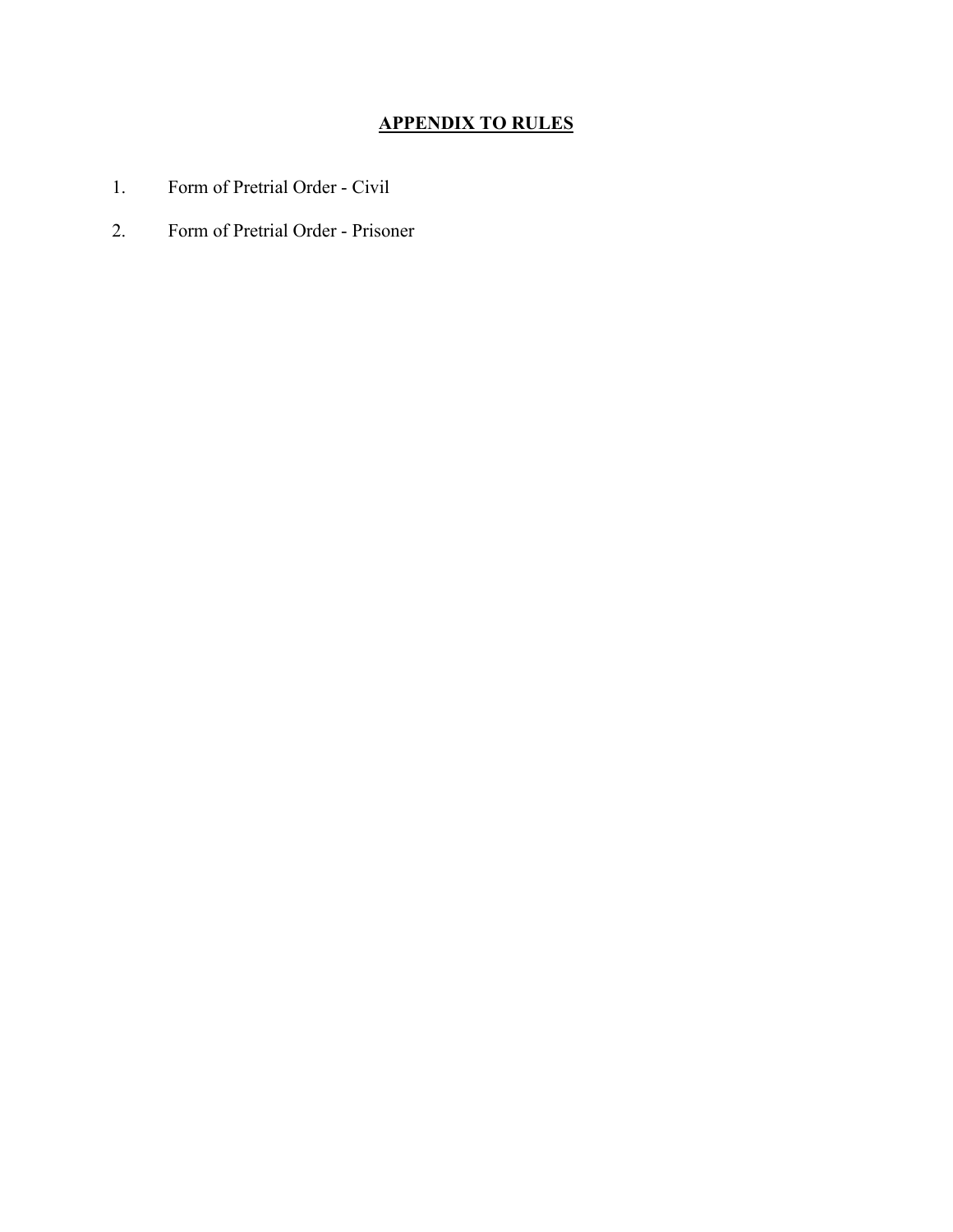# APPENDIX TO RULES

1. Form of Pretrial Order - Civil
2. Form of Pretrial Order - Prisoner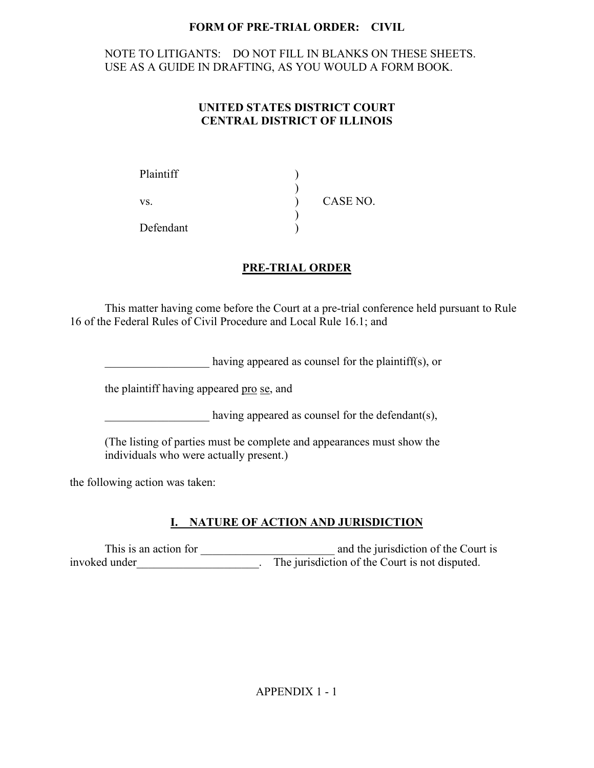**FORM OF PRE-TRIAL ORDER: CIVIL**

NOTE TO LITIGANTS: DO NOT FILL IN BLANKS ON THESE SHEETS.
USE AS A GUIDE IN DRAFTING, AS YOU WOULD A FORM BOOK.

**UNITED STATES DISTRICT COURT**
**CENTRAL DISTRICT OF ILLINOIS**

| | | |
|---|---|---|
| Plaintiff | ) | |
| | ) | |
| vs. | ) | CASE NO. |
| | ) | |
| Defendant | ) | |

**PRE-TRIAL ORDER**

This matter having come before the Court at a pre-trial conference held pursuant to Rule 16 of the Federal Rules of Civil Procedure and Local Rule 16.1; and

__________________ having appeared as counsel for the plaintiff(s), or

the plaintiff having appeared pro se, and

__________________ having appeared as counsel for the defendant(s),

(The listing of parties must be complete and appearances must show the individuals who were actually present.)

the following action was taken:

## I. NATURE OF ACTION AND JURISDICTION

This is an action for ________________________ and the jurisdiction of the Court is invoked under_____________________. The jurisdiction of the Court is not disputed.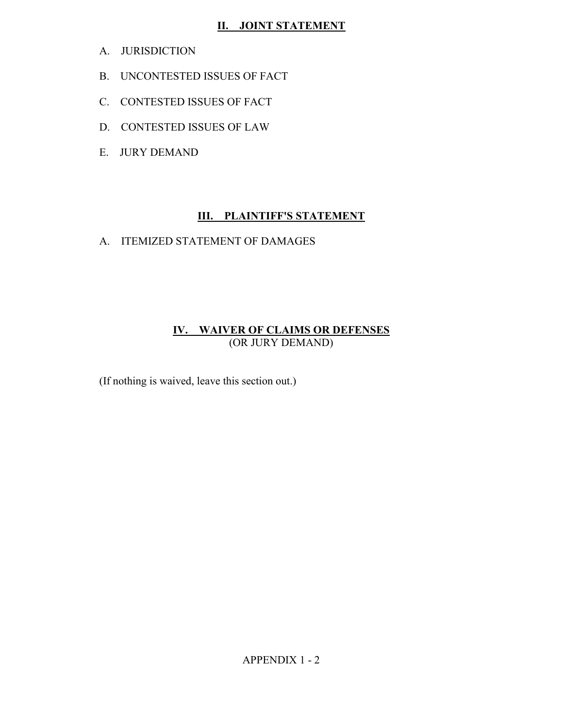## II. JOINT STATEMENT

A. JURISDICTION

B. UNCONTESTED ISSUES OF FACT

C. CONTESTED ISSUES OF FACT

D. CONTESTED ISSUES OF LAW

E. JURY DEMAND

## III. PLAINTIFF'S STATEMENT

A. ITEMIZED STATEMENT OF DAMAGES

## IV. WAIVER OF CLAIMS OR DEFENSES

(OR JURY DEMAND)

(If nothing is waived, leave this section out.)

APPENDIX 1 - 2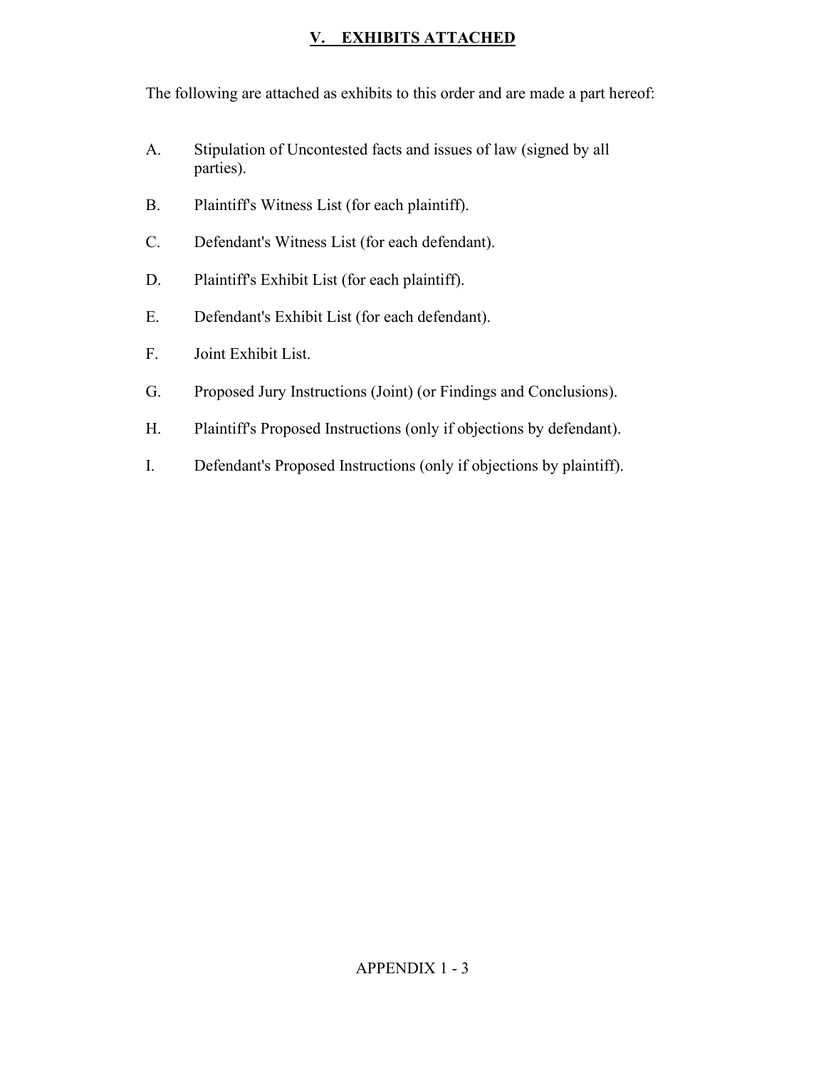## V. EXHIBITS ATTACHED

The following are attached as exhibits to this order and are made a part hereof:

A. Stipulation of Uncontested facts and issues of law (signed by all parties).

B. Plaintiff's Witness List (for each plaintiff).

C. Defendant's Witness List (for each defendant).

D. Plaintiff's Exhibit List (for each plaintiff).

E. Defendant's Exhibit List (for each defendant).

F. Joint Exhibit List.

G. Proposed Jury Instructions (Joint) (or Findings and Conclusions).

H. Plaintiff's Proposed Instructions (only if objections by defendant).

I. Defendant's Proposed Instructions (only if objections by plaintiff).

APPENDIX 1 - 3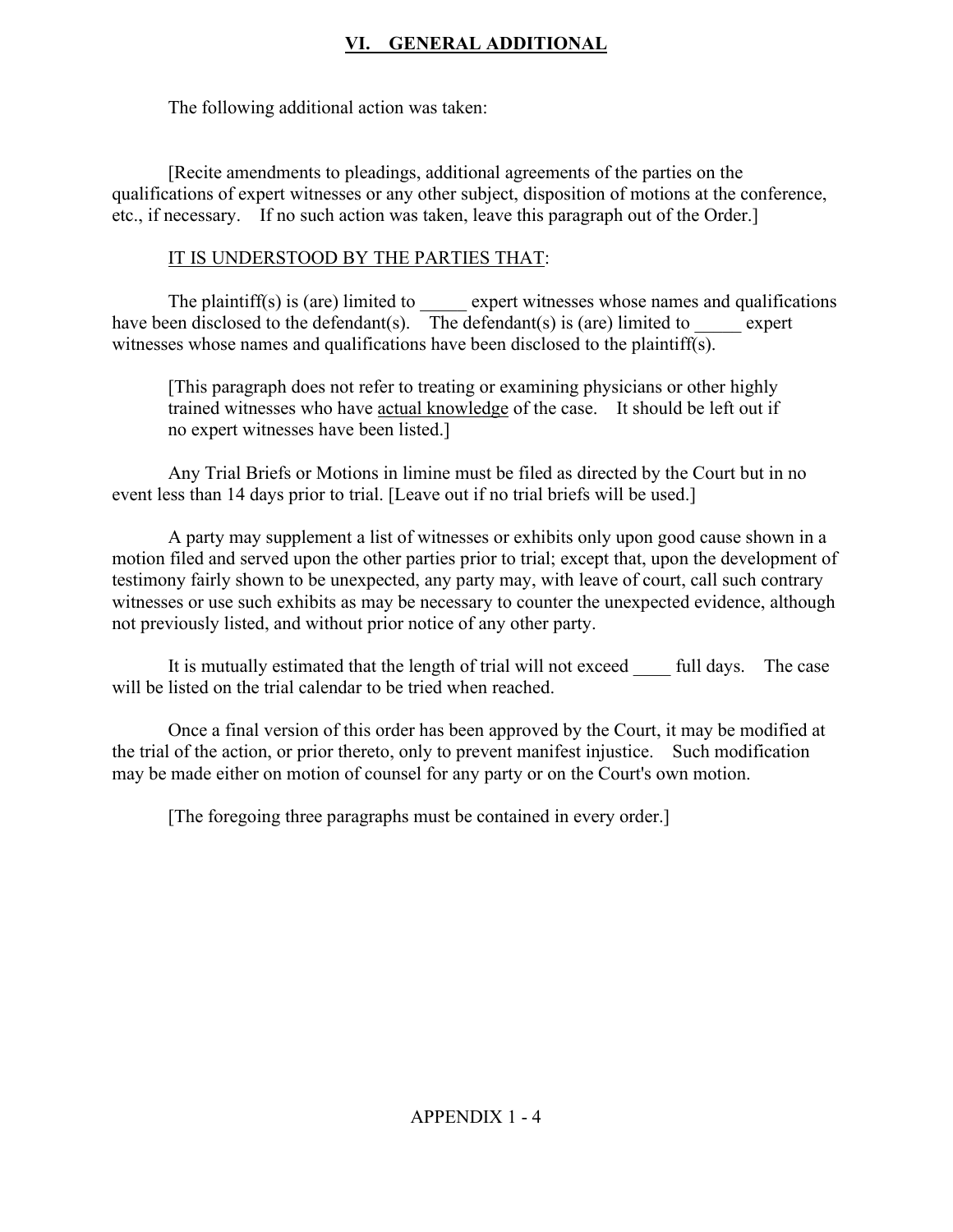## VI. GENERAL ADDITIONAL

The following additional action was taken:

[Recite amendments to pleadings, additional agreements of the parties on the qualifications of expert witnesses or any other subject, disposition of motions at the conference, etc., if necessary. If no such action was taken, leave this paragraph out of the Order.]

IT IS UNDERSTOOD BY THE PARTIES THAT:

The plaintiff(s) is (are) limited to _____ expert witnesses whose names and qualifications have been disclosed to the defendant(s). The defendant(s) is (are) limited to _____ expert witnesses whose names and qualifications have been disclosed to the plaintiff(s).

> [This paragraph does not refer to treating or examining physicians or other highly trained witnesses who have actual knowledge of the case. It should be left out if no expert witnesses have been listed.]

Any Trial Briefs or Motions in limine must be filed as directed by the Court but in no event less than 14 days prior to trial. [Leave out if no trial briefs will be used.]

A party may supplement a list of witnesses or exhibits only upon good cause shown in a motion filed and served upon the other parties prior to trial; except that, upon the development of testimony fairly shown to be unexpected, any party may, with leave of court, call such contrary witnesses or use such exhibits as may be necessary to counter the unexpected evidence, although not previously listed, and without prior notice of any other party.

It is mutually estimated that the length of trial will not exceed ____ full days. The case will be listed on the trial calendar to be tried when reached.

Once a final version of this order has been approved by the Court, it may be modified at the trial of the action, or prior thereto, only to prevent manifest injustice. Such modification may be made either on motion of counsel for any party or on the Court's own motion.

[The foregoing three paragraphs must be contained in every order.]

APPENDIX 1 - 4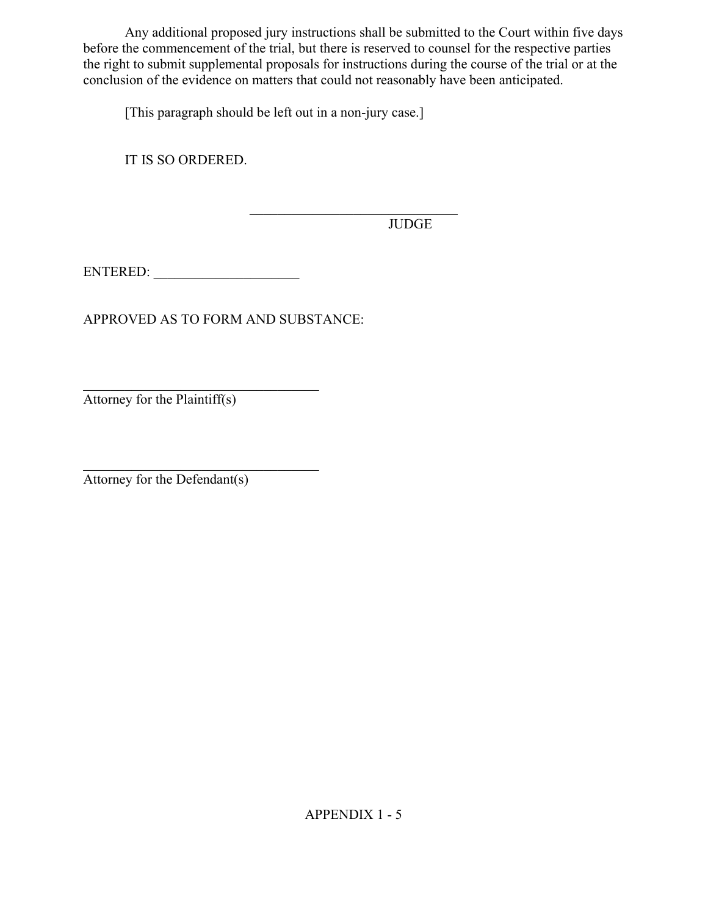Any additional proposed jury instructions shall be submitted to the Court within five days before the commencement of the trial, but there is reserved to counsel for the respective parties the right to submit supplemental proposals for instructions during the course of the trial or at the conclusion of the evidence on matters that could not reasonably have been anticipated.

[This paragraph should be left out in a non-jury case.]

IT IS SO ORDERED.

\_\_\_\_\_\_\_\_\_\_\_\_\_\_\_\_\_\_\_\_\_\_\_\_\_\_\_\_\_\_
JUDGE

ENTERED: \_\_\_\_\_\_\_\_\_\_\_\_\_\_\_\_\_\_\_\_

APPROVED AS TO FORM AND SUBSTANCE:

\_\_\_\_\_\_\_\_\_\_\_\_\_\_\_\_\_\_\_\_\_\_\_\_\_\_\_\_\_\_\_\_\_\_
Attorney for the Plaintiff(s)

\_\_\_\_\_\_\_\_\_\_\_\_\_\_\_\_\_\_\_\_\_\_\_\_\_\_\_\_\_\_\_\_\_\_
Attorney for the Defendant(s)

APPENDIX 1 - 5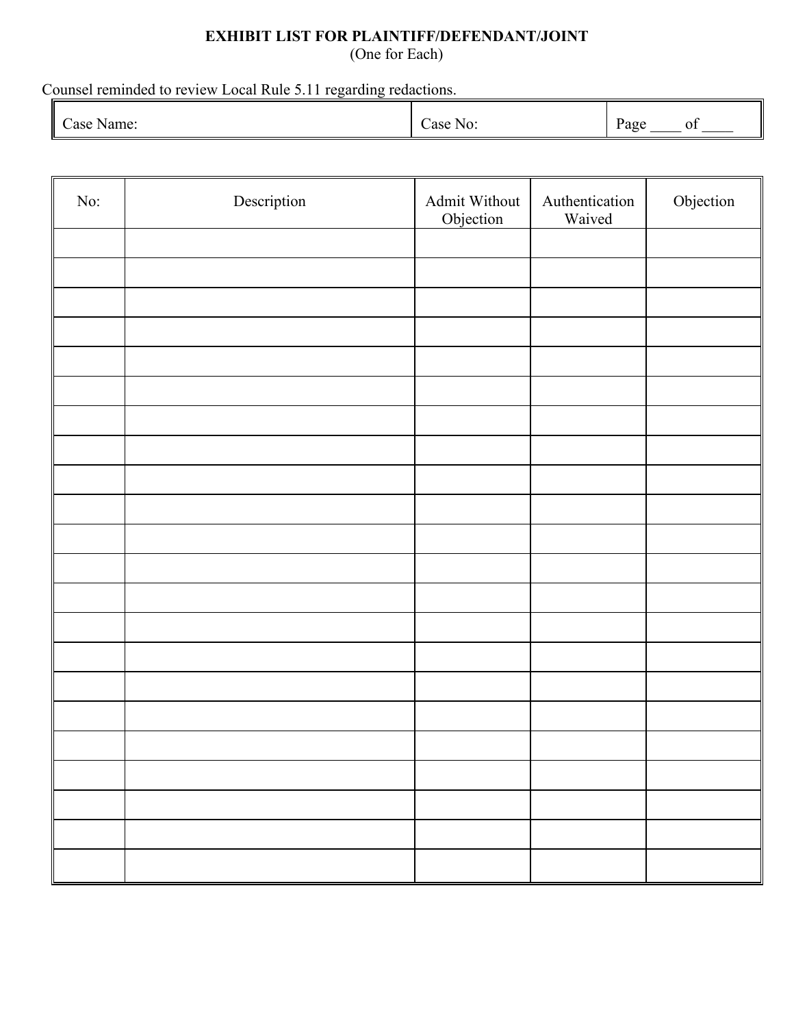**EXHIBIT LIST FOR PLAINTIFF/DEFENDANT/JOINT**
(One for Each)

Counsel reminded to review Local Rule 5.11 regarding redactions.

| Case Name: | Case No: | Page \_\_\_\_ of \_\_\_\_ |
|---|---|---|

| No: | Description | Admit Without Objection | Authentication Waived | Objection |
|---|---|---|---|---|
| | | | | |
| | | | | |
| | | | | |
| | | | | |
| | | | | |
| | | | | |
| | | | | |
| | | | | |
| | | | | |
| | | | | |
| | | | | |
| | | | | |
| | | | | |
| | | | | |
| | | | | |
| | | | | |
| | | | | |
| | | | | |
| | | | | |
| | | | | |
| | | | | |
| | | | | |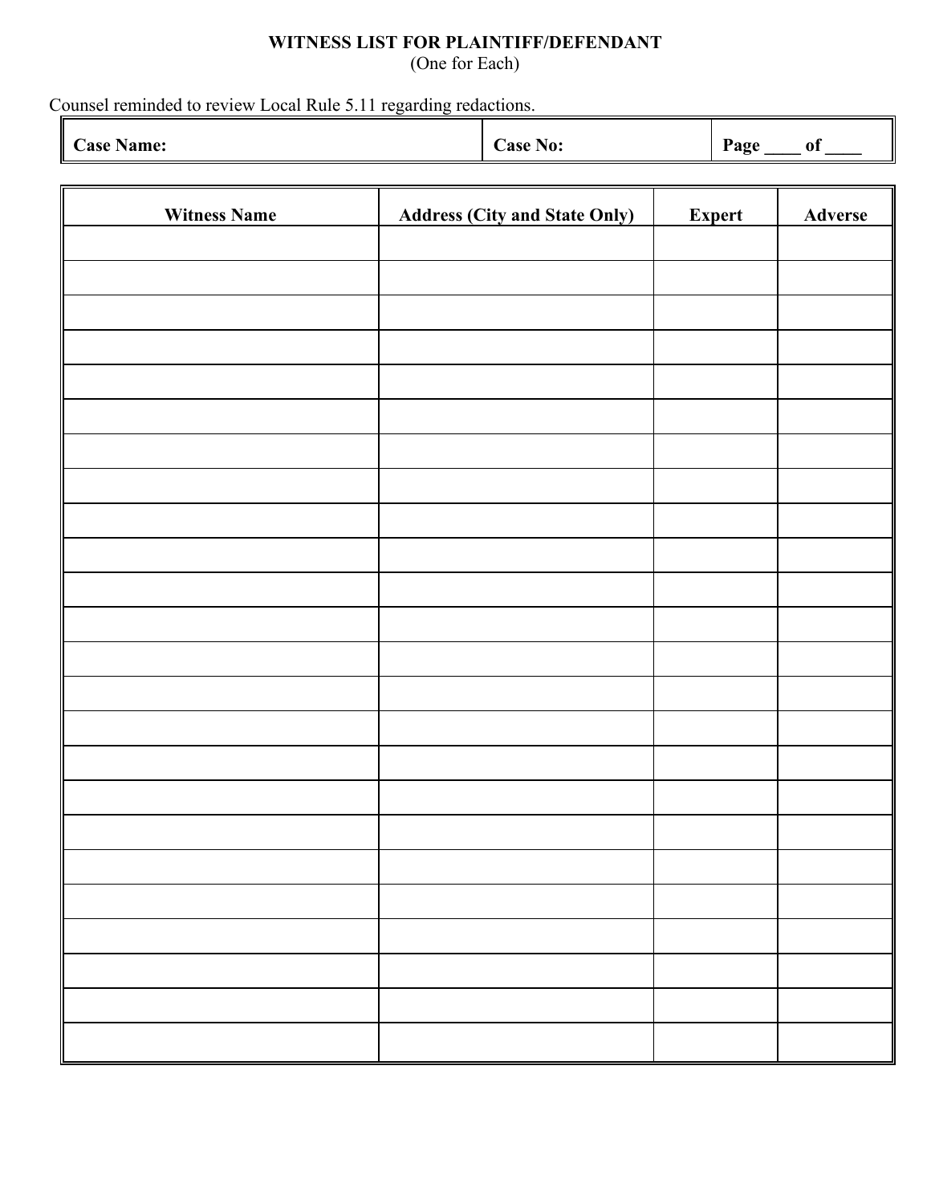**WITNESS LIST FOR PLAINTIFF/DEFENDANT**
(One for Each)

Counsel reminded to review Local Rule 5.11 regarding redactions.

| **Case Name:** | **Case No:** | **Page ____ of ____** |
|---|---|---|

| Witness Name | Address (City and State Only) | Expert | Adverse |
|---|---|---|---|
| | | | |
| | | | |
| | | | |
| | | | |
| | | | |
| | | | |
| | | | |
| | | | |
| | | | |
| | | | |
| | | | |
| | | | |
| | | | |
| | | | |
| | | | |
| | | | |
| | | | |
| | | | |
| | | | |
| | | | |
| | | | |
| | | | |
| | | | |
| | | | |
| | | | |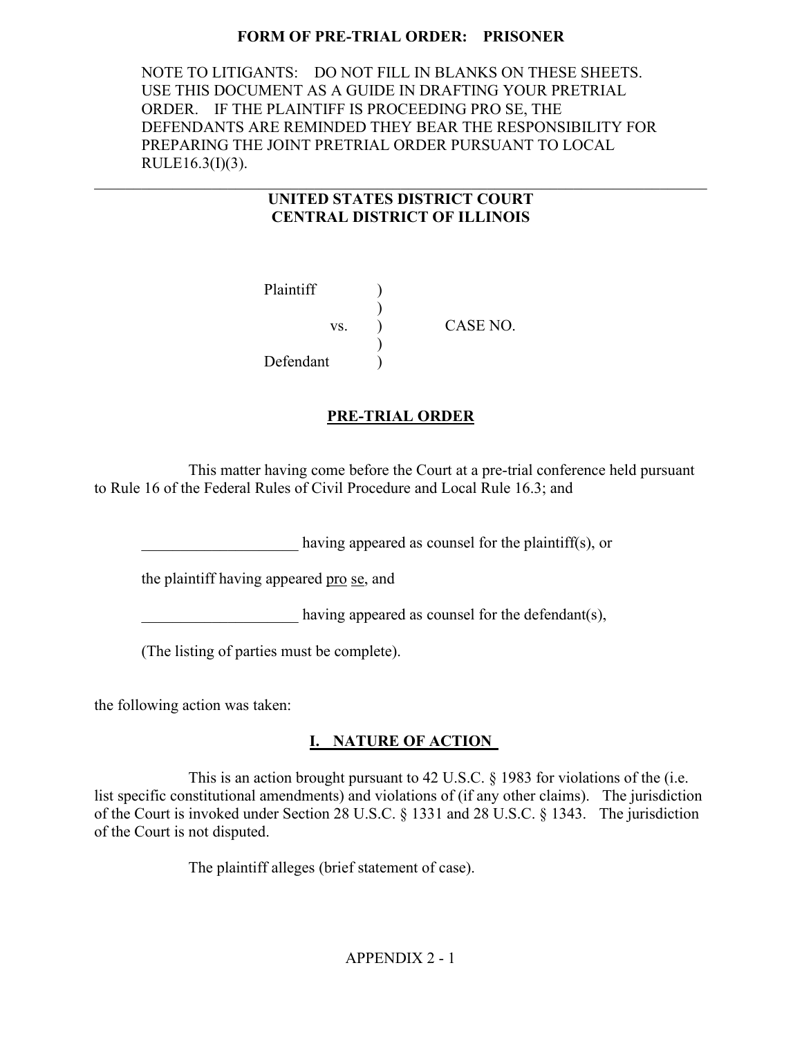**FORM OF PRE-TRIAL ORDER: PRISONER**

NOTE TO LITIGANTS: DO NOT FILL IN BLANKS ON THESE SHEETS. USE THIS DOCUMENT AS A GUIDE IN DRAFTING YOUR PRETRIAL ORDER. IF THE PLAINTIFF IS PROCEEDING PRO SE, THE DEFENDANTS ARE REMINDED THEY BEAR THE RESPONSIBILITY FOR PREPARING THE JOINT PRETRIAL ORDER PURSUANT TO LOCAL RULE16.3(I)(3).

---

**UNITED STATES DISTRICT COURT**
**CENTRAL DISTRICT OF ILLINOIS**

```
Plaintiff       )
                )
        vs.     )        CASE NO.
                )
Defendant       )
```

**PRE-TRIAL ORDER**

This matter having come before the Court at a pre-trial conference held pursuant to Rule 16 of the Federal Rules of Civil Procedure and Local Rule 16.3; and

____________________ having appeared as counsel for the plaintiff(s), or

the plaintiff having appeared pro se, and

____________________ having appeared as counsel for the defendant(s),

(The listing of parties must be complete).

the following action was taken:

## I. NATURE OF ACTION

This is an action brought pursuant to 42 U.S.C. § 1983 for violations of the (i.e. list specific constitutional amendments) and violations of (if any other claims). The jurisdiction of the Court is invoked under Section 28 U.S.C. § 1331 and 28 U.S.C. § 1343. The jurisdiction of the Court is not disputed.

The plaintiff alleges (brief statement of case).

APPENDIX 2 - 1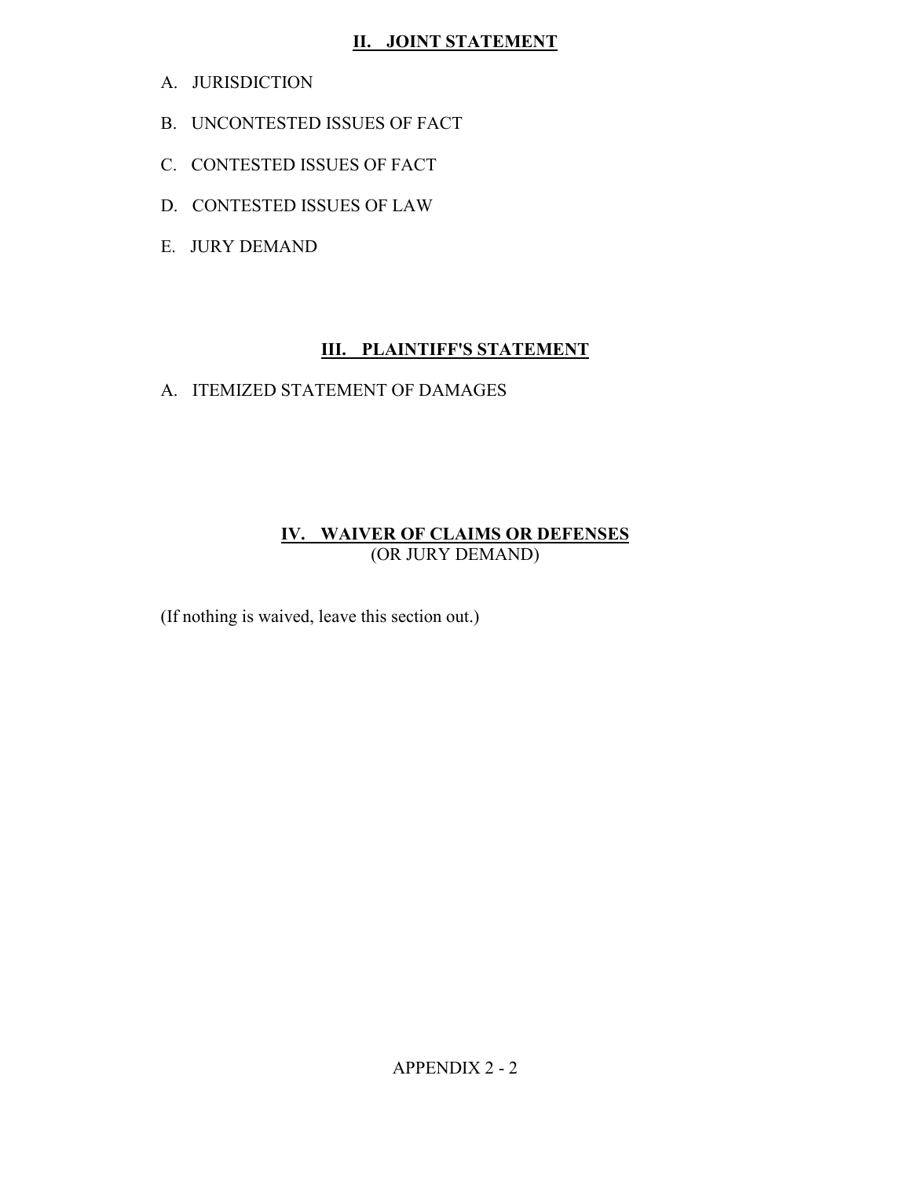## II. JOINT STATEMENT

A. JURISDICTION

B. UNCONTESTED ISSUES OF FACT

C. CONTESTED ISSUES OF FACT

D. CONTESTED ISSUES OF LAW

E. JURY DEMAND

## III. PLAINTIFF'S STATEMENT

A. ITEMIZED STATEMENT OF DAMAGES

## IV. WAIVER OF CLAIMS OR DEFENSES
(OR JURY DEMAND)

(If nothing is waived, leave this section out.)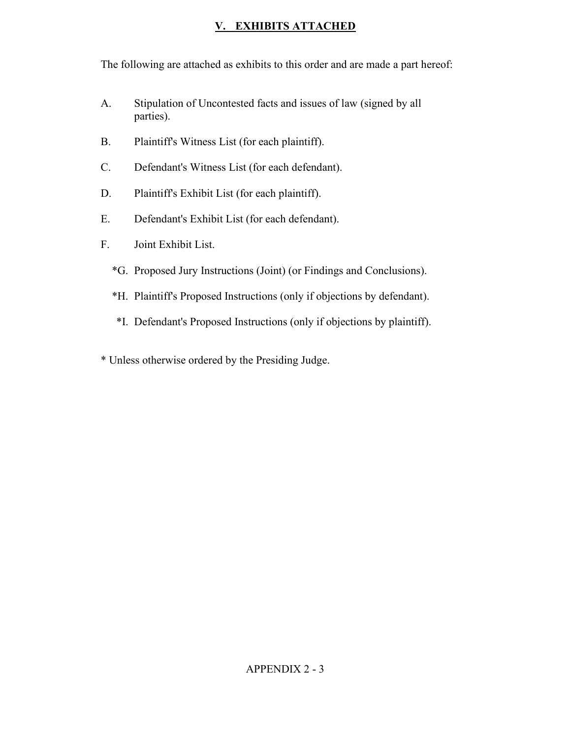## V. EXHIBITS ATTACHED

The following are attached as exhibits to this order and are made a part hereof:

A. Stipulation of Uncontested facts and issues of law (signed by all parties).

B. Plaintiff's Witness List (for each plaintiff).

C. Defendant's Witness List (for each defendant).

D. Plaintiff's Exhibit List (for each plaintiff).

E. Defendant's Exhibit List (for each defendant).

F. Joint Exhibit List.

*G. Proposed Jury Instructions (Joint) (or Findings and Conclusions).

*H. Plaintiff's Proposed Instructions (only if objections by defendant).

*I. Defendant's Proposed Instructions (only if objections by plaintiff).

* Unless otherwise ordered by the Presiding Judge.

APPENDIX 2 - 3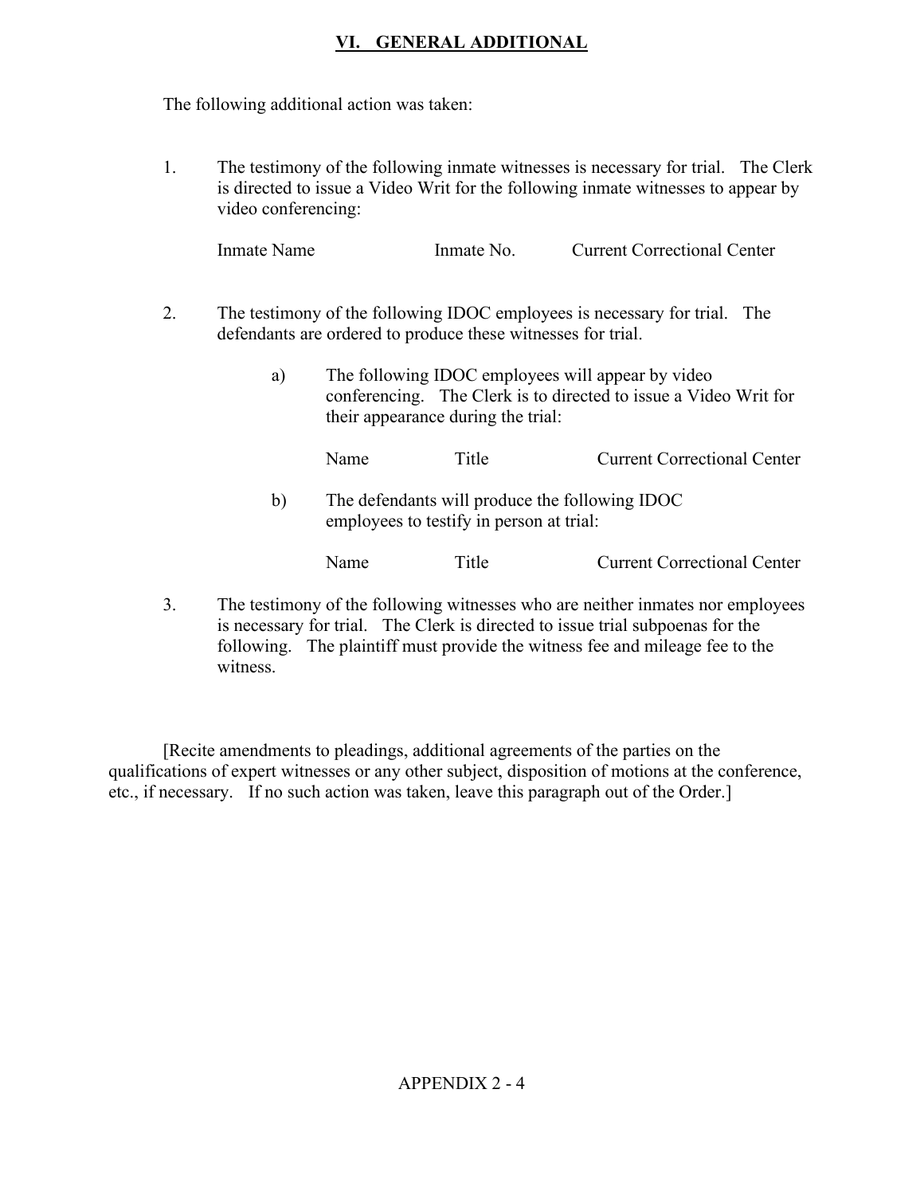## VI. GENERAL ADDITIONAL

The following additional action was taken:

1. The testimony of the following inmate witnesses is necessary for trial. The Clerk is directed to issue a Video Writ for the following inmate witnesses to appear by video conferencing:

   | Inmate Name | Inmate No. | Current Correctional Center |
   |---|---|---|

2. The testimony of the following IDOC employees is necessary for trial. The defendants are ordered to produce these witnesses for trial.

   a) The following IDOC employees will appear by video conferencing. The Clerk is to directed to issue a Video Writ for their appearance during the trial:

      | Name | Title | Current Correctional Center |
      |---|---|---|

   b) The defendants will produce the following IDOC employees to testify in person at trial:

      | Name | Title | Current Correctional Center |
      |---|---|---|

3. The testimony of the following witnesses who are neither inmates nor employees is necessary for trial. The Clerk is directed to issue trial subpoenas for the following. The plaintiff must provide the witness fee and mileage fee to the witness.

[Recite amendments to pleadings, additional agreements of the parties on the qualifications of expert witnesses or any other subject, disposition of motions at the conference, etc., if necessary. If no such action was taken, leave this paragraph out of the Order.]

APPENDIX 2 - 4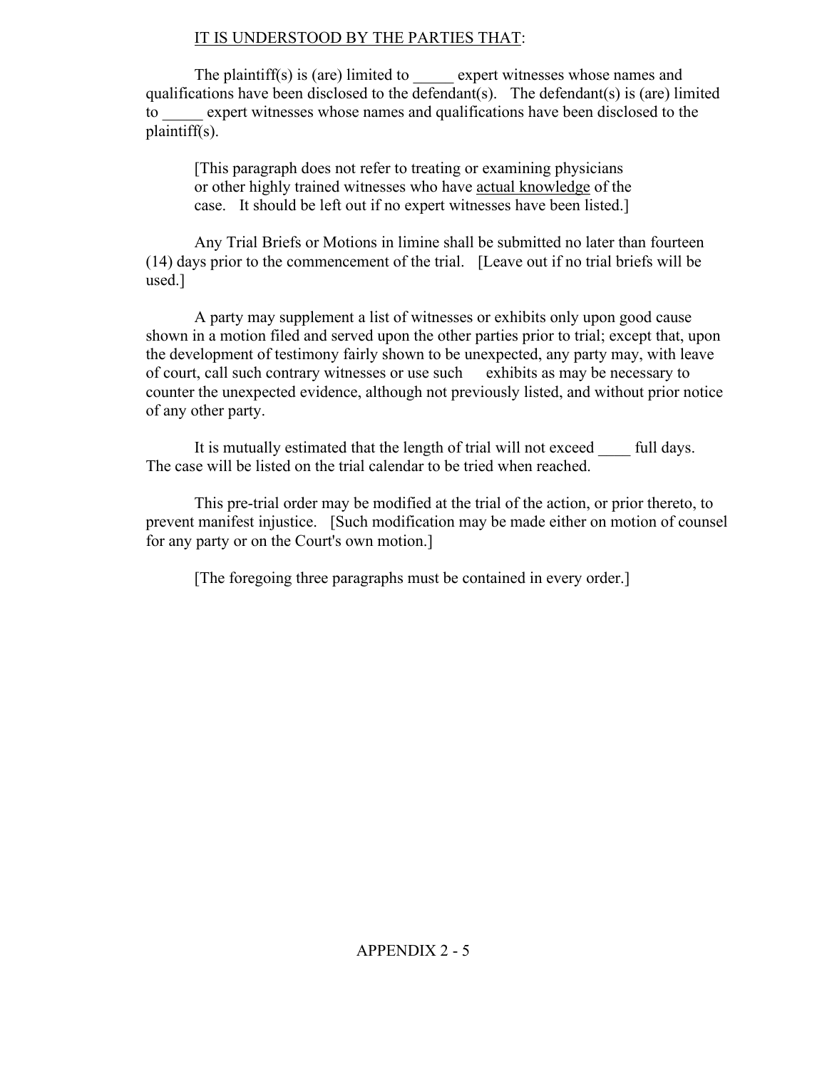<u>IT IS UNDERSTOOD BY THE PARTIES THAT</u>:

The plaintiff(s) is (are) limited to _____ expert witnesses whose names and qualifications have been disclosed to the defendant(s). The defendant(s) is (are) limited to _____ expert witnesses whose names and qualifications have been disclosed to the plaintiff(s).

> [This paragraph does not refer to treating or examining physicians or other highly trained witnesses who have <u>actual knowledge</u> of the case. It should be left out if no expert witnesses have been listed.]

Any Trial Briefs or Motions in limine shall be submitted no later than fourteen (14) days prior to the commencement of the trial. [Leave out if no trial briefs will be used.]

A party may supplement a list of witnesses or exhibits only upon good cause shown in a motion filed and served upon the other parties prior to trial; except that, upon the development of testimony fairly shown to be unexpected, any party may, with leave of court, call such contrary witnesses or use such exhibits as may be necessary to counter the unexpected evidence, although not previously listed, and without prior notice of any other party.

It is mutually estimated that the length of trial will not exceed ____ full days. The case will be listed on the trial calendar to be tried when reached.

This pre-trial order may be modified at the trial of the action, or prior thereto, to prevent manifest injustice. [Such modification may be made either on motion of counsel for any party or on the Court's own motion.]

[The foregoing three paragraphs must be contained in every order.]

APPENDIX 2 - 5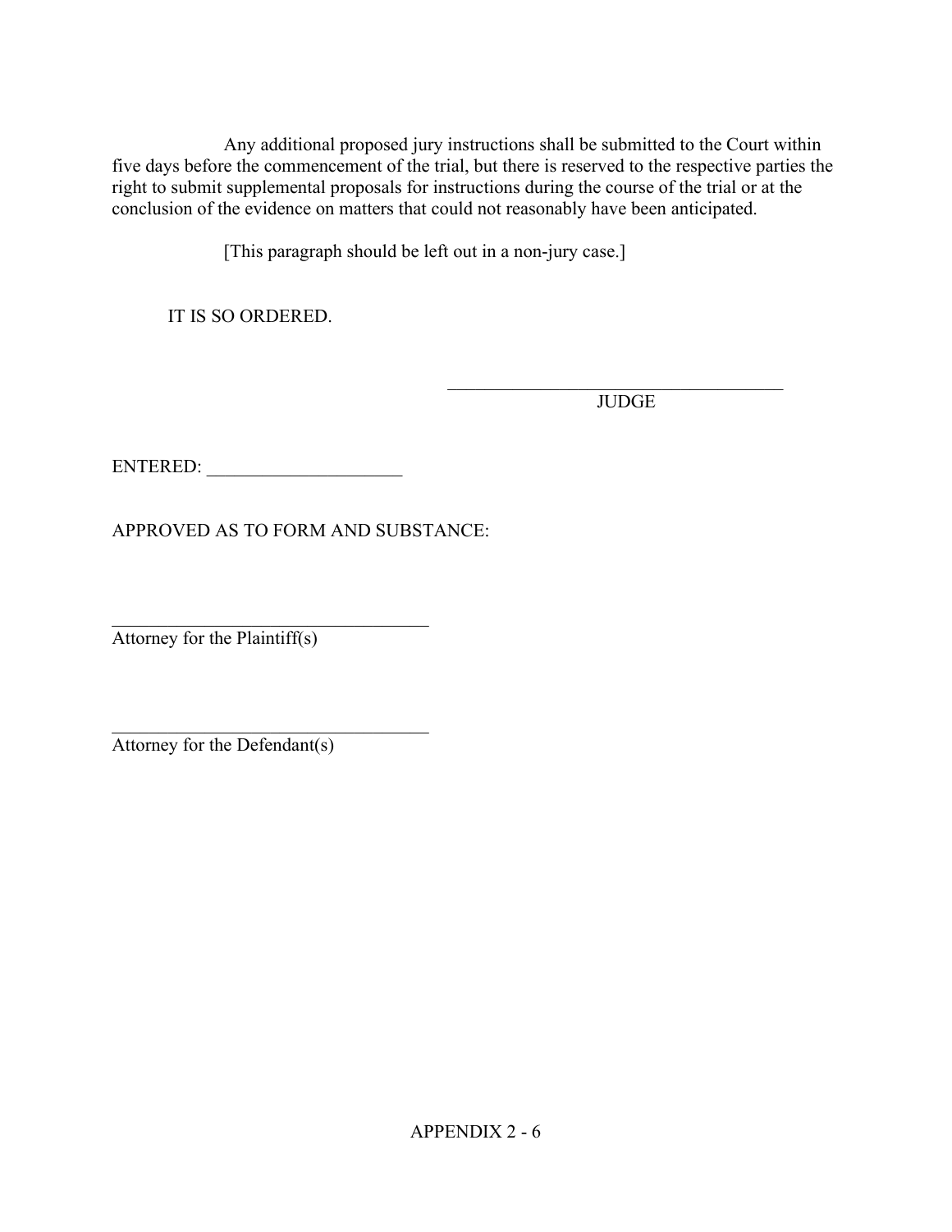Any additional proposed jury instructions shall be submitted to the Court within five days before the commencement of the trial, but there is reserved to the respective parties the right to submit supplemental proposals for instructions during the course of the trial or at the conclusion of the evidence on matters that could not reasonably have been anticipated.

[This paragraph should be left out in a non-jury case.]

IT IS SO ORDERED.

\_\_\_\_\_\_\_\_\_\_\_\_\_\_\_\_\_\_\_\_\_\_\_\_\_\_\_\_\_\_\_\_\_\_\_\_\_\_
JUDGE

ENTERED: \_\_\_\_\_\_\_\_\_\_\_\_\_\_\_\_\_\_\_\_\_

APPROVED AS TO FORM AND SUBSTANCE:

\_\_\_\_\_\_\_\_\_\_\_\_\_\_\_\_\_\_\_\_\_\_\_\_\_\_\_\_\_\_\_\_\_\_\_\_
Attorney for the Plaintiff(s)

\_\_\_\_\_\_\_\_\_\_\_\_\_\_\_\_\_\_\_\_\_\_\_\_\_\_\_\_\_\_\_\_\_\_\_\_
Attorney for the Defendant(s)

APPENDIX 2 - 6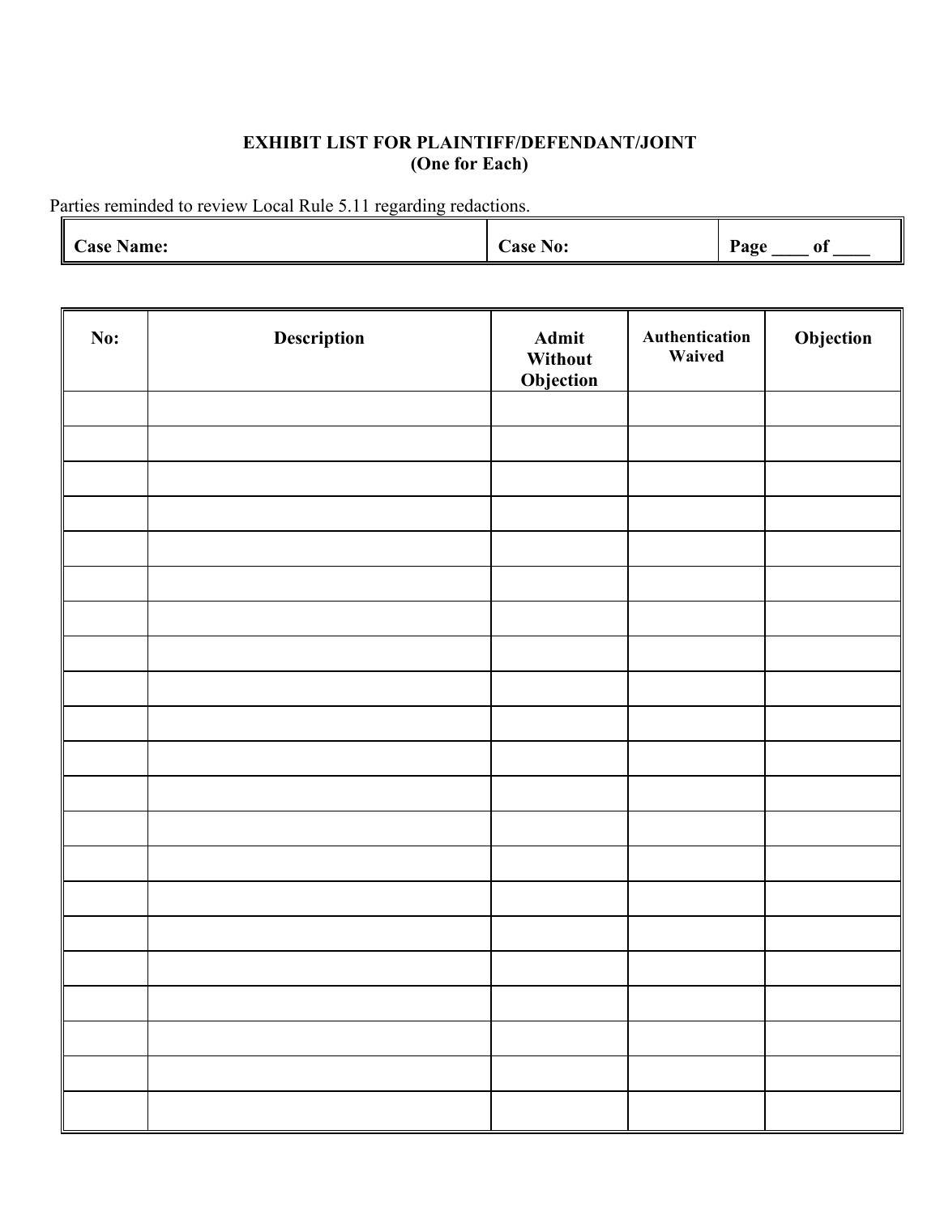**EXHIBIT LIST FOR PLAINTIFF/DEFENDANT/JOINT**
**(One for Each)**

Parties reminded to review Local Rule 5.11 regarding redactions.

| Case Name: | Case No: | Page ____ of ____ |
|---|---|---|

| No: | Description | Admit Without Objection | Authentication Waived | Objection |
|---|---|---|---|---|
| | | | | |
| | | | | |
| | | | | |
| | | | | |
| | | | | |
| | | | | |
| | | | | |
| | | | | |
| | | | | |
| | | | | |
| | | | | |
| | | | | |
| | | | | |
| | | | | |
| | | | | |
| | | | | |
| | | | | |
| | | | | |
| | | | | |
| | | | | |
| | | | | |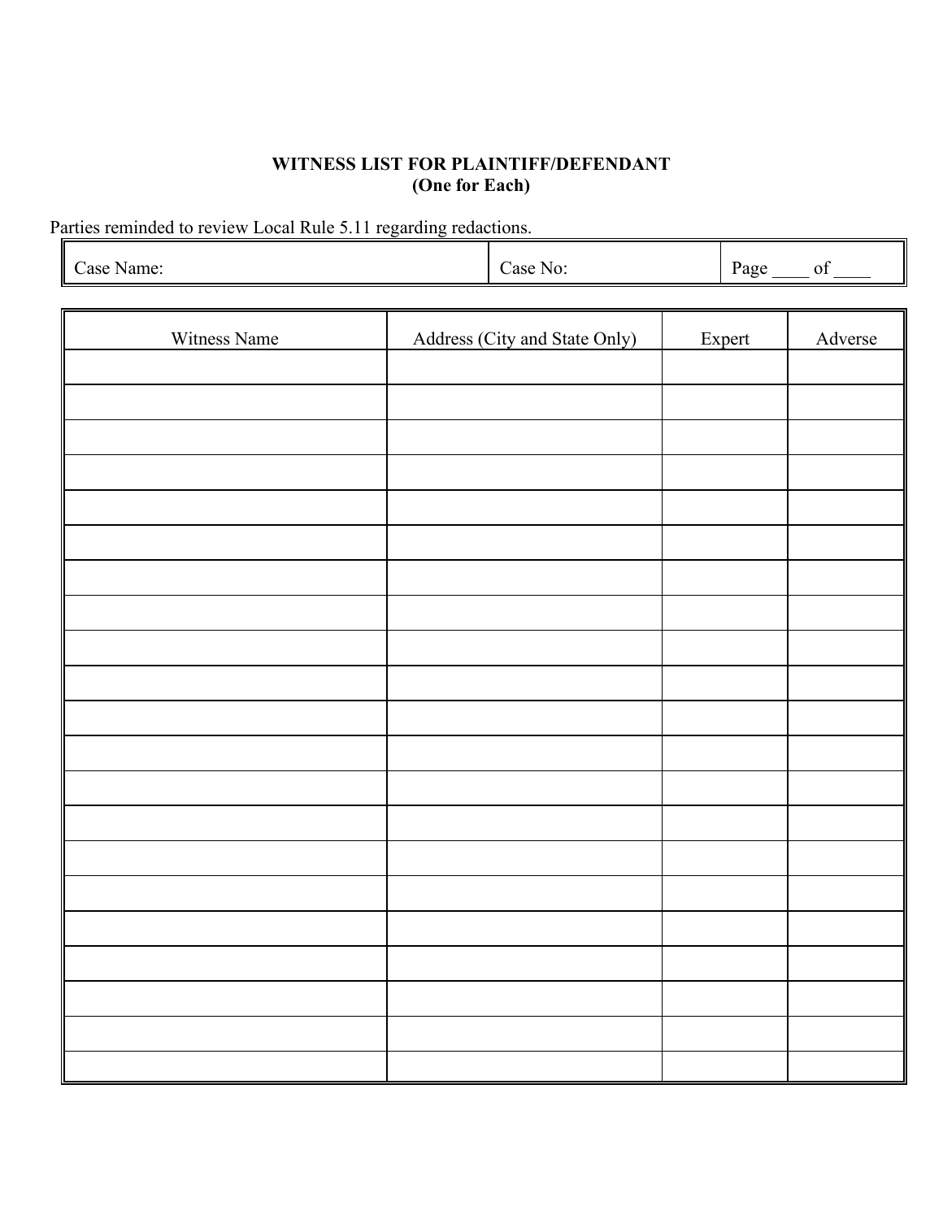**WITNESS LIST FOR PLAINTIFF/DEFENDANT**
**(One for Each)**

Parties reminded to review Local Rule 5.11 regarding redactions.

| Case Name: | Case No: | Page ____ of ____ |
|---|---|---|

| Witness Name | Address (City and State Only) | Expert | Adverse |
|---|---|---|---|
| | | | |
| | | | |
| | | | |
| | | | |
| | | | |
| | | | |
| | | | |
| | | | |
| | | | |
| | | | |
| | | | |
| | | | |
| | | | |
| | | | |
| | | | |
| | | | |
| | | | |
| | | | |
| | | | |
| | | | |
| | | | |